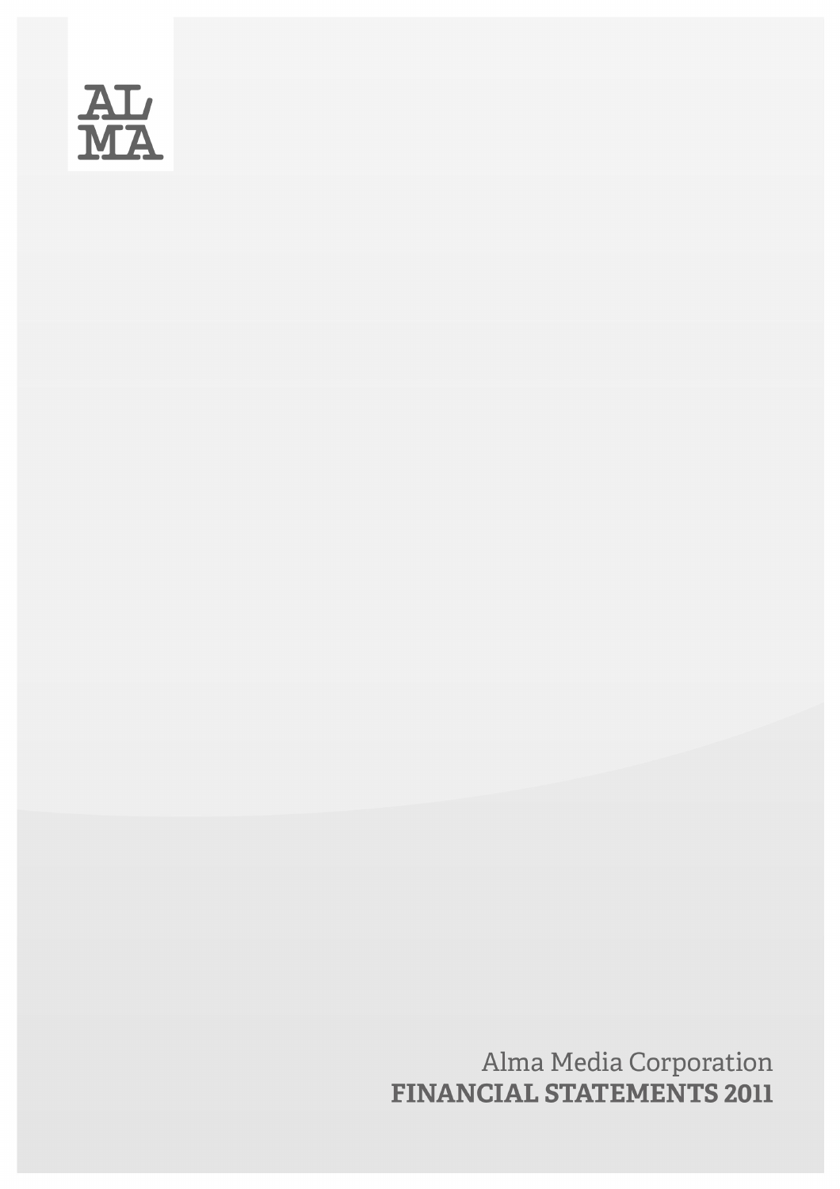AL
MA

Alma Media Corporation

# FINANCIAL STATEMENTS 2011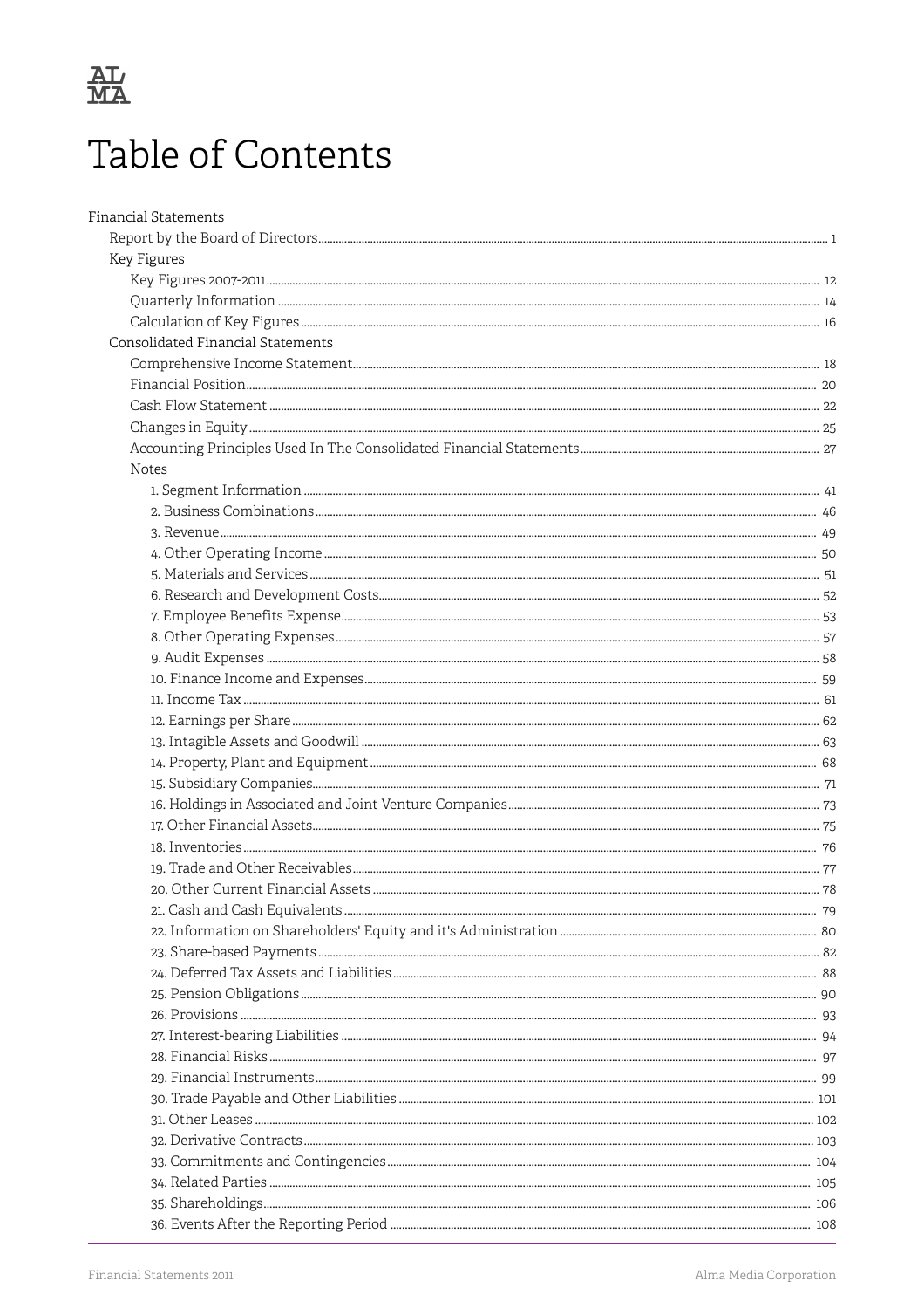# Table of Contents

- Financial Statements
  - Report by the Board of Directors ... 1
  - Key Figures
    - Key Figures 2007-2011 ... 12
    - Quarterly Information ... 14
    - Calculation of Key Figures ... 16
  - Consolidated Financial Statements
    - Comprehensive Income Statement ... 18
    - Financial Position ... 20
    - Cash Flow Statement ... 22
    - Changes in Equity ... 25
    - Accounting Principles Used In The Consolidated Financial Statements ... 27
    - Notes
      - 1. Segment Information ... 41
      - 2. Business Combinations ... 46
      - 3. Revenue ... 49
      - 4. Other Operating Income ... 50
      - 5. Materials and Services ... 51
      - 6. Research and Development Costs ... 52
      - 7. Employee Benefits Expense ... 53
      - 8. Other Operating Expenses ... 57
      - 9. Audit Expenses ... 58
      - 10. Finance Income and Expenses ... 59
      - 11. Income Tax ... 61
      - 12. Earnings per Share ... 62
      - 13. Intagible Assets and Goodwill ... 63
      - 14. Property, Plant and Equipment ... 68
      - 15. Subsidiary Companies ... 71
      - 16. Holdings in Associated and Joint Venture Companies ... 73
      - 17. Other Financial Assets ... 75
      - 18. Inventories ... 76
      - 19. Trade and Other Receivables ... 77
      - 20. Other Current Financial Assets ... 78
      - 21. Cash and Cash Equivalents ... 79
      - 22. Information on Shareholders' Equity and it's Administration ... 80
      - 23. Share-based Payments ... 82
      - 24. Deferred Tax Assets and Liabilities ... 88
      - 25. Pension Obligations ... 90
      - 26. Provisions ... 93
      - 27. Interest-bearing Liabilities ... 94
      - 28. Financial Risks ... 97
      - 29. Financial Instruments ... 99
      - 30. Trade Payable and Other Liabilities ... 101
      - 31. Other Leases ... 102
      - 32. Derivative Contracts ... 103
      - 33. Commitments and Contingencies ... 104
      - 34. Related Parties ... 105
      - 35. Shareholdings ... 106
      - 36. Events After the Reporting Period ... 108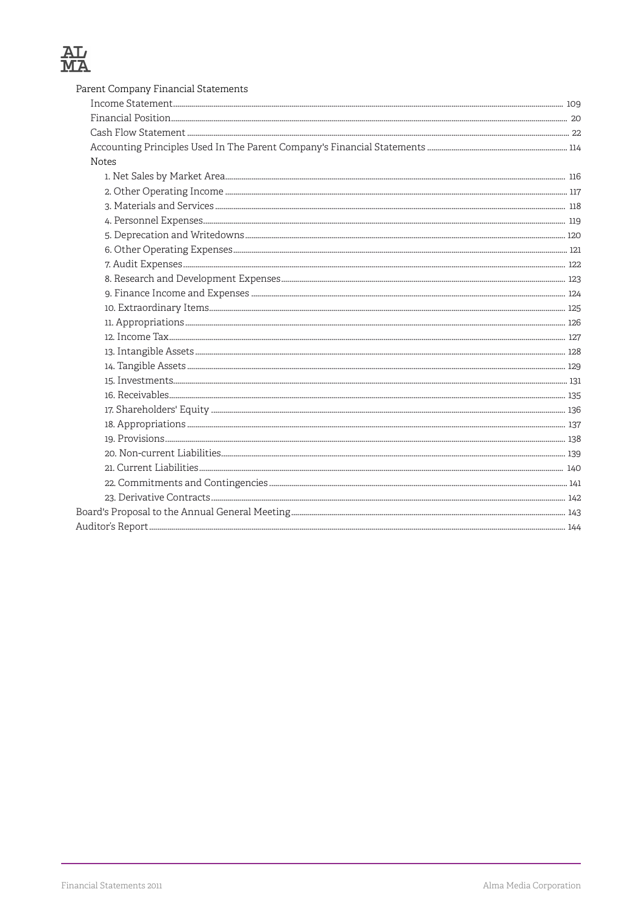Parent Company Financial Statements

- Income Statement ... 109
- Financial Position ... 20
- Cash Flow Statement ... 22
- Accounting Principles Used In The Parent Company's Financial Statements ... 114
- Notes
  - 1. Net Sales by Market Area ... 116
  - 2. Other Operating Income ... 117
  - 3. Materials and Services ... 118
  - 4. Personnel Expenses ... 119
  - 5. Deprecation and Writedowns ... 120
  - 6. Other Operating Expenses ... 121
  - 7. Audit Expenses ... 122
  - 8. Research and Development Expenses ... 123
  - 9. Finance Income and Expenses ... 124
  - 10. Extraordinary Items ... 125
  - 11. Appropriations ... 126
  - 12. Income Tax ... 127
  - 13. Intangible Assets ... 128
  - 14. Tangible Assets ... 129
  - 15. Investments ... 131
  - 16. Receivables ... 135
  - 17. Shareholders' Equity ... 136
  - 18. Appropriations ... 137
  - 19. Provisions ... 138
  - 20. Non-current Liabilities ... 139
  - 21. Current Liabilities ... 140
  - 22. Commitments and Contingencies ... 141
  - 23. Derivative Contracts ... 142

Board's Proposal to the Annual General Meeting ... 143

Auditor's Report ... 144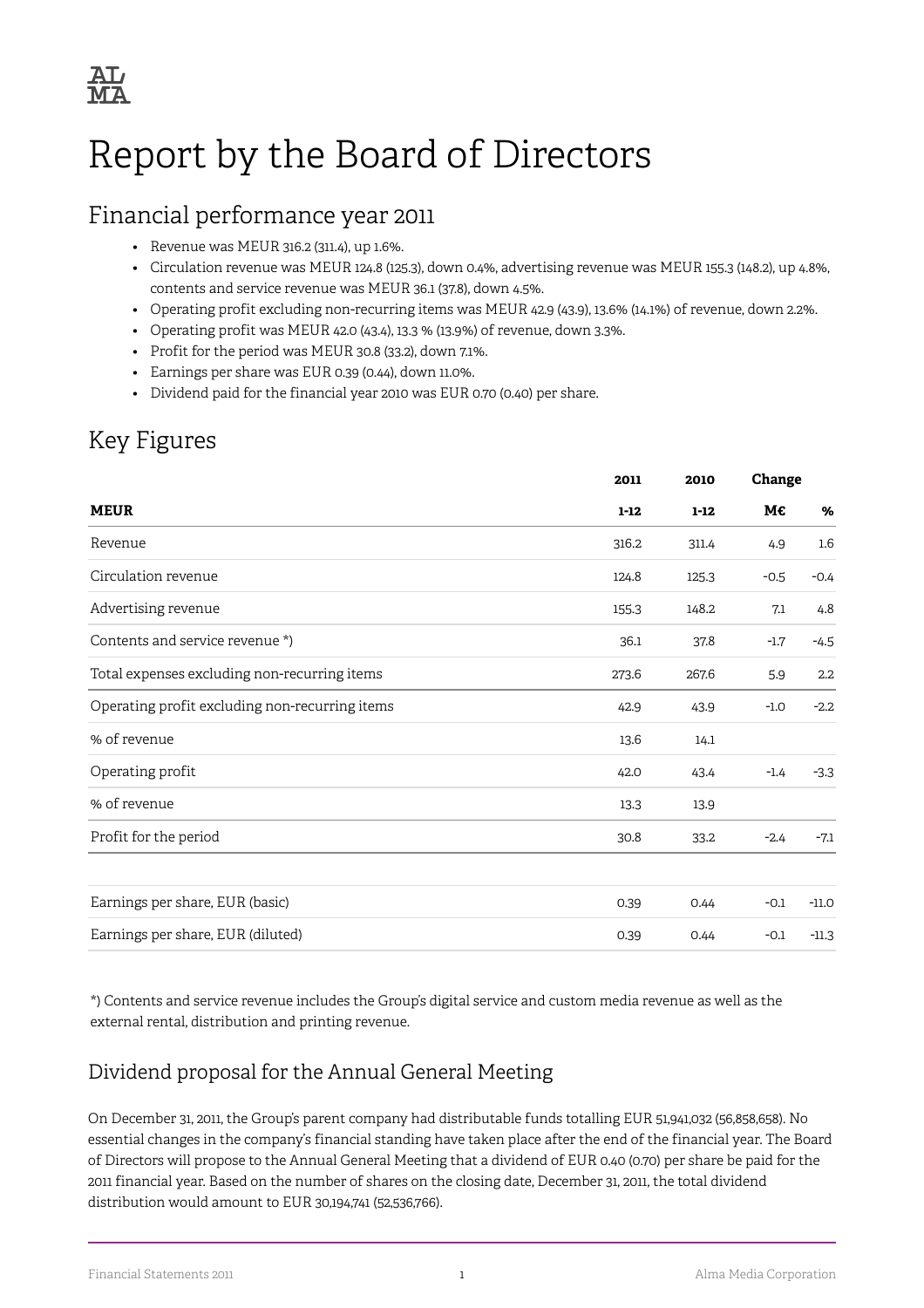# Report by the Board of Directors

## Financial performance year 2011

- Revenue was MEUR 316.2 (311.4), up 1.6%.
- Circulation revenue was MEUR 124.8 (125.3), down 0.4%, advertising revenue was MEUR 155.3 (148.2), up 4.8%, contents and service revenue was MEUR 36.1 (37.8), down 4.5%.
- Operating profit excluding non-recurring items was MEUR 42.9 (43.9), 13.6% (14.1%) of revenue, down 2.2%.
- Operating profit was MEUR 42.0 (43.4), 13.3 % (13.9%) of revenue, down 3.3%.
- Profit for the period was MEUR 30.8 (33.2), down 7.1%.
- Earnings per share was EUR 0.39 (0.44), down 11.0%.
- Dividend paid for the financial year 2010 was EUR 0.70 (0.40) per share.

## Key Figures

| | 2011 | 2010 | Change | |
|---|---|---|---|---|
| **MEUR** | **1-12** | **1-12** | **M€** | **%** |
| Revenue | 316.2 | 311.4 | 4.9 | 1.6 |
| Circulation revenue | 124.8 | 125.3 | -0.5 | -0.4 |
| Advertising revenue | 155.3 | 148.2 | 7.1 | 4.8 |
| Contents and service revenue *) | 36.1 | 37.8 | -1.7 | -4.5 |
| Total expenses excluding non-recurring items | 273.6 | 267.6 | 5.9 | 2.2 |
| Operating profit excluding non-recurring items | 42.9 | 43.9 | -1.0 | -2.2 |
| % of revenue | 13.6 | 14.1 | | |
| Operating profit | 42.0 | 43.4 | -1.4 | -3.3 |
| % of revenue | 13.3 | 13.9 | | |
| Profit for the period | 30.8 | 33.2 | -2.4 | -7.1 |
| | | | | |
| Earnings per share, EUR (basic) | 0.39 | 0.44 | -0.1 | -11.0 |
| Earnings per share, EUR (diluted) | 0.39 | 0.44 | -0.1 | -11.3 |

*) Contents and service revenue includes the Group's digital service and custom media revenue as well as the external rental, distribution and printing revenue.

## Dividend proposal for the Annual General Meeting

On December 31, 2011, the Group's parent company had distributable funds totalling EUR 51,941,032 (56,858,658). No essential changes in the company's financial standing have taken place after the end of the financial year. The Board of Directors will propose to the Annual General Meeting that a dividend of EUR 0.40 (0.70) per share be paid for the 2011 financial year. Based on the number of shares on the closing date, December 31, 2011, the total dividend distribution would amount to EUR 30,194,741 (52,536,766).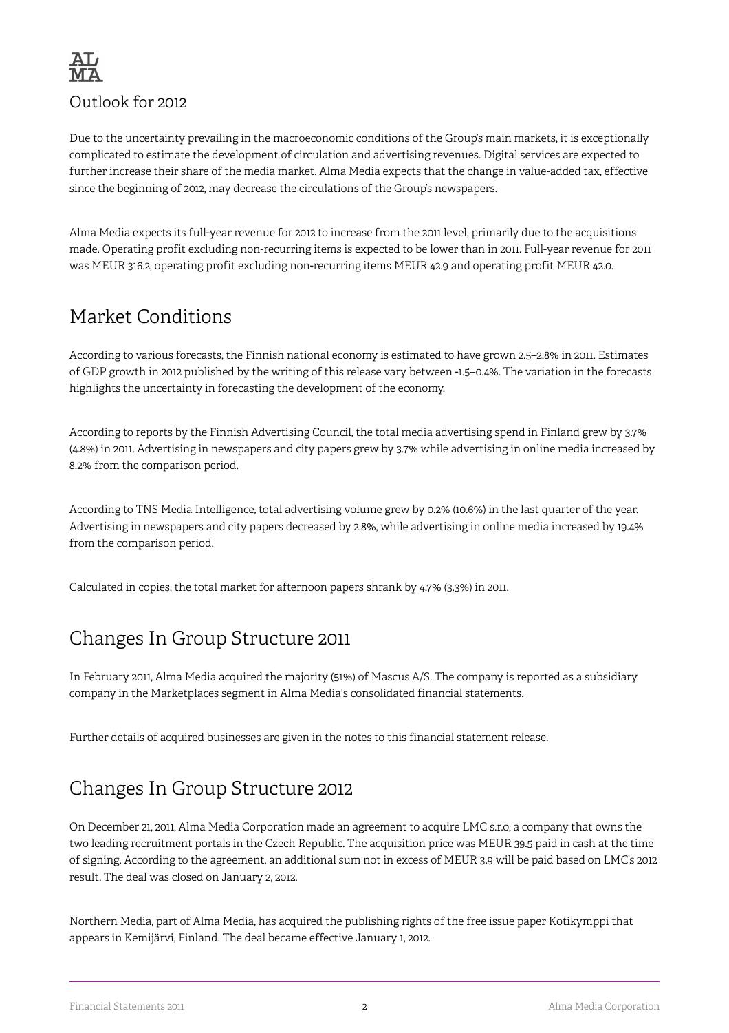## Outlook for 2012

Due to the uncertainty prevailing in the macroeconomic conditions of the Group's main markets, it is exceptionally complicated to estimate the development of circulation and advertising revenues. Digital services are expected to further increase their share of the media market. Alma Media expects that the change in value-added tax, effective since the beginning of 2012, may decrease the circulations of the Group's newspapers.

Alma Media expects its full-year revenue for 2012 to increase from the 2011 level, primarily due to the acquisitions made. Operating profit excluding non-recurring items is expected to be lower than in 2011. Full-year revenue for 2011 was MEUR 316.2, operating profit excluding non-recurring items MEUR 42.9 and operating profit MEUR 42.0.

# Market Conditions

According to various forecasts, the Finnish national economy is estimated to have grown 2.5–2.8% in 2011. Estimates of GDP growth in 2012 published by the writing of this release vary between -1.5–0.4%. The variation in the forecasts highlights the uncertainty in forecasting the development of the economy.

According to reports by the Finnish Advertising Council, the total media advertising spend in Finland grew by 3.7% (4.8%) in 2011. Advertising in newspapers and city papers grew by 3.7% while advertising in online media increased by 8.2% from the comparison period.

According to TNS Media Intelligence, total advertising volume grew by 0.2% (10.6%) in the last quarter of the year. Advertising in newspapers and city papers decreased by 2.8%, while advertising in online media increased by 19.4% from the comparison period.

Calculated in copies, the total market for afternoon papers shrank by 4.7% (3.3%) in 2011.

# Changes In Group Structure 2011

In February 2011, Alma Media acquired the majority (51%) of Mascus A/S. The company is reported as a subsidiary company in the Marketplaces segment in Alma Media's consolidated financial statements.

Further details of acquired businesses are given in the notes to this financial statement release.

# Changes In Group Structure 2012

On December 21, 2011, Alma Media Corporation made an agreement to acquire LMC s.r.o, a company that owns the two leading recruitment portals in the Czech Republic. The acquisition price was MEUR 39.5 paid in cash at the time of signing. According to the agreement, an additional sum not in excess of MEUR 3.9 will be paid based on LMC's 2012 result. The deal was closed on January 2, 2012.

Northern Media, part of Alma Media, has acquired the publishing rights of the free issue paper Kotikymppi that appears in Kemijärvi, Finland. The deal became effective January 1, 2012.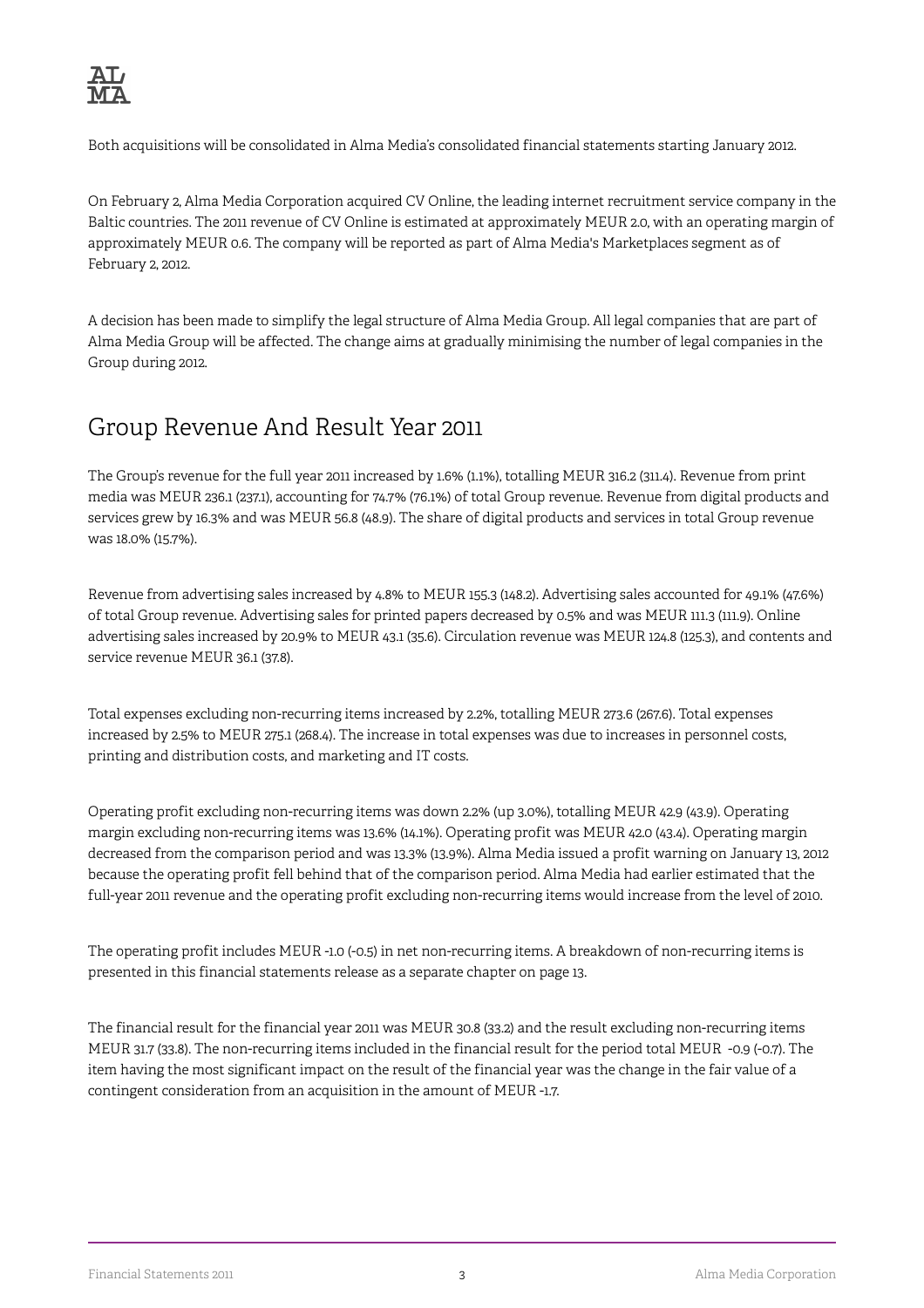Both acquisitions will be consolidated in Alma Media's consolidated financial statements starting January 2012.

On February 2, Alma Media Corporation acquired CV Online, the leading internet recruitment service company in the Baltic countries. The 2011 revenue of CV Online is estimated at approximately MEUR 2.0, with an operating margin of approximately MEUR 0.6. The company will be reported as part of Alma Media's Marketplaces segment as of February 2, 2012.

A decision has been made to simplify the legal structure of Alma Media Group. All legal companies that are part of Alma Media Group will be affected. The change aims at gradually minimising the number of legal companies in the Group during 2012.

## Group Revenue And Result Year 2011

The Group's revenue for the full year 2011 increased by 1.6% (1.1%), totalling MEUR 316.2 (311.4). Revenue from print media was MEUR 236.1 (237.1), accounting for 74.7% (76.1%) of total Group revenue. Revenue from digital products and services grew by 16.3% and was MEUR 56.8 (48.9). The share of digital products and services in total Group revenue was 18.0% (15.7%).

Revenue from advertising sales increased by 4.8% to MEUR 155.3 (148.2). Advertising sales accounted for 49.1% (47.6%) of total Group revenue. Advertising sales for printed papers decreased by 0.5% and was MEUR 111.3 (111.9). Online advertising sales increased by 20.9% to MEUR 43.1 (35.6). Circulation revenue was MEUR 124.8 (125.3), and contents and service revenue MEUR 36.1 (37.8).

Total expenses excluding non-recurring items increased by 2.2%, totalling MEUR 273.6 (267.6). Total expenses increased by 2.5% to MEUR 275.1 (268.4). The increase in total expenses was due to increases in personnel costs, printing and distribution costs, and marketing and IT costs.

Operating profit excluding non-recurring items was down 2.2% (up 3.0%), totalling MEUR 42.9 (43.9). Operating margin excluding non-recurring items was 13.6% (14.1%). Operating profit was MEUR 42.0 (43.4). Operating margin decreased from the comparison period and was 13.3% (13.9%). Alma Media issued a profit warning on January 13, 2012 because the operating profit fell behind that of the comparison period. Alma Media had earlier estimated that the full-year 2011 revenue and the operating profit excluding non-recurring items would increase from the level of 2010.

The operating profit includes MEUR -1.0 (-0.5) in net non-recurring items. A breakdown of non-recurring items is presented in this financial statements release as a separate chapter on page 13.

The financial result for the financial year 2011 was MEUR 30.8 (33.2) and the result excluding non-recurring items MEUR 31.7 (33.8). The non-recurring items included in the financial result for the period total MEUR -0.9 (-0.7). The item having the most significant impact on the result of the financial year was the change in the fair value of a contingent consideration from an acquisition in the amount of MEUR -1.7.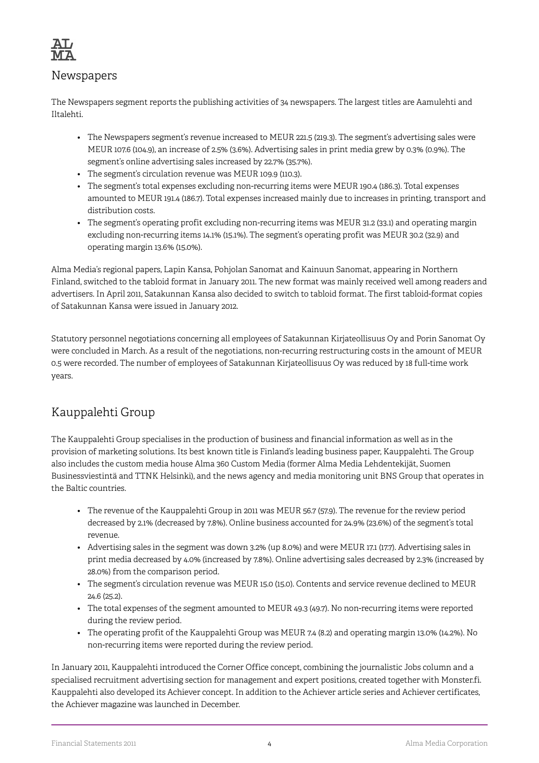## Newspapers

The Newspapers segment reports the publishing activities of 34 newspapers. The largest titles are Aamulehti and Iltalehti.

- The Newspapers segment's revenue increased to MEUR 221.5 (219.3). The segment's advertising sales were MEUR 107.6 (104.9), an increase of 2.5% (3.6%). Advertising sales in print media grew by 0.3% (0.9%). The segment's online advertising sales increased by 22.7% (35.7%).
- The segment's circulation revenue was MEUR 109.9 (110.3).
- The segment's total expenses excluding non-recurring items were MEUR 190.4 (186.3). Total expenses amounted to MEUR 191.4 (186.7). Total expenses increased mainly due to increases in printing, transport and distribution costs.
- The segment's operating profit excluding non-recurring items was MEUR 31.2 (33.1) and operating margin excluding non-recurring items 14.1% (15.1%). The segment's operating profit was MEUR 30.2 (32.9) and operating margin 13.6% (15.0%).

Alma Media's regional papers, Lapin Kansa, Pohjolan Sanomat and Kainuun Sanomat, appearing in Northern Finland, switched to the tabloid format in January 2011. The new format was mainly received well among readers and advertisers. In April 2011, Satakunnan Kansa also decided to switch to tabloid format. The first tabloid-format copies of Satakunnan Kansa were issued in January 2012.

Statutory personnel negotiations concerning all employees of Satakunnan Kirjateollisuus Oy and Porin Sanomat Oy were concluded in March. As a result of the negotiations, non-recurring restructuring costs in the amount of MEUR 0.5 were recorded. The number of employees of Satakunnan Kirjateollisuus Oy was reduced by 18 full-time work years.

## Kauppalehti Group

The Kauppalehti Group specialises in the production of business and financial information as well as in the provision of marketing solutions. Its best known title is Finland's leading business paper, Kauppalehti. The Group also includes the custom media house Alma 360 Custom Media (former Alma Media Lehdentekijät, Suomen Businessviestintä and TTNK Helsinki), and the news agency and media monitoring unit BNS Group that operates in the Baltic countries.

- The revenue of the Kauppalehti Group in 2011 was MEUR 56.7 (57.9). The revenue for the review period decreased by 2.1% (decreased by 7.8%). Online business accounted for 24.9% (23.6%) of the segment's total revenue.
- Advertising sales in the segment was down 3.2% (up 8.0%) and were MEUR 17.1 (17.7). Advertising sales in print media decreased by 4.0% (increased by 7.8%). Online advertising sales decreased by 2.3% (increased by 28.0%) from the comparison period.
- The segment's circulation revenue was MEUR 15.0 (15.0). Contents and service revenue declined to MEUR 24.6 (25.2).
- The total expenses of the segment amounted to MEUR 49.3 (49.7). No non-recurring items were reported during the review period.
- The operating profit of the Kauppalehti Group was MEUR 7.4 (8.2) and operating margin 13.0% (14.2%). No non-recurring items were reported during the review period.

In January 2011, Kauppalehti introduced the Corner Office concept, combining the journalistic Jobs column and a specialised recruitment advertising section for management and expert positions, created together with Monster.fi. Kauppalehti also developed its Achiever concept. In addition to the Achiever article series and Achiever certificates, the Achiever magazine was launched in December.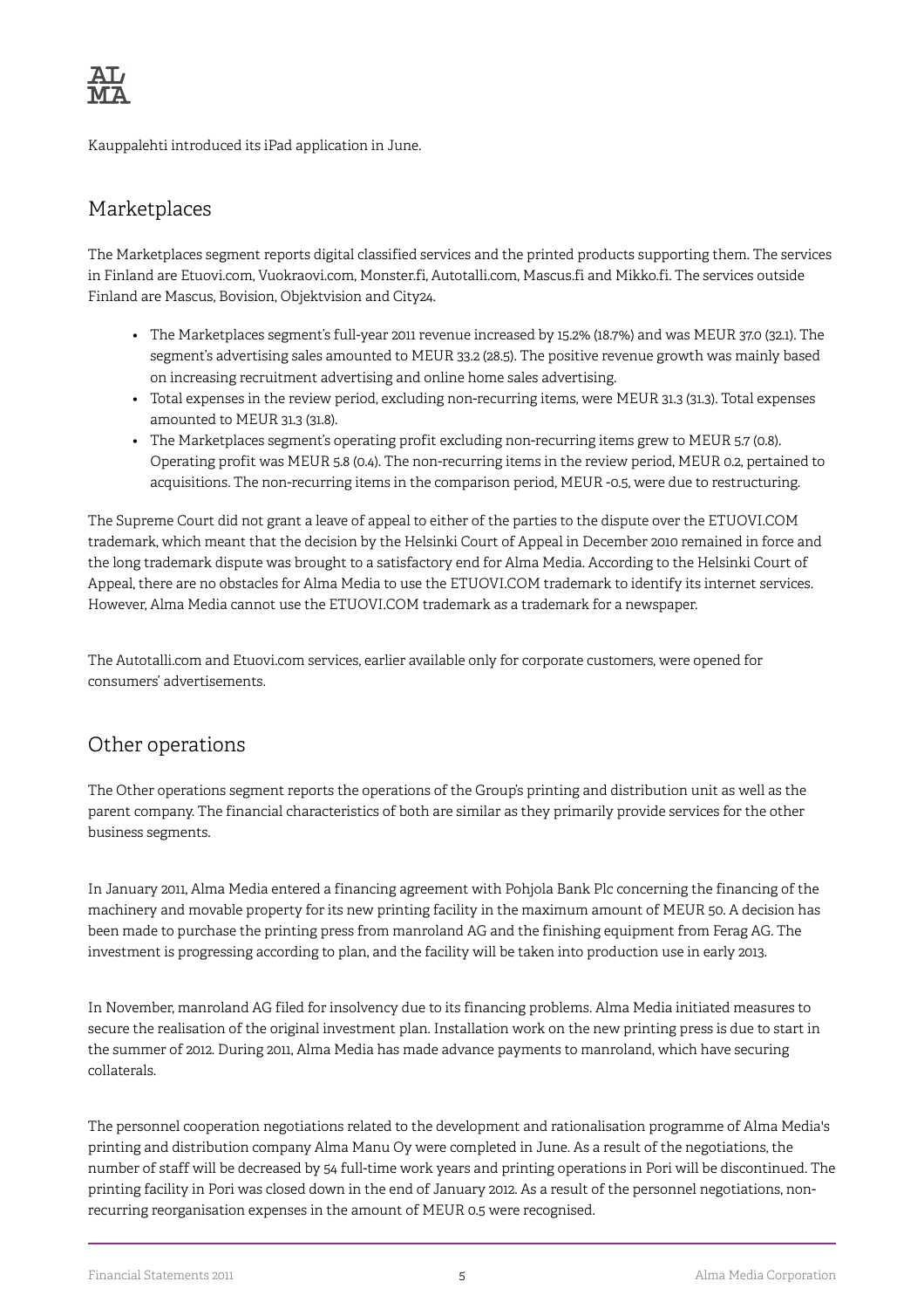Kauppalehti introduced its iPad application in June.

## Marketplaces

The Marketplaces segment reports digital classified services and the printed products supporting them. The services in Finland are Etuovi.com, Vuokraovi.com, Monster.fi, Autotalli.com, Mascus.fi and Mikko.fi. The services outside Finland are Mascus, Bovision, Objektvision and City24.

- The Marketplaces segment's full-year 2011 revenue increased by 15.2% (18.7%) and was MEUR 37.0 (32.1). The segment's advertising sales amounted to MEUR 33.2 (28.5). The positive revenue growth was mainly based on increasing recruitment advertising and online home sales advertising.
- Total expenses in the review period, excluding non-recurring items, were MEUR 31.3 (31.3). Total expenses amounted to MEUR 31.3 (31.8).
- The Marketplaces segment's operating profit excluding non-recurring items grew to MEUR 5.7 (0.8). Operating profit was MEUR 5.8 (0.4). The non-recurring items in the review period, MEUR 0.2, pertained to acquisitions. The non-recurring items in the comparison period, MEUR -0.5, were due to restructuring.

The Supreme Court did not grant a leave of appeal to either of the parties to the dispute over the ETUOVI.COM trademark, which meant that the decision by the Helsinki Court of Appeal in December 2010 remained in force and the long trademark dispute was brought to a satisfactory end for Alma Media. According to the Helsinki Court of Appeal, there are no obstacles for Alma Media to use the ETUOVI.COM trademark to identify its internet services. However, Alma Media cannot use the ETUOVI.COM trademark as a trademark for a newspaper.

The Autotalli.com and Etuovi.com services, earlier available only for corporate customers, were opened for consumers' advertisements.

## Other operations

The Other operations segment reports the operations of the Group's printing and distribution unit as well as the parent company. The financial characteristics of both are similar as they primarily provide services for the other business segments.

In January 2011, Alma Media entered a financing agreement with Pohjola Bank Plc concerning the financing of the machinery and movable property for its new printing facility in the maximum amount of MEUR 50. A decision has been made to purchase the printing press from manroland AG and the finishing equipment from Ferag AG. The investment is progressing according to plan, and the facility will be taken into production use in early 2013.

In November, manroland AG filed for insolvency due to its financing problems. Alma Media initiated measures to secure the realisation of the original investment plan. Installation work on the new printing press is due to start in the summer of 2012. During 2011, Alma Media has made advance payments to manroland, which have securing collaterals.

The personnel cooperation negotiations related to the development and rationalisation programme of Alma Media's printing and distribution company Alma Manu Oy were completed in June. As a result of the negotiations, the number of staff will be decreased by 54 full-time work years and printing operations in Pori will be discontinued. The printing facility in Pori was closed down in the end of January 2012. As a result of the personnel negotiations, non-recurring reorganisation expenses in the amount of MEUR 0.5 were recognised.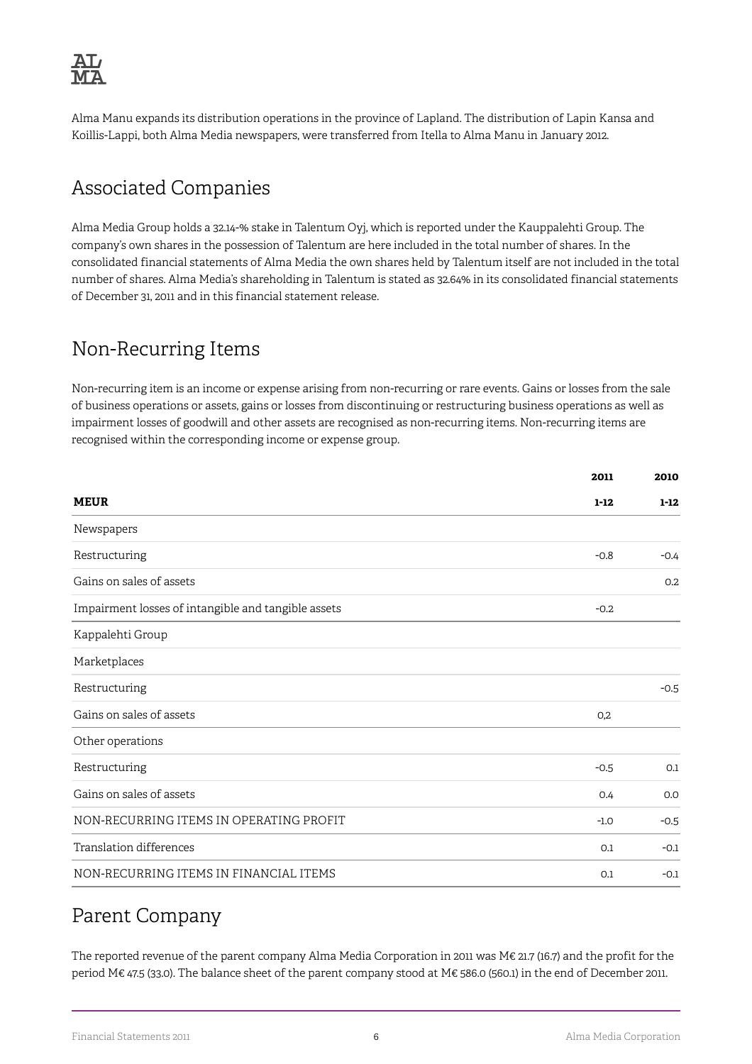Alma Manu expands its distribution operations in the province of Lapland. The distribution of Lapin Kansa and Koillis-Lappi, both Alma Media newspapers, were transferred from Itella to Alma Manu in January 2012.

## Associated Companies

Alma Media Group holds a 32.14-% stake in Talentum Oyj, which is reported under the Kauppalehti Group. The company's own shares in the possession of Talentum are here included in the total number of shares. In the consolidated financial statements of Alma Media the own shares held by Talentum itself are not included in the total number of shares. Alma Media's shareholding in Talentum is stated as 32.64% in its consolidated financial statements of December 31, 2011 and in this financial statement release.

## Non-Recurring Items

Non-recurring item is an income or expense arising from non-recurring or rare events. Gains or losses from the sale of business operations or assets, gains or losses from discontinuing or restructuring business operations as well as impairment losses of goodwill and other assets are recognised as non-recurring items. Non-recurring items are recognised within the corresponding income or expense group.

| | 2011 | 2010 |
|---|---|---|
| **MEUR** | **1-12** | **1-12** |
| Newspapers | | |
| Restructuring | -0.8 | -0.4 |
| Gains on sales of assets | | 0.2 |
| Impairment losses of intangible and tangible assets | -0.2 | |
| Kappalehti Group | | |
| Marketplaces | | |
| Restructuring | | -0.5 |
| Gains on sales of assets | 0,2 | |
| Other operations | | |
| Restructuring | -0.5 | 0.1 |
| Gains on sales of assets | 0.4 | 0.0 |
| NON-RECURRING ITEMS IN OPERATING PROFIT | -1.0 | -0.5 |
| Translation differences | 0.1 | -0.1 |
| NON-RECURRING ITEMS IN FINANCIAL ITEMS | 0.1 | -0.1 |

## Parent Company

The reported revenue of the parent company Alma Media Corporation in 2011 was M€ 21.7 (16.7) and the profit for the period M€ 47.5 (33.0). The balance sheet of the parent company stood at M€ 586.0 (560.1) in the end of December 2011.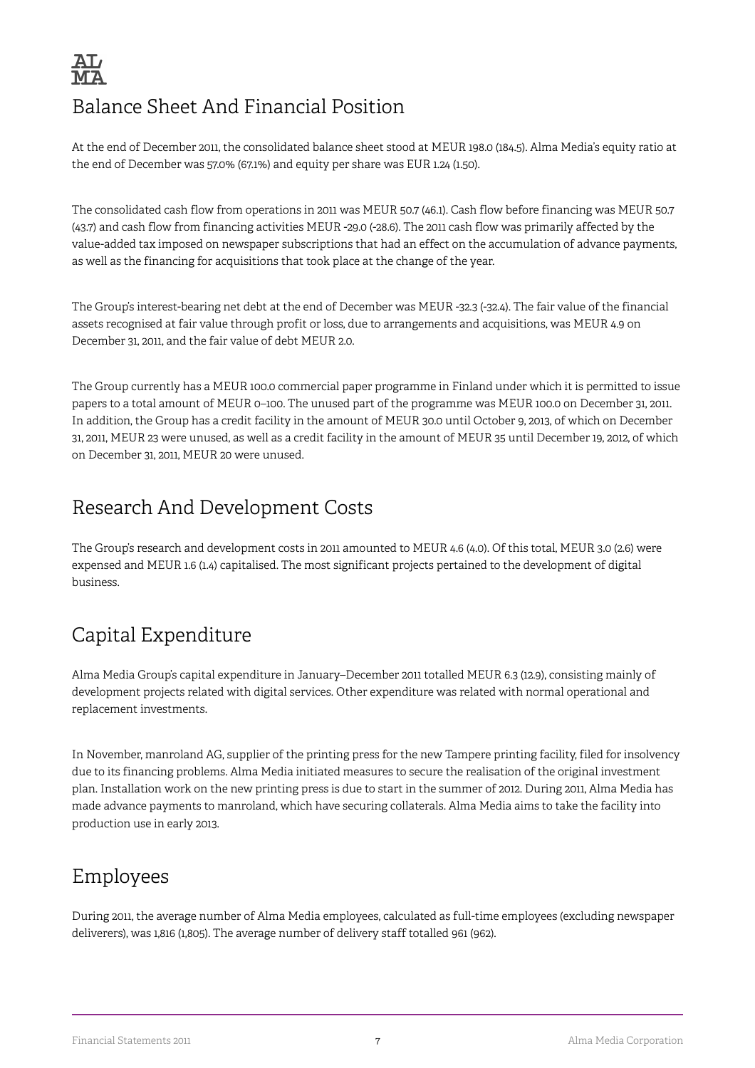## Balance Sheet And Financial Position

At the end of December 2011, the consolidated balance sheet stood at MEUR 198.0 (184.5). Alma Media's equity ratio at the end of December was 57.0% (67.1%) and equity per share was EUR 1.24 (1.50).

The consolidated cash flow from operations in 2011 was MEUR 50.7 (46.1). Cash flow before financing was MEUR 50.7 (43.7) and cash flow from financing activities MEUR -29.0 (-28.6). The 2011 cash flow was primarily affected by the value-added tax imposed on newspaper subscriptions that had an effect on the accumulation of advance payments, as well as the financing for acquisitions that took place at the change of the year.

The Group's interest-bearing net debt at the end of December was MEUR -32.3 (-32.4). The fair value of the financial assets recognised at fair value through profit or loss, due to arrangements and acquisitions, was MEUR 4.9 on December 31, 2011, and the fair value of debt MEUR 2.0.

The Group currently has a MEUR 100.0 commercial paper programme in Finland under which it is permitted to issue papers to a total amount of MEUR 0–100. The unused part of the programme was MEUR 100.0 on December 31, 2011. In addition, the Group has a credit facility in the amount of MEUR 30.0 until October 9, 2013, of which on December 31, 2011, MEUR 23 were unused, as well as a credit facility in the amount of MEUR 35 until December 19, 2012, of which on December 31, 2011, MEUR 20 were unused.

## Research And Development Costs

The Group's research and development costs in 2011 amounted to MEUR 4.6 (4.0). Of this total, MEUR 3.0 (2.6) were expensed and MEUR 1.6 (1.4) capitalised. The most significant projects pertained to the development of digital business.

## Capital Expenditure

Alma Media Group's capital expenditure in January–December 2011 totalled MEUR 6.3 (12.9), consisting mainly of development projects related with digital services. Other expenditure was related with normal operational and replacement investments.

In November, manroland AG, supplier of the printing press for the new Tampere printing facility, filed for insolvency due to its financing problems. Alma Media initiated measures to secure the realisation of the original investment plan. Installation work on the new printing press is due to start in the summer of 2012. During 2011, Alma Media has made advance payments to manroland, which have securing collaterals. Alma Media aims to take the facility into production use in early 2013.

## Employees

During 2011, the average number of Alma Media employees, calculated as full-time employees (excluding newspaper deliverers), was 1,816 (1,805). The average number of delivery staff totalled 961 (962).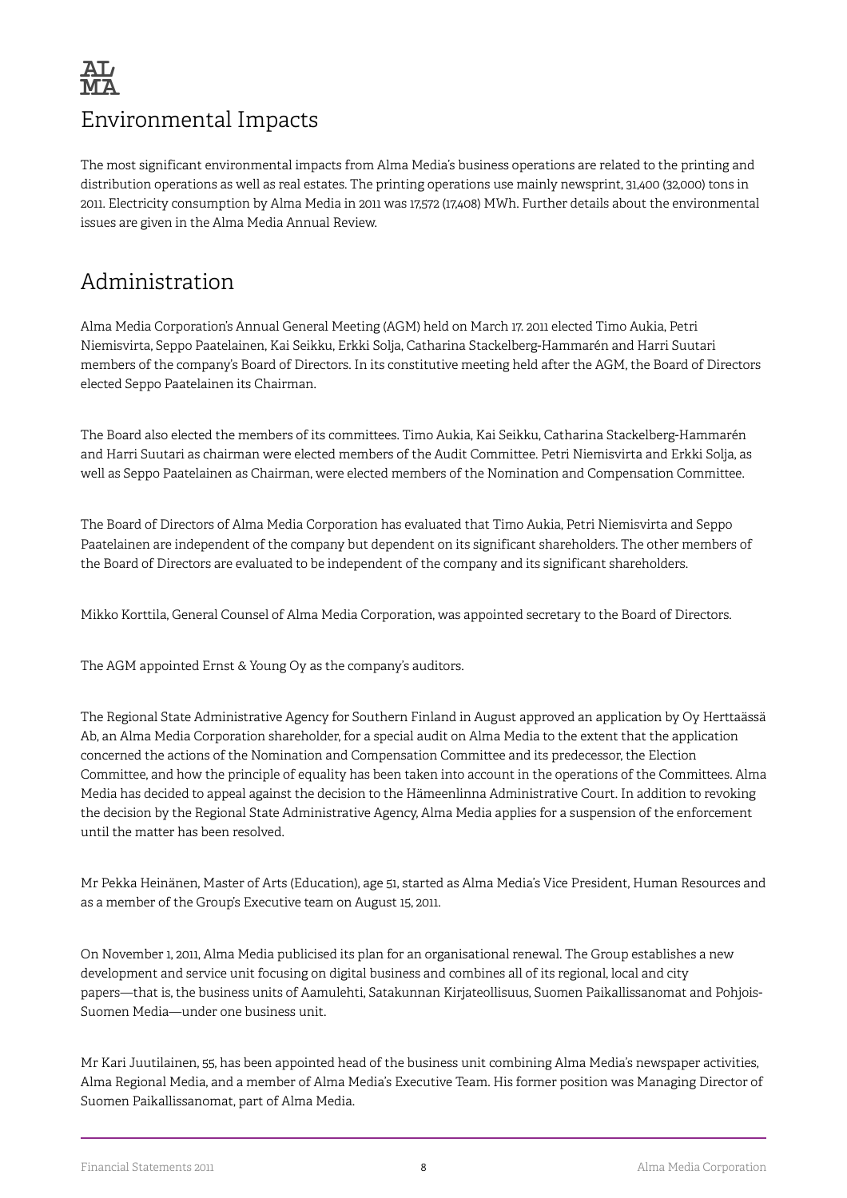# Environmental Impacts

The most significant environmental impacts from Alma Media's business operations are related to the printing and distribution operations as well as real estates. The printing operations use mainly newsprint, 31,400 (32,000) tons in 2011. Electricity consumption by Alma Media in 2011 was 17,572 (17,408) MWh. Further details about the environmental issues are given in the Alma Media Annual Review.

# Administration

Alma Media Corporation's Annual General Meeting (AGM) held on March 17. 2011 elected Timo Aukia, Petri Niemisvirta, Seppo Paatelainen, Kai Seikku, Erkki Solja, Catharina Stackelberg-Hammarén and Harri Suutari members of the company's Board of Directors. In its constitutive meeting held after the AGM, the Board of Directors elected Seppo Paatelainen its Chairman.

The Board also elected the members of its committees. Timo Aukia, Kai Seikku, Catharina Stackelberg-Hammarén and Harri Suutari as chairman were elected members of the Audit Committee. Petri Niemisvirta and Erkki Solja, as well as Seppo Paatelainen as Chairman, were elected members of the Nomination and Compensation Committee.

The Board of Directors of Alma Media Corporation has evaluated that Timo Aukia, Petri Niemisvirta and Seppo Paatelainen are independent of the company but dependent on its significant shareholders. The other members of the Board of Directors are evaluated to be independent of the company and its significant shareholders.

Mikko Korttila, General Counsel of Alma Media Corporation, was appointed secretary to the Board of Directors.

The AGM appointed Ernst & Young Oy as the company's auditors.

The Regional State Administrative Agency for Southern Finland in August approved an application by Oy Herttaässä Ab, an Alma Media Corporation shareholder, for a special audit on Alma Media to the extent that the application concerned the actions of the Nomination and Compensation Committee and its predecessor, the Election Committee, and how the principle of equality has been taken into account in the operations of the Committees. Alma Media has decided to appeal against the decision to the Hämeenlinna Administrative Court. In addition to revoking the decision by the Regional State Administrative Agency, Alma Media applies for a suspension of the enforcement until the matter has been resolved.

Mr Pekka Heinänen, Master of Arts (Education), age 51, started as Alma Media's Vice President, Human Resources and as a member of the Group's Executive team on August 15, 2011.

On November 1, 2011, Alma Media publicised its plan for an organisational renewal. The Group establishes a new development and service unit focusing on digital business and combines all of its regional, local and city papers—that is, the business units of Aamulehti, Satakunnan Kirjateollisuus, Suomen Paikallissanomat and Pohjois-Suomen Media—under one business unit.

Mr Kari Juutilainen, 55, has been appointed head of the business unit combining Alma Media's newspaper activities, Alma Regional Media, and a member of Alma Media's Executive Team. His former position was Managing Director of Suomen Paikallissanomat, part of Alma Media.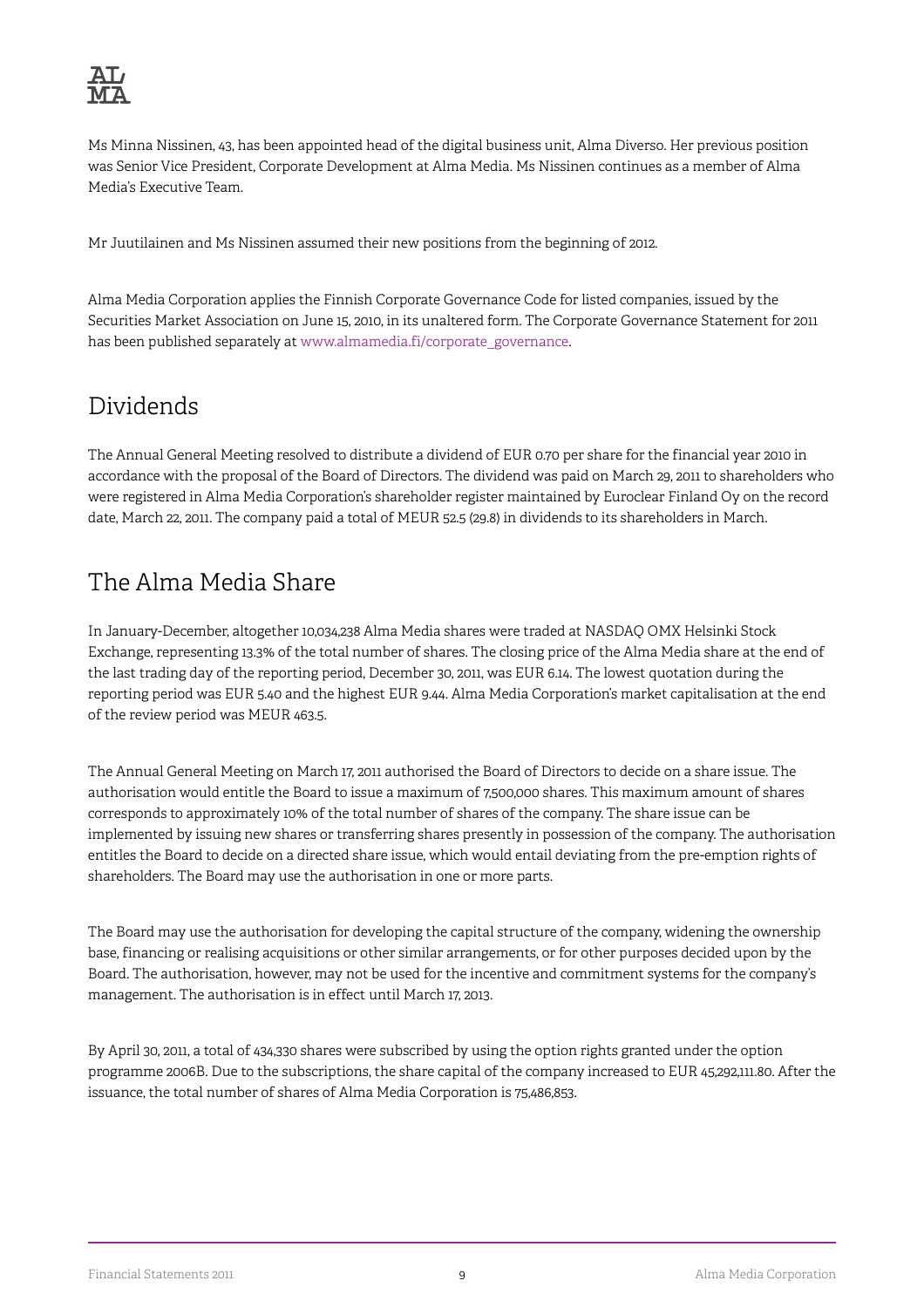Ms Minna Nissinen, 43, has been appointed head of the digital business unit, Alma Diverso. Her previous position was Senior Vice President, Corporate Development at Alma Media. Ms Nissinen continues as a member of Alma Media's Executive Team.

Mr Juutilainen and Ms Nissinen assumed their new positions from the beginning of 2012.

Alma Media Corporation applies the Finnish Corporate Governance Code for listed companies, issued by the Securities Market Association on June 15, 2010, in its unaltered form. The Corporate Governance Statement for 2011 has been published separately at www.almamedia.fi/corporate_governance.

## Dividends

The Annual General Meeting resolved to distribute a dividend of EUR 0.70 per share for the financial year 2010 in accordance with the proposal of the Board of Directors. The dividend was paid on March 29, 2011 to shareholders who were registered in Alma Media Corporation's shareholder register maintained by Euroclear Finland Oy on the record date, March 22, 2011. The company paid a total of MEUR 52.5 (29.8) in dividends to its shareholders in March.

## The Alma Media Share

In January-December, altogether 10,034,238 Alma Media shares were traded at NASDAQ OMX Helsinki Stock Exchange, representing 13.3% of the total number of shares. The closing price of the Alma Media share at the end of the last trading day of the reporting period, December 30, 2011, was EUR 6.14. The lowest quotation during the reporting period was EUR 5.40 and the highest EUR 9.44. Alma Media Corporation's market capitalisation at the end of the review period was MEUR 463.5.

The Annual General Meeting on March 17, 2011 authorised the Board of Directors to decide on a share issue. The authorisation would entitle the Board to issue a maximum of 7,500,000 shares. This maximum amount of shares corresponds to approximately 10% of the total number of shares of the company. The share issue can be implemented by issuing new shares or transferring shares presently in possession of the company. The authorisation entitles the Board to decide on a directed share issue, which would entail deviating from the pre-emption rights of shareholders. The Board may use the authorisation in one or more parts.

The Board may use the authorisation for developing the capital structure of the company, widening the ownership base, financing or realising acquisitions or other similar arrangements, or for other purposes decided upon by the Board. The authorisation, however, may not be used for the incentive and commitment systems for the company's management. The authorisation is in effect until March 17, 2013.

By April 30, 2011, a total of 434,330 shares were subscribed by using the option rights granted under the option programme 2006B. Due to the subscriptions, the share capital of the company increased to EUR 45,292,111.80. After the issuance, the total number of shares of Alma Media Corporation is 75,486,853.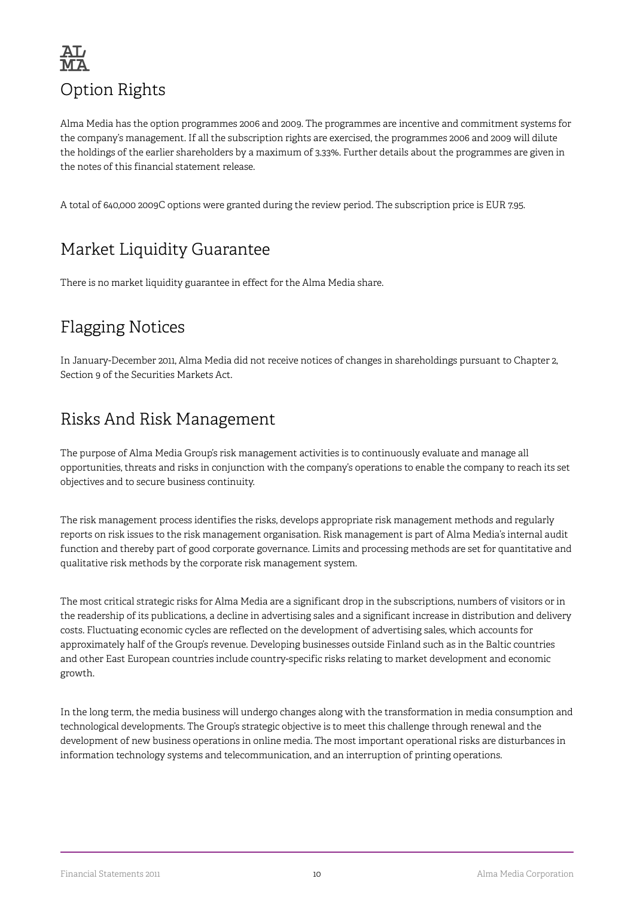# Option Rights

Alma Media has the option programmes 2006 and 2009. The programmes are incentive and commitment systems for the company's management. If all the subscription rights are exercised, the programmes 2006 and 2009 will dilute the holdings of the earlier shareholders by a maximum of 3.33%. Further details about the programmes are given in the notes of this financial statement release.

A total of 640,000 2009C options were granted during the review period. The subscription price is EUR 7.95.

# Market Liquidity Guarantee

There is no market liquidity guarantee in effect for the Alma Media share.

# Flagging Notices

In January-December 2011, Alma Media did not receive notices of changes in shareholdings pursuant to Chapter 2, Section 9 of the Securities Markets Act.

# Risks And Risk Management

The purpose of Alma Media Group's risk management activities is to continuously evaluate and manage all opportunities, threats and risks in conjunction with the company's operations to enable the company to reach its set objectives and to secure business continuity.

The risk management process identifies the risks, develops appropriate risk management methods and regularly reports on risk issues to the risk management organisation. Risk management is part of Alma Media's internal audit function and thereby part of good corporate governance. Limits and processing methods are set for quantitative and qualitative risk methods by the corporate risk management system.

The most critical strategic risks for Alma Media are a significant drop in the subscriptions, numbers of visitors or in the readership of its publications, a decline in advertising sales and a significant increase in distribution and delivery costs. Fluctuating economic cycles are reflected on the development of advertising sales, which accounts for approximately half of the Group's revenue. Developing businesses outside Finland such as in the Baltic countries and other East European countries include country-specific risks relating to market development and economic growth.

In the long term, the media business will undergo changes along with the transformation in media consumption and technological developments. The Group's strategic objective is to meet this challenge through renewal and the development of new business operations in online media. The most important operational risks are disturbances in information technology systems and telecommunication, and an interruption of printing operations.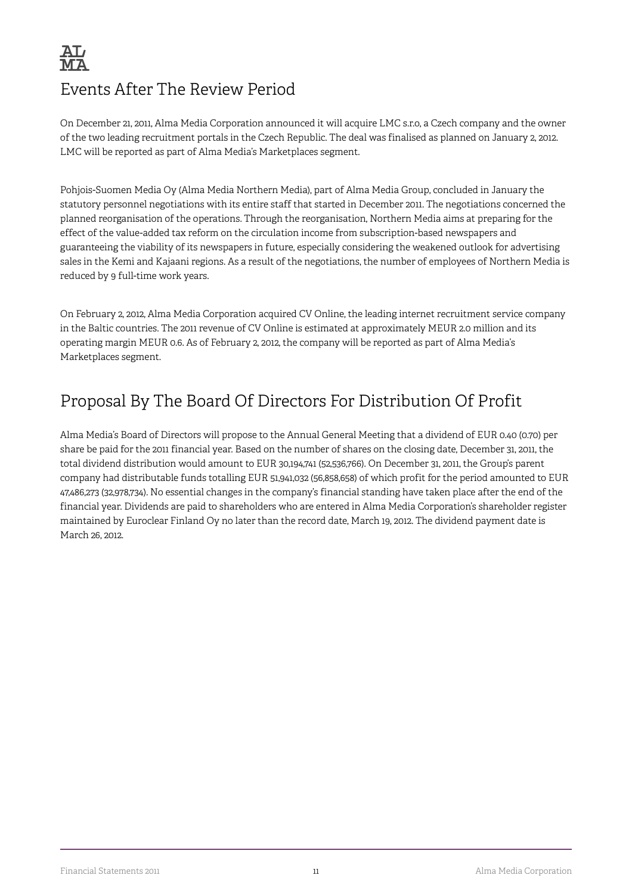# Events After The Review Period

On December 21, 2011, Alma Media Corporation announced it will acquire LMC s.r.o, a Czech company and the owner of the two leading recruitment portals in the Czech Republic. The deal was finalised as planned on January 2, 2012. LMC will be reported as part of Alma Media's Marketplaces segment.

Pohjois-Suomen Media Oy (Alma Media Northern Media), part of Alma Media Group, concluded in January the statutory personnel negotiations with its entire staff that started in December 2011. The negotiations concerned the planned reorganisation of the operations. Through the reorganisation, Northern Media aims at preparing for the effect of the value-added tax reform on the circulation income from subscription-based newspapers and guaranteeing the viability of its newspapers in future, especially considering the weakened outlook for advertising sales in the Kemi and Kajaani regions. As a result of the negotiations, the number of employees of Northern Media is reduced by 9 full-time work years.

On February 2, 2012, Alma Media Corporation acquired CV Online, the leading internet recruitment service company in the Baltic countries. The 2011 revenue of CV Online is estimated at approximately MEUR 2.0 million and its operating margin MEUR 0.6. As of February 2, 2012, the company will be reported as part of Alma Media's Marketplaces segment.

# Proposal By The Board Of Directors For Distribution Of Profit

Alma Media's Board of Directors will propose to the Annual General Meeting that a dividend of EUR 0.40 (0.70) per share be paid for the 2011 financial year. Based on the number of shares on the closing date, December 31, 2011, the total dividend distribution would amount to EUR 30,194,741 (52,536,766). On December 31, 2011, the Group's parent company had distributable funds totalling EUR 51,941,032 (56,858,658) of which profit for the period amounted to EUR 47,486,273 (32,978,734). No essential changes in the company's financial standing have taken place after the end of the financial year. Dividends are paid to shareholders who are entered in Alma Media Corporation's shareholder register maintained by Euroclear Finland Oy no later than the record date, March 19, 2012. The dividend payment date is March 26, 2012.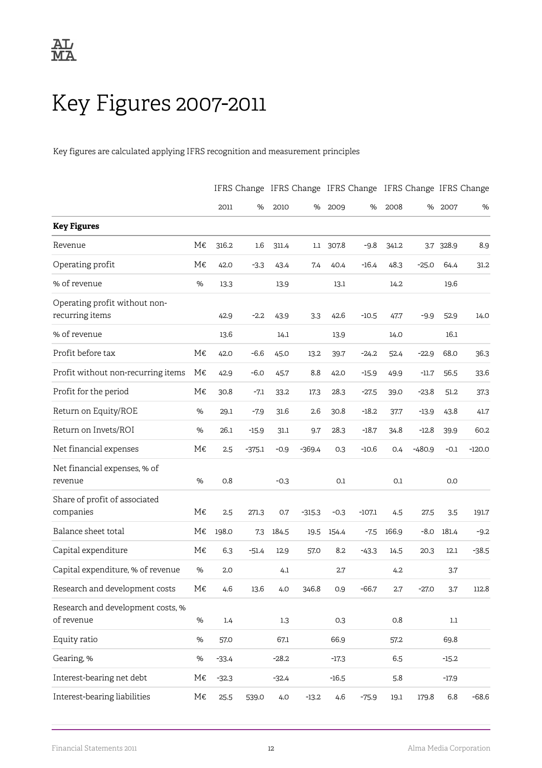# Key Figures 2007-2011

Key figures are calculated applying IFRS recognition and measurement principles

| | | IFRS | Change | IFRS | Change | IFRS | Change | IFRS | Change | IFRS | Change |
|---|---|---|---|---|---|---|---|---|---|---|---|
| | | 2011 | % | 2010 | % | 2009 | % | 2008 | % | 2007 | % |
| **Key Figures** | | | | | | | | | | | |
| Revenue | M€ | 316.2 | 1.6 | 311.4 | 1.1 | 307.8 | -9.8 | 341.2 | 3.7 | 328.9 | 8.9 |
| Operating profit | M€ | 42.0 | -3.3 | 43.4 | 7.4 | 40.4 | -16.4 | 48.3 | -25.0 | 64.4 | 31.2 |
| % of revenue | % | 13.3 | | 13.9 | | 13.1 | | 14.2 | | 19.6 | |
| Operating profit without non-recurring items | | 42.9 | -2.2 | 43.9 | 3.3 | 42.6 | -10.5 | 47.7 | -9.9 | 52.9 | 14.0 |
| % of revenue | | 13.6 | | 14.1 | | 13.9 | | 14.0 | | 16.1 | |
| Profit before tax | M€ | 42.0 | -6.6 | 45.0 | 13.2 | 39.7 | -24.2 | 52.4 | -22.9 | 68.0 | 36.3 |
| Profit without non-recurring items | M€ | 42.9 | -6.0 | 45.7 | 8.8 | 42.0 | -15.9 | 49.9 | -11.7 | 56.5 | 33.6 |
| Profit for the period | M€ | 30.8 | -7.1 | 33.2 | 17.3 | 28.3 | -27.5 | 39.0 | -23.8 | 51.2 | 37.3 |
| Return on Equity/ROE | % | 29.1 | -7.9 | 31.6 | 2.6 | 30.8 | -18.2 | 37.7 | -13.9 | 43.8 | 41.7 |
| Return on Invets/ROI | % | 26.1 | -15.9 | 31.1 | 9.7 | 28.3 | -18.7 | 34.8 | -12.8 | 39.9 | 60.2 |
| Net financial expenses | M€ | 2.5 | -375.1 | -0.9 | -369.4 | 0.3 | -10.6 | 0.4 | -480.9 | -0.1 | -120.0 |
| Net financial expenses, % of revenue | % | 0.8 | | -0.3 | | 0.1 | | 0.1 | | 0.0 | |
| Share of profit of associated companies | M€ | 2.5 | 271.3 | 0.7 | -315.3 | -0.3 | -107.1 | 4.5 | 27.5 | 3.5 | 191.7 |
| Balance sheet total | M€ | 198.0 | 7.3 | 184.5 | 19.5 | 154.4 | -7.5 | 166.9 | -8.0 | 181.4 | -9.2 |
| Capital expenditure | M€ | 6.3 | -51.4 | 12.9 | 57.0 | 8.2 | -43.3 | 14.5 | 20.3 | 12.1 | -38.5 |
| Capital expenditure, % of revenue | % | 2.0 | | 4.1 | | 2.7 | | 4.2 | | 3.7 | |
| Research and development costs | M€ | 4.6 | 13.6 | 4.0 | 346.8 | 0.9 | -66.7 | 2.7 | -27.0 | 3.7 | 112.8 |
| Research and development costs, % of revenue | % | 1.4 | | 1.3 | | 0.3 | | 0.8 | | 1.1 | |
| Equity ratio | % | 57.0 | | 67.1 | | 66.9 | | 57.2 | | 69.8 | |
| Gearing, % | % | -33.4 | | -28.2 | | -17.3 | | 6.5 | | -15.2 | |
| Interest-bearing net debt | M€ | -32.3 | | -32.4 | | -16.5 | | 5.8 | | -17.9 | |
| Interest-bearing liabilities | M€ | 25.5 | 539.0 | 4.0 | -13.2 | 4.6 | -75.9 | 19.1 | 179.8 | 6.8 | -68.6 |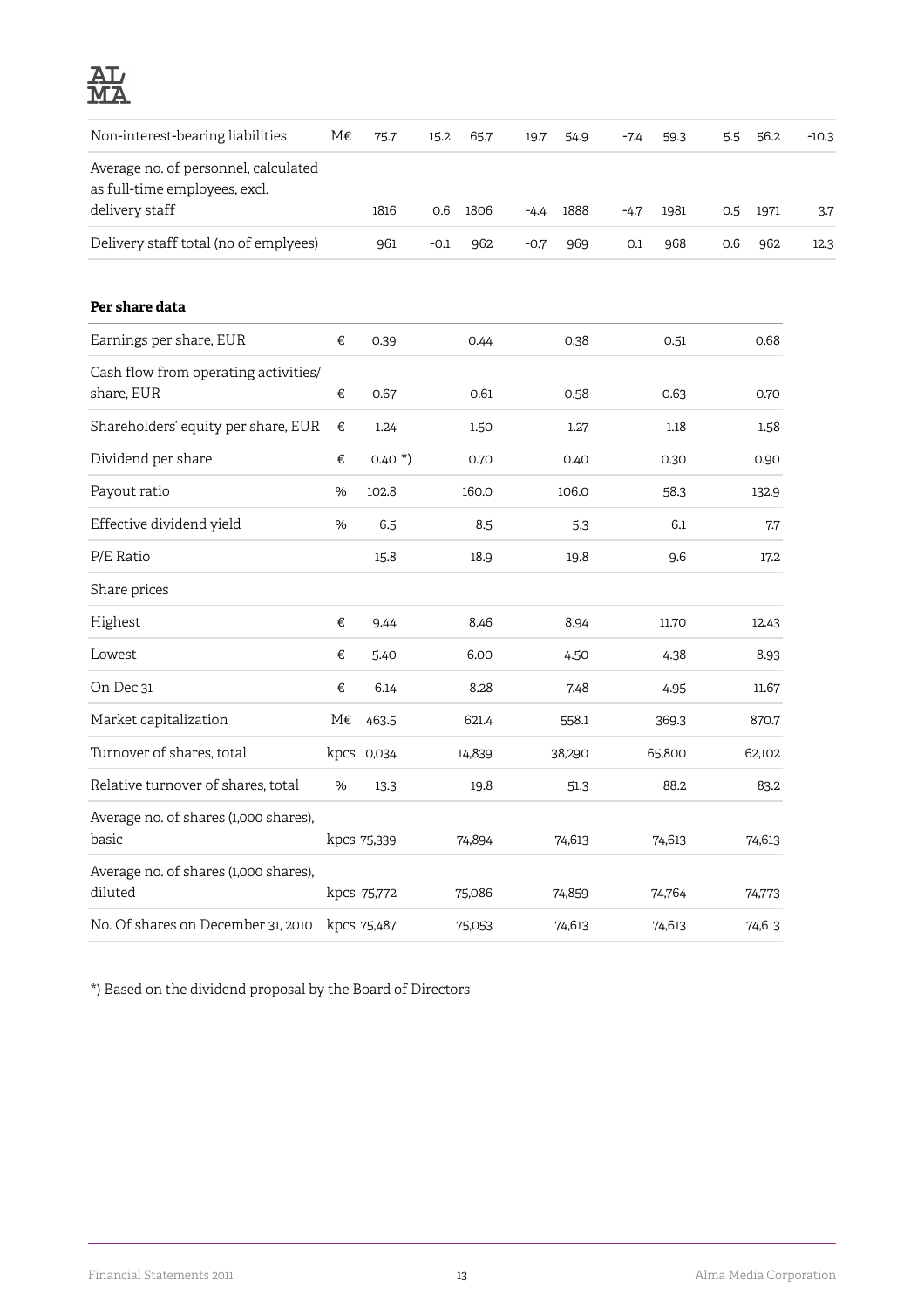| | | | | | | | | | | | |
|---|---|---|---|---|---|---|---|---|---|---|---|
| Non-interest-bearing liabilities | M€ | 75.7 | 15.2 | 65.7 | 19.7 | 54.9 | -7.4 | 59.3 | 5.5 | 56.2 | -10.3 |
| Average no. of personnel, calculated as full-time employees, excl. delivery staff | | 1816 | 0.6 | 1806 | -4.4 | 1888 | -4.7 | 1981 | 0.5 | 1971 | 3.7 |
| Delivery staff total (no of emplyees) | | 961 | -0.1 | 962 | -0.7 | 969 | 0.1 | 968 | 0.6 | 962 | 12.3 |

**Per share data**

| | | | | | | |
|---|---|---|---|---|---|---|
| Earnings per share, EUR | € | 0.39 | 0.44 | 0.38 | 0.51 | 0.68 |
| Cash flow from operating activities/ share, EUR | € | 0.67 | 0.61 | 0.58 | 0.63 | 0.70 |
| Shareholders' equity per share, EUR | € | 1.24 | 1.50 | 1.27 | 1.18 | 1.58 |
| Dividend per share | € | 0.40 *) | 0.70 | 0.40 | 0.30 | 0.90 |
| Payout ratio | % | 102.8 | 160.0 | 106.0 | 58.3 | 132.9 |
| Effective dividend yield | % | 6.5 | 8.5 | 5.3 | 6.1 | 7.7 |
| P/E Ratio | | 15.8 | 18.9 | 19.8 | 9.6 | 17.2 |
| Share prices | | | | | | |
| Highest | € | 9.44 | 8.46 | 8.94 | 11.70 | 12.43 |
| Lowest | € | 5.40 | 6.00 | 4.50 | 4.38 | 8.93 |
| On Dec 31 | € | 6.14 | 8.28 | 7.48 | 4.95 | 11.67 |
| Market capitalization | M€ | 463.5 | 621.4 | 558.1 | 369.3 | 870.7 |
| Turnover of shares, total | kpcs | 10,034 | 14,839 | 38,290 | 65,800 | 62,102 |
| Relative turnover of shares, total | % | 13.3 | 19.8 | 51.3 | 88.2 | 83.2 |
| Average no. of shares (1,000 shares), basic | kpcs | 75,339 | 74,894 | 74,613 | 74,613 | 74,613 |
| Average no. of shares (1,000 shares), diluted | kpcs | 75,772 | 75,086 | 74,859 | 74,764 | 74,773 |
| No. Of shares on December 31, 2010 | kpcs | 75,487 | 75,053 | 74,613 | 74,613 | 74,613 |

*) Based on the dividend proposal by the Board of Directors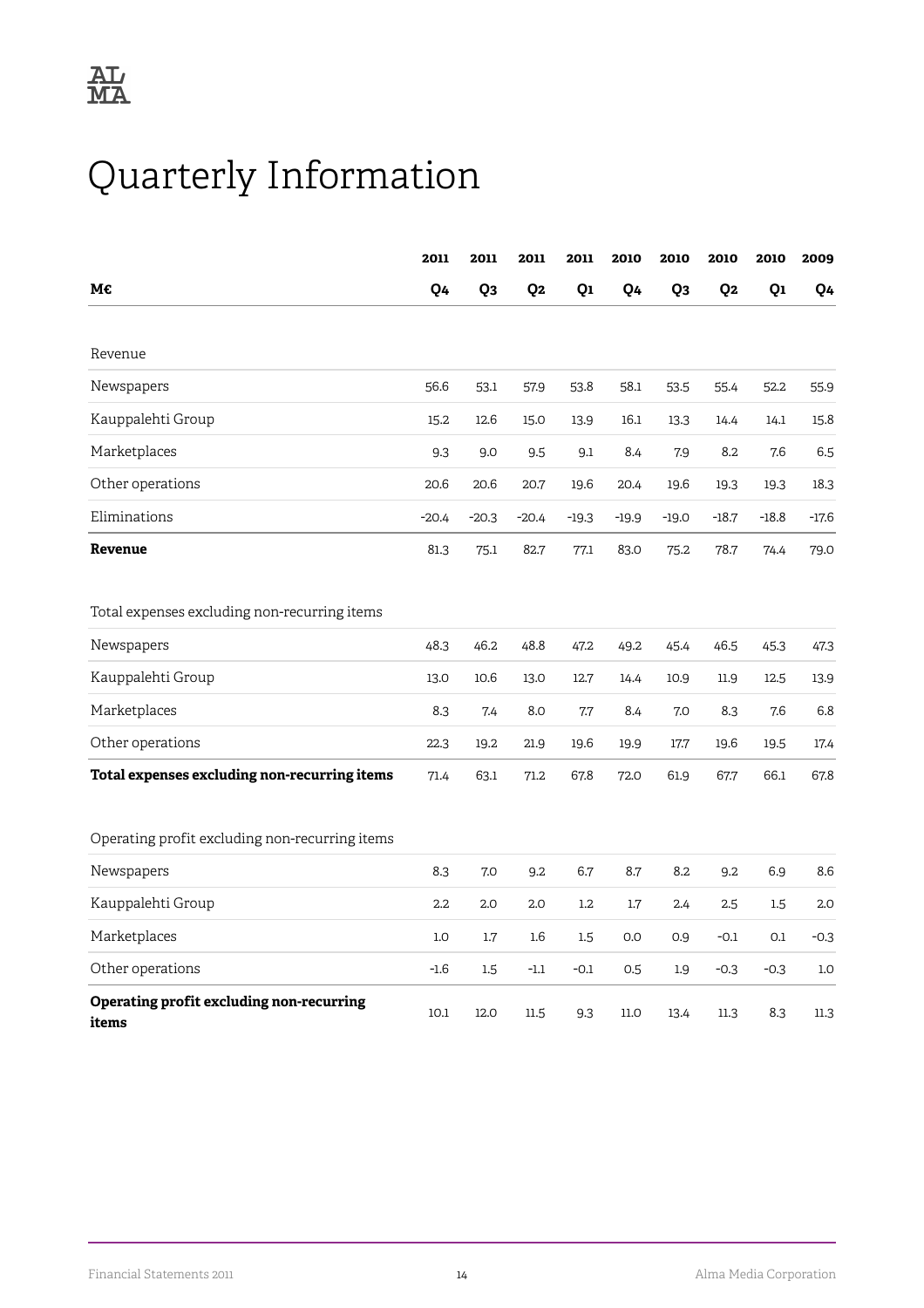# Quarterly Information

| M€ | 2011 Q4 | 2011 Q3 | 2011 Q2 | 2011 Q1 | 2010 Q4 | 2010 Q3 | 2010 Q2 | 2010 Q1 | 2009 Q4 |
|---|---|---|---|---|---|---|---|---|---|
| Revenue | | | | | | | | | |
| Newspapers | 56.6 | 53.1 | 57.9 | 53.8 | 58.1 | 53.5 | 55.4 | 52.2 | 55.9 |
| Kauppalehti Group | 15.2 | 12.6 | 15.0 | 13.9 | 16.1 | 13.3 | 14.4 | 14.1 | 15.8 |
| Marketplaces | 9.3 | 9.0 | 9.5 | 9.1 | 8.4 | 7.9 | 8.2 | 7.6 | 6.5 |
| Other operations | 20.6 | 20.6 | 20.7 | 19.6 | 20.4 | 19.6 | 19.3 | 19.3 | 18.3 |
| Eliminations | -20.4 | -20.3 | -20.4 | -19.3 | -19.9 | -19.0 | -18.7 | -18.8 | -17.6 |
| **Revenue** | 81.3 | 75.1 | 82.7 | 77.1 | 83.0 | 75.2 | 78.7 | 74.4 | 79.0 |
| Total expenses excluding non-recurring items | | | | | | | | | |
| Newspapers | 48.3 | 46.2 | 48.8 | 47.2 | 49.2 | 45.4 | 46.5 | 45.3 | 47.3 |
| Kauppalehti Group | 13.0 | 10.6 | 13.0 | 12.7 | 14.4 | 10.9 | 11.9 | 12.5 | 13.9 |
| Marketplaces | 8.3 | 7.4 | 8.0 | 7.7 | 8.4 | 7.0 | 8.3 | 7.6 | 6.8 |
| Other operations | 22.3 | 19.2 | 21.9 | 19.6 | 19.9 | 17.7 | 19.6 | 19.5 | 17.4 |
| **Total expenses excluding non-recurring items** | 71.4 | 63.1 | 71.2 | 67.8 | 72.0 | 61.9 | 67.7 | 66.1 | 67.8 |
| Operating profit excluding non-recurring items | | | | | | | | | |
| Newspapers | 8.3 | 7.0 | 9.2 | 6.7 | 8.7 | 8.2 | 9.2 | 6.9 | 8.6 |
| Kauppalehti Group | 2.2 | 2.0 | 2.0 | 1.2 | 1.7 | 2.4 | 2.5 | 1.5 | 2.0 |
| Marketplaces | 1.0 | 1.7 | 1.6 | 1.5 | 0.0 | 0.9 | -0.1 | 0.1 | -0.3 |
| Other operations | -1.6 | 1.5 | -1.1 | -0.1 | 0.5 | 1.9 | -0.3 | -0.3 | 1.0 |
| **Operating profit excluding non-recurring items** | 10.1 | 12.0 | 11.5 | 9.3 | 11.0 | 13.4 | 11.3 | 8.3 | 11.3 |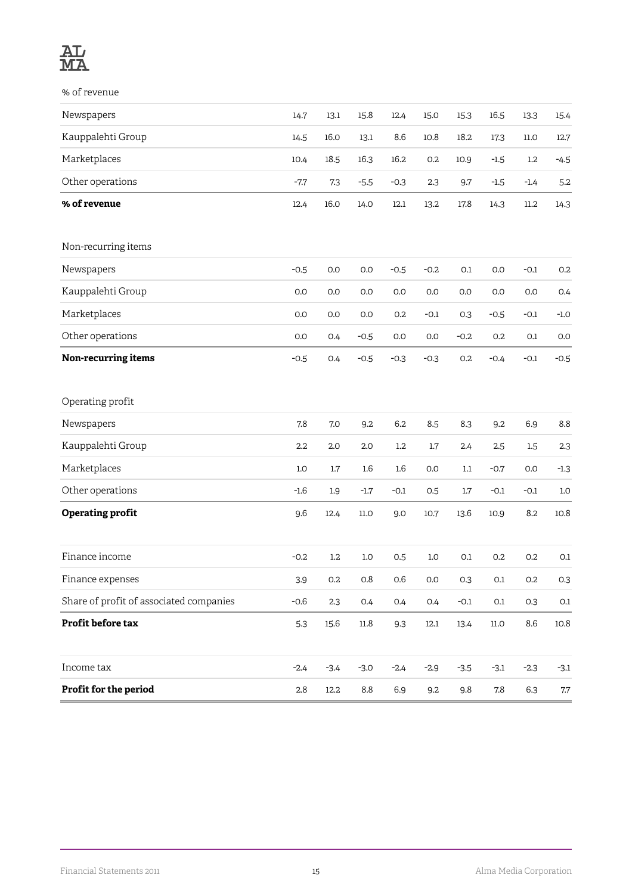| % of revenue | | | | | | | | | |
|---|---|---|---|---|---|---|---|---|---|
| Newspapers | 14.7 | 13.1 | 15.8 | 12.4 | 15.0 | 15.3 | 16.5 | 13.3 | 15.4 |
| Kauppalehti Group | 14.5 | 16.0 | 13.1 | 8.6 | 10.8 | 18.2 | 17.3 | 11.0 | 12.7 |
| Marketplaces | 10.4 | 18.5 | 16.3 | 16.2 | 0.2 | 10.9 | -1.5 | 1.2 | -4.5 |
| Other operations | -7.7 | 7.3 | -5.5 | -0.3 | 2.3 | 9.7 | -1.5 | -1.4 | 5.2 |
| **% of revenue** | 12.4 | 16.0 | 14.0 | 12.1 | 13.2 | 17.8 | 14.3 | 11.2 | 14.3 |
| | | | | | | | | | |
| Non-recurring items | | | | | | | | | |
| Newspapers | -0.5 | 0.0 | 0.0 | -0.5 | -0.2 | 0.1 | 0.0 | -0.1 | 0.2 |
| Kauppalehti Group | 0.0 | 0.0 | 0.0 | 0.0 | 0.0 | 0.0 | 0.0 | 0.0 | 0.4 |
| Marketplaces | 0.0 | 0.0 | 0.0 | 0.2 | -0.1 | 0.3 | -0.5 | -0.1 | -1.0 |
| Other operations | 0.0 | 0.4 | -0.5 | 0.0 | 0.0 | -0.2 | 0.2 | 0.1 | 0.0 |
| **Non-recurring items** | -0.5 | 0.4 | -0.5 | -0.3 | -0.3 | 0.2 | -0.4 | -0.1 | -0.5 |
| | | | | | | | | | |
| Operating profit | | | | | | | | | |
| Newspapers | 7.8 | 7.0 | 9.2 | 6.2 | 8.5 | 8.3 | 9.2 | 6.9 | 8.8 |
| Kauppalehti Group | 2.2 | 2.0 | 2.0 | 1.2 | 1.7 | 2.4 | 2.5 | 1.5 | 2.3 |
| Marketplaces | 1.0 | 1.7 | 1.6 | 1.6 | 0.0 | 1.1 | -0.7 | 0.0 | -1.3 |
| Other operations | -1.6 | 1.9 | -1.7 | -0.1 | 0.5 | 1.7 | -0.1 | -0.1 | 1.0 |
| **Operating profit** | 9.6 | 12.4 | 11.0 | 9.0 | 10.7 | 13.6 | 10.9 | 8.2 | 10.8 |
| | | | | | | | | | |
| Finance income | -0.2 | 1.2 | 1.0 | 0.5 | 1.0 | 0.1 | 0.2 | 0.2 | 0.1 |
| Finance expenses | 3.9 | 0.2 | 0.8 | 0.6 | 0.0 | 0.3 | 0.1 | 0.2 | 0.3 |
| Share of profit of associated companies | -0.6 | 2.3 | 0.4 | 0.4 | 0.4 | -0.1 | 0.1 | 0.3 | 0.1 |
| **Profit before tax** | 5.3 | 15.6 | 11.8 | 9.3 | 12.1 | 13.4 | 11.0 | 8.6 | 10.8 |
| | | | | | | | | | |
| Income tax | -2.4 | -3.4 | -3.0 | -2.4 | -2.9 | -3.5 | -3.1 | -2.3 | -3.1 |
| **Profit for the period** | 2.8 | 12.2 | 8.8 | 6.9 | 9.2 | 9.8 | 7.8 | 6.3 | 7.7 |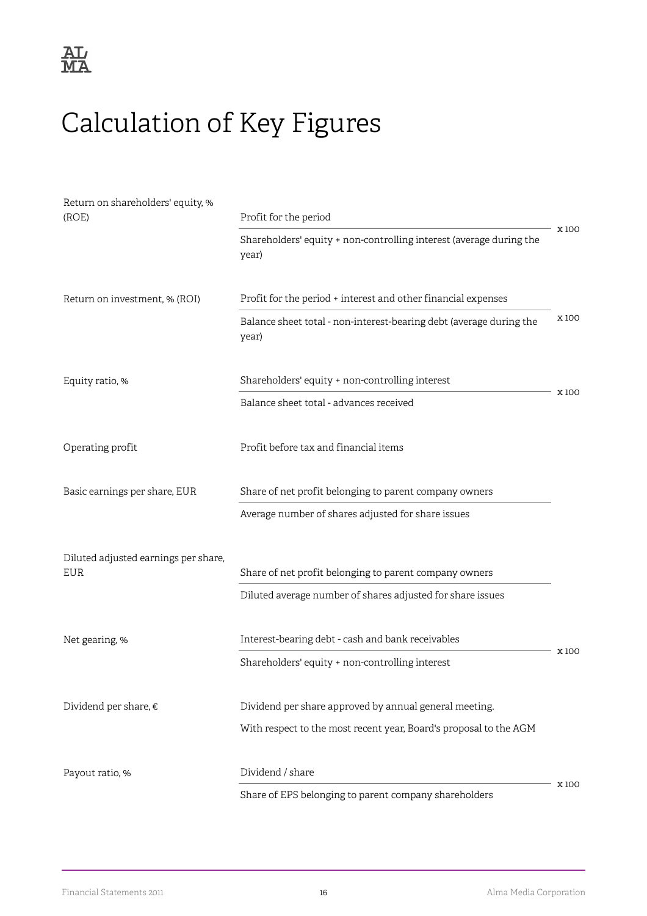# Calculation of Key Figures

| | | |
|---|---|---|
| Return on shareholders' equity, % (ROE) | $\frac{\text{Profit for the period}}{\text{Shareholders' equity + non-controlling interest (average during the year)}}$ | x 100 |
| Return on investment, % (ROI) | $\frac{\text{Profit for the period + interest and other financial expenses}}{\text{Balance sheet total - non-interest-bearing debt (average during the year)}}$ | x 100 |
| Equity ratio, % | $\frac{\text{Shareholders' equity + non-controlling interest}}{\text{Balance sheet total - advances received}}$ | x 100 |
| Operating profit | Profit before tax and financial items | |
| Basic earnings per share, EUR | $\frac{\text{Share of net profit belonging to parent company owners}}{\text{Average number of shares adjusted for share issues}}$ | |
| Diluted adjusted earnings per share, EUR | $\frac{\text{Share of net profit belonging to parent company owners}}{\text{Diluted average number of shares adjusted for share issues}}$ | |
| Net gearing, % | $\frac{\text{Interest-bearing debt - cash and bank receivables}}{\text{Shareholders' equity + non-controlling interest}}$ | x 100 |
| Dividend per share, € | Dividend per share approved by annual general meeting. With respect to the most recent year, Board's proposal to the AGM | |
| Payout ratio, % | $\frac{\text{Dividend / share}}{\text{Share of EPS belonging to parent company shareholders}}$ | x 100 |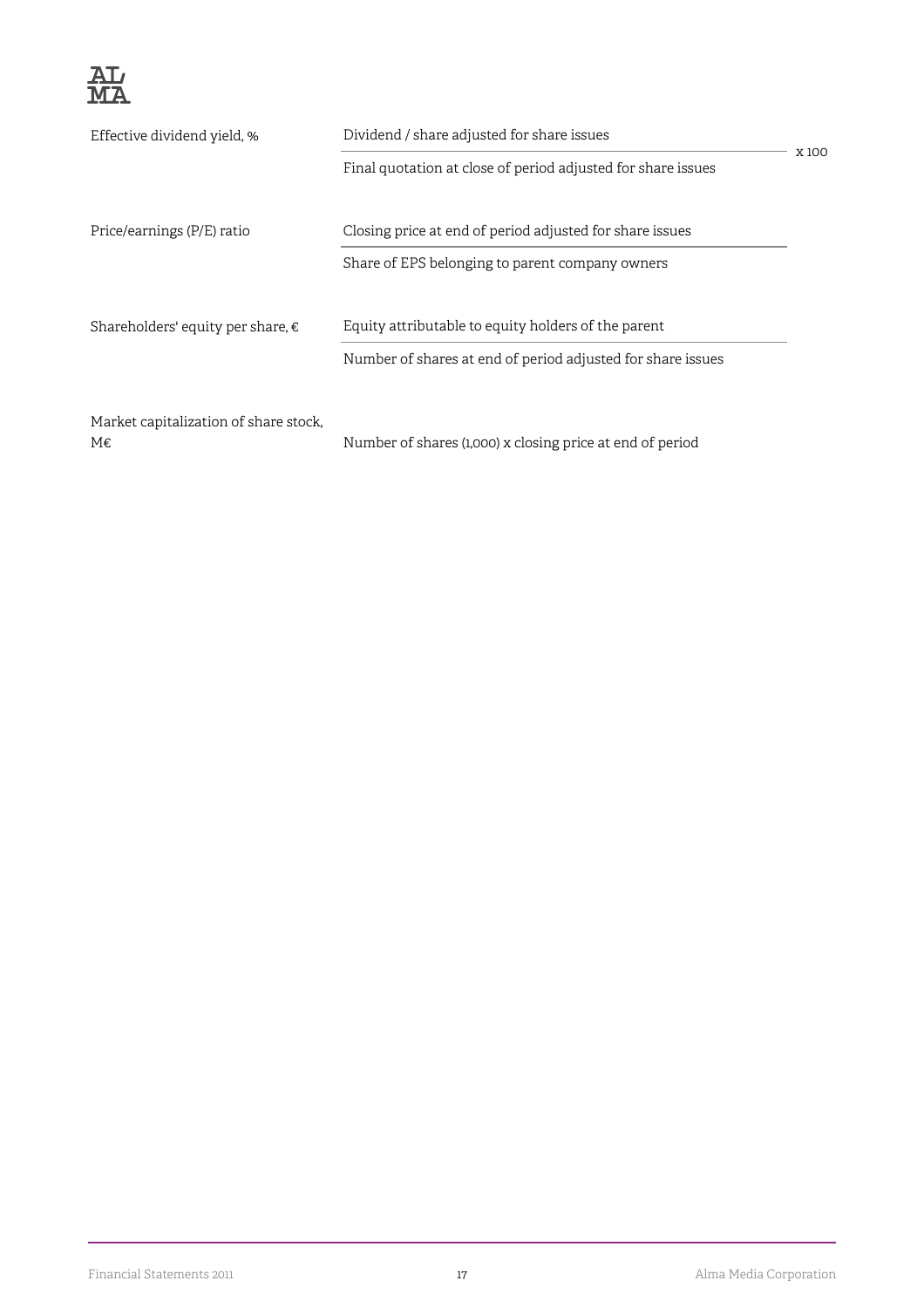| | | |
|---|---|---|
| Effective dividend yield, % | $\frac{\text{Dividend / share adjusted for share issues}}{\text{Final quotation at close of period adjusted for share issues}}$ | x 100 |
| Price/earnings (P/E) ratio | $\frac{\text{Closing price at end of period adjusted for share issues}}{\text{Share of EPS belonging to parent company owners}}$ | |
| Shareholders' equity per share, € | $\frac{\text{Equity attributable to equity holders of the parent}}{\text{Number of shares at end of period adjusted for share issues}}$ | |
| Market capitalization of share stock, M€ | Number of shares (1,000) x closing price at end of period | |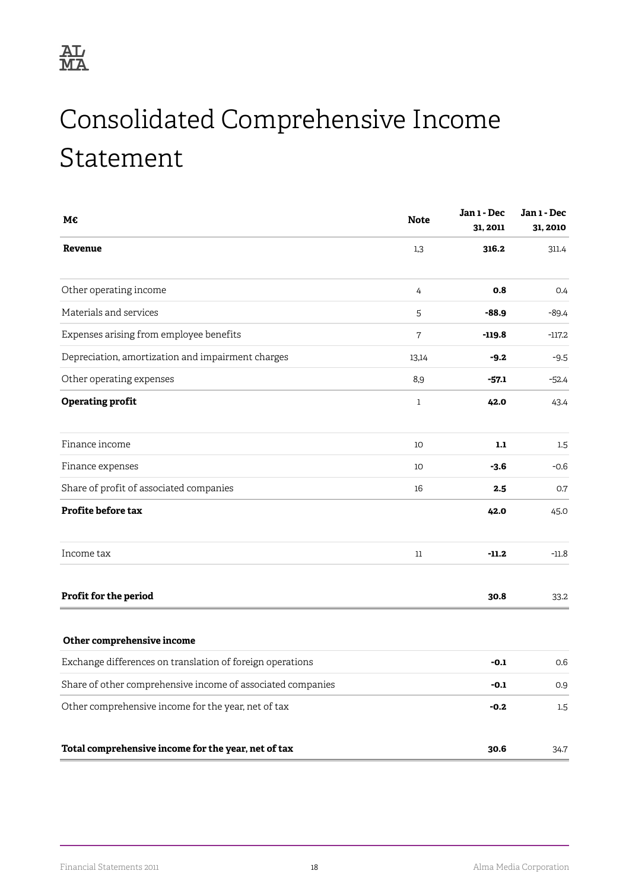# Consolidated Comprehensive Income Statement

| M€ | Note | Jan 1 - Dec 31, 2011 | Jan 1 - Dec 31, 2010 |
|---|---|---|---|
| **Revenue** | 1,3 | **316.2** | 311.4 |
| Other operating income | 4 | **0.8** | 0.4 |
| Materials and services | 5 | **-88.9** | -89.4 |
| Expenses arising from employee benefits | 7 | **-119.8** | -117.2 |
| Depreciation, amortization and impairment charges | 13,14 | **-9.2** | -9.5 |
| Other operating expenses | 8,9 | **-57.1** | -52.4 |
| **Operating profit** | 1 | **42.0** | 43.4 |
| Finance income | 10 | **1.1** | 1.5 |
| Finance expenses | 10 | **-3.6** | -0.6 |
| Share of profit of associated companies | 16 | **2.5** | 0.7 |
| **Profite before tax** | | **42.0** | 45.0 |
| Income tax | 11 | **-11.2** | -11.8 |
| **Profit for the period** | | **30.8** | 33.2 |
| **Other comprehensive income** | | | |
| Exchange differences on translation of foreign operations | | **-0.1** | 0.6 |
| Share of other comprehensive income of associated companies | | **-0.1** | 0.9 |
| Other comprehensive income for the year, net of tax | | **-0.2** | 1.5 |
| **Total comprehensive income for the year, net of tax** | | **30.6** | 34.7 |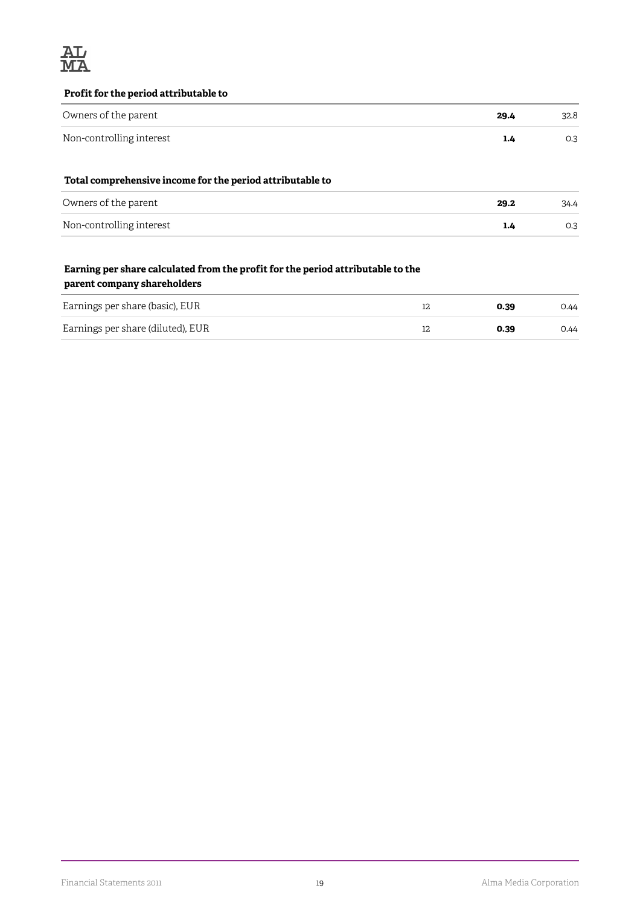**Profit for the period attributable to**

| | | | |
|---|---|---|---|
| Owners of the parent | | **29.4** | 32.8 |
| Non-controlling interest | | **1.4** | 0.3 |

**Total comprehensive income for the period attributable to**

| | | | |
|---|---|---|---|
| Owners of the parent | | **29.2** | 34.4 |
| Non-controlling interest | | **1.4** | 0.3 |

**Earning per share calculated from the profit for the period attributable to the parent company shareholders**

| | | | |
|---|---|---|---|
| Earnings per share (basic), EUR | 12 | **0.39** | 0.44 |
| Earnings per share (diluted), EUR | 12 | **0.39** | 0.44 |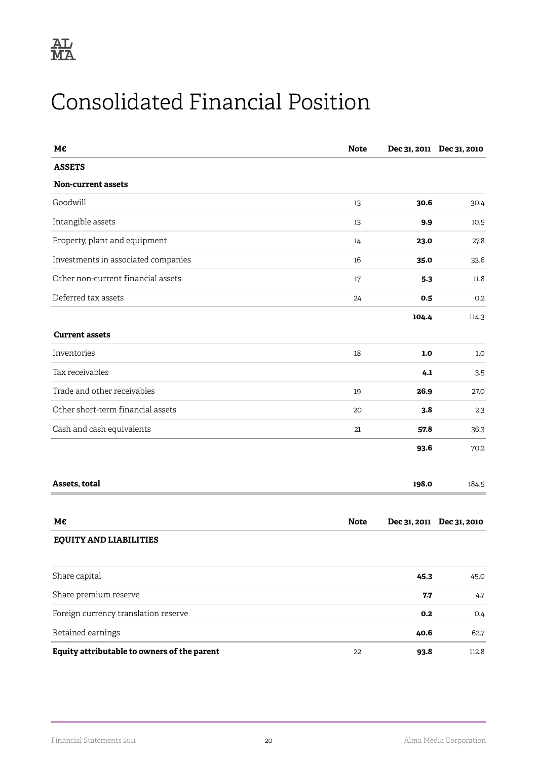# Consolidated Financial Position

| M€ | Note | Dec 31, 2011 | Dec 31, 2010 |
|---|---|---|---|
| **ASSETS** | | | |
| **Non-current assets** | | | |
| Goodwill | 13 | **30.6** | 30.4 |
| Intangible assets | 13 | **9.9** | 10.5 |
| Property, plant and equipment | 14 | **23.0** | 27.8 |
| Investments in associated companies | 16 | **35.0** | 33.6 |
| Other non-current financial assets | 17 | **5.3** | 11.8 |
| Deferred tax assets | 24 | **0.5** | 0.2 |
| | | **104.4** | 114.3 |
| **Current assets** | | | |
| Inventories | 18 | **1.0** | 1.0 |
| Tax receivables | | **4.1** | 3.5 |
| Trade and other receivables | 19 | **26.9** | 27.0 |
| Other short-term financial assets | 20 | **3.8** | 2.3 |
| Cash and cash equivalents | 21 | **57.8** | 36.3 |
| | | **93.6** | 70.2 |
| **Assets, total** | | **198.0** | 184.5 |

| M€ | Note | Dec 31, 2011 | Dec 31, 2010 |
|---|---|---|---|
| **EQUITY AND LIABILITIES** | | | |
| Share capital | | **45.3** | 45.0 |
| Share premium reserve | | **7.7** | 4.7 |
| Foreign currency translation reserve | | **0.2** | 0.4 |
| Retained earnings | | **40.6** | 62.7 |
| **Equity attributable to owners of the parent** | 22 | **93.8** | 112.8 |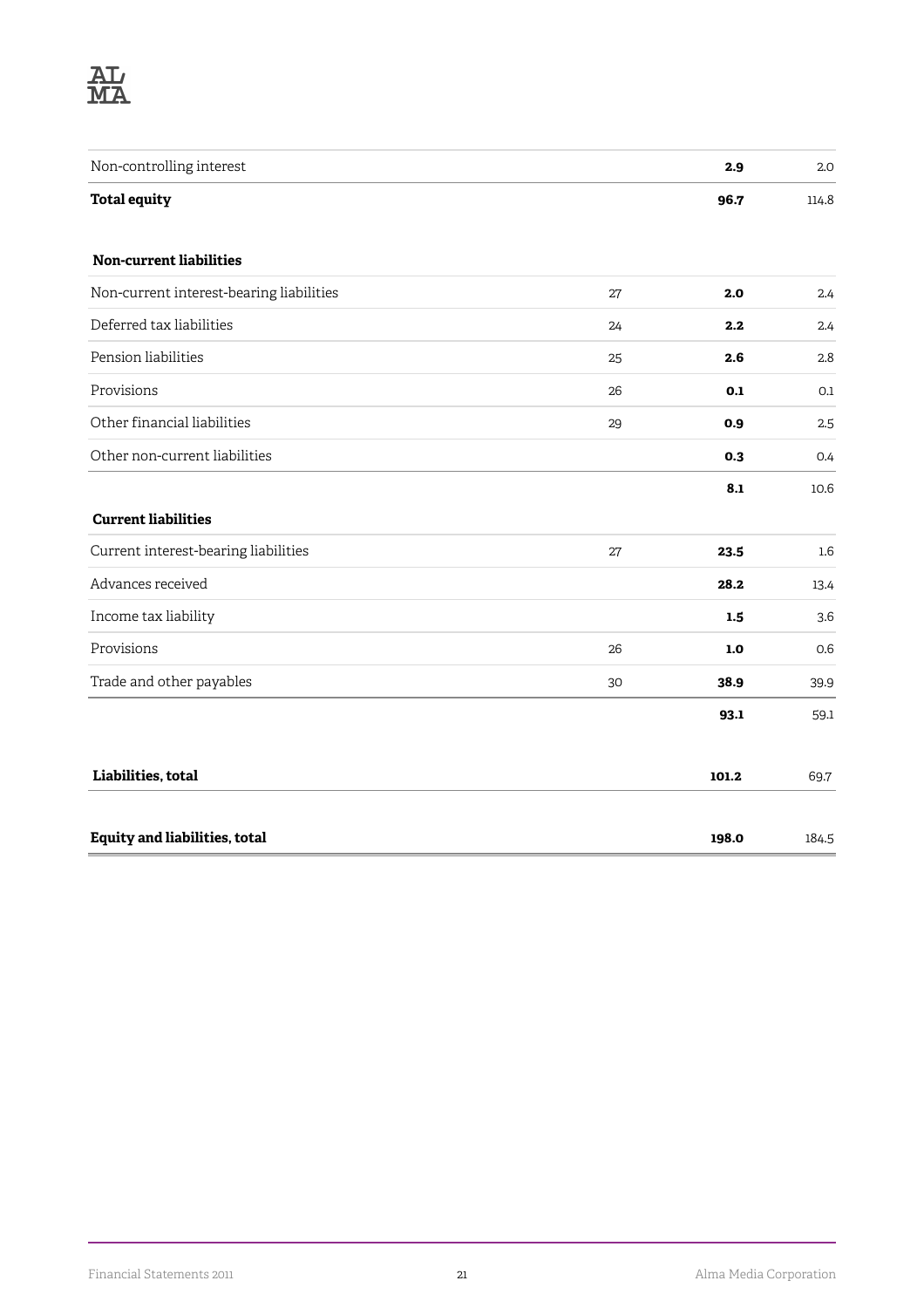| | | | |
|---|---|---|---|
| Non-controlling interest | | **2.9** | 2.0 |
| **Total equity** | | **96.7** | 114.8 |
| | | | |
| **Non-current liabilities** | | | |
| Non-current interest-bearing liabilities | 27 | **2.0** | 2.4 |
| Deferred tax liabilities | 24 | **2.2** | 2.4 |
| Pension liabilities | 25 | **2.6** | 2.8 |
| Provisions | 26 | **0.1** | 0.1 |
| Other financial liabilities | 29 | **0.9** | 2.5 |
| Other non-current liabilities | | **0.3** | 0.4 |
| | | **8.1** | 10.6 |
| **Current liabilities** | | | |
| Current interest-bearing liabilities | 27 | **23.5** | 1.6 |
| Advances received | | **28.2** | 13.4 |
| Income tax liability | | **1.5** | 3.6 |
| Provisions | 26 | **1.0** | 0.6 |
| Trade and other payables | 30 | **38.9** | 39.9 |
| | | **93.1** | 59.1 |
| | | | |
| **Liabilities, total** | | **101.2** | 69.7 |
| | | | |
| **Equity and liabilities, total** | | **198.0** | 184.5 |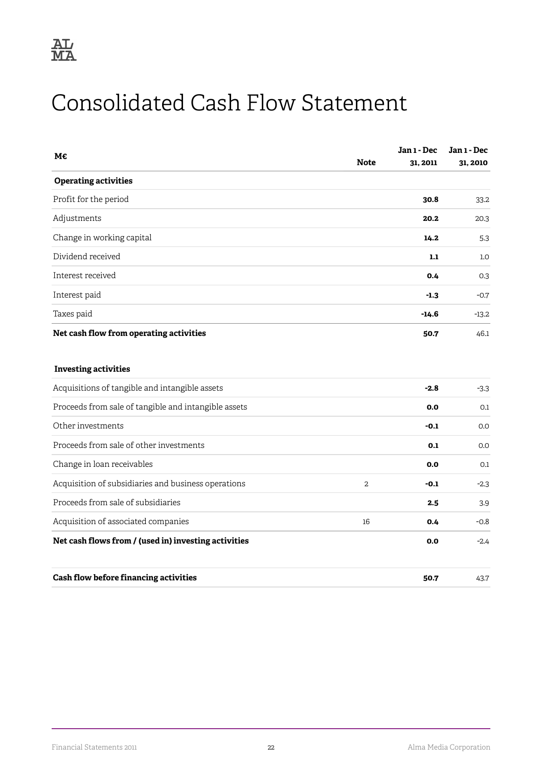# Consolidated Cash Flow Statement

| M€ | Note | Jan 1 - Dec 31, 2011 | Jan 1 - Dec 31, 2010 |
|---|---|---|---|
| **Operating activities** | | | |
| Profit for the period | | **30.8** | 33.2 |
| Adjustments | | **20.2** | 20.3 |
| Change in working capital | | **14.2** | 5.3 |
| Dividend received | | **1.1** | 1.0 |
| Interest received | | **0.4** | 0.3 |
| Interest paid | | **-1.3** | -0.7 |
| Taxes paid | | **-14.6** | -13.2 |
| **Net cash flow from operating activities** | | **50.7** | 46.1 |
| | | | |
| **Investing activities** | | | |
| Acquisitions of tangible and intangible assets | | **-2.8** | -3.3 |
| Proceeds from sale of tangible and intangible assets | | **0.0** | 0.1 |
| Other investments | | **-0.1** | 0.0 |
| Proceeds from sale of other investments | | **0.1** | 0.0 |
| Change in loan receivables | | **0.0** | 0.1 |
| Acquisition of subsidiaries and business operations | 2 | **-0.1** | -2.3 |
| Proceeds from sale of subsidiaries | | **2.5** | 3.9 |
| Acquisition of associated companies | 16 | **0.4** | -0.8 |
| **Net cash flows from / (used in) investing activities** | | **0.0** | -2.4 |
| | | | |
| **Cash flow before financing activities** | | **50.7** | 43.7 |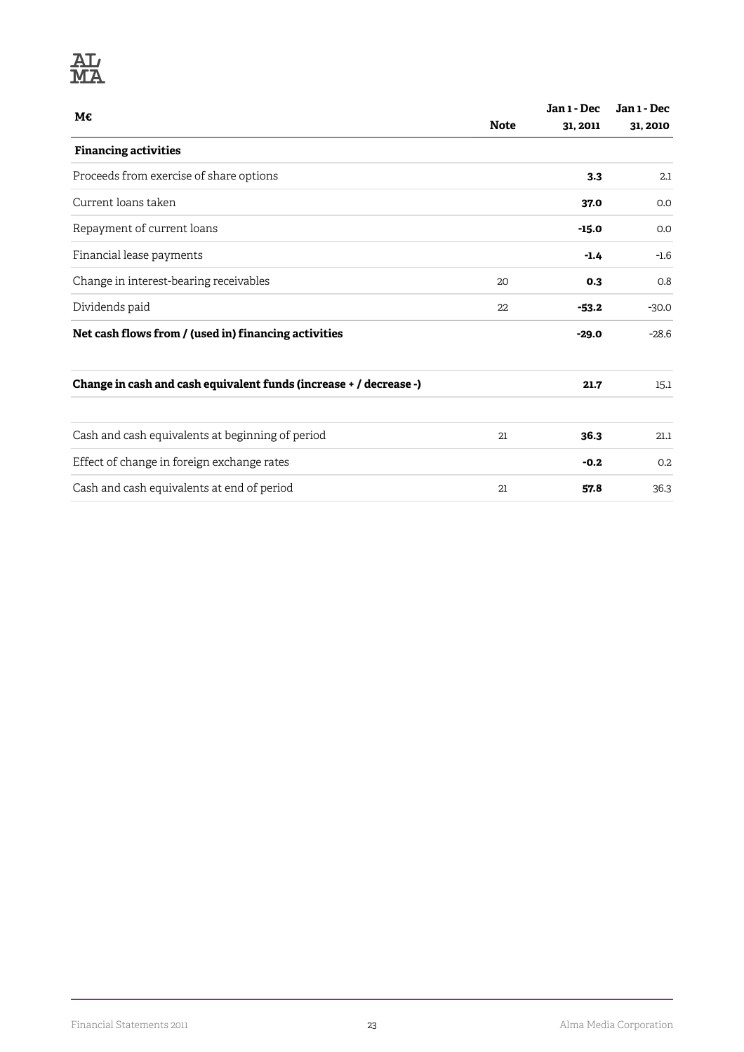| M€ | Note | Jan 1 - Dec 31, 2011 | Jan 1 - Dec 31, 2010 |
|---|---|---|---|
| **Financing activities** | | | |
| Proceeds from exercise of share options | | **3.3** | 2.1 |
| Current loans taken | | **37.0** | 0.0 |
| Repayment of current loans | | **-15.0** | 0.0 |
| Financial lease payments | | **-1.4** | -1.6 |
| Change in interest-bearing receivables | 20 | **0.3** | 0.8 |
| Dividends paid | 22 | **-53.2** | -30.0 |
| **Net cash flows from / (used in) financing activities** | | **-29.0** | -28.6 |
| | | | |
| **Change in cash and cash equivalent funds (increase + / decrease -)** | | **21.7** | 15.1 |
| | | | |
| Cash and cash equivalents at beginning of period | 21 | **36.3** | 21.1 |
| Effect of change in foreign exchange rates | | **-0.2** | 0.2 |
| Cash and cash equivalents at end of period | 21 | **57.8** | 36.3 |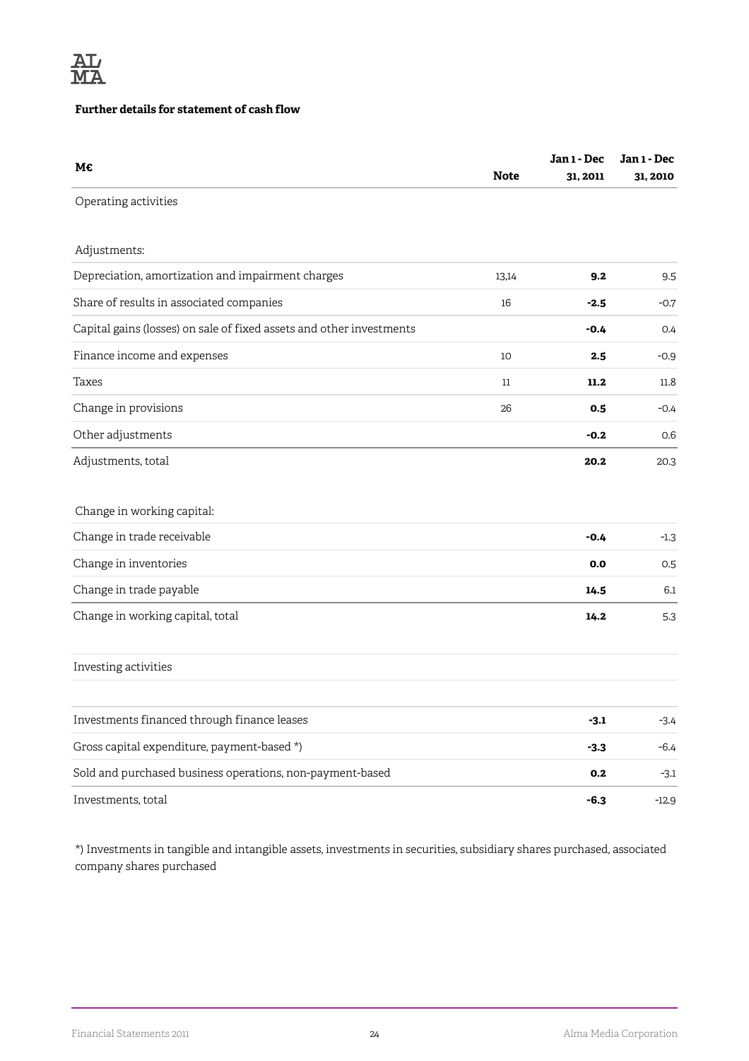**Further details for statement of cash flow**

| M€ | Note | Jan 1 - Dec 31, 2011 | Jan 1 - Dec 31, 2010 |
|---|---|---|---|
| Operating activities | | | |
| Adjustments: | | | |
| Depreciation, amortization and impairment charges | 13,14 | **9.2** | 9.5 |
| Share of results in associated companies | 16 | **-2.5** | -0.7 |
| Capital gains (losses) on sale of fixed assets and other investments | | **-0.4** | 0.4 |
| Finance income and expenses | 10 | **2.5** | -0.9 |
| Taxes | 11 | **11.2** | 11.8 |
| Change in provisions | 26 | **0.5** | -0.4 |
| Other adjustments | | **-0.2** | 0.6 |
| Adjustments, total | | **20.2** | 20.3 |
| Change in working capital: | | | |
| Change in trade receivable | | **-0.4** | -1.3 |
| Change in inventories | | **0.0** | 0.5 |
| Change in trade payable | | **14.5** | 6.1 |
| Change in working capital, total | | **14.2** | 5.3 |
| Investing activities | | | |
| Investments financed through finance leases | | **-3.1** | -3.4 |
| Gross capital expenditure, payment-based *) | | **-3.3** | -6.4 |
| Sold and purchased business operations, non-payment-based | | **0.2** | -3.1 |
| Investments, total | | **-6.3** | -12.9 |

*) Investments in tangible and intangible assets, investments in securities, subsidiary shares purchased, associated company shares purchased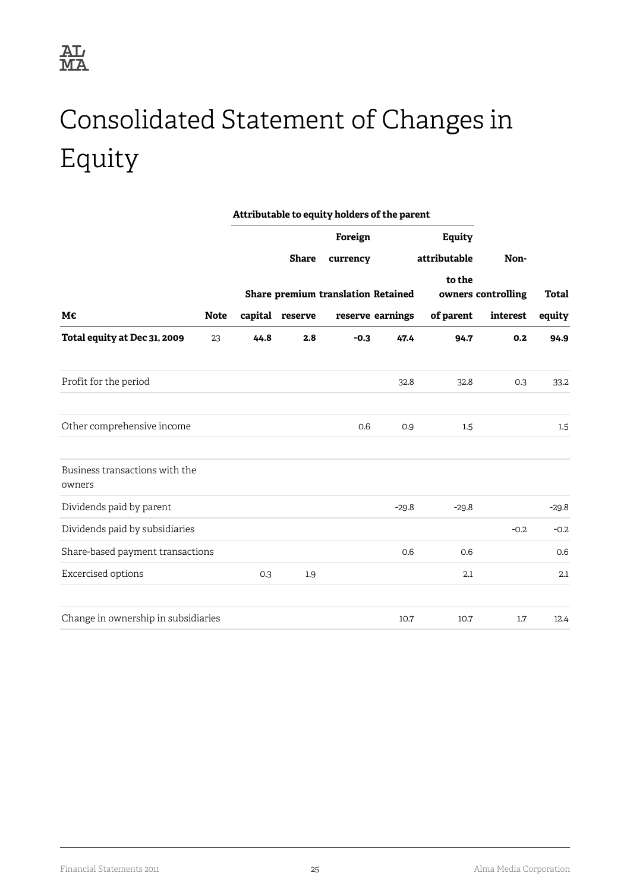# Consolidated Statement of Changes in Equity

| | | Attributable to equity holders of the parent | | | | | | |
|---|---|---|---|---|---|---|---|---|
| M€ | Note | Share capital | Share premium reserve | Foreign currency translation reserve | Retained earnings | Equity attributable to the owners of parent | Non-controlling interest | Total equity |
| **Total equity at Dec 31, 2009** | 23 | **44.8** | **2.8** | **-0.3** | **47.4** | **94.7** | **0.2** | **94.9** |
| Profit for the period | | | | | 32.8 | 32.8 | 0.3 | 33.2 |
| Other comprehensive income | | | | 0.6 | 0.9 | 1.5 | | 1.5 |
| Business transactions with the owners | | | | | | | | |
| Dividends paid by parent | | | | | -29.8 | -29.8 | | -29.8 |
| Dividends paid by subsidiaries | | | | | | | -0.2 | -0.2 |
| Share-based payment transactions | | | | | 0.6 | 0.6 | | 0.6 |
| Excercised options | | 0.3 | 1.9 | | | 2.1 | | 2.1 |
| Change in ownership in subsidiaries | | | | | 10.7 | 10.7 | 1.7 | 12.4 |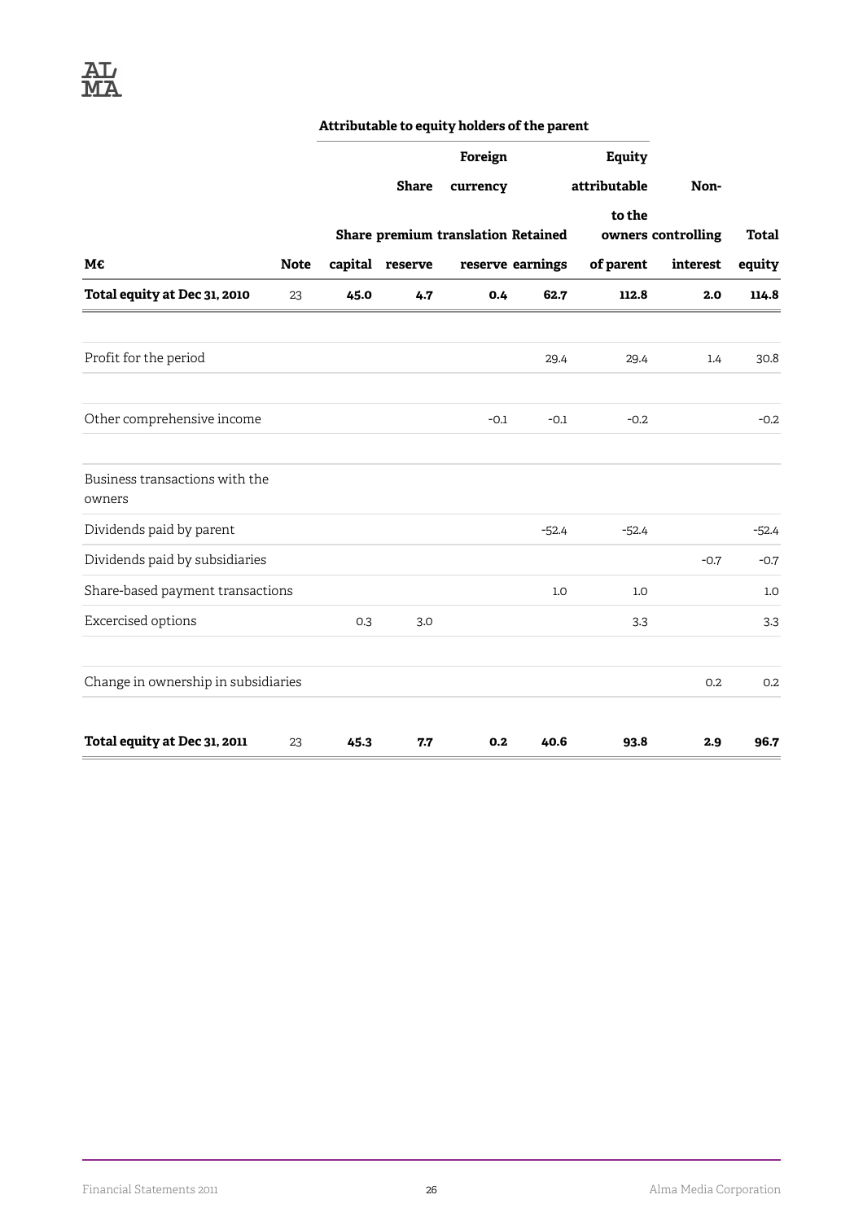| M€ | Note | Attributable to equity holders of the parent | | | | | Non-controlling interest | Total equity |
|---|---|---|---|---|---|---|---|---|
| | | Share capital | Share premium reserve | Foreign currency translation reserve | Retained earnings | Equity attributable to the owners of parent | | |
| **Total equity at Dec 31, 2010** | 23 | **45.0** | **4.7** | **0.4** | **62.7** | **112.8** | **2.0** | **114.8** |
| Profit for the period | | | | | 29.4 | 29.4 | 1.4 | 30.8 |
| Other comprehensive income | | | | -0.1 | -0.1 | -0.2 | | -0.2 |
| Business transactions with the owners | | | | | | | | |
| Dividends paid by parent | | | | | -52.4 | -52.4 | | -52.4 |
| Dividends paid by subsidiaries | | | | | | | -0.7 | -0.7 |
| Share-based payment transactions | | | | | 1.0 | 1.0 | | 1.0 |
| Excercised options | | 0.3 | 3.0 | | | 3.3 | | 3.3 |
| Change in ownership in subsidiaries | | | | | | | 0.2 | 0.2 |
| **Total equity at Dec 31, 2011** | 23 | **45.3** | **7.7** | **0.2** | **40.6** | **93.8** | **2.9** | **96.7** |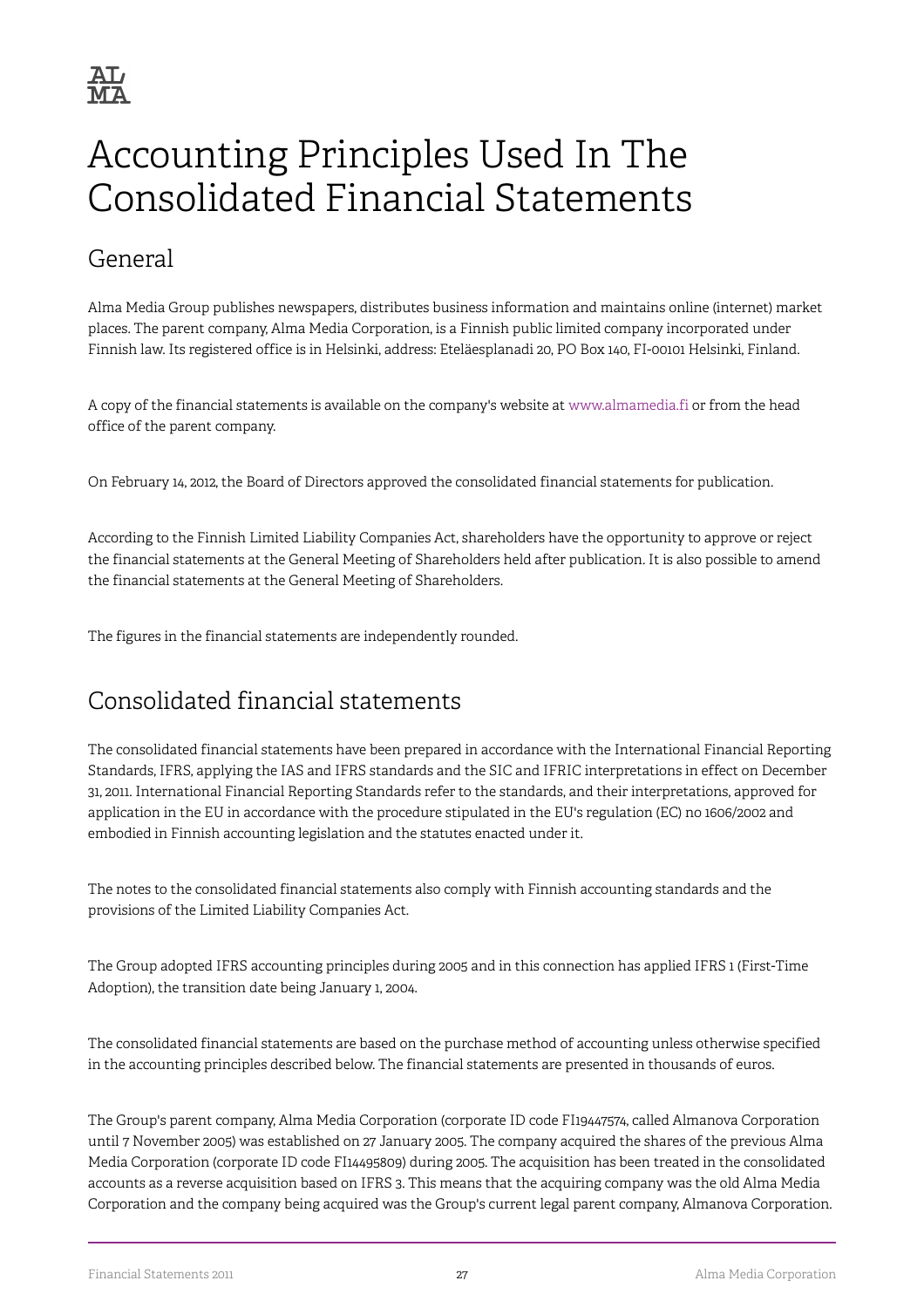# Accounting Principles Used In The Consolidated Financial Statements

## General

Alma Media Group publishes newspapers, distributes business information and maintains online (internet) market places. The parent company, Alma Media Corporation, is a Finnish public limited company incorporated under Finnish law. Its registered office is in Helsinki, address: Eteläesplanadi 20, PO Box 140, FI-00101 Helsinki, Finland.

A copy of the financial statements is available on the company's website at www.almamedia.fi or from the head office of the parent company.

On February 14, 2012, the Board of Directors approved the consolidated financial statements for publication.

According to the Finnish Limited Liability Companies Act, shareholders have the opportunity to approve or reject the financial statements at the General Meeting of Shareholders held after publication. It is also possible to amend the financial statements at the General Meeting of Shareholders.

The figures in the financial statements are independently rounded.

## Consolidated financial statements

The consolidated financial statements have been prepared in accordance with the International Financial Reporting Standards, IFRS, applying the IAS and IFRS standards and the SIC and IFRIC interpretations in effect on December 31, 2011. International Financial Reporting Standards refer to the standards, and their interpretations, approved for application in the EU in accordance with the procedure stipulated in the EU's regulation (EC) no 1606/2002 and embodied in Finnish accounting legislation and the statutes enacted under it.

The notes to the consolidated financial statements also comply with Finnish accounting standards and the provisions of the Limited Liability Companies Act.

The Group adopted IFRS accounting principles during 2005 and in this connection has applied IFRS 1 (First-Time Adoption), the transition date being January 1, 2004.

The consolidated financial statements are based on the purchase method of accounting unless otherwise specified in the accounting principles described below. The financial statements are presented in thousands of euros.

The Group's parent company, Alma Media Corporation (corporate ID code FI19447574, called Almanova Corporation until 7 November 2005) was established on 27 January 2005. The company acquired the shares of the previous Alma Media Corporation (corporate ID code FI14495809) during 2005. The acquisition has been treated in the consolidated accounts as a reverse acquisition based on IFRS 3. This means that the acquiring company was the old Alma Media Corporation and the company being acquired was the Group's current legal parent company, Almanova Corporation.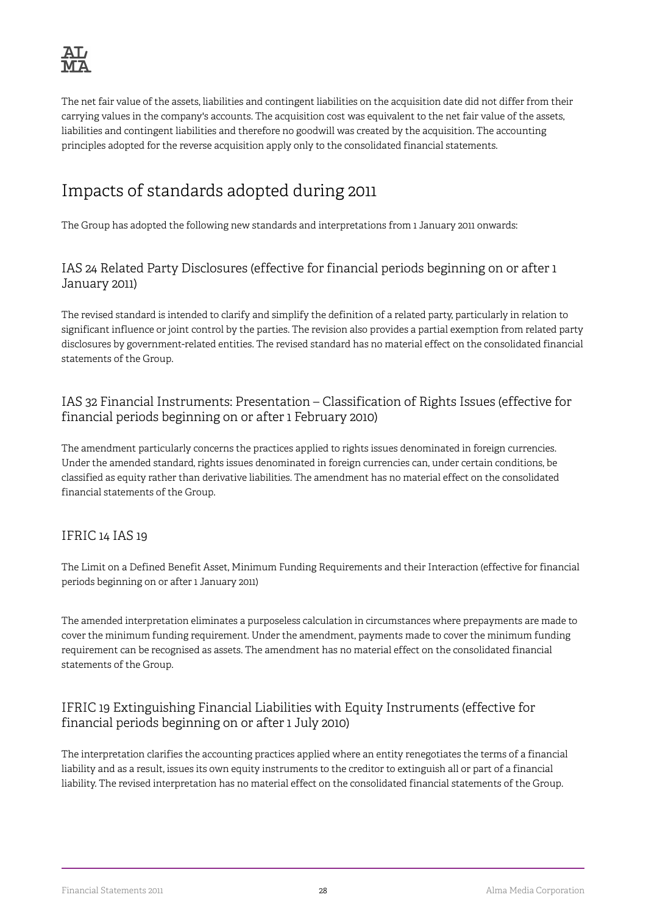The net fair value of the assets, liabilities and contingent liabilities on the acquisition date did not differ from their carrying values in the company's accounts. The acquisition cost was equivalent to the net fair value of the assets, liabilities and contingent liabilities and therefore no goodwill was created by the acquisition. The accounting principles adopted for the reverse acquisition apply only to the consolidated financial statements.

# Impacts of standards adopted during 2011

The Group has adopted the following new standards and interpretations from 1 January 2011 onwards:

## IAS 24 Related Party Disclosures (effective for financial periods beginning on or after 1 January 2011)

The revised standard is intended to clarify and simplify the definition of a related party, particularly in relation to significant influence or joint control by the parties. The revision also provides a partial exemption from related party disclosures by government-related entities. The revised standard has no material effect on the consolidated financial statements of the Group.

## IAS 32 Financial Instruments: Presentation – Classification of Rights Issues (effective for financial periods beginning on or after 1 February 2010)

The amendment particularly concerns the practices applied to rights issues denominated in foreign currencies. Under the amended standard, rights issues denominated in foreign currencies can, under certain conditions, be classified as equity rather than derivative liabilities. The amendment has no material effect on the consolidated financial statements of the Group.

## IFRIC 14 IAS 19

The Limit on a Defined Benefit Asset, Minimum Funding Requirements and their Interaction (effective for financial periods beginning on or after 1 January 2011)

The amended interpretation eliminates a purposeless calculation in circumstances where prepayments are made to cover the minimum funding requirement. Under the amendment, payments made to cover the minimum funding requirement can be recognised as assets. The amendment has no material effect on the consolidated financial statements of the Group.

## IFRIC 19 Extinguishing Financial Liabilities with Equity Instruments (effective for financial periods beginning on or after 1 July 2010)

The interpretation clarifies the accounting practices applied where an entity renegotiates the terms of a financial liability and as a result, issues its own equity instruments to the creditor to extinguish all or part of a financial liability. The revised interpretation has no material effect on the consolidated financial statements of the Group.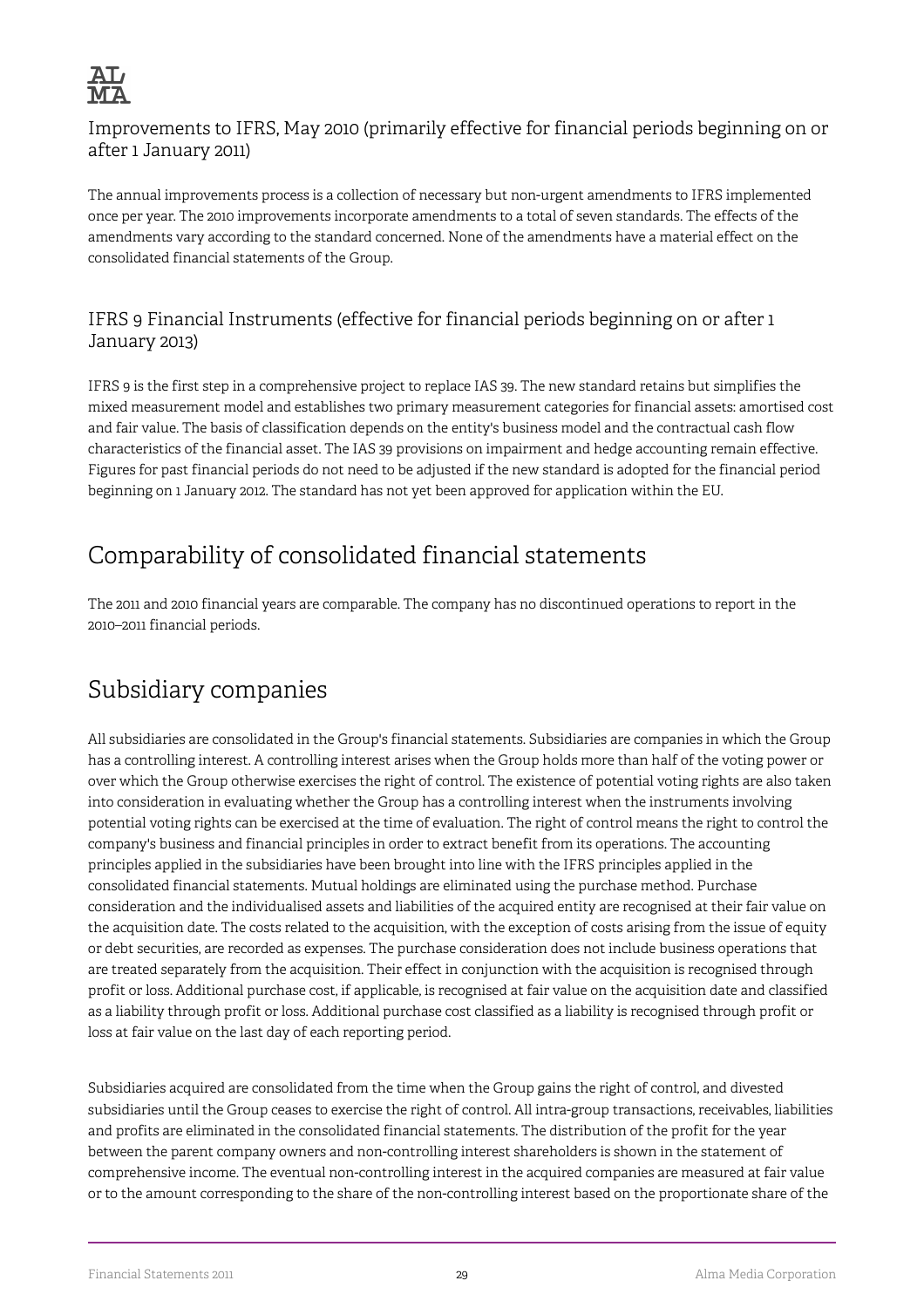### Improvements to IFRS, May 2010 (primarily effective for financial periods beginning on or after 1 January 2011)

The annual improvements process is a collection of necessary but non-urgent amendments to IFRS implemented once per year. The 2010 improvements incorporate amendments to a total of seven standards. The effects of the amendments vary according to the standard concerned. None of the amendments have a material effect on the consolidated financial statements of the Group.

### IFRS 9 Financial Instruments (effective for financial periods beginning on or after 1 January 2013)

IFRS 9 is the first step in a comprehensive project to replace IAS 39. The new standard retains but simplifies the mixed measurement model and establishes two primary measurement categories for financial assets: amortised cost and fair value. The basis of classification depends on the entity's business model and the contractual cash flow characteristics of the financial asset. The IAS 39 provisions on impairment and hedge accounting remain effective. Figures for past financial periods do not need to be adjusted if the new standard is adopted for the financial period beginning on 1 January 2012. The standard has not yet been approved for application within the EU.

## Comparability of consolidated financial statements

The 2011 and 2010 financial years are comparable. The company has no discontinued operations to report in the 2010–2011 financial periods.

## Subsidiary companies

All subsidiaries are consolidated in the Group's financial statements. Subsidiaries are companies in which the Group has a controlling interest. A controlling interest arises when the Group holds more than half of the voting power or over which the Group otherwise exercises the right of control. The existence of potential voting rights are also taken into consideration in evaluating whether the Group has a controlling interest when the instruments involving potential voting rights can be exercised at the time of evaluation. The right of control means the right to control the company's business and financial principles in order to extract benefit from its operations. The accounting principles applied in the subsidiaries have been brought into line with the IFRS principles applied in the consolidated financial statements. Mutual holdings are eliminated using the purchase method. Purchase consideration and the individualised assets and liabilities of the acquired entity are recognised at their fair value on the acquisition date. The costs related to the acquisition, with the exception of costs arising from the issue of equity or debt securities, are recorded as expenses. The purchase consideration does not include business operations that are treated separately from the acquisition. Their effect in conjunction with the acquisition is recognised through profit or loss. Additional purchase cost, if applicable, is recognised at fair value on the acquisition date and classified as a liability through profit or loss. Additional purchase cost classified as a liability is recognised through profit or loss at fair value on the last day of each reporting period.

Subsidiaries acquired are consolidated from the time when the Group gains the right of control, and divested subsidiaries until the Group ceases to exercise the right of control. All intra-group transactions, receivables, liabilities and profits are eliminated in the consolidated financial statements. The distribution of the profit for the year between the parent company owners and non-controlling interest shareholders is shown in the statement of comprehensive income. The eventual non-controlling interest in the acquired companies are measured at fair value or to the amount corresponding to the share of the non-controlling interest based on the proportionate share of the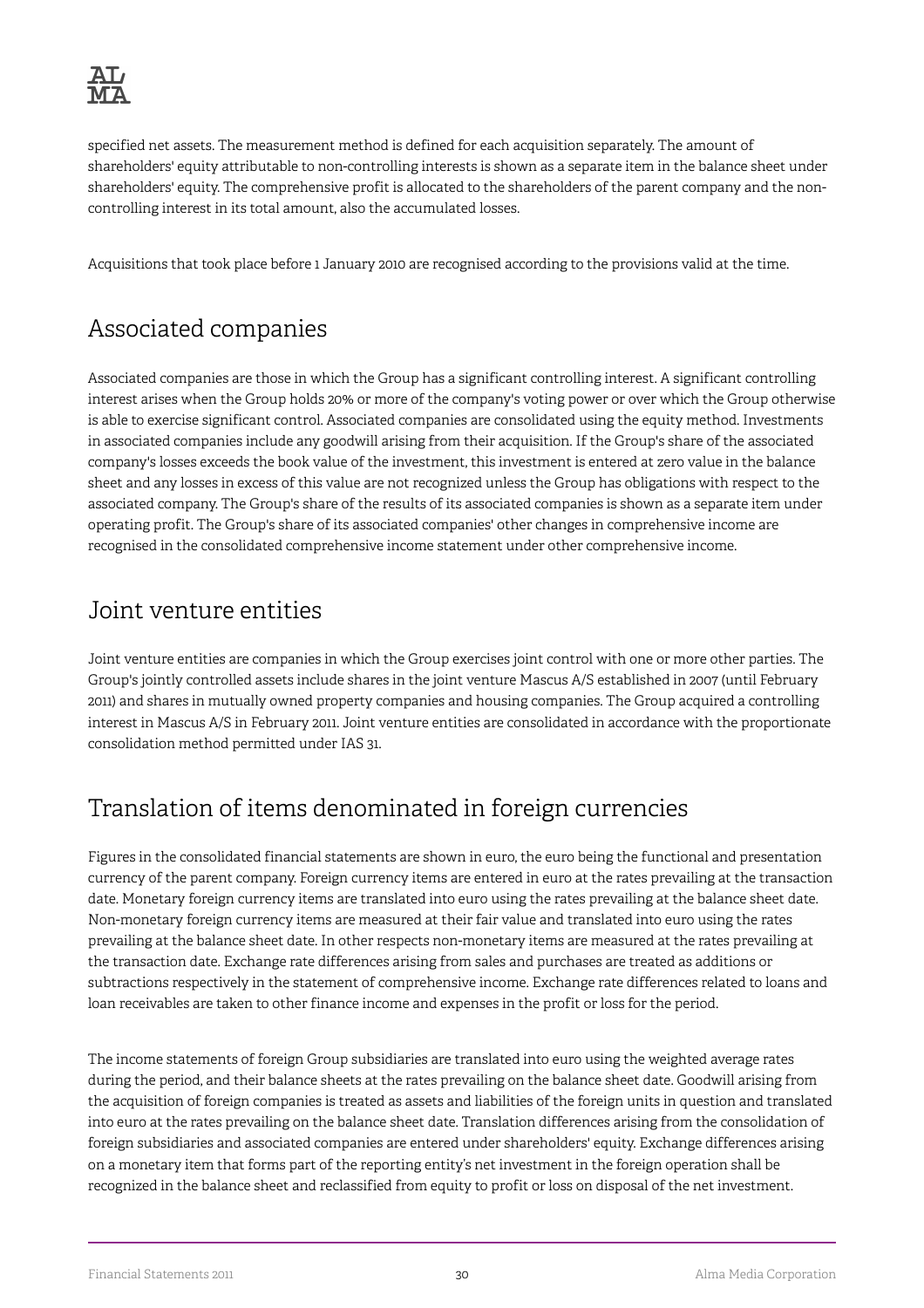specified net assets. The measurement method is defined for each acquisition separately. The amount of shareholders' equity attributable to non-controlling interests is shown as a separate item in the balance sheet under shareholders' equity. The comprehensive profit is allocated to the shareholders of the parent company and the non-controlling interest in its total amount, also the accumulated losses.

Acquisitions that took place before 1 January 2010 are recognised according to the provisions valid at the time.

## Associated companies

Associated companies are those in which the Group has a significant controlling interest. A significant controlling interest arises when the Group holds 20% or more of the company's voting power or over which the Group otherwise is able to exercise significant control. Associated companies are consolidated using the equity method. Investments in associated companies include any goodwill arising from their acquisition. If the Group's share of the associated company's losses exceeds the book value of the investment, this investment is entered at zero value in the balance sheet and any losses in excess of this value are not recognized unless the Group has obligations with respect to the associated company. The Group's share of the results of its associated companies is shown as a separate item under operating profit. The Group's share of its associated companies' other changes in comprehensive income are recognised in the consolidated comprehensive income statement under other comprehensive income.

## Joint venture entities

Joint venture entities are companies in which the Group exercises joint control with one or more other parties. The Group's jointly controlled assets include shares in the joint venture Mascus A/S established in 2007 (until February 2011) and shares in mutually owned property companies and housing companies. The Group acquired a controlling interest in Mascus A/S in February 2011. Joint venture entities are consolidated in accordance with the proportionate consolidation method permitted under IAS 31.

## Translation of items denominated in foreign currencies

Figures in the consolidated financial statements are shown in euro, the euro being the functional and presentation currency of the parent company. Foreign currency items are entered in euro at the rates prevailing at the transaction date. Monetary foreign currency items are translated into euro using the rates prevailing at the balance sheet date. Non-monetary foreign currency items are measured at their fair value and translated into euro using the rates prevailing at the balance sheet date. In other respects non-monetary items are measured at the rates prevailing at the transaction date. Exchange rate differences arising from sales and purchases are treated as additions or subtractions respectively in the statement of comprehensive income. Exchange rate differences related to loans and loan receivables are taken to other finance income and expenses in the profit or loss for the period.

The income statements of foreign Group subsidiaries are translated into euro using the weighted average rates during the period, and their balance sheets at the rates prevailing on the balance sheet date. Goodwill arising from the acquisition of foreign companies is treated as assets and liabilities of the foreign units in question and translated into euro at the rates prevailing on the balance sheet date. Translation differences arising from the consolidation of foreign subsidiaries and associated companies are entered under shareholders' equity. Exchange differences arising on a monetary item that forms part of the reporting entity's net investment in the foreign operation shall be recognized in the balance sheet and reclassified from equity to profit or loss on disposal of the net investment.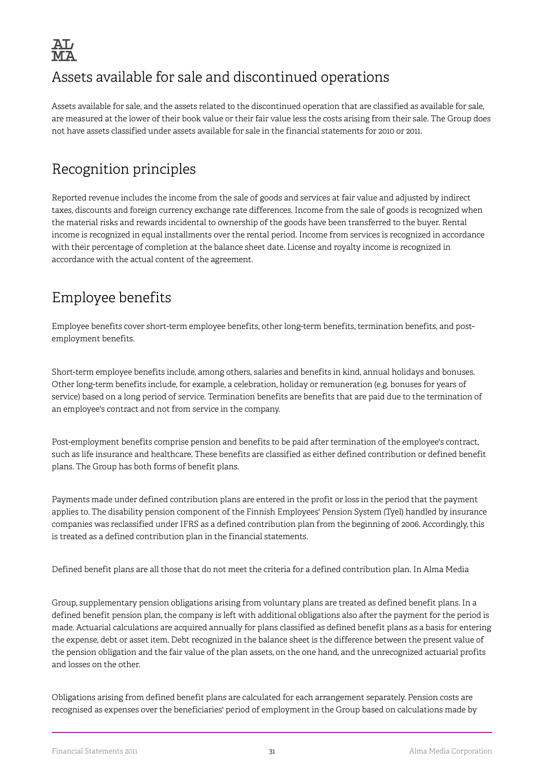## Assets available for sale and discontinued operations

Assets available for sale, and the assets related to the discontinued operation that are classified as available for sale, are measured at the lower of their book value or their fair value less the costs arising from their sale. The Group does not have assets classified under assets available for sale in the financial statements for 2010 or 2011.

## Recognition principles

Reported revenue includes the income from the sale of goods and services at fair value and adjusted by indirect taxes, discounts and foreign currency exchange rate differences. Income from the sale of goods is recognized when the material risks and rewards incidental to ownership of the goods have been transferred to the buyer. Rental income is recognized in equal installments over the rental period. Income from services is recognized in accordance with their percentage of completion at the balance sheet date. License and royalty income is recognized in accordance with the actual content of the agreement.

## Employee benefits

Employee benefits cover short-term employee benefits, other long-term benefits, termination benefits, and post-employment benefits.

Short-term employee benefits include, among others, salaries and benefits in kind, annual holidays and bonuses. Other long-term benefits include, for example, a celebration, holiday or remuneration (e.g. bonuses for years of service) based on a long period of service. Termination benefits are benefits that are paid due to the termination of an employee's contract and not from service in the company.

Post-employment benefits comprise pension and benefits to be paid after termination of the employee's contract, such as life insurance and healthcare. These benefits are classified as either defined contribution or defined benefit plans. The Group has both forms of benefit plans.

Payments made under defined contribution plans are entered in the profit or loss in the period that the payment applies to. The disability pension component of the Finnish Employees' Pension System (Tyel) handled by insurance companies was reclassified under IFRS as a defined contribution plan from the beginning of 2006. Accordingly, this is treated as a defined contribution plan in the financial statements.

Defined benefit plans are all those that do not meet the criteria for a defined contribution plan. In Alma Media

Group, supplementary pension obligations arising from voluntary plans are treated as defined benefit plans. In a defined benefit pension plan, the company is left with additional obligations also after the payment for the period is made. Actuarial calculations are acquired annually for plans classified as defined benefit plans as a basis for entering the expense, debt or asset item. Debt recognized in the balance sheet is the difference between the present value of the pension obligation and the fair value of the plan assets, on the one hand, and the unrecognized actuarial profits and losses on the other.

Obligations arising from defined benefit plans are calculated for each arrangement separately. Pension costs are recognised as expenses over the beneficiaries' period of employment in the Group based on calculations made by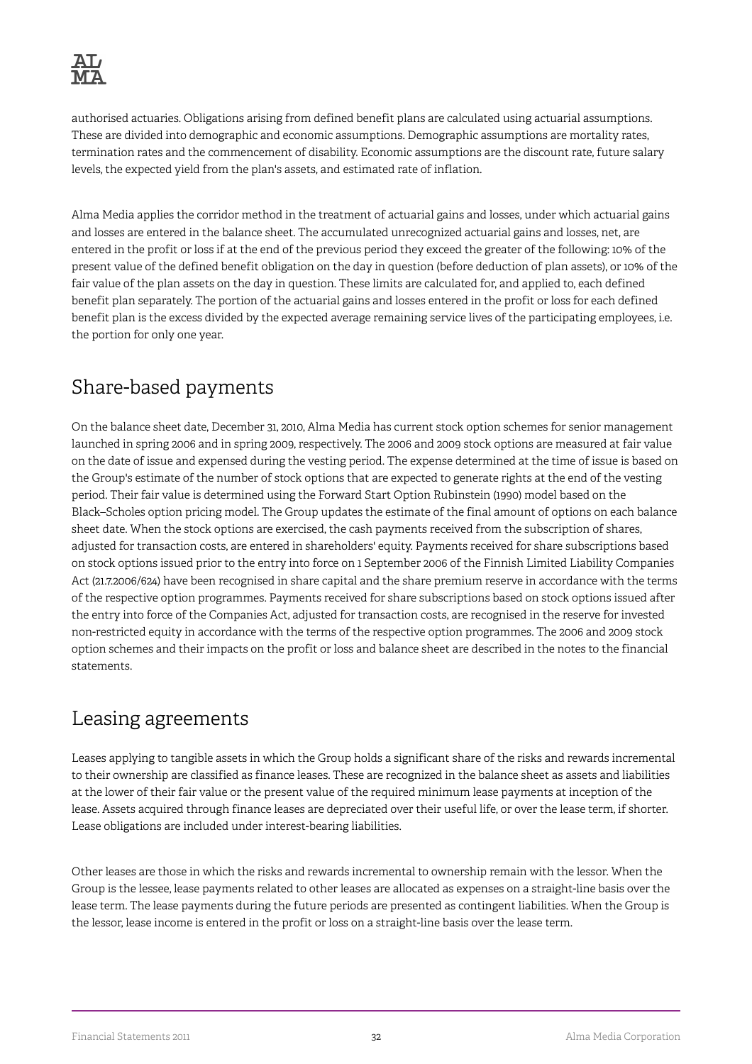authorised actuaries. Obligations arising from defined benefit plans are calculated using actuarial assumptions. These are divided into demographic and economic assumptions. Demographic assumptions are mortality rates, termination rates and the commencement of disability. Economic assumptions are the discount rate, future salary levels, the expected yield from the plan's assets, and estimated rate of inflation.

Alma Media applies the corridor method in the treatment of actuarial gains and losses, under which actuarial gains and losses are entered in the balance sheet. The accumulated unrecognized actuarial gains and losses, net, are entered in the profit or loss if at the end of the previous period they exceed the greater of the following: 10% of the present value of the defined benefit obligation on the day in question (before deduction of plan assets), or 10% of the fair value of the plan assets on the day in question. These limits are calculated for, and applied to, each defined benefit plan separately. The portion of the actuarial gains and losses entered in the profit or loss for each defined benefit plan is the excess divided by the expected average remaining service lives of the participating employees, i.e. the portion for only one year.

## Share-based payments

On the balance sheet date, December 31, 2010, Alma Media has current stock option schemes for senior management launched in spring 2006 and in spring 2009, respectively. The 2006 and 2009 stock options are measured at fair value on the date of issue and expensed during the vesting period. The expense determined at the time of issue is based on the Group's estimate of the number of stock options that are expected to generate rights at the end of the vesting period. Their fair value is determined using the Forward Start Option Rubinstein (1990) model based on the Black–Scholes option pricing model. The Group updates the estimate of the final amount of options on each balance sheet date. When the stock options are exercised, the cash payments received from the subscription of shares, adjusted for transaction costs, are entered in shareholders' equity. Payments received for share subscriptions based on stock options issued prior to the entry into force on 1 September 2006 of the Finnish Limited Liability Companies Act (21.7.2006/624) have been recognised in share capital and the share premium reserve in accordance with the terms of the respective option programmes. Payments received for share subscriptions based on stock options issued after the entry into force of the Companies Act, adjusted for transaction costs, are recognised in the reserve for invested non-restricted equity in accordance with the terms of the respective option programmes. The 2006 and 2009 stock option schemes and their impacts on the profit or loss and balance sheet are described in the notes to the financial statements.

## Leasing agreements

Leases applying to tangible assets in which the Group holds a significant share of the risks and rewards incremental to their ownership are classified as finance leases. These are recognized in the balance sheet as assets and liabilities at the lower of their fair value or the present value of the required minimum lease payments at inception of the lease. Assets acquired through finance leases are depreciated over their useful life, or over the lease term, if shorter. Lease obligations are included under interest-bearing liabilities.

Other leases are those in which the risks and rewards incremental to ownership remain with the lessor. When the Group is the lessee, lease payments related to other leases are allocated as expenses on a straight-line basis over the lease term. The lease payments during the future periods are presented as contingent liabilities. When the Group is the lessor, lease income is entered in the profit or loss on a straight-line basis over the lease term.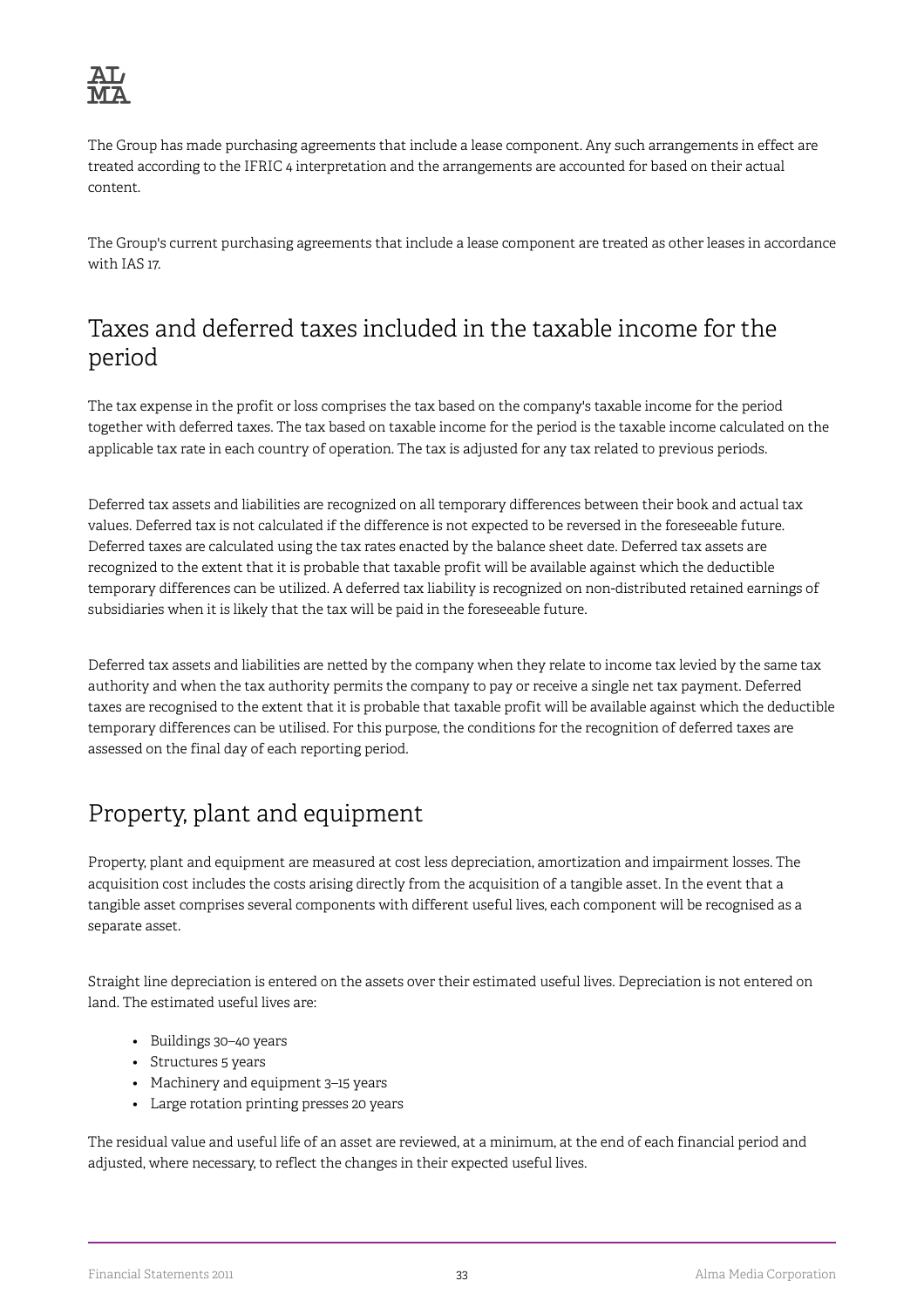The Group has made purchasing agreements that include a lease component. Any such arrangements in effect are treated according to the IFRIC 4 interpretation and the arrangements are accounted for based on their actual content.

The Group's current purchasing agreements that include a lease component are treated as other leases in accordance with IAS 17.

## Taxes and deferred taxes included in the taxable income for the period

The tax expense in the profit or loss comprises the tax based on the company's taxable income for the period together with deferred taxes. The tax based on taxable income for the period is the taxable income calculated on the applicable tax rate in each country of operation. The tax is adjusted for any tax related to previous periods.

Deferred tax assets and liabilities are recognized on all temporary differences between their book and actual tax values. Deferred tax is not calculated if the difference is not expected to be reversed in the foreseeable future. Deferred taxes are calculated using the tax rates enacted by the balance sheet date. Deferred tax assets are recognized to the extent that it is probable that taxable profit will be available against which the deductible temporary differences can be utilized. A deferred tax liability is recognized on non-distributed retained earnings of subsidiaries when it is likely that the tax will be paid in the foreseeable future.

Deferred tax assets and liabilities are netted by the company when they relate to income tax levied by the same tax authority and when the tax authority permits the company to pay or receive a single net tax payment. Deferred taxes are recognised to the extent that it is probable that taxable profit will be available against which the deductible temporary differences can be utilised. For this purpose, the conditions for the recognition of deferred taxes are assessed on the final day of each reporting period.

## Property, plant and equipment

Property, plant and equipment are measured at cost less depreciation, amortization and impairment losses. The acquisition cost includes the costs arising directly from the acquisition of a tangible asset. In the event that a tangible asset comprises several components with different useful lives, each component will be recognised as a separate asset.

Straight line depreciation is entered on the assets over their estimated useful lives. Depreciation is not entered on land. The estimated useful lives are:

- Buildings 30–40 years
- Structures 5 years
- Machinery and equipment 3–15 years
- Large rotation printing presses 20 years

The residual value and useful life of an asset are reviewed, at a minimum, at the end of each financial period and adjusted, where necessary, to reflect the changes in their expected useful lives.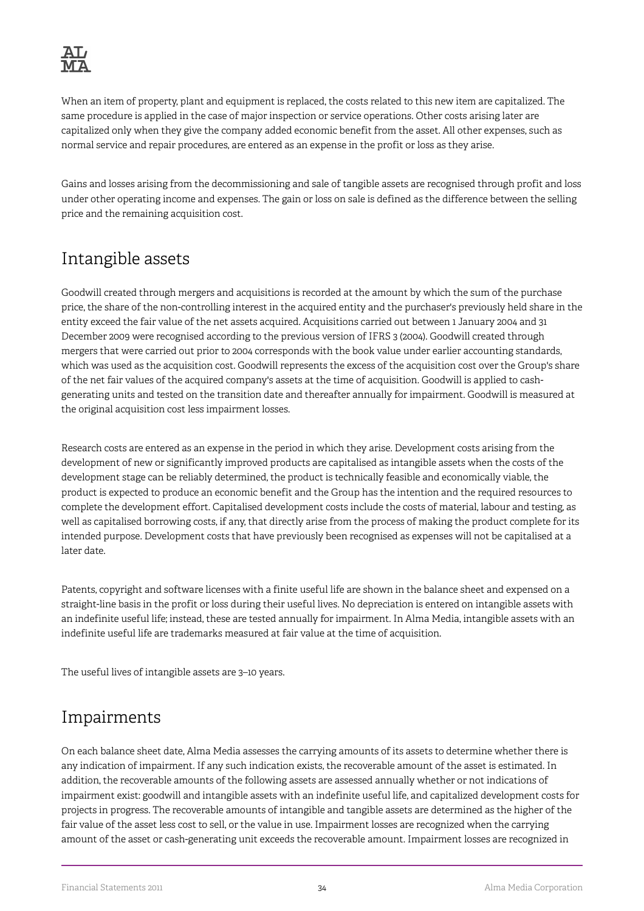When an item of property, plant and equipment is replaced, the costs related to this new item are capitalized. The same procedure is applied in the case of major inspection or service operations. Other costs arising later are capitalized only when they give the company added economic benefit from the asset. All other expenses, such as normal service and repair procedures, are entered as an expense in the profit or loss as they arise.

Gains and losses arising from the decommissioning and sale of tangible assets are recognised through profit and loss under other operating income and expenses. The gain or loss on sale is defined as the difference between the selling price and the remaining acquisition cost.

## Intangible assets

Goodwill created through mergers and acquisitions is recorded at the amount by which the sum of the purchase price, the share of the non-controlling interest in the acquired entity and the purchaser's previously held share in the entity exceed the fair value of the net assets acquired. Acquisitions carried out between 1 January 2004 and 31 December 2009 were recognised according to the previous version of IFRS 3 (2004). Goodwill created through mergers that were carried out prior to 2004 corresponds with the book value under earlier accounting standards, which was used as the acquisition cost. Goodwill represents the excess of the acquisition cost over the Group's share of the net fair values of the acquired company's assets at the time of acquisition. Goodwill is applied to cash-generating units and tested on the transition date and thereafter annually for impairment. Goodwill is measured at the original acquisition cost less impairment losses.

Research costs are entered as an expense in the period in which they arise. Development costs arising from the development of new or significantly improved products are capitalised as intangible assets when the costs of the development stage can be reliably determined, the product is technically feasible and economically viable, the product is expected to produce an economic benefit and the Group has the intention and the required resources to complete the development effort. Capitalised development costs include the costs of material, labour and testing, as well as capitalised borrowing costs, if any, that directly arise from the process of making the product complete for its intended purpose. Development costs that have previously been recognised as expenses will not be capitalised at a later date.

Patents, copyright and software licenses with a finite useful life are shown in the balance sheet and expensed on a straight-line basis in the profit or loss during their useful lives. No depreciation is entered on intangible assets with an indefinite useful life; instead, these are tested annually for impairment. In Alma Media, intangible assets with an indefinite useful life are trademarks measured at fair value at the time of acquisition.

The useful lives of intangible assets are 3–10 years.

## Impairments

On each balance sheet date, Alma Media assesses the carrying amounts of its assets to determine whether there is any indication of impairment. If any such indication exists, the recoverable amount of the asset is estimated. In addition, the recoverable amounts of the following assets are assessed annually whether or not indications of impairment exist: goodwill and intangible assets with an indefinite useful life, and capitalized development costs for projects in progress. The recoverable amounts of intangible and tangible assets are determined as the higher of the fair value of the asset less cost to sell, or the value in use. Impairment losses are recognized when the carrying amount of the asset or cash-generating unit exceeds the recoverable amount. Impairment losses are recognized in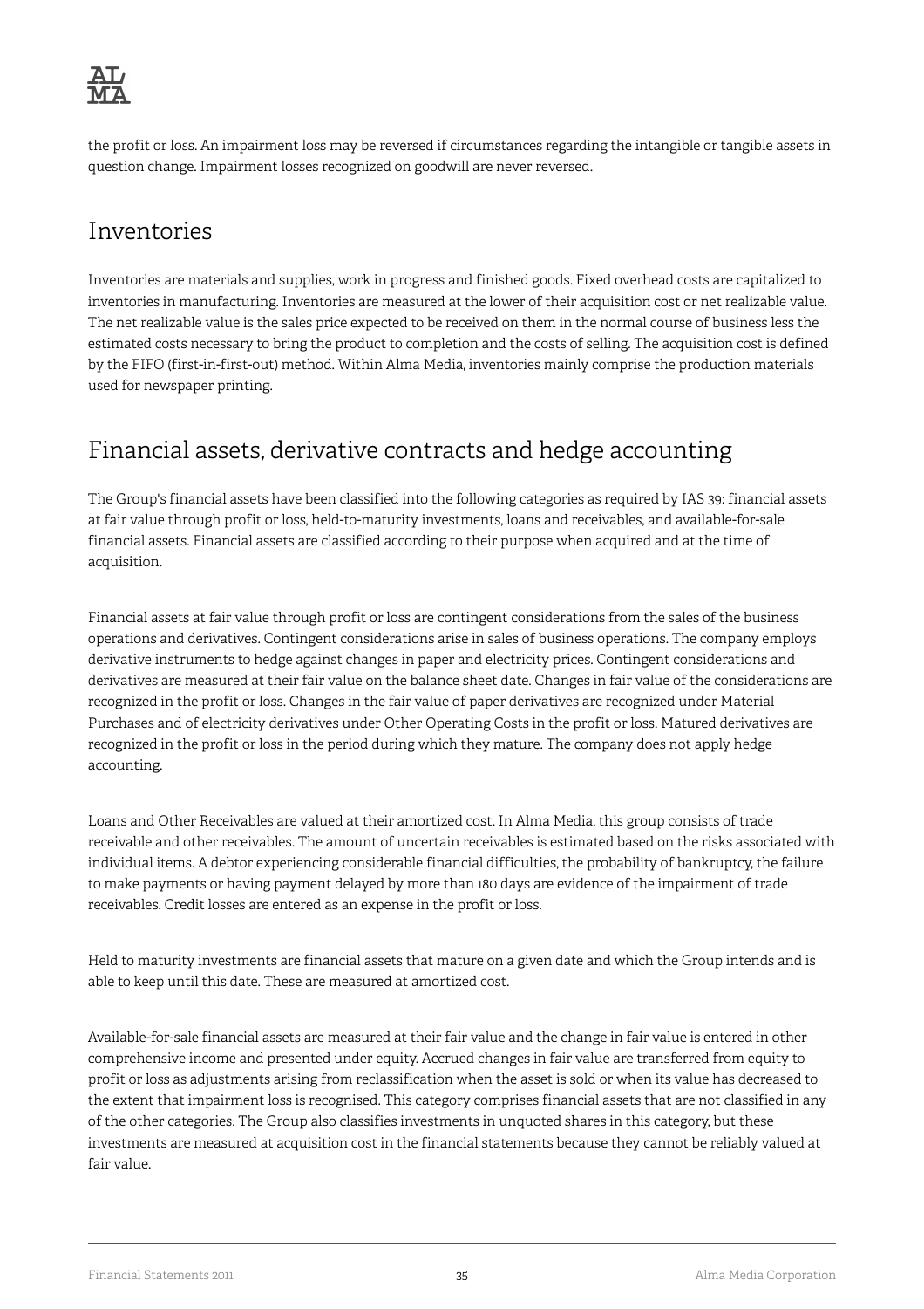the profit or loss. An impairment loss may be reversed if circumstances regarding the intangible or tangible assets in question change. Impairment losses recognized on goodwill are never reversed.

## Inventories

Inventories are materials and supplies, work in progress and finished goods. Fixed overhead costs are capitalized to inventories in manufacturing. Inventories are measured at the lower of their acquisition cost or net realizable value. The net realizable value is the sales price expected to be received on them in the normal course of business less the estimated costs necessary to bring the product to completion and the costs of selling. The acquisition cost is defined by the FIFO (first-in-first-out) method. Within Alma Media, inventories mainly comprise the production materials used for newspaper printing.

## Financial assets, derivative contracts and hedge accounting

The Group's financial assets have been classified into the following categories as required by IAS 39: financial assets at fair value through profit or loss, held-to-maturity investments, loans and receivables, and available-for-sale financial assets. Financial assets are classified according to their purpose when acquired and at the time of acquisition.

Financial assets at fair value through profit or loss are contingent considerations from the sales of the business operations and derivatives. Contingent considerations arise in sales of business operations. The company employs derivative instruments to hedge against changes in paper and electricity prices. Contingent considerations and derivatives are measured at their fair value on the balance sheet date. Changes in fair value of the considerations are recognized in the profit or loss. Changes in the fair value of paper derivatives are recognized under Material Purchases and of electricity derivatives under Other Operating Costs in the profit or loss. Matured derivatives are recognized in the profit or loss in the period during which they mature. The company does not apply hedge accounting.

Loans and Other Receivables are valued at their amortized cost. In Alma Media, this group consists of trade receivable and other receivables. The amount of uncertain receivables is estimated based on the risks associated with individual items. A debtor experiencing considerable financial difficulties, the probability of bankruptcy, the failure to make payments or having payment delayed by more than 180 days are evidence of the impairment of trade receivables. Credit losses are entered as an expense in the profit or loss.

Held to maturity investments are financial assets that mature on a given date and which the Group intends and is able to keep until this date. These are measured at amortized cost.

Available-for-sale financial assets are measured at their fair value and the change in fair value is entered in other comprehensive income and presented under equity. Accrued changes in fair value are transferred from equity to profit or loss as adjustments arising from reclassification when the asset is sold or when its value has decreased to the extent that impairment loss is recognised. This category comprises financial assets that are not classified in any of the other categories. The Group also classifies investments in unquoted shares in this category, but these investments are measured at acquisition cost in the financial statements because they cannot be reliably valued at fair value.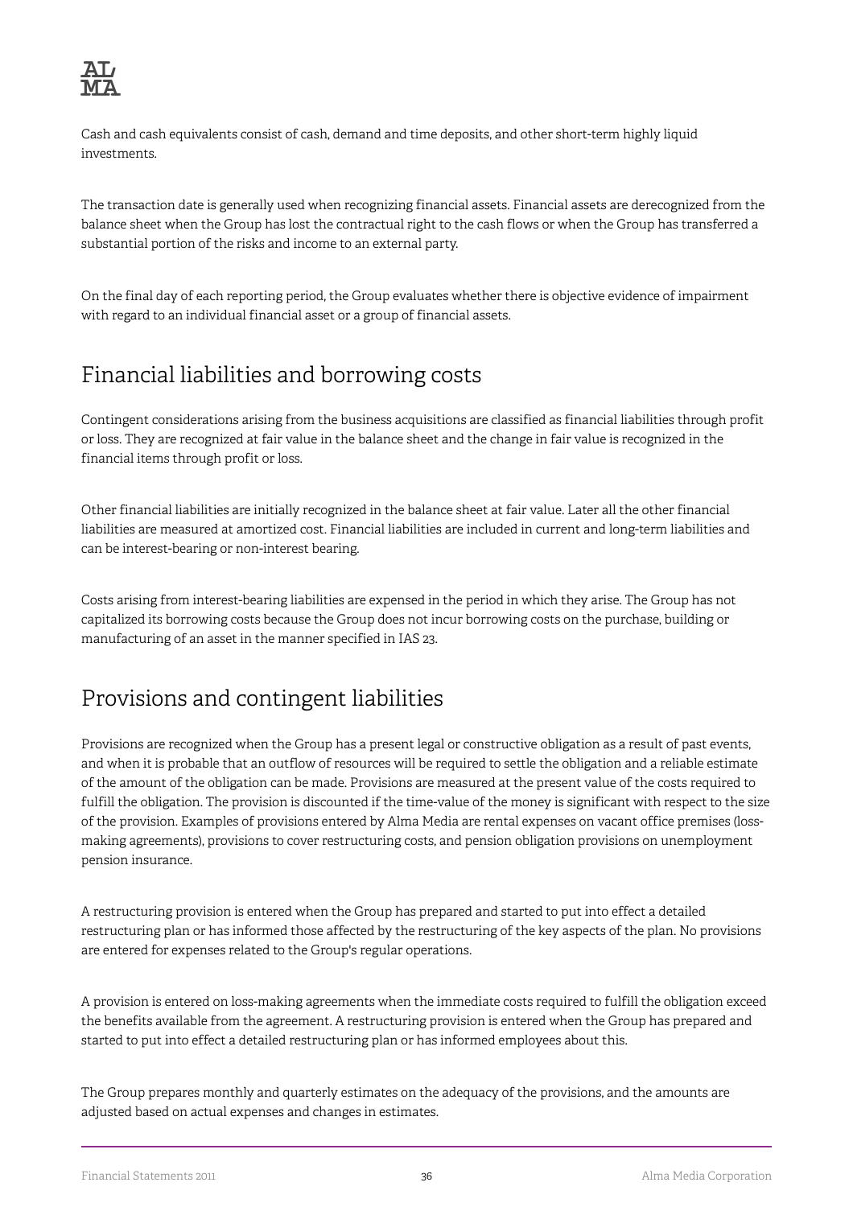Cash and cash equivalents consist of cash, demand and time deposits, and other short-term highly liquid investments.

The transaction date is generally used when recognizing financial assets. Financial assets are derecognized from the balance sheet when the Group has lost the contractual right to the cash flows or when the Group has transferred a substantial portion of the risks and income to an external party.

On the final day of each reporting period, the Group evaluates whether there is objective evidence of impairment with regard to an individual financial asset or a group of financial assets.

## Financial liabilities and borrowing costs

Contingent considerations arising from the business acquisitions are classified as financial liabilities through profit or loss. They are recognized at fair value in the balance sheet and the change in fair value is recognized in the financial items through profit or loss.

Other financial liabilities are initially recognized in the balance sheet at fair value. Later all the other financial liabilities are measured at amortized cost. Financial liabilities are included in current and long-term liabilities and can be interest-bearing or non-interest bearing.

Costs arising from interest-bearing liabilities are expensed in the period in which they arise. The Group has not capitalized its borrowing costs because the Group does not incur borrowing costs on the purchase, building or manufacturing of an asset in the manner specified in IAS 23.

## Provisions and contingent liabilities

Provisions are recognized when the Group has a present legal or constructive obligation as a result of past events, and when it is probable that an outflow of resources will be required to settle the obligation and a reliable estimate of the amount of the obligation can be made. Provisions are measured at the present value of the costs required to fulfill the obligation. The provision is discounted if the time-value of the money is significant with respect to the size of the provision. Examples of provisions entered by Alma Media are rental expenses on vacant office premises (loss-making agreements), provisions to cover restructuring costs, and pension obligation provisions on unemployment pension insurance.

A restructuring provision is entered when the Group has prepared and started to put into effect a detailed restructuring plan or has informed those affected by the restructuring of the key aspects of the plan. No provisions are entered for expenses related to the Group's regular operations.

A provision is entered on loss-making agreements when the immediate costs required to fulfill the obligation exceed the benefits available from the agreement. A restructuring provision is entered when the Group has prepared and started to put into effect a detailed restructuring plan or has informed employees about this.

The Group prepares monthly and quarterly estimates on the adequacy of the provisions, and the amounts are adjusted based on actual expenses and changes in estimates.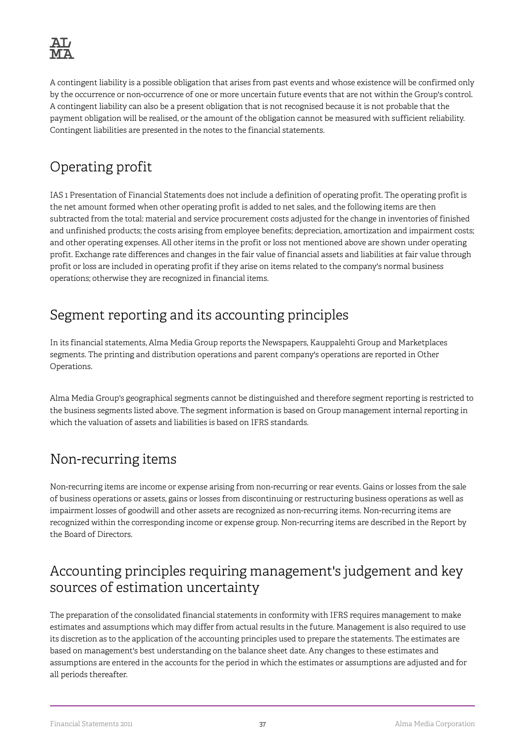A contingent liability is a possible obligation that arises from past events and whose existence will be confirmed only by the occurrence or non-occurrence of one or more uncertain future events that are not within the Group's control. A contingent liability can also be a present obligation that is not recognised because it is not probable that the payment obligation will be realised, or the amount of the obligation cannot be measured with sufficient reliability. Contingent liabilities are presented in the notes to the financial statements.

## Operating profit

IAS 1 Presentation of Financial Statements does not include a definition of operating profit. The operating profit is the net amount formed when other operating profit is added to net sales, and the following items are then subtracted from the total: material and service procurement costs adjusted for the change in inventories of finished and unfinished products; the costs arising from employee benefits; depreciation, amortization and impairment costs; and other operating expenses. All other items in the profit or loss not mentioned above are shown under operating profit. Exchange rate differences and changes in the fair value of financial assets and liabilities at fair value through profit or loss are included in operating profit if they arise on items related to the company's normal business operations; otherwise they are recognized in financial items.

## Segment reporting and its accounting principles

In its financial statements, Alma Media Group reports the Newspapers, Kauppalehti Group and Marketplaces segments. The printing and distribution operations and parent company's operations are reported in Other Operations.

Alma Media Group's geographical segments cannot be distinguished and therefore segment reporting is restricted to the business segments listed above. The segment information is based on Group management internal reporting in which the valuation of assets and liabilities is based on IFRS standards.

## Non-recurring items

Non-recurring items are income or expense arising from non-recurring or rear events. Gains or losses from the sale of business operations or assets, gains or losses from discontinuing or restructuring business operations as well as impairment losses of goodwill and other assets are recognized as non-recurring items. Non-recurring items are recognized within the corresponding income or expense group. Non-recurring items are described in the Report by the Board of Directors.

## Accounting principles requiring management's judgement and key sources of estimation uncertainty

The preparation of the consolidated financial statements in conformity with IFRS requires management to make estimates and assumptions which may differ from actual results in the future. Management is also required to use its discretion as to the application of the accounting principles used to prepare the statements. The estimates are based on management's best understanding on the balance sheet date. Any changes to these estimates and assumptions are entered in the accounts for the period in which the estimates or assumptions are adjusted and for all periods thereafter.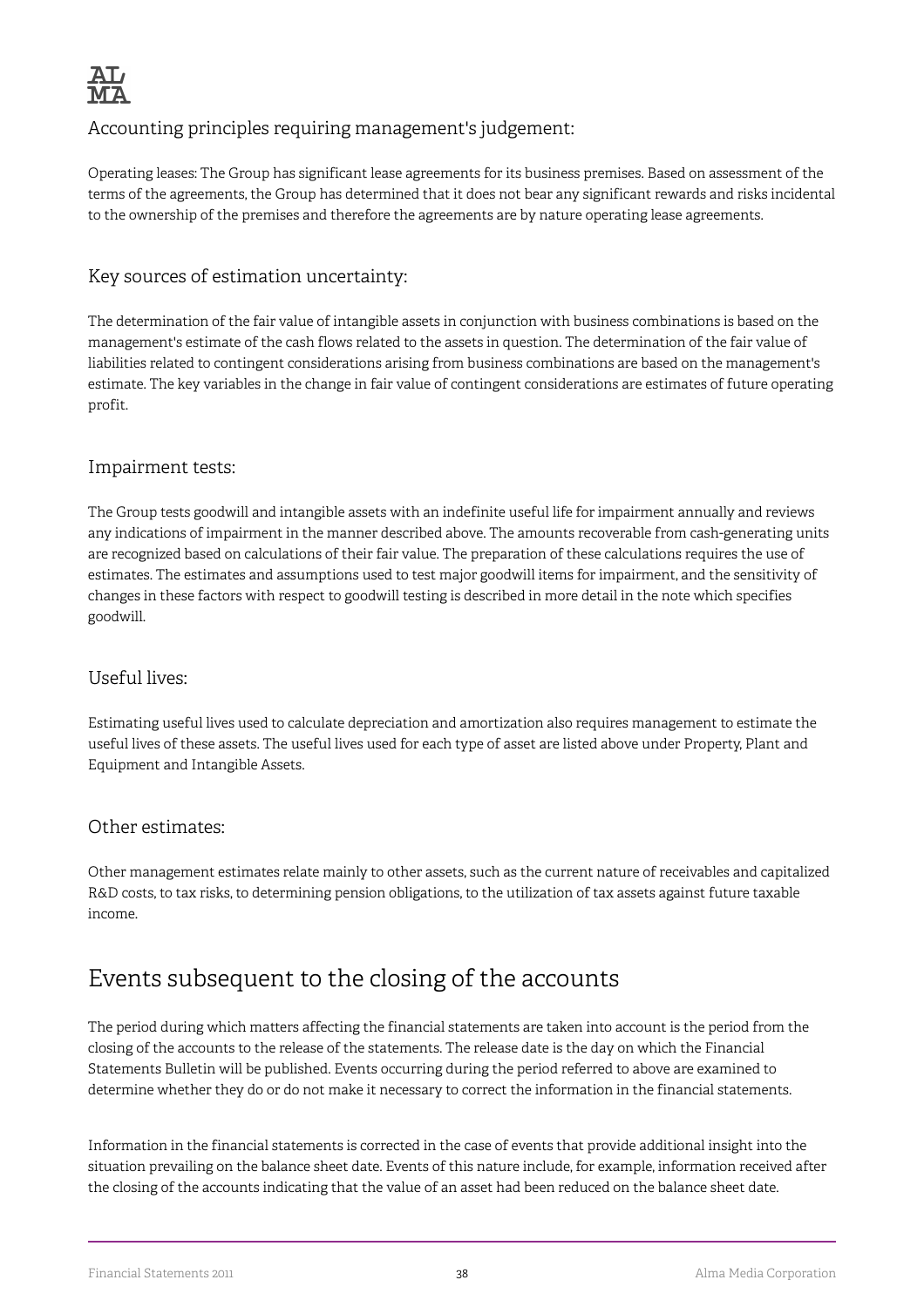### Accounting principles requiring management's judgement:

Operating leases: The Group has significant lease agreements for its business premises. Based on assessment of the terms of the agreements, the Group has determined that it does not bear any significant rewards and risks incidental to the ownership of the premises and therefore the agreements are by nature operating lease agreements.

### Key sources of estimation uncertainty:

The determination of the fair value of intangible assets in conjunction with business combinations is based on the management's estimate of the cash flows related to the assets in question. The determination of the fair value of liabilities related to contingent considerations arising from business combinations are based on the management's estimate. The key variables in the change in fair value of contingent considerations are estimates of future operating profit.

### Impairment tests:

The Group tests goodwill and intangible assets with an indefinite useful life for impairment annually and reviews any indications of impairment in the manner described above. The amounts recoverable from cash-generating units are recognized based on calculations of their fair value. The preparation of these calculations requires the use of estimates. The estimates and assumptions used to test major goodwill items for impairment, and the sensitivity of changes in these factors with respect to goodwill testing is described in more detail in the note which specifies goodwill.

### Useful lives:

Estimating useful lives used to calculate depreciation and amortization also requires management to estimate the useful lives of these assets. The useful lives used for each type of asset are listed above under Property, Plant and Equipment and Intangible Assets.

### Other estimates:

Other management estimates relate mainly to other assets, such as the current nature of receivables and capitalized R&D costs, to tax risks, to determining pension obligations, to the utilization of tax assets against future taxable income.

## Events subsequent to the closing of the accounts

The period during which matters affecting the financial statements are taken into account is the period from the closing of the accounts to the release of the statements. The release date is the day on which the Financial Statements Bulletin will be published. Events occurring during the period referred to above are examined to determine whether they do or do not make it necessary to correct the information in the financial statements.

Information in the financial statements is corrected in the case of events that provide additional insight into the situation prevailing on the balance sheet date. Events of this nature include, for example, information received after the closing of the accounts indicating that the value of an asset had been reduced on the balance sheet date.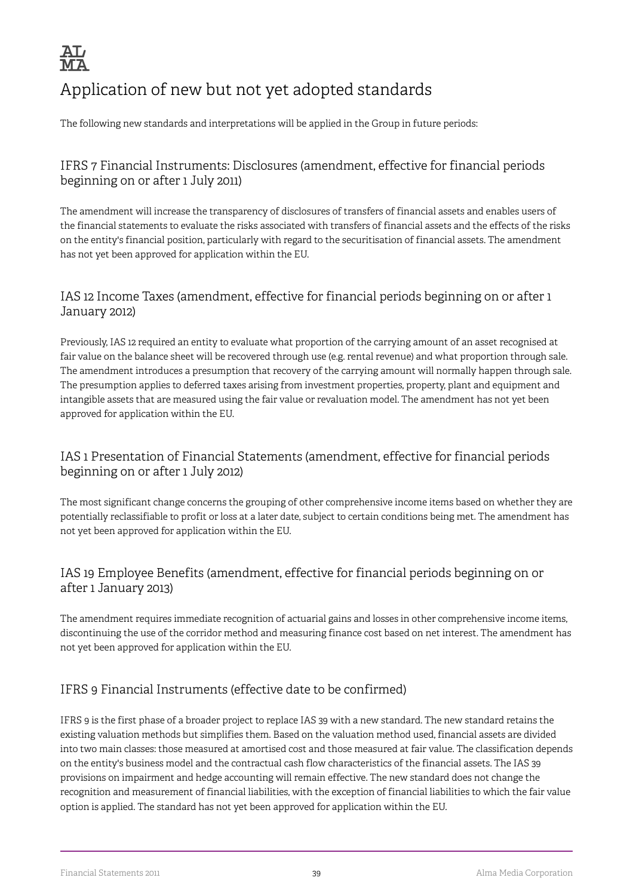# Application of new but not yet adopted standards

The following new standards and interpretations will be applied in the Group in future periods:

## IFRS 7 Financial Instruments: Disclosures (amendment, effective for financial periods beginning on or after 1 July 2011)

The amendment will increase the transparency of disclosures of transfers of financial assets and enables users of the financial statements to evaluate the risks associated with transfers of financial assets and the effects of the risks on the entity's financial position, particularly with regard to the securitisation of financial assets. The amendment has not yet been approved for application within the EU.

## IAS 12 Income Taxes (amendment, effective for financial periods beginning on or after 1 January 2012)

Previously, IAS 12 required an entity to evaluate what proportion of the carrying amount of an asset recognised at fair value on the balance sheet will be recovered through use (e.g. rental revenue) and what proportion through sale. The amendment introduces a presumption that recovery of the carrying amount will normally happen through sale. The presumption applies to deferred taxes arising from investment properties, property, plant and equipment and intangible assets that are measured using the fair value or revaluation model. The amendment has not yet been approved for application within the EU.

## IAS 1 Presentation of Financial Statements (amendment, effective for financial periods beginning on or after 1 July 2012)

The most significant change concerns the grouping of other comprehensive income items based on whether they are potentially reclassifiable to profit or loss at a later date, subject to certain conditions being met. The amendment has not yet been approved for application within the EU.

## IAS 19 Employee Benefits (amendment, effective for financial periods beginning on or after 1 January 2013)

The amendment requires immediate recognition of actuarial gains and losses in other comprehensive income items, discontinuing the use of the corridor method and measuring finance cost based on net interest. The amendment has not yet been approved for application within the EU.

## IFRS 9 Financial Instruments (effective date to be confirmed)

IFRS 9 is the first phase of a broader project to replace IAS 39 with a new standard. The new standard retains the existing valuation methods but simplifies them. Based on the valuation method used, financial assets are divided into two main classes: those measured at amortised cost and those measured at fair value. The classification depends on the entity's business model and the contractual cash flow characteristics of the financial assets. The IAS 39 provisions on impairment and hedge accounting will remain effective. The new standard does not change the recognition and measurement of financial liabilities, with the exception of financial liabilities to which the fair value option is applied. The standard has not yet been approved for application within the EU.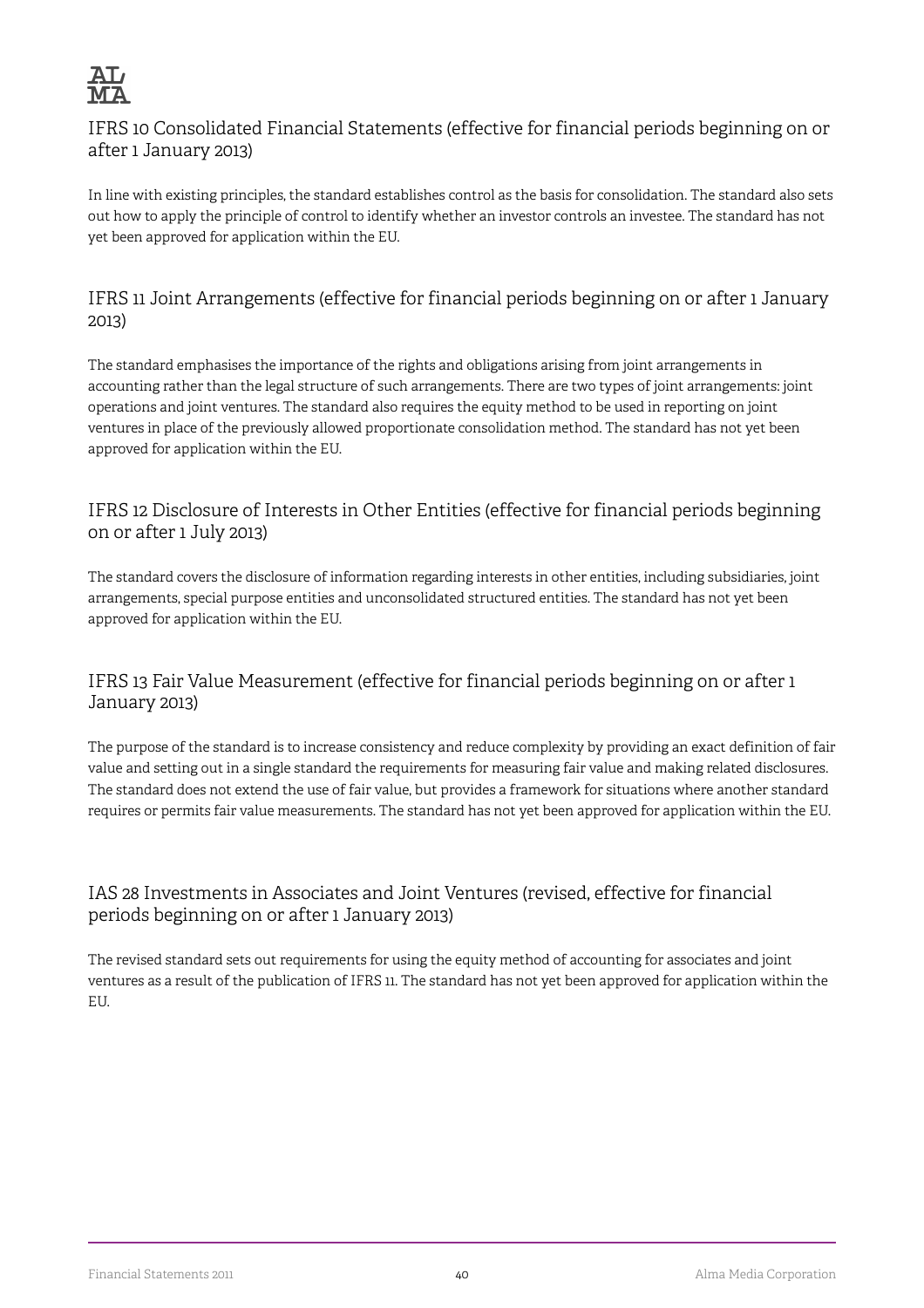## IFRS 10 Consolidated Financial Statements (effective for financial periods beginning on or after 1 January 2013)

In line with existing principles, the standard establishes control as the basis for consolidation. The standard also sets out how to apply the principle of control to identify whether an investor controls an investee. The standard has not yet been approved for application within the EU.

## IFRS 11 Joint Arrangements (effective for financial periods beginning on or after 1 January 2013)

The standard emphasises the importance of the rights and obligations arising from joint arrangements in accounting rather than the legal structure of such arrangements. There are two types of joint arrangements: joint operations and joint ventures. The standard also requires the equity method to be used in reporting on joint ventures in place of the previously allowed proportionate consolidation method. The standard has not yet been approved for application within the EU.

## IFRS 12 Disclosure of Interests in Other Entities (effective for financial periods beginning on or after 1 July 2013)

The standard covers the disclosure of information regarding interests in other entities, including subsidiaries, joint arrangements, special purpose entities and unconsolidated structured entities. The standard has not yet been approved for application within the EU.

## IFRS 13 Fair Value Measurement (effective for financial periods beginning on or after 1 January 2013)

The purpose of the standard is to increase consistency and reduce complexity by providing an exact definition of fair value and setting out in a single standard the requirements for measuring fair value and making related disclosures. The standard does not extend the use of fair value, but provides a framework for situations where another standard requires or permits fair value measurements. The standard has not yet been approved for application within the EU.

## IAS 28 Investments in Associates and Joint Ventures (revised, effective for financial periods beginning on or after 1 January 2013)

The revised standard sets out requirements for using the equity method of accounting for associates and joint ventures as a result of the publication of IFRS 11. The standard has not yet been approved for application within the EU.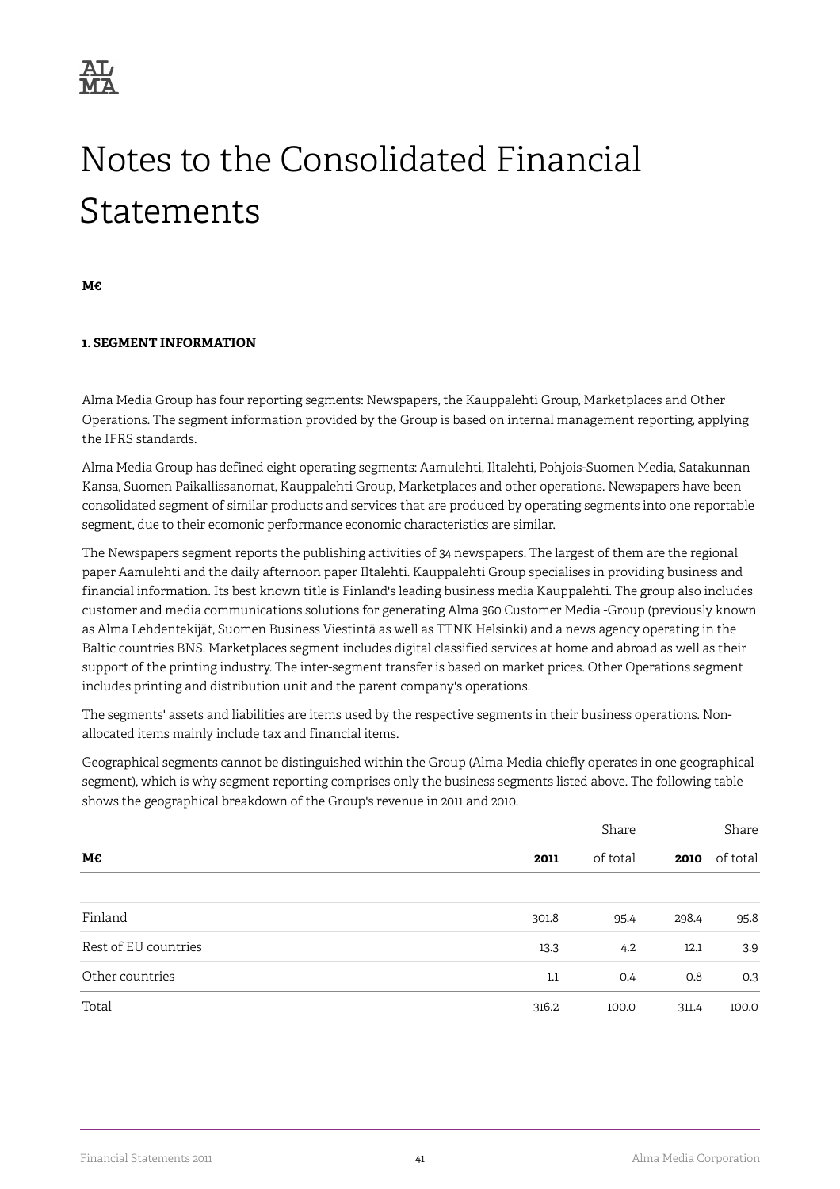# Notes to the Consolidated Financial Statements

**M€**

### 1. SEGMENT INFORMATION

Alma Media Group has four reporting segments: Newspapers, the Kauppalehti Group, Marketplaces and Other Operations. The segment information provided by the Group is based on internal management reporting, applying the IFRS standards.

Alma Media Group has defined eight operating segments: Aamulehti, Iltalehti, Pohjois-Suomen Media, Satakunnan Kansa, Suomen Paikallissanomat, Kauppalehti Group, Marketplaces and other operations. Newspapers have been consolidated segment of similar products and services that are produced by operating segments into one reportable segment, due to their ecomonic performance economic characteristics are similar.

The Newspapers segment reports the publishing activities of 34 newspapers. The largest of them are the regional paper Aamulehti and the daily afternoon paper Iltalehti. Kauppalehti Group specialises in providing business and financial information. Its best known title is Finland's leading business media Kauppalehti. The group also includes customer and media communications solutions for generating Alma 360 Customer Media -Group (previously known as Alma Lehdentekijät, Suomen Business Viestintä as well as TTNK Helsinki) and a news agency operating in the Baltic countries BNS. Marketplaces segment includes digital classified services at home and abroad as well as their support of the printing industry. The inter-segment transfer is based on market prices. Other Operations segment includes printing and distribution unit and the parent company's operations.

The segments' assets and liabilities are items used by the respective segments in their business operations. Non-allocated items mainly include tax and financial items.

Geographical segments cannot be distinguished within the Group (Alma Media chiefly operates in one geographical segment), which is why segment reporting comprises only the business segments listed above. The following table shows the geographical breakdown of the Group's revenue in 2011 and 2010.

| M€ | 2011 | Share of total | 2010 | Share of total |
|---|---|---|---|---|
| Finland | 301.8 | 95.4 | 298.4 | 95.8 |
| Rest of EU countries | 13.3 | 4.2 | 12.1 | 3.9 |
| Other countries | 1.1 | 0.4 | 0.8 | 0.3 |
| Total | 316.2 | 100.0 | 311.4 | 100.0 |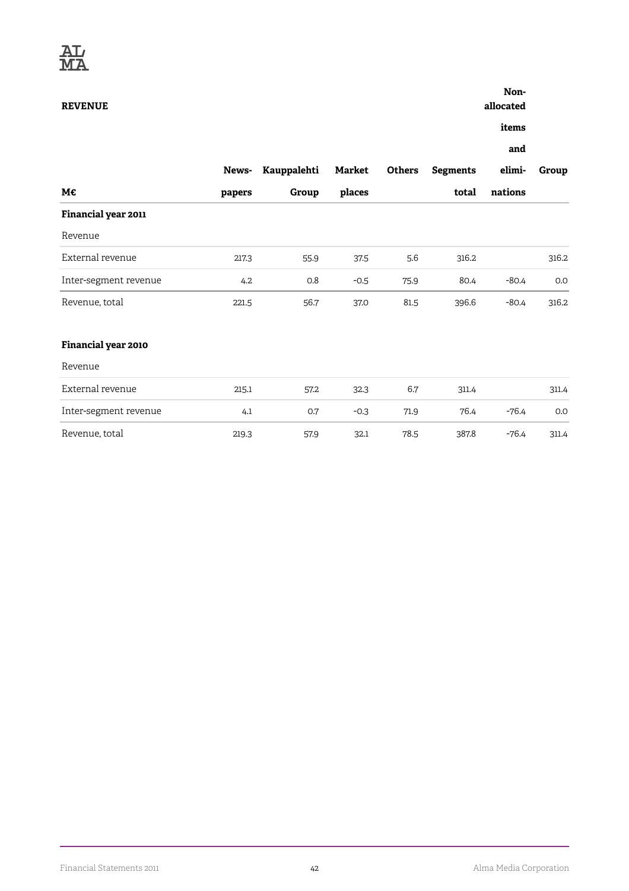**REVENUE**

| M€ | News-papers | Kauppalehti Group | Market places | Others | Segments total | Non-allocated items and elimi-nations | Group |
|---|---|---|---|---|---|---|---|
| **Financial year 2011** | | | | | | | |
| Revenue | | | | | | | |
| External revenue | 217.3 | 55.9 | 37.5 | 5.6 | 316.2 | | 316.2 |
| Inter-segment revenue | 4.2 | 0.8 | -0.5 | 75.9 | 80.4 | -80.4 | 0.0 |
| Revenue, total | 221.5 | 56.7 | 37.0 | 81.5 | 396.6 | -80.4 | 316.2 |
| | | | | | | | |
| **Financial year 2010** | | | | | | | |
| Revenue | | | | | | | |
| External revenue | 215.1 | 57.2 | 32.3 | 6.7 | 311.4 | | 311.4 |
| Inter-segment revenue | 4.1 | 0.7 | -0.3 | 71.9 | 76.4 | -76.4 | 0.0 |
| Revenue, total | 219.3 | 57.9 | 32.1 | 78.5 | 387.8 | -76.4 | 311.4 |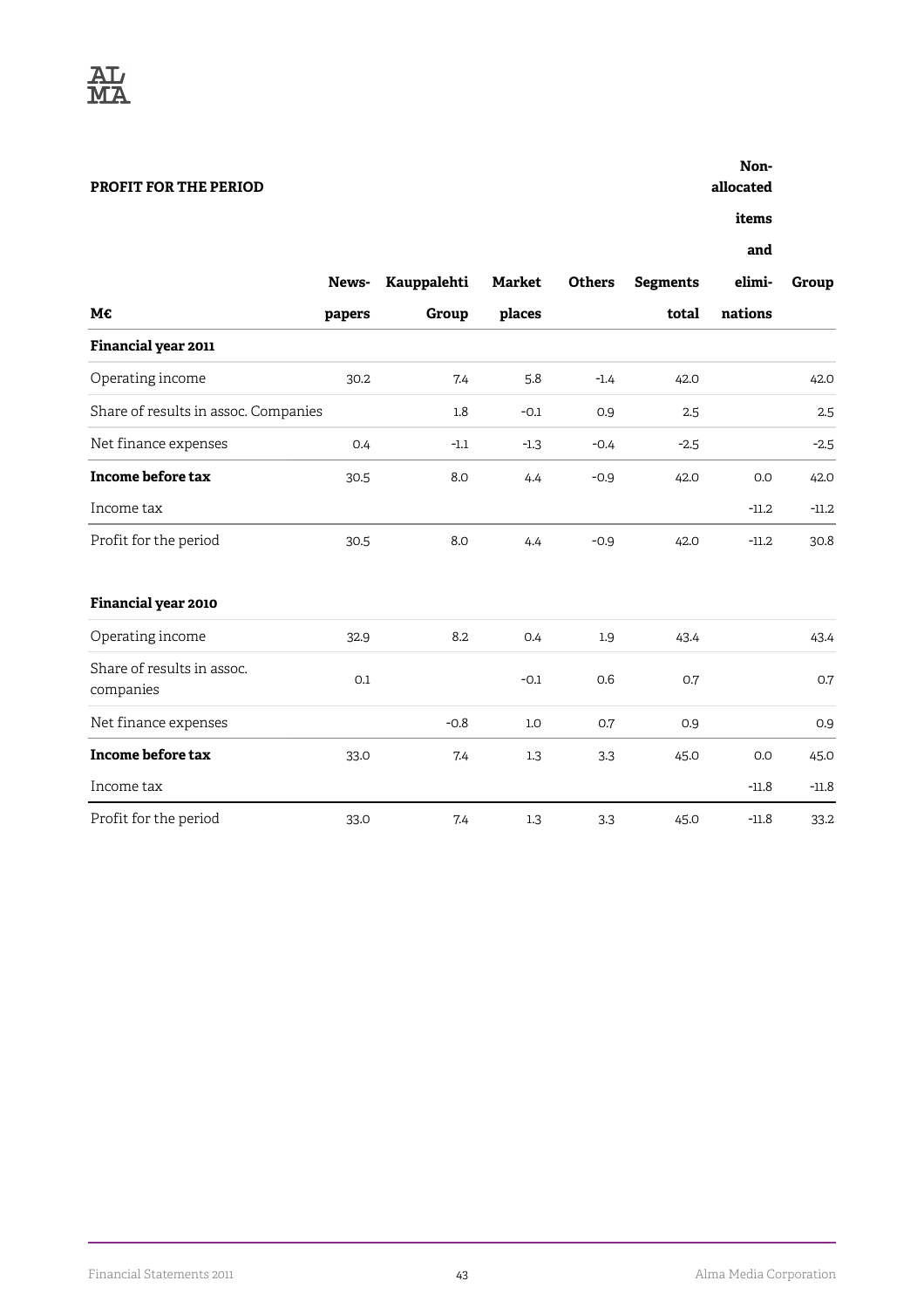**PROFIT FOR THE PERIOD**

| M€ | Newspapers | Kauppalehti Group | Marketplaces | Others | Segments total | Non-allocated items and eliminations | Group |
|---|---|---|---|---|---|---|---|
| **Financial year 2011** | | | | | | | |
| Operating income | 30.2 | 7.4 | 5.8 | -1.4 | 42.0 | | 42.0 |
| Share of results in assoc. Companies | | 1.8 | -0.1 | 0.9 | 2.5 | | 2.5 |
| Net finance expenses | 0.4 | -1.1 | -1.3 | -0.4 | -2.5 | | -2.5 |
| **Income before tax** | 30.5 | 8.0 | 4.4 | -0.9 | 42.0 | 0.0 | 42.0 |
| Income tax | | | | | | -11.2 | -11.2 |
| Profit for the period | 30.5 | 8.0 | 4.4 | -0.9 | 42.0 | -11.2 | 30.8 |
| | | | | | | | |
| **Financial year 2010** | | | | | | | |
| Operating income | 32.9 | 8.2 | 0.4 | 1.9 | 43.4 | | 43.4 |
| Share of results in assoc. companies | 0.1 | | -0.1 | 0.6 | 0.7 | | 0.7 |
| Net finance expenses | | -0.8 | 1.0 | 0.7 | 0.9 | | 0.9 |
| **Income before tax** | 33.0 | 7.4 | 1.3 | 3.3 | 45.0 | 0.0 | 45.0 |
| Income tax | | | | | | -11.8 | -11.8 |
| Profit for the period | 33.0 | 7.4 | 1.3 | 3.3 | 45.0 | -11.8 | 33.2 |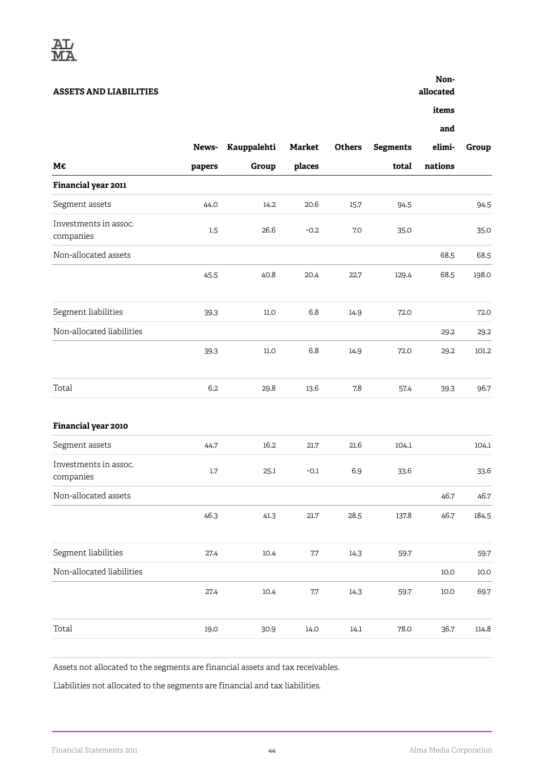## ASSETS AND LIABILITIES

| M€ | Newspapers | Kauppalehti Group | Marketplaces | Others | Segments total | Non-allocated items and eliminations | Group |
|---|---|---|---|---|---|---|---|
| **Financial year 2011** | | | | | | | |
| Segment assets | 44.0 | 14.2 | 20.6 | 15.7 | 94.5 | | 94.5 |
| Investments in assoc. companies | 1.5 | 26.6 | -0.2 | 7.0 | 35.0 | | 35.0 |
| Non-allocated assets | | | | | | 68.5 | 68.5 |
| | 45.5 | 40.8 | 20.4 | 22.7 | 129.4 | 68.5 | 198.0 |
| Segment liabilities | 39.3 | 11.0 | 6.8 | 14.9 | 72.0 | | 72.0 |
| Non-allocated liabilities | | | | | | 29.2 | 29.2 |
| | 39.3 | 11.0 | 6.8 | 14.9 | 72.0 | 29.2 | 101.2 |
| Total | 6.2 | 29.8 | 13.6 | 7.8 | 57.4 | 39.3 | 96.7 |
| **Financial year 2010** | | | | | | | |
| Segment assets | 44.7 | 16.2 | 21.7 | 21.6 | 104.1 | | 104.1 |
| Investments in assoc. companies | 1.7 | 25.1 | -0.1 | 6.9 | 33.6 | | 33.6 |
| Non-allocated assets | | | | | | 46.7 | 46.7 |
| | 46.3 | 41.3 | 21.7 | 28.5 | 137.8 | 46.7 | 184.5 |
| Segment liabilities | 27.4 | 10.4 | 7.7 | 14.3 | 59.7 | | 59.7 |
| Non-allocated liabilities | | | | | | 10.0 | 10.0 |
| | 27.4 | 10.4 | 7.7 | 14.3 | 59.7 | 10.0 | 69.7 |
| Total | 19.0 | 30.9 | 14.0 | 14.1 | 78.0 | 36.7 | 114.8 |

Assets not allocated to the segments are financial assets and tax receivables.

Liabilities not allocated to the segments are financial and tax liabilities.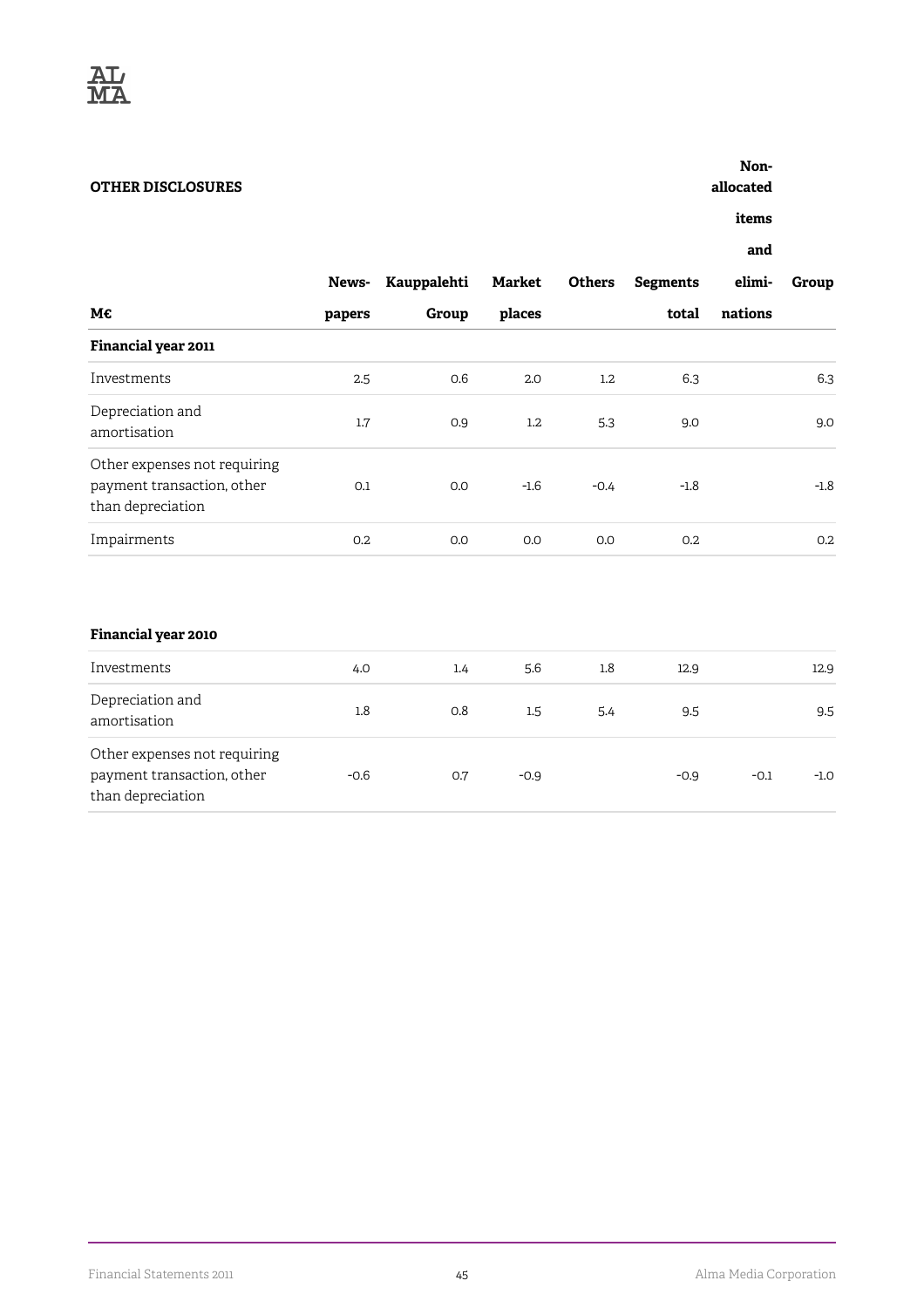## OTHER DISCLOSURES

| M€ | Newspapers | Kauppalehti Group | Market places | Others | Segments total | Non-allocated items and eliminations | Group |
|---|---|---|---|---|---|---|---|
| **Financial year 2011** | | | | | | | |
| Investments | 2.5 | 0.6 | 2.0 | 1.2 | 6.3 | | 6.3 |
| Depreciation and amortisation | 1.7 | 0.9 | 1.2 | 5.3 | 9.0 | | 9.0 |
| Other expenses not requiring payment transaction, other than depreciation | 0.1 | 0.0 | -1.6 | -0.4 | -1.8 | | -1.8 |
| Impairments | 0.2 | 0.0 | 0.0 | 0.0 | 0.2 | | 0.2 |

| M€ | Newspapers | Kauppalehti Group | Market places | Others | Segments total | Non-allocated items and eliminations | Group |
|---|---|---|---|---|---|---|---|
| **Financial year 2010** | | | | | | | |
| Investments | 4.0 | 1.4 | 5.6 | 1.8 | 12.9 | | 12.9 |
| Depreciation and amortisation | 1.8 | 0.8 | 1.5 | 5.4 | 9.5 | | 9.5 |
| Other expenses not requiring payment transaction, other than depreciation | -0.6 | 0.7 | -0.9 | | -0.9 | -0.1 | -1.0 |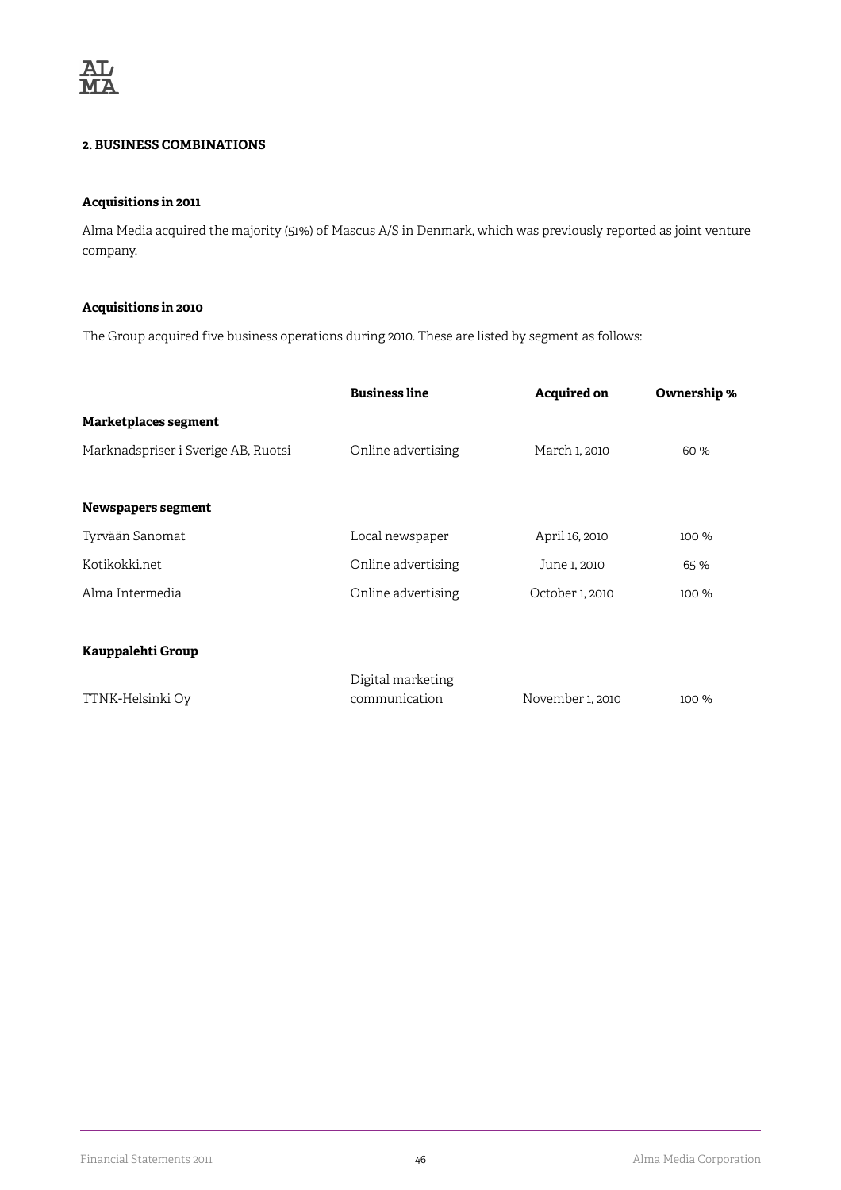## 2. BUSINESS COMBINATIONS

### Acquisitions in 2011

Alma Media acquired the majority (51%) of Mascus A/S in Denmark, which was previously reported as joint venture company.

### Acquisitions in 2010

The Group acquired five business operations during 2010. These are listed by segment as follows:

| | Business line | Acquired on | Ownership % |
|---|---|---|---|
| **Marketplaces segment** | | | |
| Marknadspriser i Sverige AB, Ruotsi | Online advertising | March 1, 2010 | 60 % |
| **Newspapers segment** | | | |
| Tyrvään Sanomat | Local newspaper | April 16, 2010 | 100 % |
| Kotikokki.net | Online advertising | June 1, 2010 | 65 % |
| Alma Intermedia | Online advertising | October 1, 2010 | 100 % |
| **Kauppalehti Group** | | | |
| TTNK-Helsinki Oy | Digital marketing communication | November 1, 2010 | 100 % |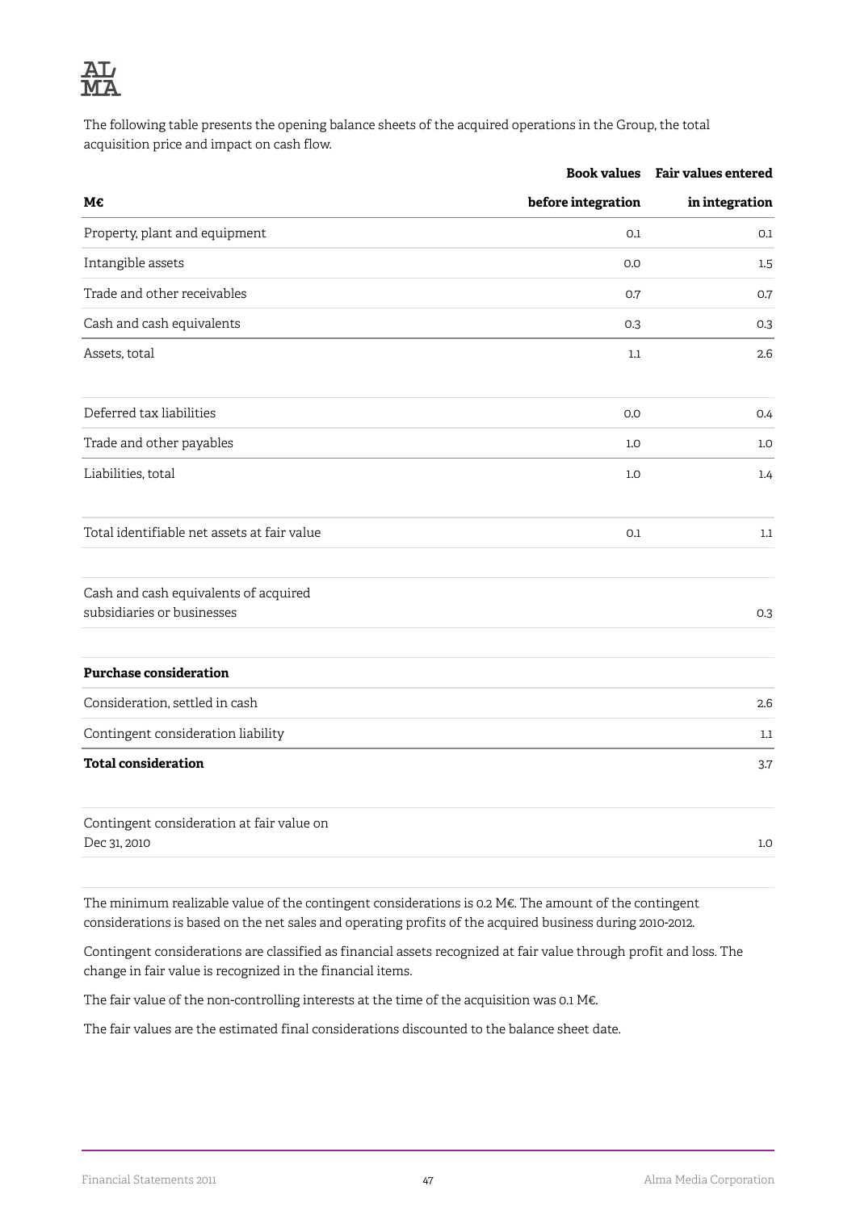The following table presents the opening balance sheets of the acquired operations in the Group, the total acquisition price and impact on cash flow.

| M€ | Book values before integration | Fair values entered in integration |
|---|---|---|
| Property, plant and equipment | 0.1 | 0.1 |
| Intangible assets | 0.0 | 1.5 |
| Trade and other receivables | 0.7 | 0.7 |
| Cash and cash equivalents | 0.3 | 0.3 |
| Assets, total | 1.1 | 2.6 |
| | | |
| Deferred tax liabilities | 0.0 | 0.4 |
| Trade and other payables | 1.0 | 1.0 |
| Liabilities, total | 1.0 | 1.4 |
| | | |
| Total identifiable net assets at fair value | 0.1 | 1.1 |
| | | |
| Cash and cash equivalents of acquired subsidiaries or businesses | | 0.3 |
| | | |
| **Purchase consideration** | | |
| Consideration, settled in cash | | 2.6 |
| Contingent consideration liability | | 1.1 |
| **Total consideration** | | 3.7 |
| | | |
| Contingent consideration at fair value on Dec 31, 2010 | | 1.0 |

The minimum realizable value of the contingent considerations is 0.2 M€. The amount of the contingent considerations is based on the net sales and operating profits of the acquired business during 2010-2012.

Contingent considerations are classified as financial assets recognized at fair value through profit and loss. The change in fair value is recognized in the financial items.

The fair value of the non-controlling interests at the time of the acquisition was 0.1 M€.

The fair values are the estimated final considerations discounted to the balance sheet date.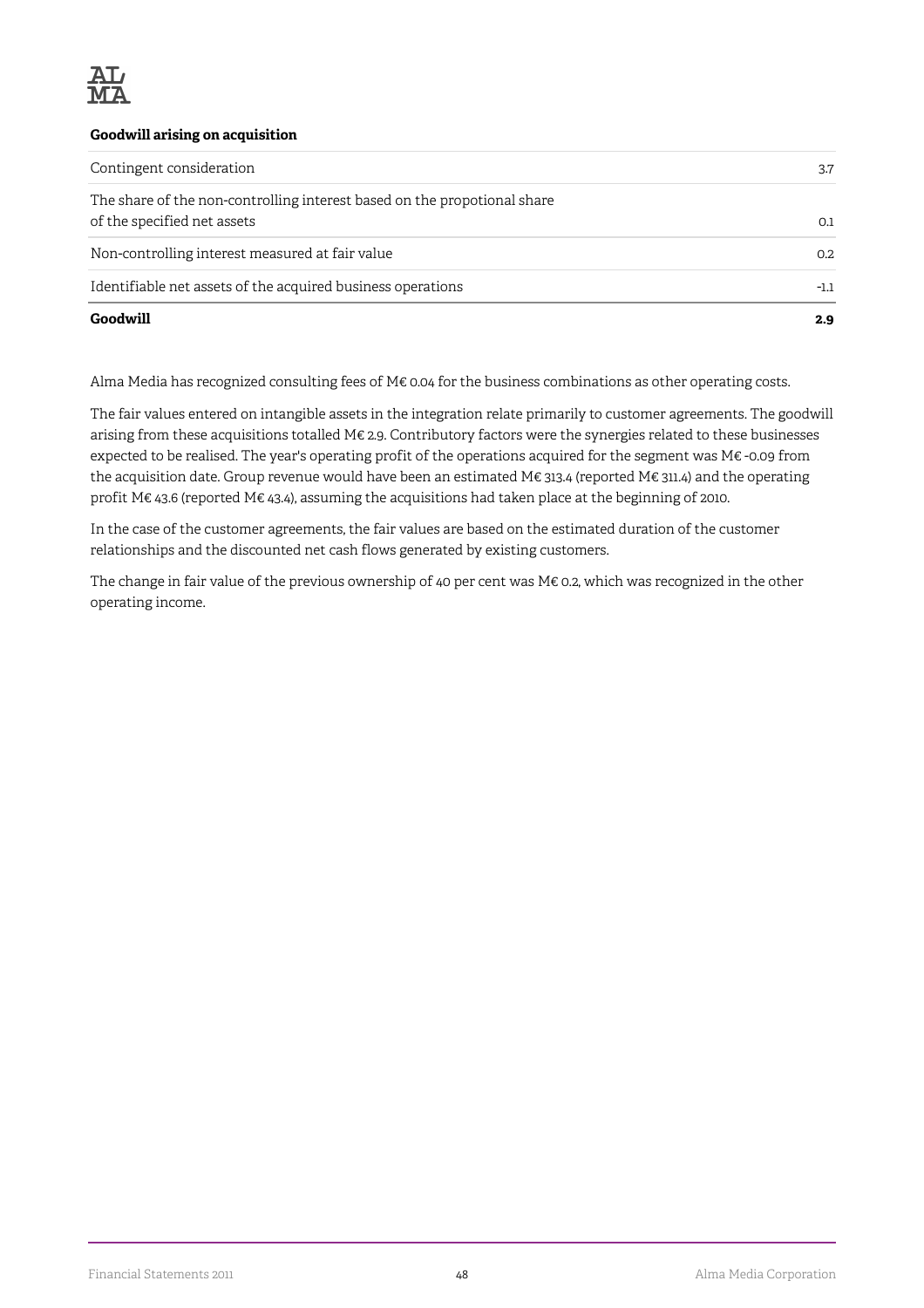**Goodwill arising on acquisition**

| | |
|---|---|
| Contingent consideration | 3.7 |
| The share of the non-controlling interest based on the propotional share of the specified net assets | 0.1 |
| Non-controlling interest measured at fair value | 0.2 |
| Identifiable net assets of the acquired business operations | -1.1 |
| **Goodwill** | **2.9** |

Alma Media has recognized consulting fees of M€ 0.04 for the business combinations as other operating costs.

The fair values entered on intangible assets in the integration relate primarily to customer agreements. The goodwill arising from these acquisitions totalled M€ 2.9. Contributory factors were the synergies related to these businesses expected to be realised. The year's operating profit of the operations acquired for the segment was M€ -0.09 from the acquisition date. Group revenue would have been an estimated M€ 313.4 (reported M€ 311.4) and the operating profit M€ 43.6 (reported M€ 43.4), assuming the acquisitions had taken place at the beginning of 2010.

In the case of the customer agreements, the fair values are based on the estimated duration of the customer relationships and the discounted net cash flows generated by existing customers.

The change in fair value of the previous ownership of 40 per cent was M€ 0.2, which was recognized in the other operating income.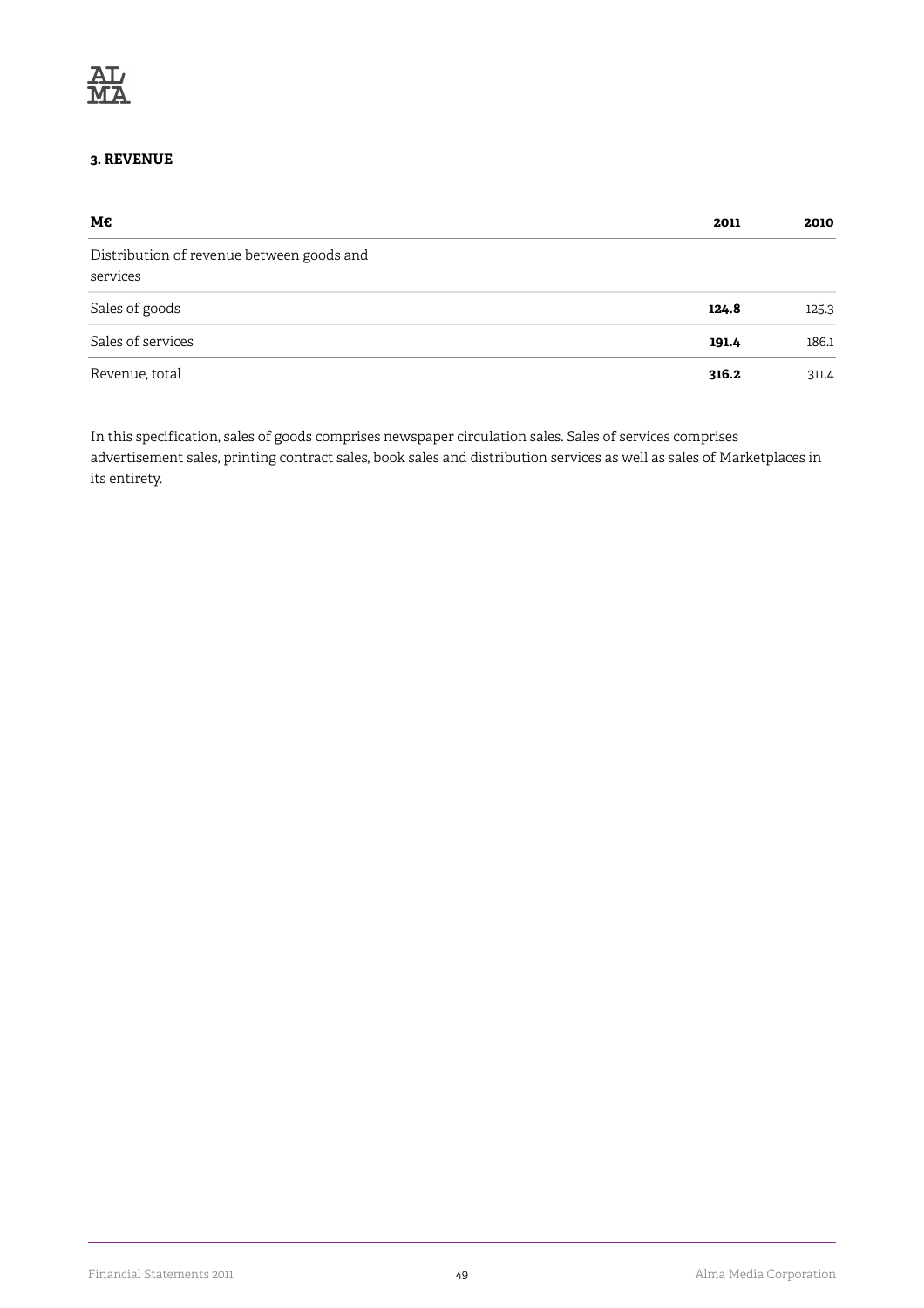### 3. REVENUE

| M€ | 2011 | 2010 |
|---|---|---|
| Distribution of revenue between goods and services | | |
| Sales of goods | **124.8** | 125.3 |
| Sales of services | **191.4** | 186.1 |
| Revenue, total | **316.2** | 311.4 |

In this specification, sales of goods comprises newspaper circulation sales. Sales of services comprises advertisement sales, printing contract sales, book sales and distribution services as well as sales of Marketplaces in its entirety.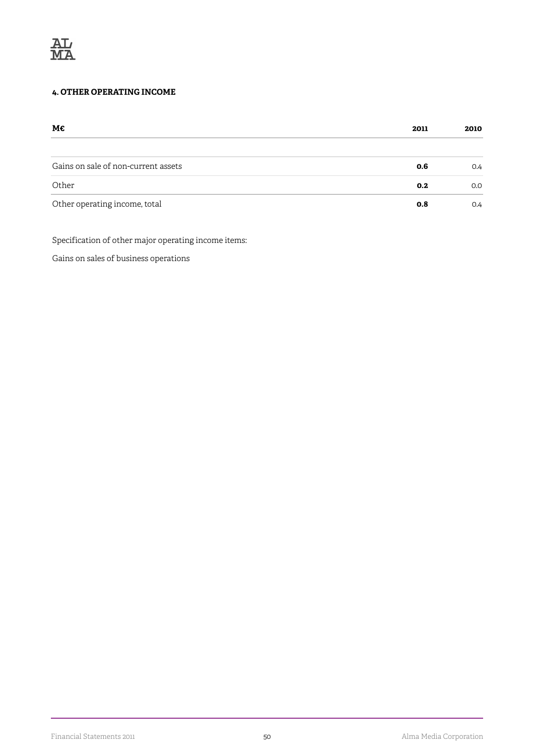#### 4. OTHER OPERATING INCOME

| M€ | 2011 | 2010 |
|---|---|---|
| Gains on sale of non-current assets | **0.6** | 0.4 |
| Other | **0.2** | 0.0 |
| Other operating income, total | **0.8** | 0.4 |

Specification of other major operating income items:

Gains on sales of business operations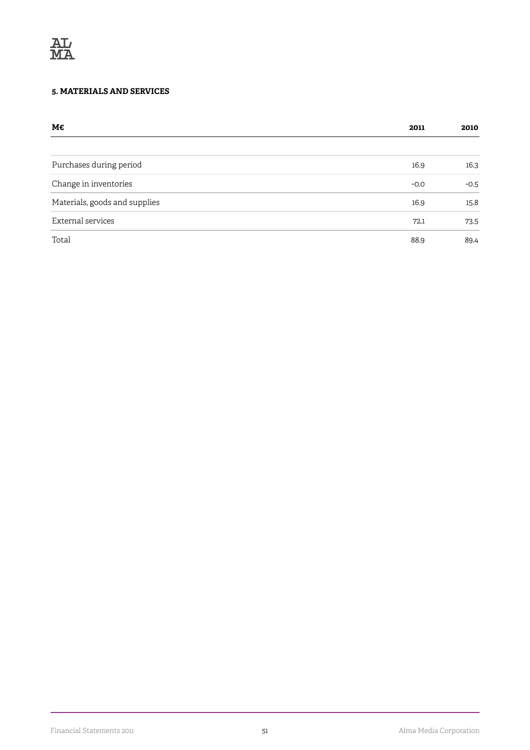### 5. MATERIALS AND SERVICES

| M€ | 2011 | 2010 |
|---|---|---|
| Purchases during period | 16.9 | 16.3 |
| Change in inventories | -0.0 | -0.5 |
| Materials, goods and supplies | 16.9 | 15.8 |
| External services | 72.1 | 73.5 |
| Total | 88.9 | 89.4 |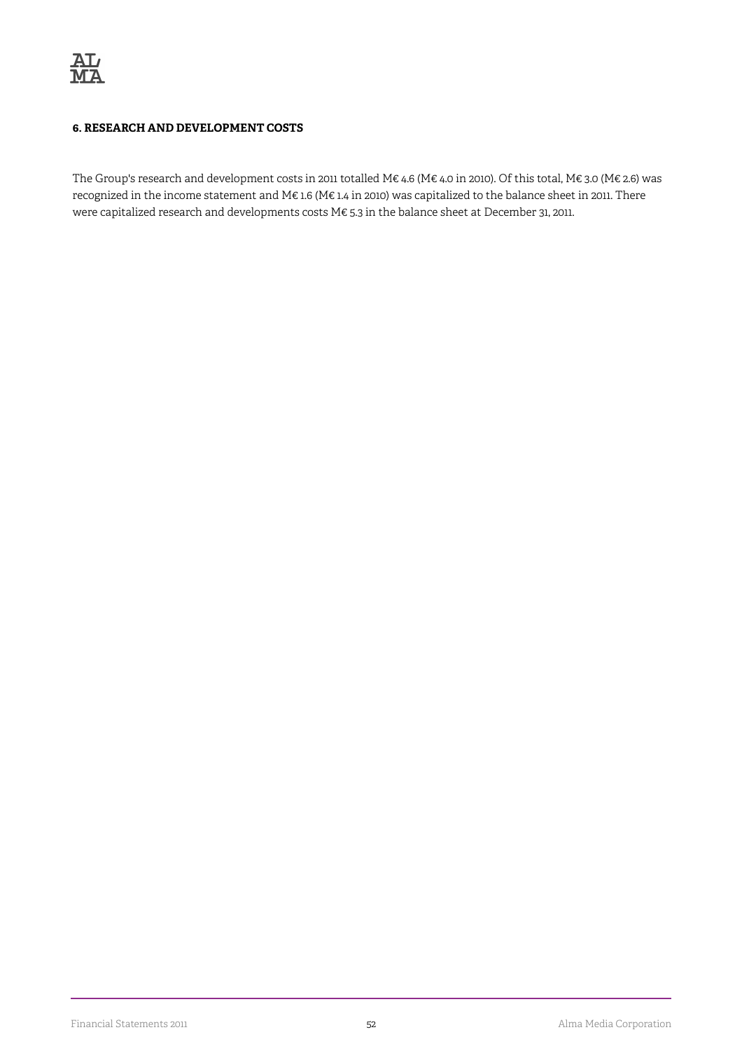## 6. RESEARCH AND DEVELOPMENT COSTS

The Group's research and development costs in 2011 totalled M€ 4.6 (M€ 4.0 in 2010). Of this total, M€ 3.0 (M€ 2.6) was recognized in the income statement and M€ 1.6 (M€ 1.4 in 2010) was capitalized to the balance sheet in 2011. There were capitalized research and developments costs M€ 5.3 in the balance sheet at December 31, 2011.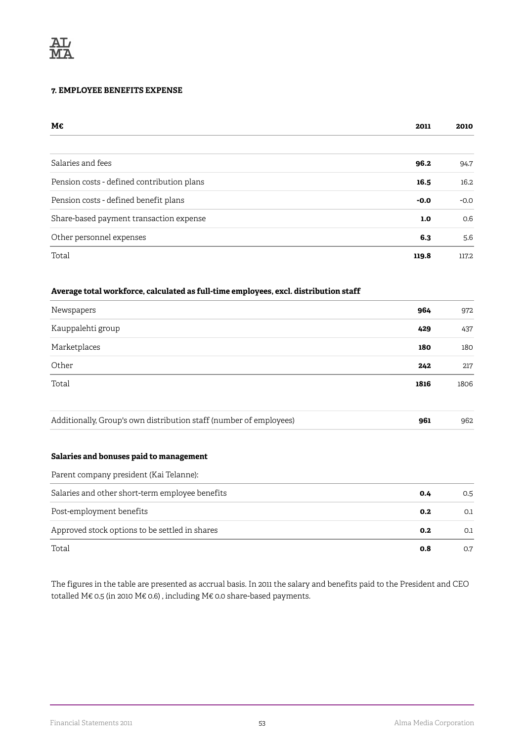### 7. EMPLOYEE BENEFITS EXPENSE

| M€ | 2011 | 2010 |
|---|---|---|
| | | |
| Salaries and fees | **96.2** | 94.7 |
| Pension costs - defined contribution plans | **16.5** | 16.2 |
| Pension costs - defined benefit plans | **-0.0** | -0.0 |
| Share-based payment transaction expense | **1.0** | 0.6 |
| Other personnel expenses | **6.3** | 5.6 |
| Total | **119.8** | 117.2 |

**Average total workforce, calculated as full-time employees, excl. distribution staff**

| | 2011 | 2010 |
|---|---|---|
| Newspapers | **964** | 972 |
| Kauppalehti group | **429** | 437 |
| Marketplaces | **180** | 180 |
| Other | **242** | 217 |
| Total | **1816** | 1806 |
| | | |
| Additionally, Group's own distribution staff (number of employees) | **961** | 962 |

**Salaries and bonuses paid to management**

| Parent company president (Kai Telanne): | 2011 | 2010 |
|---|---|---|
| Salaries and other short-term employee benefits | **0.4** | 0.5 |
| Post-employment benefits | **0.2** | 0.1 |
| Approved stock options to be settled in shares | **0.2** | 0.1 |
| Total | **0.8** | 0.7 |

The figures in the table are presented as accrual basis. In 2011 the salary and benefits paid to the President and CEO totalled M€ 0.5 (in 2010 M€ 0.6) , including M€ 0.0 share-based payments.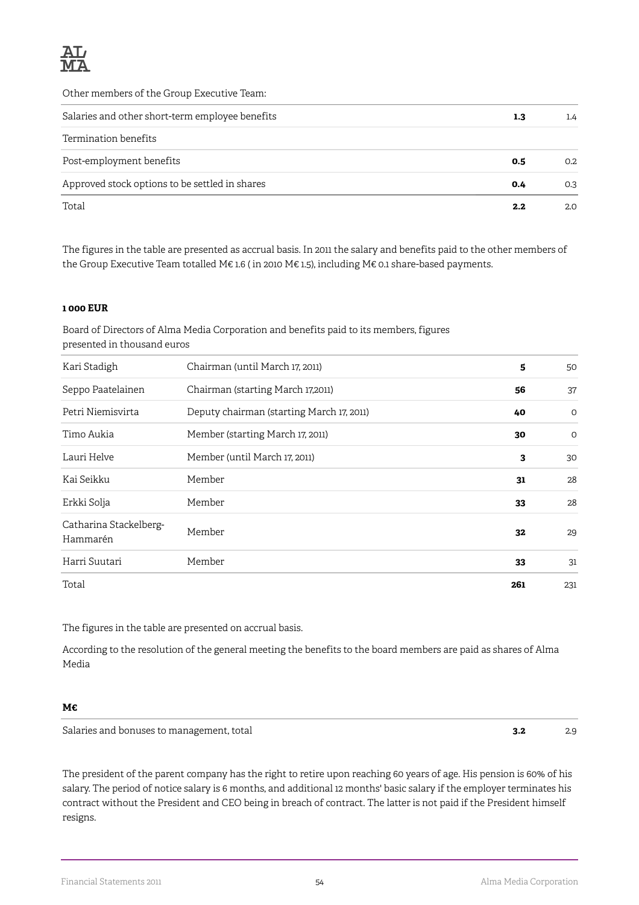Other members of the Group Executive Team:

| | | |
|---|---|---|
| Salaries and other short-term employee benefits | **1.3** | 1.4 |
| Termination benefits | | |
| Post-employment benefits | **0.5** | 0.2 |
| Approved stock options to be settled in shares | **0.4** | 0.3 |
| Total | **2.2** | 2.0 |

The figures in the table are presented as accrual basis. In 2011 the salary and benefits paid to the other members of the Group Executive Team totalled M€ 1.6 ( in 2010 M€ 1.5), including M€ 0.1 share-based payments.

**1 000 EUR**

Board of Directors of Alma Media Corporation and benefits paid to its members, figures presented in thousand euros

| | | | |
|---|---|---|---|
| Kari Stadigh | Chairman (until March 17, 2011) | **5** | 50 |
| Seppo Paatelainen | Chairman (starting March 17,2011) | **56** | 37 |
| Petri Niemisvirta | Deputy chairman (starting March 17, 2011) | **40** | 0 |
| Timo Aukia | Member (starting March 17, 2011) | **30** | 0 |
| Lauri Helve | Member (until March 17, 2011) | **3** | 30 |
| Kai Seikku | Member | **31** | 28 |
| Erkki Solja | Member | **33** | 28 |
| Catharina Stackelberg-Hammarén | Member | **32** | 29 |
| Harri Suutari | Member | **33** | 31 |
| Total | | **261** | 231 |

The figures in the table are presented on accrual basis.

According to the resolution of the general meeting the benefits to the board members are paid as shares of Alma Media

| **M€** | | |
|---|---|---|
| Salaries and bonuses to management, total | **3.2** | 2.9 |

The president of the parent company has the right to retire upon reaching 60 years of age. His pension is 60% of his salary. The period of notice salary is 6 months, and additional 12 months' basic salary if the employer terminates his contract without the President and CEO being in breach of contract. The latter is not paid if the President himself resigns.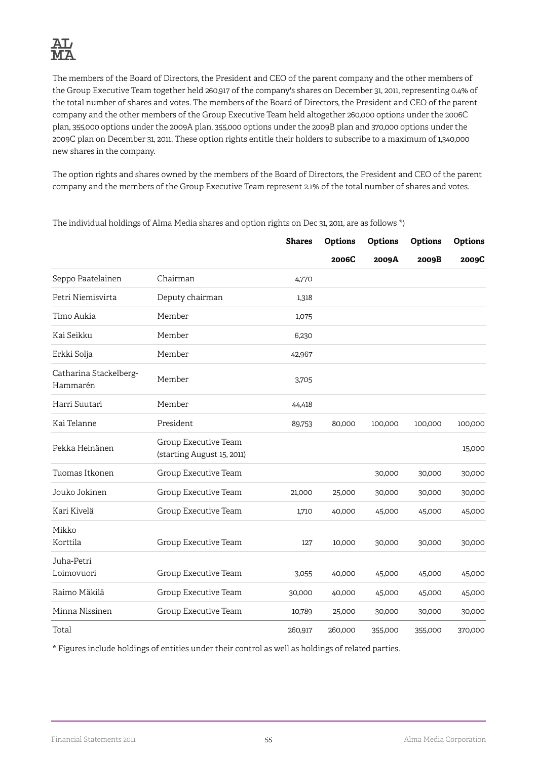The members of the Board of Directors, the President and CEO of the parent company and the other members of the Group Executive Team together held 260,917 of the company's shares on December 31, 2011, representing 0.4% of the total number of shares and votes. The members of the Board of Directors, the President and CEO of the parent company and the other members of the Group Executive Team held altogether 260,000 options under the 2006C plan, 355,000 options under the 2009A plan, 355,000 options under the 2009B plan and 370,000 options under the 2009C plan on December 31, 2011. These option rights entitle their holders to subscribe to a maximum of 1,340,000 new shares in the company.

The option rights and shares owned by the members of the Board of Directors, the President and CEO of the parent company and the members of the Group Executive Team represent 2.1% of the total number of shares and votes.

The individual holdings of Alma Media shares and option rights on Dec 31, 2011, are as follows *)

| | | **Shares** | **Options 2006C** | **Options 2009A** | **Options 2009B** | **Options 2009C** |
|---|---|---|---|---|---|---|
| Seppo Paatelainen | Chairman | 4,770 | | | | |
| Petri Niemisvirta | Deputy chairman | 1,318 | | | | |
| Timo Aukia | Member | 1,075 | | | | |
| Kai Seikku | Member | 6,230 | | | | |
| Erkki Solja | Member | 42,967 | | | | |
| Catharina Stackelberg-Hammarén | Member | 3,705 | | | | |
| Harri Suutari | Member | 44,418 | | | | |
| Kai Telanne | President | 89,753 | 80,000 | 100,000 | 100,000 | 100,000 |
| Pekka Heinänen | Group Executive Team (starting August 15, 2011) | | | | | 15,000 |
| Tuomas Itkonen | Group Executive Team | | | 30,000 | 30,000 | 30,000 |
| Jouko Jokinen | Group Executive Team | 21,000 | 25,000 | 30,000 | 30,000 | 30,000 |
| Kari Kivelä | Group Executive Team | 1,710 | 40,000 | 45,000 | 45,000 | 45,000 |
| Mikko Korttila | Group Executive Team | 127 | 10,000 | 30,000 | 30,000 | 30,000 |
| Juha-Petri Loimovuori | Group Executive Team | 3,055 | 40,000 | 45,000 | 45,000 | 45,000 |
| Raimo Mäkilä | Group Executive Team | 30,000 | 40,000 | 45,000 | 45,000 | 45,000 |
| Minna Nissinen | Group Executive Team | 10,789 | 25,000 | 30,000 | 30,000 | 30,000 |
| Total | | 260,917 | 260,000 | 355,000 | 355,000 | 370,000 |

* Figures include holdings of entities under their control as well as holdings of related parties.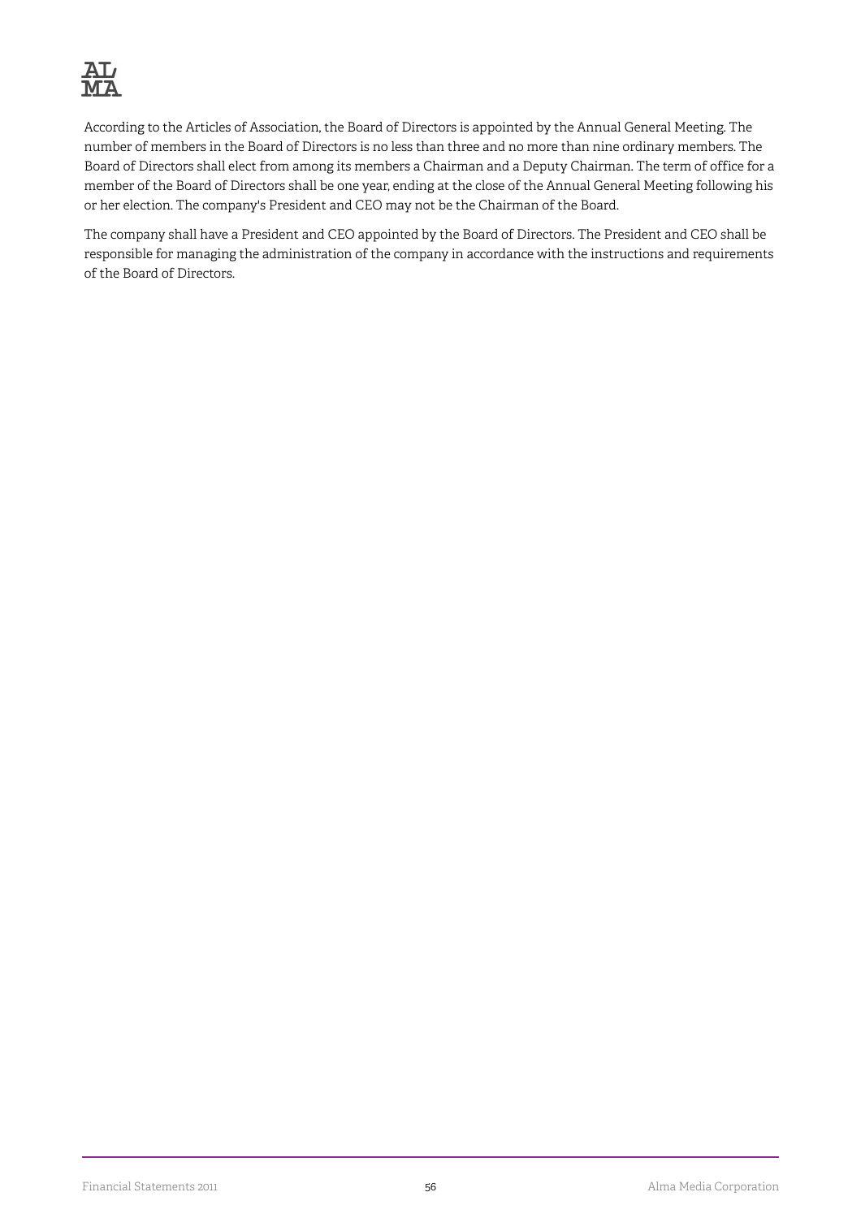According to the Articles of Association, the Board of Directors is appointed by the Annual General Meeting. The number of members in the Board of Directors is no less than three and no more than nine ordinary members. The Board of Directors shall elect from among its members a Chairman and a Deputy Chairman. The term of office for a member of the Board of Directors shall be one year, ending at the close of the Annual General Meeting following his or her election. The company's President and CEO may not be the Chairman of the Board.

The company shall have a President and CEO appointed by the Board of Directors. The President and CEO shall be responsible for managing the administration of the company in accordance with the instructions and requirements of the Board of Directors.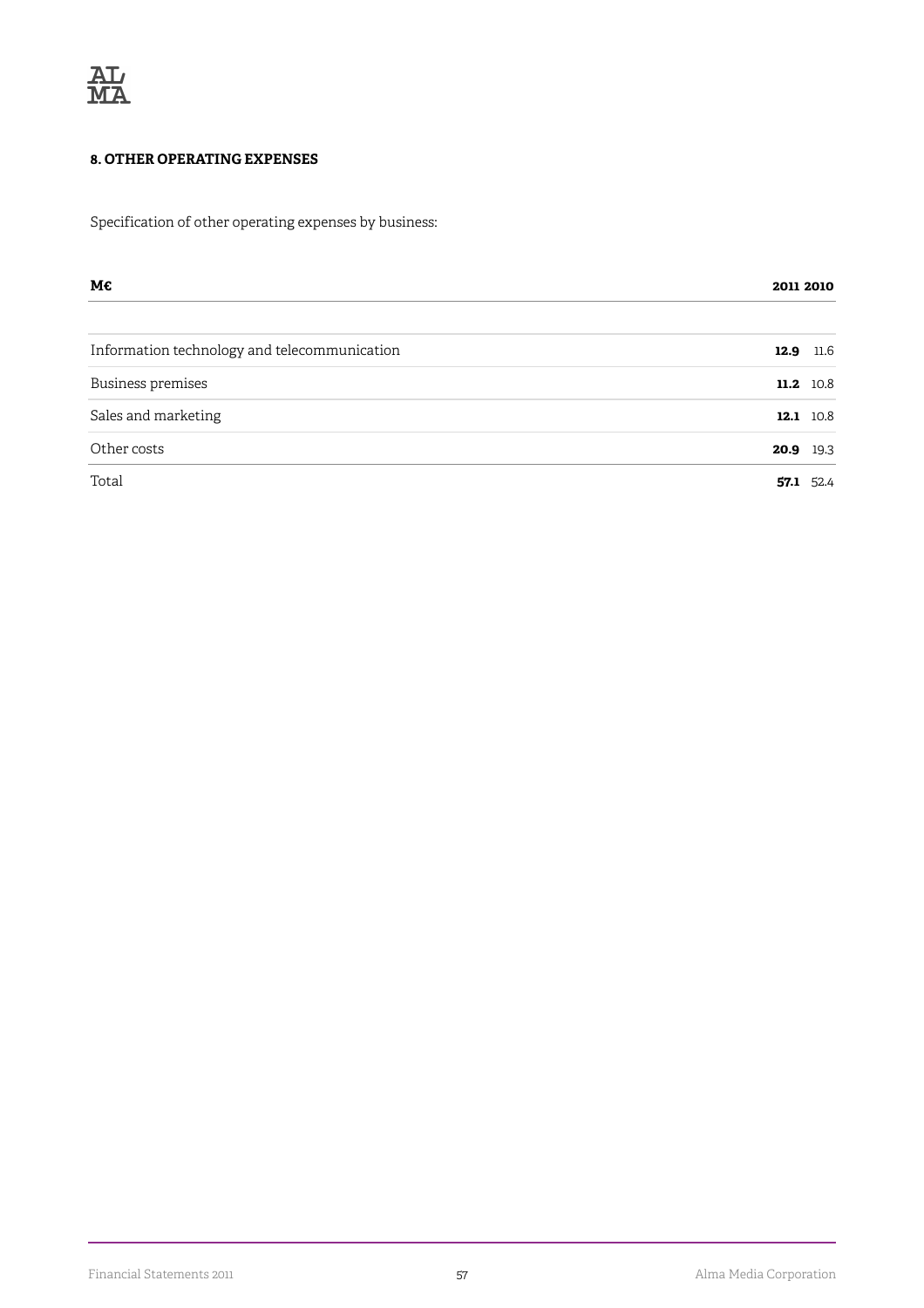**8. OTHER OPERATING EXPENSES**

Specification of other operating expenses by business:

| M€ | 2011 | 2010 |
|---|---|---|
| Information technology and telecommunication | **12.9** | 11.6 |
| Business premises | **11.2** | 10.8 |
| Sales and marketing | **12.1** | 10.8 |
| Other costs | **20.9** | 19.3 |
| Total | **57.1** | 52.4 |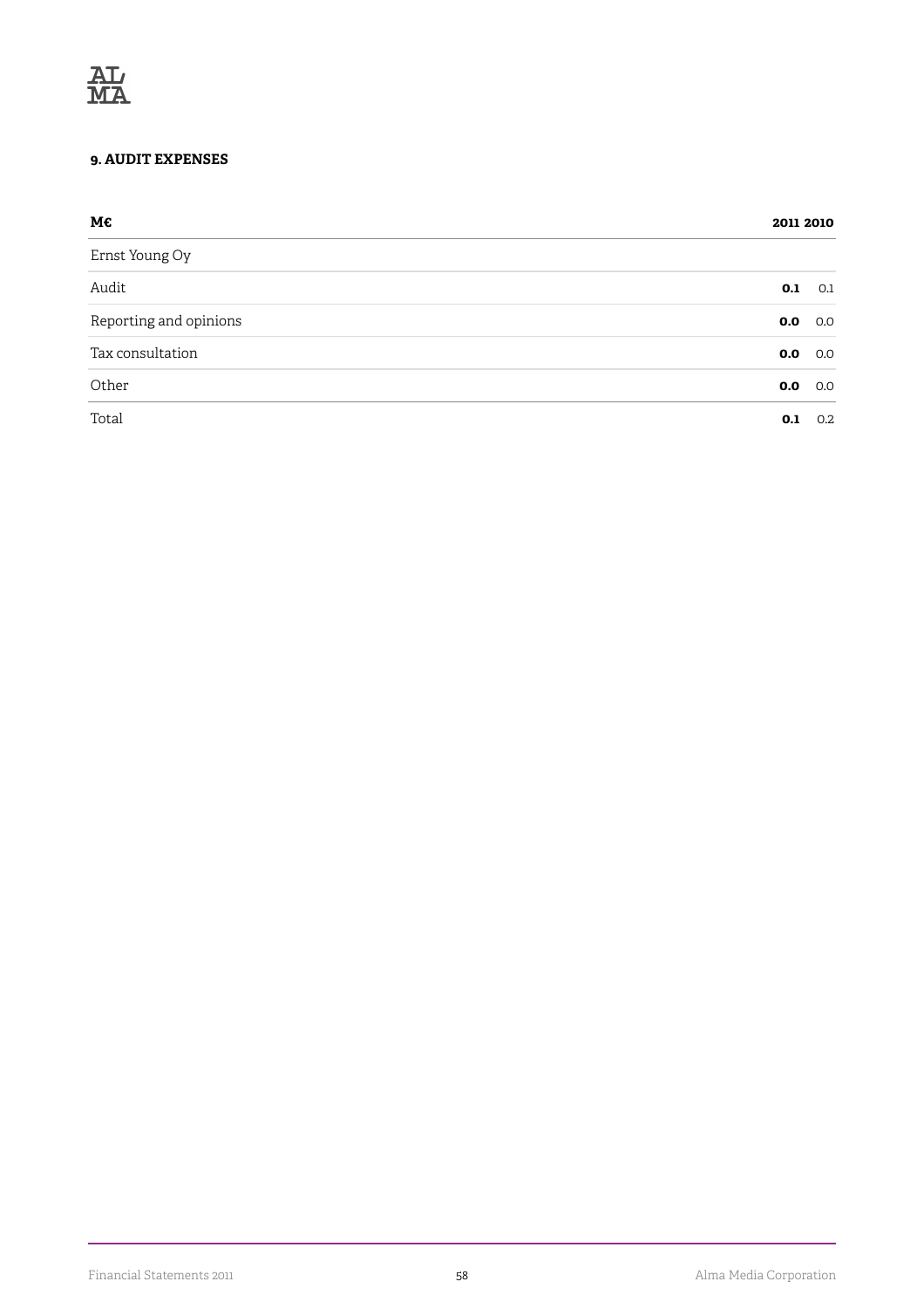### 9. AUDIT EXPENSES

| M€ | 2011 | 2010 |
|---|---|---|
| Ernst Young Oy | | |
| Audit | **0.1** | 0.1 |
| Reporting and opinions | **0.0** | 0.0 |
| Tax consultation | **0.0** | 0.0 |
| Other | **0.0** | 0.0 |
| Total | **0.1** | 0.2 |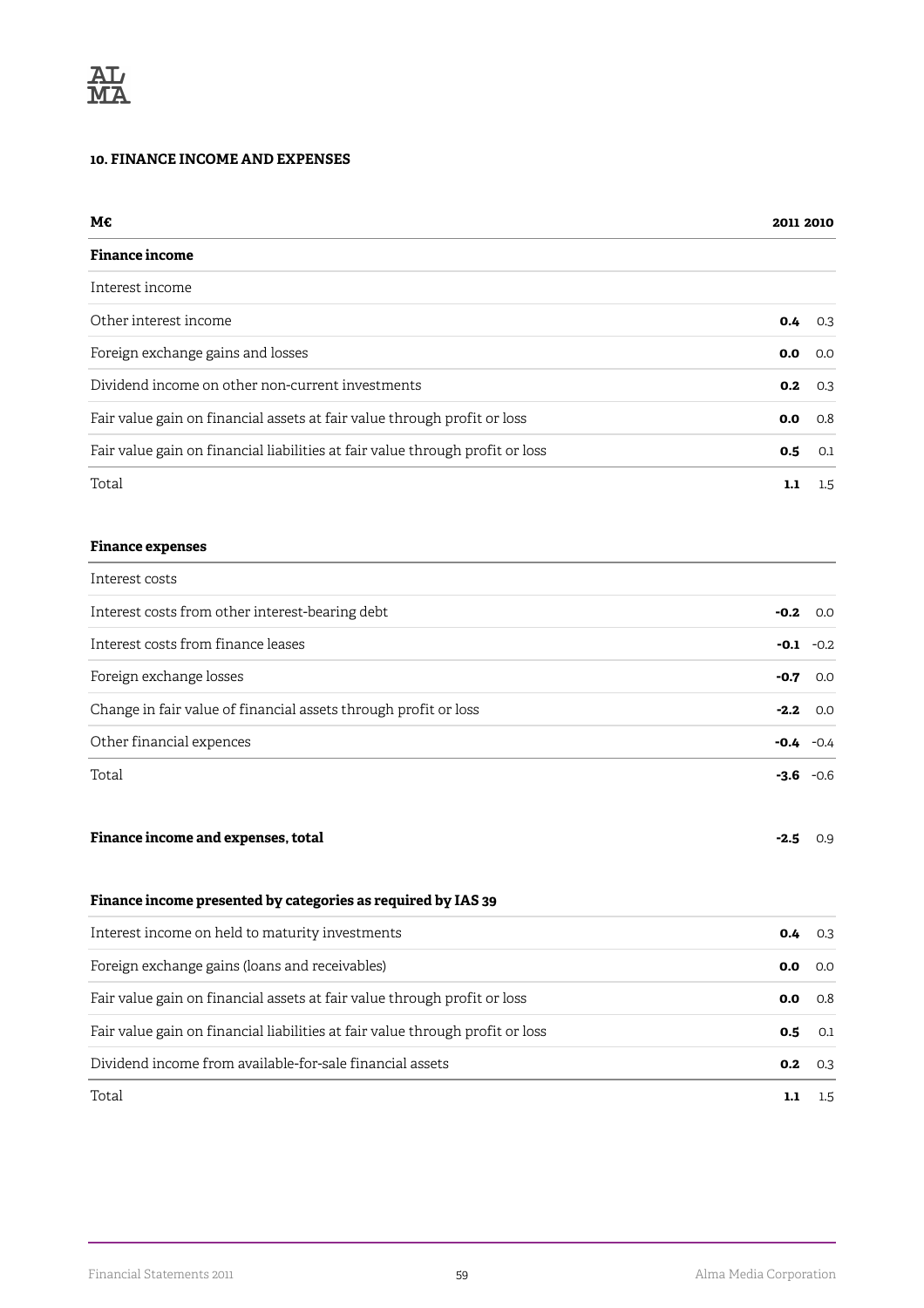## 10. FINANCE INCOME AND EXPENSES

| M€ | 2011 | 2010 |
|---|---|---|
| **Finance income** | | |
| Interest income | | |
| Other interest income | **0.4** | 0.3 |
| Foreign exchange gains and losses | **0.0** | 0.0 |
| Dividend income on other non-current investments | **0.2** | 0.3 |
| Fair value gain on financial assets at fair value through profit or loss | **0.0** | 0.8 |
| Fair value gain on financial liabilities at fair value through profit or loss | **0.5** | 0.1 |
| Total | **1.1** | 1.5 |

| **Finance expenses** | | |
|---|---|---|
| Interest costs | | |
| Interest costs from other interest-bearing debt | **-0.2** | 0.0 |
| Interest costs from finance leases | **-0.1** | -0.2 |
| Foreign exchange losses | **-0.7** | 0.0 |
| Change in fair value of financial assets through profit or loss | **-2.2** | 0.0 |
| Other financial expences | **-0.4** | -0.4 |
| Total | **-3.6** | -0.6 |

| **Finance income and expenses, total** | **-2.5** | 0.9 |
|---|---|---|

| **Finance income presented by categories as required by IAS 39** | | |
|---|---|---|
| Interest income on held to maturity investments | **0.4** | 0.3 |
| Foreign exchange gains (loans and receivables) | **0.0** | 0.0 |
| Fair value gain on financial assets at fair value through profit or loss | **0.0** | 0.8 |
| Fair value gain on financial liabilities at fair value through profit or loss | **0.5** | 0.1 |
| Dividend income from available-for-sale financial assets | **0.2** | 0.3 |
| Total | **1.1** | 1.5 |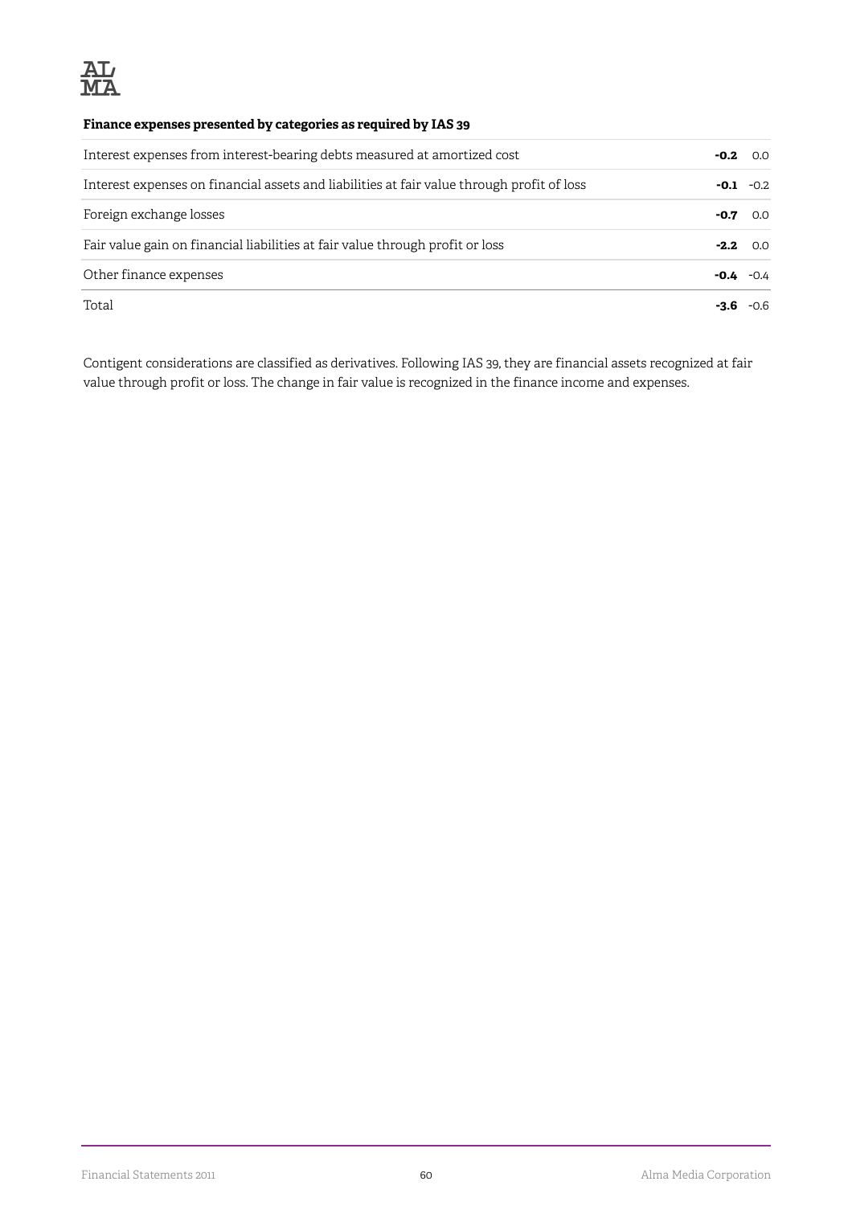**Finance expenses presented by categories as required by IAS 39**

| | | |
|---|---|---|
| Interest expenses from interest-bearing debts measured at amortized cost | **-0.2** | 0.0 |
| Interest expenses on financial assets and liabilities at fair value through profit of loss | **-0.1** | -0.2 |
| Foreign exchange losses | **-0.7** | 0.0 |
| Fair value gain on financial liabilities at fair value through profit or loss | **-2.2** | 0.0 |
| Other finance expenses | **-0.4** | -0.4 |
| Total | **-3.6** | -0.6 |

Contigent considerations are classified as derivatives. Following IAS 39, they are financial assets recognized at fair value through profit or loss. The change in fair value is recognized in the finance income and expenses.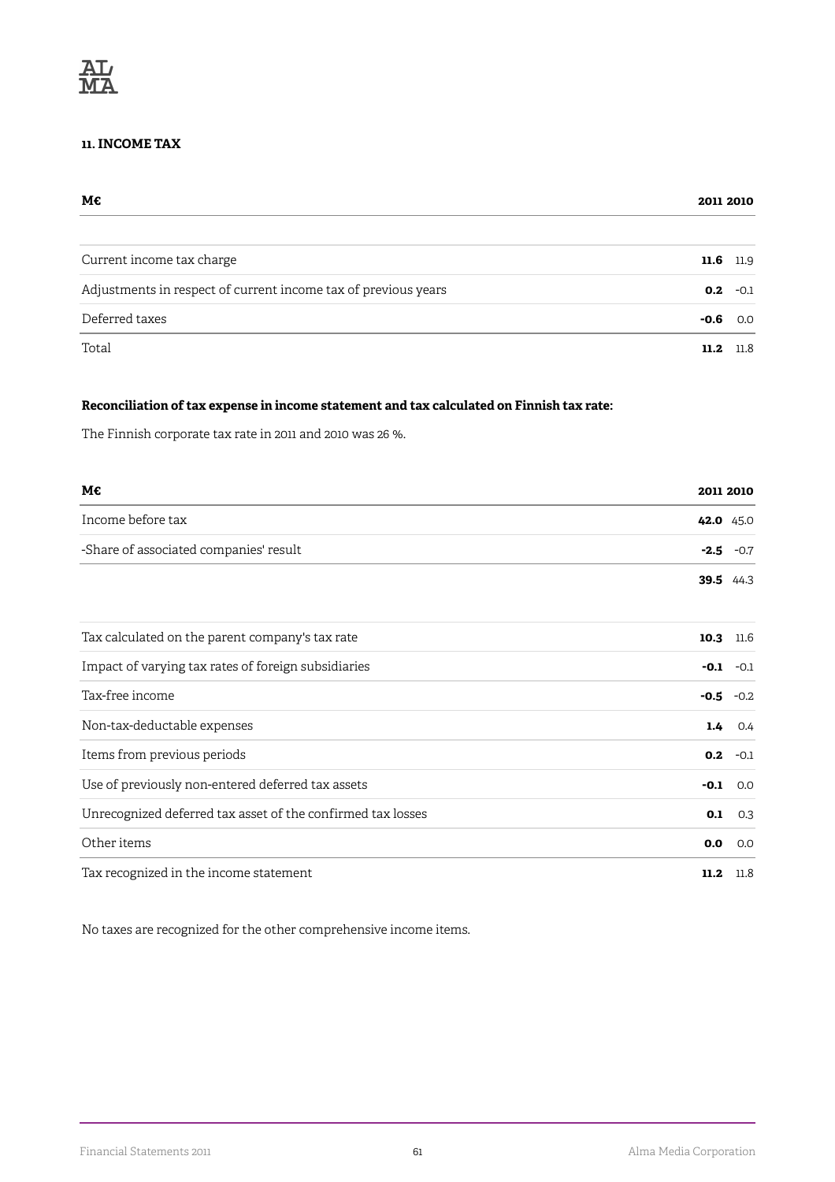## 11. INCOME TAX

| M€ | 2011 | 2010 |
|---|---|---|
| Current income tax charge | **11.6** | 11.9 |
| Adjustments in respect of current income tax of previous years | **0.2** | -0.1 |
| Deferred taxes | **-0.6** | 0.0 |
| Total | **11.2** | 11.8 |

**Reconciliation of tax expense in income statement and tax calculated on Finnish tax rate:**

The Finnish corporate tax rate in 2011 and 2010 was 26 %.

| M€ | 2011 | 2010 |
|---|---|---|
| Income before tax | **42.0** | 45.0 |
| -Share of associated companies' result | **-2.5** | -0.7 |
| | **39.5** | 44.3 |
| | | |
| Tax calculated on the parent company's tax rate | **10.3** | 11.6 |
| Impact of varying tax rates of foreign subsidiaries | **-0.1** | -0.1 |
| Tax-free income | **-0.5** | -0.2 |
| Non-tax-deductable expenses | **1.4** | 0.4 |
| Items from previous periods | **0.2** | -0.1 |
| Use of previously non-entered deferred tax assets | **-0.1** | 0.0 |
| Unrecognized deferred tax asset of the confirmed tax losses | **0.1** | 0.3 |
| Other items | **0.0** | 0.0 |
| Tax recognized in the income statement | **11.2** | 11.8 |

No taxes are recognized for the other comprehensive income items.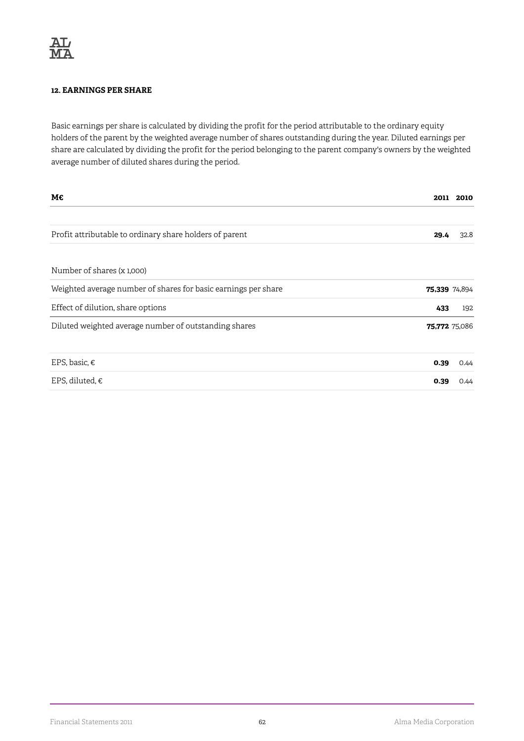## 12. EARNINGS PER SHARE

Basic earnings per share is calculated by dividing the profit for the period attributable to the ordinary equity holders of the parent by the weighted average number of shares outstanding during the year. Diluted earnings per share are calculated by dividing the profit for the period belonging to the parent company's owners by the weighted average number of diluted shares during the period.

| M€ | 2011 | 2010 |
|---|---|---|
| Profit attributable to ordinary share holders of parent | **29.4** | 32.8 |
| Number of shares (x 1,000) | | |
| Weighted average number of shares for basic earnings per share | **75,339** | 74,894 |
| Effect of dilution, share options | **433** | 192 |
| Diluted weighted average number of outstanding shares | **75,772** | 75,086 |
| EPS, basic, € | **0.39** | 0.44 |
| EPS, diluted, € | **0.39** | 0.44 |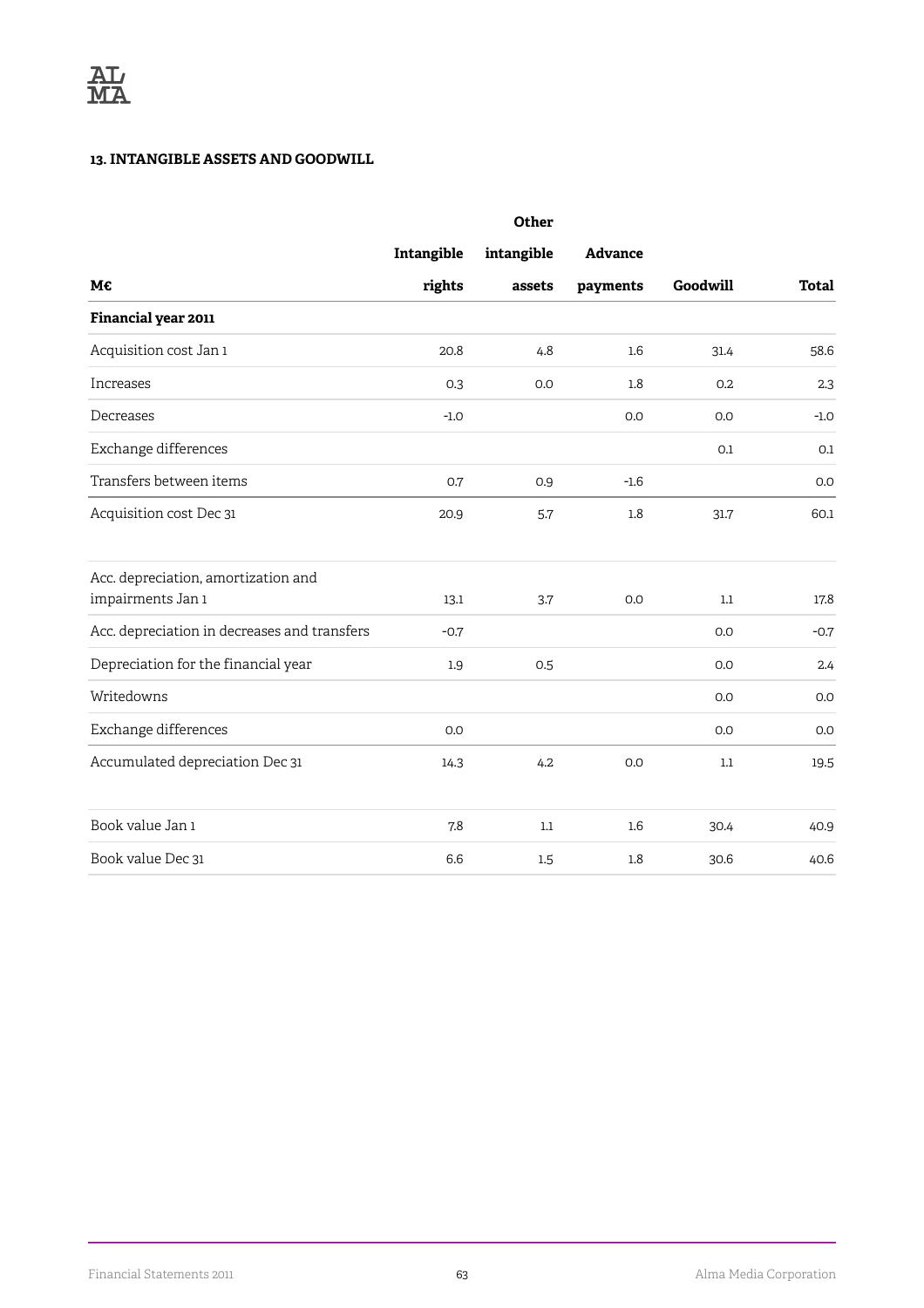### 13. INTANGIBLE ASSETS AND GOODWILL

| M€ | Intangible rights | Other intangible assets | Advance payments | Goodwill | Total |
|---|---|---|---|---|---|
| **Financial year 2011** | | | | | |
| Acquisition cost Jan 1 | 20.8 | 4.8 | 1.6 | 31.4 | 58.6 |
| Increases | 0.3 | 0.0 | 1.8 | 0.2 | 2.3 |
| Decreases | -1.0 | | 0.0 | 0.0 | -1.0 |
| Exchange differences | | | | 0.1 | 0.1 |
| Transfers between items | 0.7 | 0.9 | -1.6 | | 0.0 |
| Acquisition cost Dec 31 | 20.9 | 5.7 | 1.8 | 31.7 | 60.1 |
| | | | | | |
| Acc. depreciation, amortization and impairments Jan 1 | 13.1 | 3.7 | 0.0 | 1.1 | 17.8 |
| Acc. depreciation in decreases and transfers | -0.7 | | | 0.0 | -0.7 |
| Depreciation for the financial year | 1.9 | 0.5 | | 0.0 | 2.4 |
| Writedowns | | | | 0.0 | 0.0 |
| Exchange differences | 0.0 | | | 0.0 | 0.0 |
| Accumulated depreciation Dec 31 | 14.3 | 4.2 | 0.0 | 1.1 | 19.5 |
| | | | | | |
| Book value Jan 1 | 7.8 | 1.1 | 1.6 | 30.4 | 40.9 |
| Book value Dec 31 | 6.6 | 1.5 | 1.8 | 30.6 | 40.6 |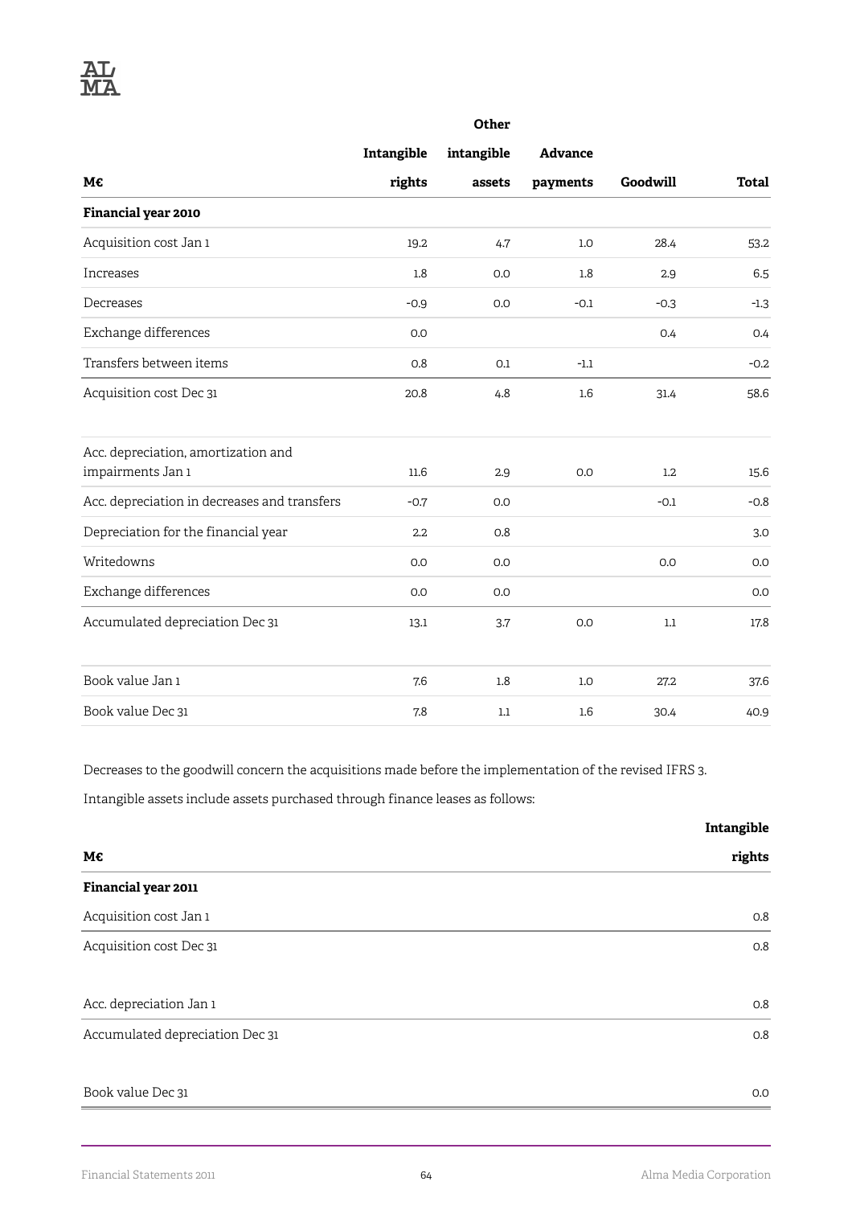| M€ | Intangible rights | Other intangible assets | Advance payments | Goodwill | Total |
|---|---|---|---|---|---|
| **Financial year 2010** | | | | | |
| Acquisition cost Jan 1 | 19.2 | 4.7 | 1.0 | 28.4 | 53.2 |
| Increases | 1.8 | 0.0 | 1.8 | 2.9 | 6.5 |
| Decreases | -0.9 | 0.0 | -0.1 | -0.3 | -1.3 |
| Exchange differences | 0.0 | | | 0.4 | 0.4 |
| Transfers between items | 0.8 | 0.1 | -1.1 | | -0.2 |
| Acquisition cost Dec 31 | 20.8 | 4.8 | 1.6 | 31.4 | 58.6 |
| | | | | | |
| Acc. depreciation, amortization and impairments Jan 1 | 11.6 | 2.9 | 0.0 | 1.2 | 15.6 |
| Acc. depreciation in decreases and transfers | -0.7 | 0.0 | | -0.1 | -0.8 |
| Depreciation for the financial year | 2.2 | 0.8 | | | 3.0 |
| Writedowns | 0.0 | 0.0 | | 0.0 | 0.0 |
| Exchange differences | 0.0 | 0.0 | | | 0.0 |
| Accumulated depreciation Dec 31 | 13.1 | 3.7 | 0.0 | 1.1 | 17.8 |
| | | | | | |
| Book value Jan 1 | 7.6 | 1.8 | 1.0 | 27.2 | 37.6 |
| Book value Dec 31 | 7.8 | 1.1 | 1.6 | 30.4 | 40.9 |

Decreases to the goodwill concern the acquisitions made before the implementation of the revised IFRS 3.

Intangible assets include assets purchased through finance leases as follows:

| M€ | Intangible rights |
|---|---|
| **Financial year 2011** | |
| Acquisition cost Jan 1 | 0.8 |
| Acquisition cost Dec 31 | 0.8 |
| | |
| Acc. depreciation Jan 1 | 0.8 |
| Accumulated depreciation Dec 31 | 0.8 |
| | |
| Book value Dec 31 | 0.0 |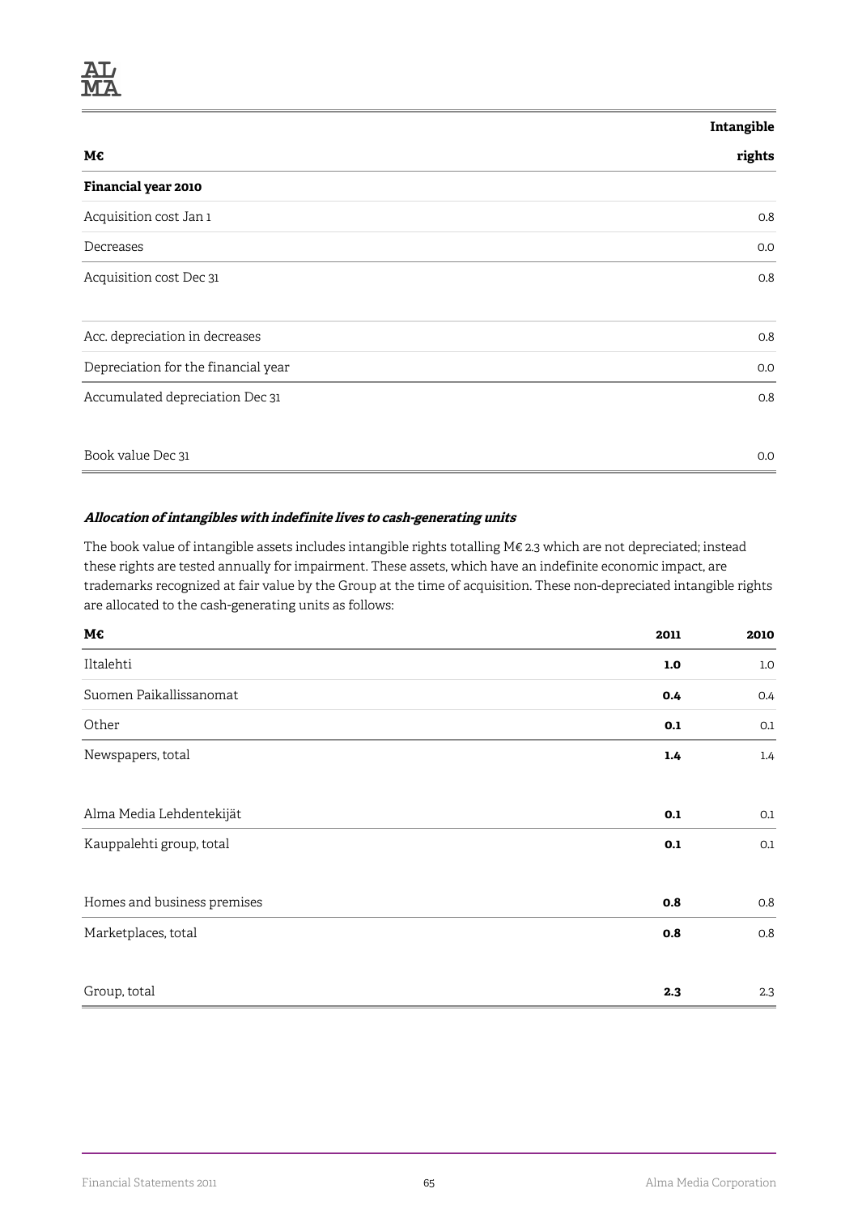| M€ | Intangible rights |
|---|---|
| **Financial year 2010** | |
| Acquisition cost Jan 1 | 0.8 |
| Decreases | 0.0 |
| Acquisition cost Dec 31 | 0.8 |
| | |
| Acc. depreciation in decreases | 0.8 |
| Depreciation for the financial year | 0.0 |
| Accumulated depreciation Dec 31 | 0.8 |
| | |
| Book value Dec 31 | 0.0 |

***Allocation of intangibles with indefinite lives to cash-generating units***

The book value of intangible assets includes intangible rights totalling M€ 2.3 which are not depreciated; instead these rights are tested annually for impairment. These assets, which have an indefinite economic impact, are trademarks recognized at fair value by the Group at the time of acquisition. These non-depreciated intangible rights are allocated to the cash-generating units as follows:

| M€ | 2011 | 2010 |
|---|---|---|
| Iltalehti | **1.0** | 1.0 |
| Suomen Paikallissanomat | **0.4** | 0.4 |
| Other | **0.1** | 0.1 |
| Newspapers, total | **1.4** | 1.4 |
| | | |
| Alma Media Lehdentekijät | **0.1** | 0.1 |
| Kauppalehti group, total | **0.1** | 0.1 |
| | | |
| Homes and business premises | **0.8** | 0.8 |
| Marketplaces, total | **0.8** | 0.8 |
| | | |
| Group, total | **2.3** | 2.3 |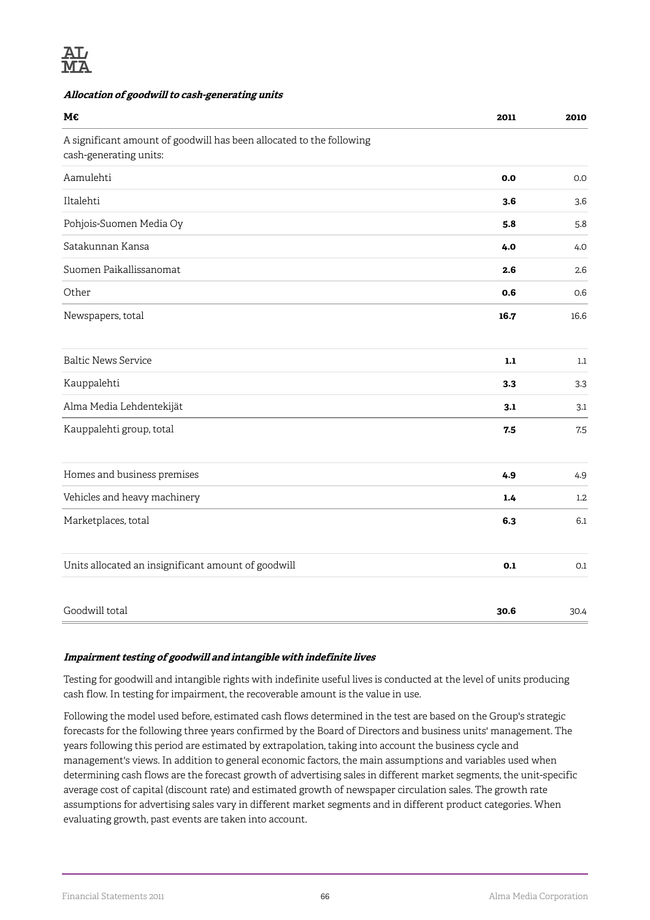#### *Allocation of goodwill to cash-generating units*

| M€ | 2011 | 2010 |
|---|---|---|
| A significant amount of goodwill has been allocated to the following cash-generating units: | | |
| Aamulehti | **0.0** | 0.0 |
| Iltalehti | **3.6** | 3.6 |
| Pohjois-Suomen Media Oy | **5.8** | 5.8 |
| Satakunnan Kansa | **4.0** | 4.0 |
| Suomen Paikallissanomat | **2.6** | 2.6 |
| Other | **0.6** | 0.6 |
| Newspapers, total | **16.7** | 16.6 |
| | | |
| Baltic News Service | **1.1** | 1.1 |
| Kauppalehti | **3.3** | 3.3 |
| Alma Media Lehdentekijät | **3.1** | 3.1 |
| Kauppalehti group, total | **7.5** | 7.5 |
| | | |
| Homes and business premises | **4.9** | 4.9 |
| Vehicles and heavy machinery | **1.4** | 1.2 |
| Marketplaces, total | **6.3** | 6.1 |
| | | |
| Units allocated an insignificant amount of goodwill | **0.1** | 0.1 |
| | | |
| Goodwill total | **30.6** | 30.4 |

#### *Impairment testing of goodwill and intangible with indefinite lives*

Testing for goodwill and intangible rights with indefinite useful lives is conducted at the level of units producing cash flow. In testing for impairment, the recoverable amount is the value in use.

Following the model used before, estimated cash flows determined in the test are based on the Group's strategic forecasts for the following three years confirmed by the Board of Directors and business units' management. The years following this period are estimated by extrapolation, taking into account the business cycle and management's views. In addition to general economic factors, the main assumptions and variables used when determining cash flows are the forecast growth of advertising sales in different market segments, the unit-specific average cost of capital (discount rate) and estimated growth of newspaper circulation sales. The growth rate assumptions for advertising sales vary in different market segments and in different product categories. When evaluating growth, past events are taken into account.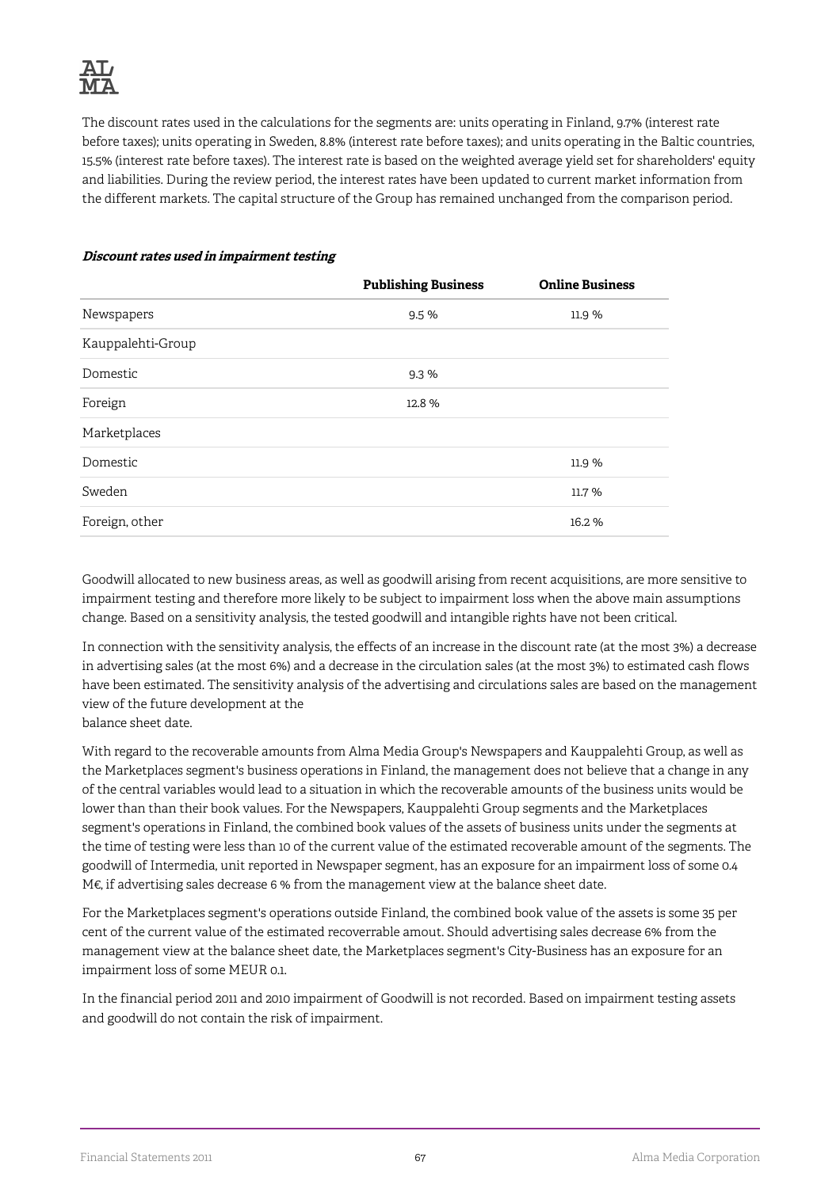The discount rates used in the calculations for the segments are: units operating in Finland, 9.7% (interest rate before taxes); units operating in Sweden, 8.8% (interest rate before taxes); and units operating in the Baltic countries, 15.5% (interest rate before taxes). The interest rate is based on the weighted average yield set for shareholders' equity and liabilities. During the review period, the interest rates have been updated to current market information from the different markets. The capital structure of the Group has remained unchanged from the comparison period.

***Discount rates used in impairment testing***

| | Publishing Business | Online Business |
|---|---|---|
| Newspapers | 9.5 % | 11.9 % |
| Kauppalehti-Group | | |
| Domestic | 9.3 % | |
| Foreign | 12.8 % | |
| Marketplaces | | |
| Domestic | | 11.9 % |
| Sweden | | 11.7 % |
| Foreign, other | | 16.2 % |

Goodwill allocated to new business areas, as well as goodwill arising from recent acquisitions, are more sensitive to impairment testing and therefore more likely to be subject to impairment loss when the above main assumptions change. Based on a sensitivity analysis, the tested goodwill and intangible rights have not been critical.

In connection with the sensitivity analysis, the effects of an increase in the discount rate (at the most 3%) a decrease in advertising sales (at the most 6%) and a decrease in the circulation sales (at the most 3%) to estimated cash flows have been estimated. The sensitivity analysis of the advertising and circulations sales are based on the management view of the future development at the
balance sheet date.

With regard to the recoverable amounts from Alma Media Group's Newspapers and Kauppalehti Group, as well as the Marketplaces segment's business operations in Finland, the management does not believe that a change in any of the central variables would lead to a situation in which the recoverable amounts of the business units would be lower than than their book values. For the Newspapers, Kauppalehti Group segments and the Marketplaces segment's operations in Finland, the combined book values of the assets of business units under the segments at the time of testing were less than 10 of the current value of the estimated recoverable amount of the segments. The goodwill of Intermedia, unit reported in Newspaper segment, has an exposure for an impairment loss of some 0.4 M€, if advertising sales decrease 6 % from the management view at the balance sheet date.

For the Marketplaces segment's operations outside Finland, the combined book value of the assets is some 35 per cent of the current value of the estimated recoverrable amout. Should advertising sales decrease 6% from the management view at the balance sheet date, the Marketplaces segment's City-Business has an exposure for an impairment loss of some MEUR 0.1.

In the financial period 2011 and 2010 impairment of Goodwill is not recorded. Based on impairment testing assets and goodwill do not contain the risk of impairment.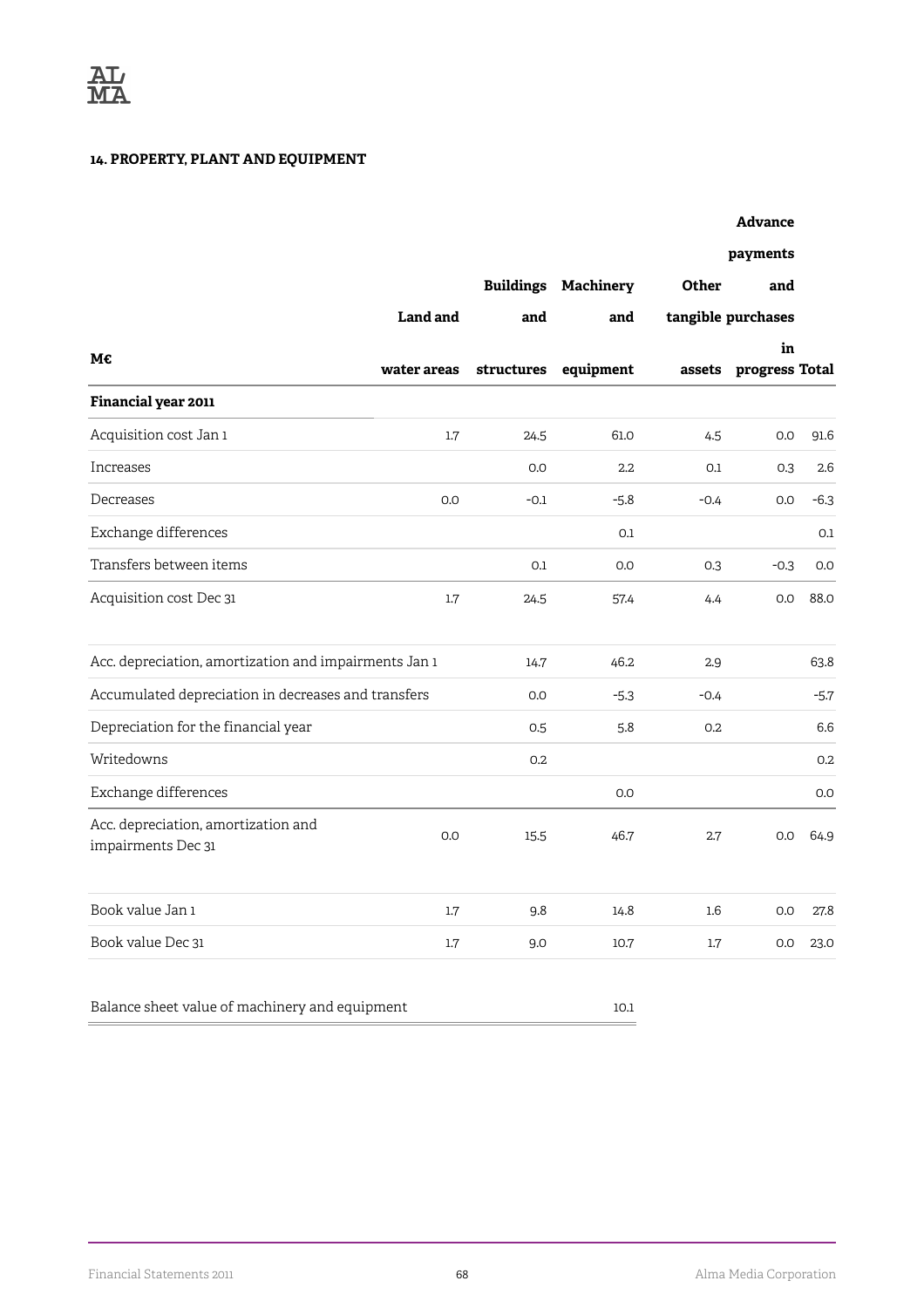## 14. PROPERTY, PLANT AND EQUIPMENT

| M€ | Land and water areas | Buildings and structures | Machinery and equipment | Other tangible assets | Advance payments and purchases in progress | Total |
|---|---|---|---|---|---|---|
| **Financial year 2011** | | | | | | |
| Acquisition cost Jan 1 | 1.7 | 24.5 | 61.0 | 4.5 | 0.0 | 91.6 |
| Increases | | 0.0 | 2.2 | 0.1 | 0.3 | 2.6 |
| Decreases | 0.0 | -0.1 | -5.8 | -0.4 | 0.0 | -6.3 |
| Exchange differences | | | 0.1 | | | 0.1 |
| Transfers between items | | 0.1 | 0.0 | 0.3 | -0.3 | 0.0 |
| Acquisition cost Dec 31 | 1.7 | 24.5 | 57.4 | 4.4 | 0.0 | 88.0 |
| | | | | | | |
| Acc. depreciation, amortization and impairments Jan 1 | | 14.7 | 46.2 | 2.9 | | 63.8 |
| Accumulated depreciation in decreases and transfers | | 0.0 | -5.3 | -0.4 | | -5.7 |
| Depreciation for the financial year | | 0.5 | 5.8 | 0.2 | | 6.6 |
| Writedowns | | 0.2 | | | | 0.2 |
| Exchange differences | | | 0.0 | | | 0.0 |
| Acc. depreciation, amortization and impairments Dec 31 | 0.0 | 15.5 | 46.7 | 2.7 | 0.0 | 64.9 |
| | | | | | | |
| Book value Jan 1 | 1.7 | 9.8 | 14.8 | 1.6 | 0.0 | 27.8 |
| Book value Dec 31 | 1.7 | 9.0 | 10.7 | 1.7 | 0.0 | 23.0 |
| | | | | | | |
| Balance sheet value of machinery and equipment | | | 10.1 | | | |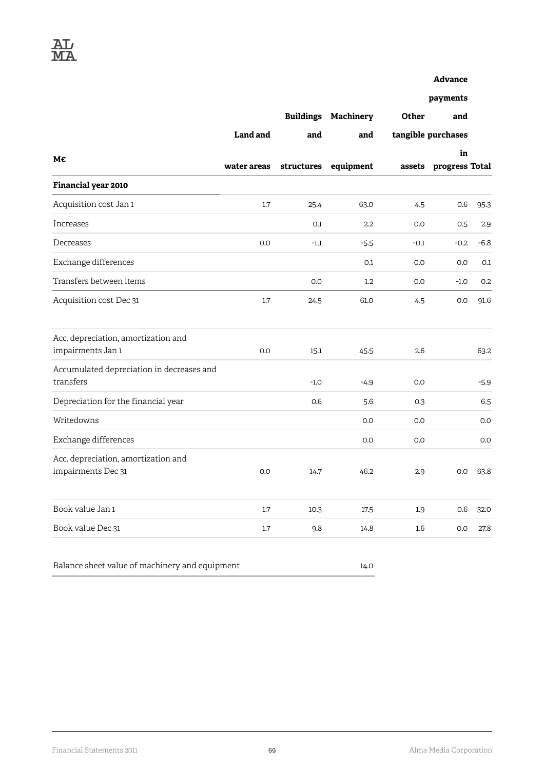| M€ | Land and water areas | Buildings and structures | Machinery and equipment | Other tangible assets | Advance payments and purchases in progress | Total |
|---|---|---|---|---|---|---|
| **Financial year 2010** | | | | | | |
| Acquisition cost Jan 1 | 1.7 | 25.4 | 63.0 | 4.5 | 0.6 | 95.3 |
| Increases | | 0.1 | 2.2 | 0.0 | 0.5 | 2.9 |
| Decreases | 0.0 | -1.1 | -5.5 | -0.1 | -0.2 | -6.8 |
| Exchange differences | | | 0.1 | 0.0 | 0.0 | 0.1 |
| Transfers between items | | 0.0 | 1.2 | 0.0 | -1.0 | 0.2 |
| Acquisition cost Dec 31 | 1.7 | 24.5 | 61.0 | 4.5 | 0.0 | 91.6 |
| | | | | | | |
| Acc. depreciation, amortization and impairments Jan 1 | 0.0 | 15.1 | 45.5 | 2.6 | | 63.2 |
| Accumulated depreciation in decreases and transfers | | -1.0 | -4.9 | 0.0 | | -5.9 |
| Depreciation for the financial year | | 0.6 | 5.6 | 0.3 | | 6.5 |
| Writedowns | | | 0.0 | 0.0 | | 0.0 |
| Exchange differences | | | 0.0 | 0.0 | | 0.0 |
| Acc. depreciation, amortization and impairments Dec 31 | 0.0 | 14.7 | 46.2 | 2.9 | 0.0 | 63.8 |
| | | | | | | |
| Book value Jan 1 | 1.7 | 10.3 | 17.5 | 1.9 | 0.6 | 32.0 |
| Book value Dec 31 | 1.7 | 9.8 | 14.8 | 1.6 | 0.0 | 27.8 |

| | | | |
|---|---|---|---|
| Balance sheet value of machinery and equipment | | | 14.0 |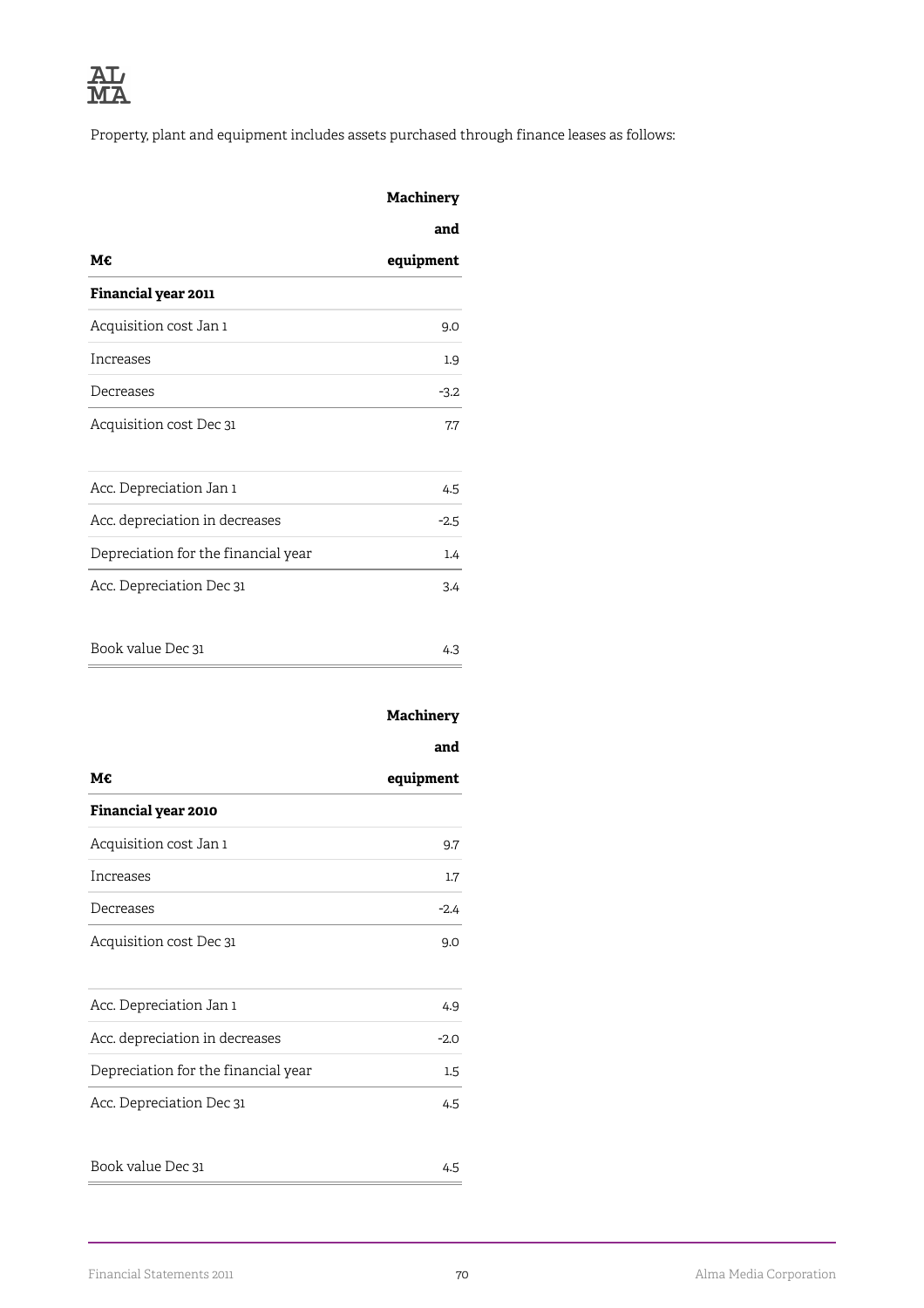Property, plant and equipment includes assets purchased through finance leases as follows:

| M€ | Machinery and equipment |
|---|---|
| **Financial year 2011** | |
| Acquisition cost Jan 1 | 9.0 |
| Increases | 1.9 |
| Decreases | -3.2 |
| Acquisition cost Dec 31 | 7.7 |
| | |
| Acc. Depreciation Jan 1 | 4.5 |
| Acc. depreciation in decreases | -2.5 |
| Depreciation for the financial year | 1.4 |
| Acc. Depreciation Dec 31 | 3.4 |
| | |
| Book value Dec 31 | 4.3 |

| M€ | Machinery and equipment |
|---|---|
| **Financial year 2010** | |
| Acquisition cost Jan 1 | 9.7 |
| Increases | 1.7 |
| Decreases | -2.4 |
| Acquisition cost Dec 31 | 9.0 |
| | |
| Acc. Depreciation Jan 1 | 4.9 |
| Acc. depreciation in decreases | -2.0 |
| Depreciation for the financial year | 1.5 |
| Acc. Depreciation Dec 31 | 4.5 |
| | |
| Book value Dec 31 | 4.5 |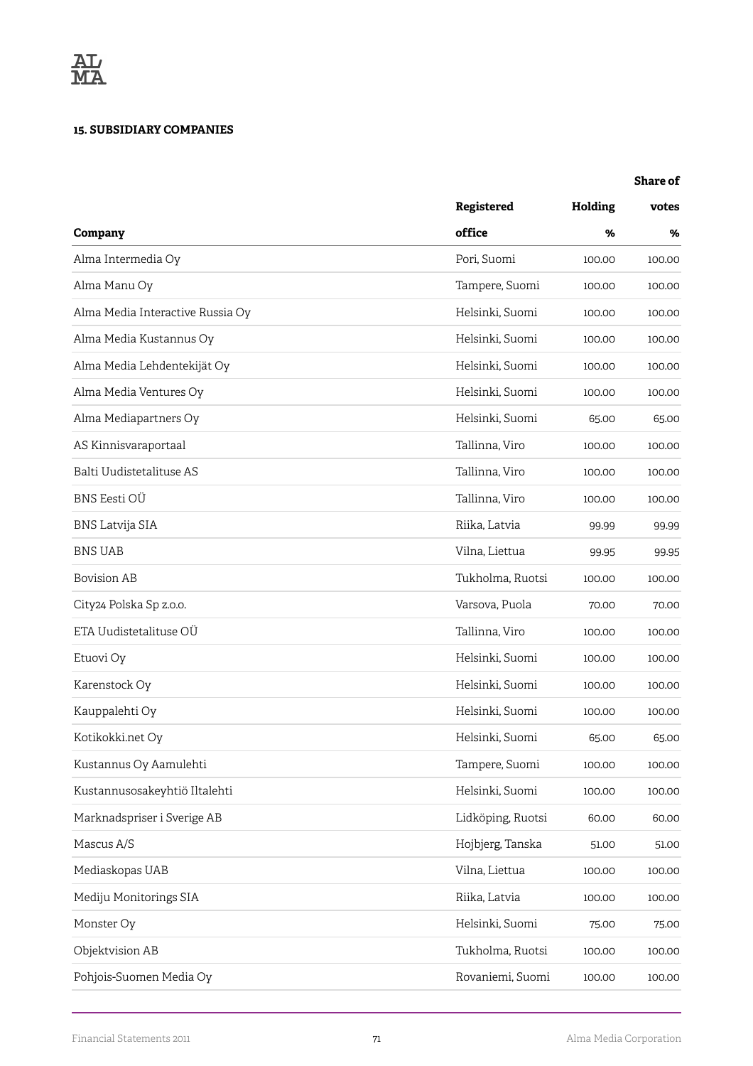#### 15. SUBSIDIARY COMPANIES

| Company | Registered office | Holding % | Share of votes % |
|---|---|---|---|
| Alma Intermedia Oy | Pori, Suomi | 100.00 | 100.00 |
| Alma Manu Oy | Tampere, Suomi | 100.00 | 100.00 |
| Alma Media Interactive Russia Oy | Helsinki, Suomi | 100.00 | 100.00 |
| Alma Media Kustannus Oy | Helsinki, Suomi | 100.00 | 100.00 |
| Alma Media Lehdentekijät Oy | Helsinki, Suomi | 100.00 | 100.00 |
| Alma Media Ventures Oy | Helsinki, Suomi | 100.00 | 100.00 |
| Alma Mediapartners Oy | Helsinki, Suomi | 65.00 | 65.00 |
| AS Kinnisvaraportaal | Tallinna, Viro | 100.00 | 100.00 |
| Balti Uudistetalituse AS | Tallinna, Viro | 100.00 | 100.00 |
| BNS Eesti OÜ | Tallinna, Viro | 100.00 | 100.00 |
| BNS Latvija SIA | Riika, Latvia | 99.99 | 99.99 |
| BNS UAB | Vilna, Liettua | 99.95 | 99.95 |
| Bovision AB | Tukholma, Ruotsi | 100.00 | 100.00 |
| City24 Polska Sp z.o.o. | Varsova, Puola | 70.00 | 70.00 |
| ETA Uudistetalituse OÜ | Tallinna, Viro | 100.00 | 100.00 |
| Etuovi Oy | Helsinki, Suomi | 100.00 | 100.00 |
| Karenstock Oy | Helsinki, Suomi | 100.00 | 100.00 |
| Kauppalehti Oy | Helsinki, Suomi | 100.00 | 100.00 |
| Kotikokki.net Oy | Helsinki, Suomi | 65.00 | 65.00 |
| Kustannus Oy Aamulehti | Tampere, Suomi | 100.00 | 100.00 |
| Kustannusosakeyhtiö Iltalehti | Helsinki, Suomi | 100.00 | 100.00 |
| Marknadspriser i Sverige AB | Lidköping, Ruotsi | 60.00 | 60.00 |
| Mascus A/S | Hojbjerg, Tanska | 51.00 | 51.00 |
| Mediaskopas UAB | Vilna, Liettua | 100.00 | 100.00 |
| Mediju Monitorings SIA | Riika, Latvia | 100.00 | 100.00 |
| Monster Oy | Helsinki, Suomi | 75.00 | 75.00 |
| Objektvision AB | Tukholma, Ruotsi | 100.00 | 100.00 |
| Pohjois-Suomen Media Oy | Rovaniemi, Suomi | 100.00 | 100.00 |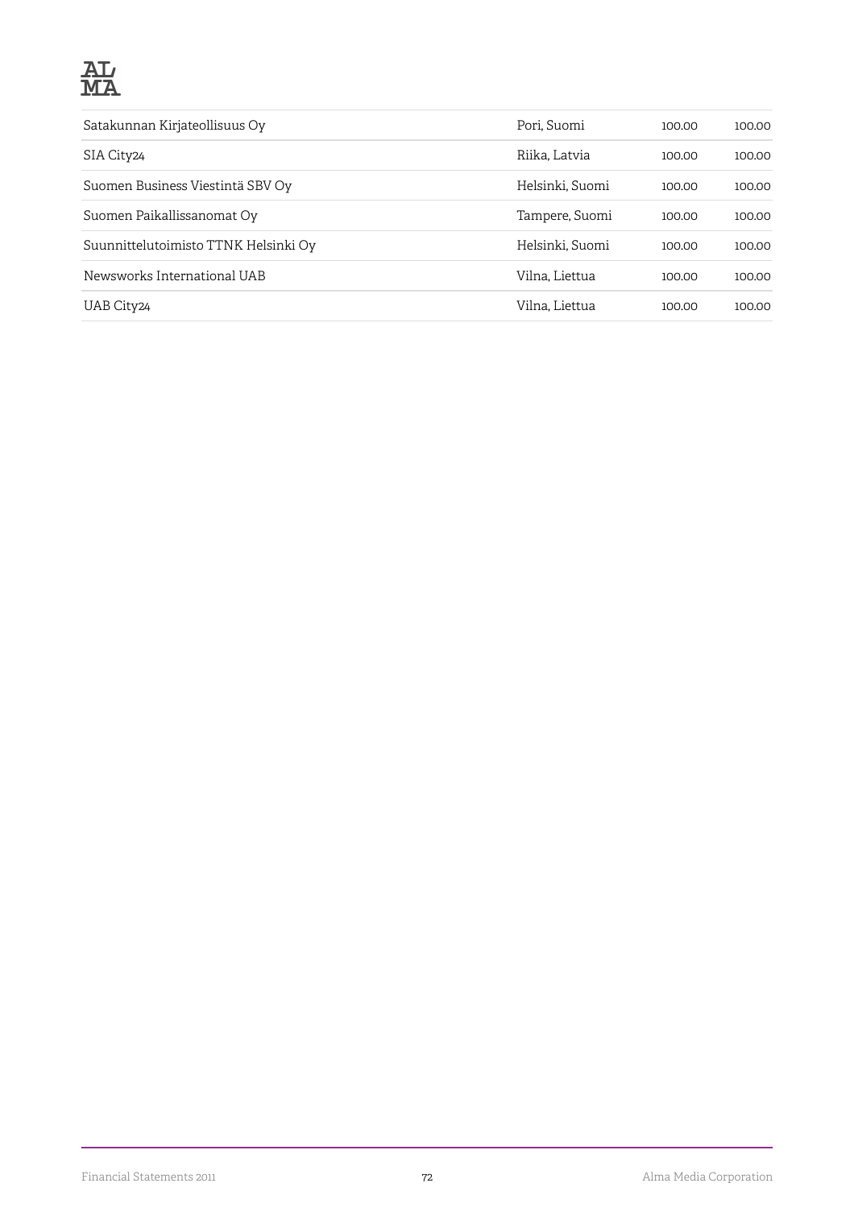| | | | |
|---|---|---|---|
| Satakunnan Kirjateollisuus Oy | Pori, Suomi | 100.00 | 100.00 |
| SIA City24 | Riika, Latvia | 100.00 | 100.00 |
| Suomen Business Viestintä SBV Oy | Helsinki, Suomi | 100.00 | 100.00 |
| Suomen Paikallissanomat Oy | Tampere, Suomi | 100.00 | 100.00 |
| Suunnittelutoimisto TTNK Helsinki Oy | Helsinki, Suomi | 100.00 | 100.00 |
| Newsworks International UAB | Vilna, Liettua | 100.00 | 100.00 |
| UAB City24 | Vilna, Liettua | 100.00 | 100.00 |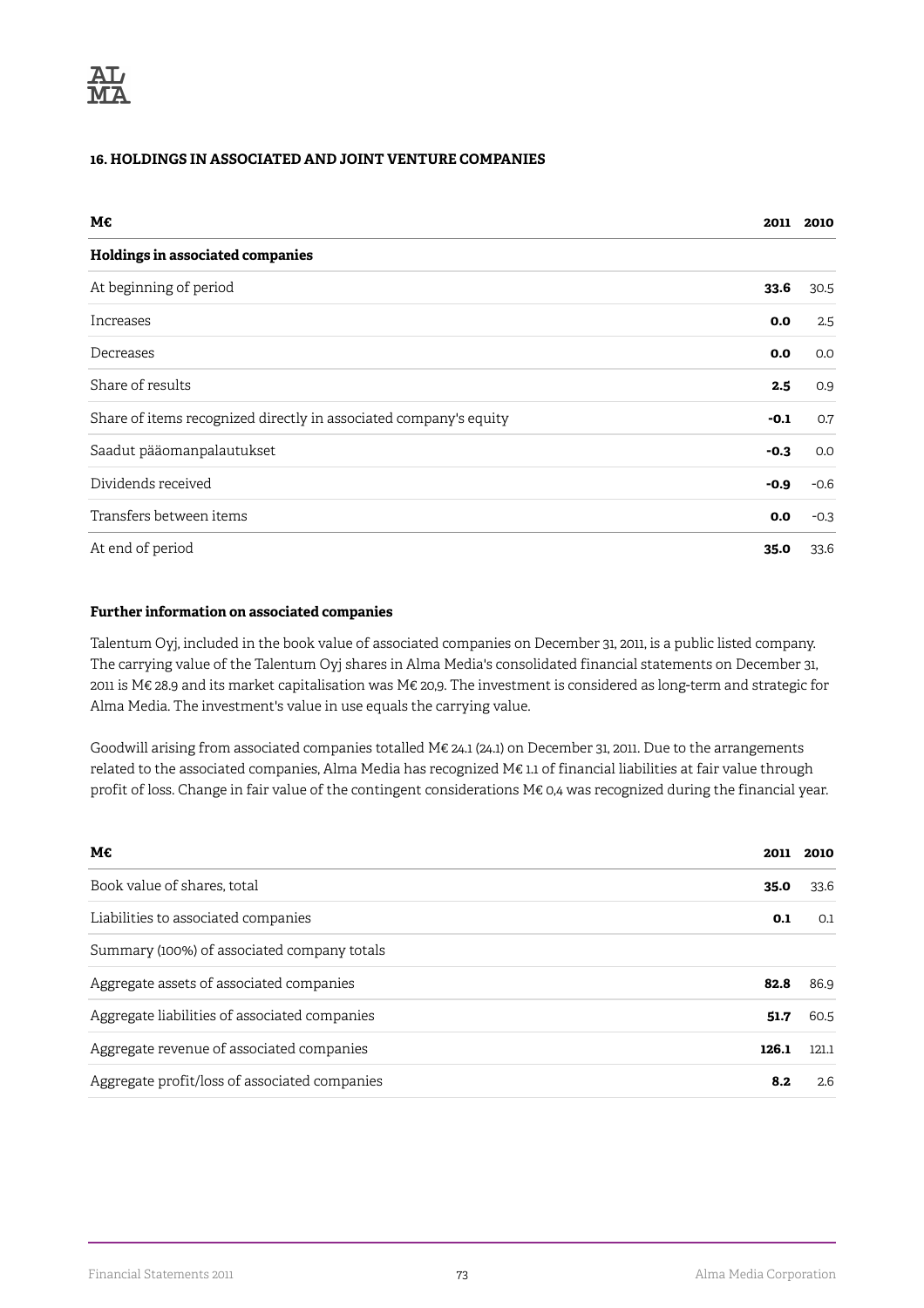### 16. HOLDINGS IN ASSOCIATED AND JOINT VENTURE COMPANIES

| M€ | 2011 | 2010 |
|---|---|---|
| **Holdings in associated companies** | | |
| At beginning of period | **33.6** | 30.5 |
| Increases | **0.0** | 2.5 |
| Decreases | **0.0** | 0.0 |
| Share of results | **2.5** | 0.9 |
| Share of items recognized directly in associated company's equity | **-0.1** | 0.7 |
| Saadut pääomanpalautukset | **-0.3** | 0.0 |
| Dividends received | **-0.9** | -0.6 |
| Transfers between items | **0.0** | -0.3 |
| At end of period | **35.0** | 33.6 |

**Further information on associated companies**

Talentum Oyj, included in the book value of associated companies on December 31, 2011, is a public listed company. The carrying value of the Talentum Oyj shares in Alma Media's consolidated financial statements on December 31, 2011 is M€ 28.9 and its market capitalisation was M€ 20,9. The investment is considered as long-term and strategic for Alma Media. The investment's value in use equals the carrying value.

Goodwill arising from associated companies totalled M€ 24.1 (24.1) on December 31, 2011. Due to the arrangements related to the associated companies, Alma Media has recognized M€ 1.1 of financial liabilities at fair value through profit of loss. Change in fair value of the contingent considerations M€ 0,4 was recognized during the financial year.

| M€ | 2011 | 2010 |
|---|---|---|
| Book value of shares, total | **35.0** | 33.6 |
| Liabilities to associated companies | **0.1** | 0.1 |
| Summary (100%) of associated company totals | | |
| Aggregate assets of associated companies | **82.8** | 86.9 |
| Aggregate liabilities of associated companies | **51.7** | 60.5 |
| Aggregate revenue of associated companies | **126.1** | 121.1 |
| Aggregate profit/loss of associated companies | **8.2** | 2.6 |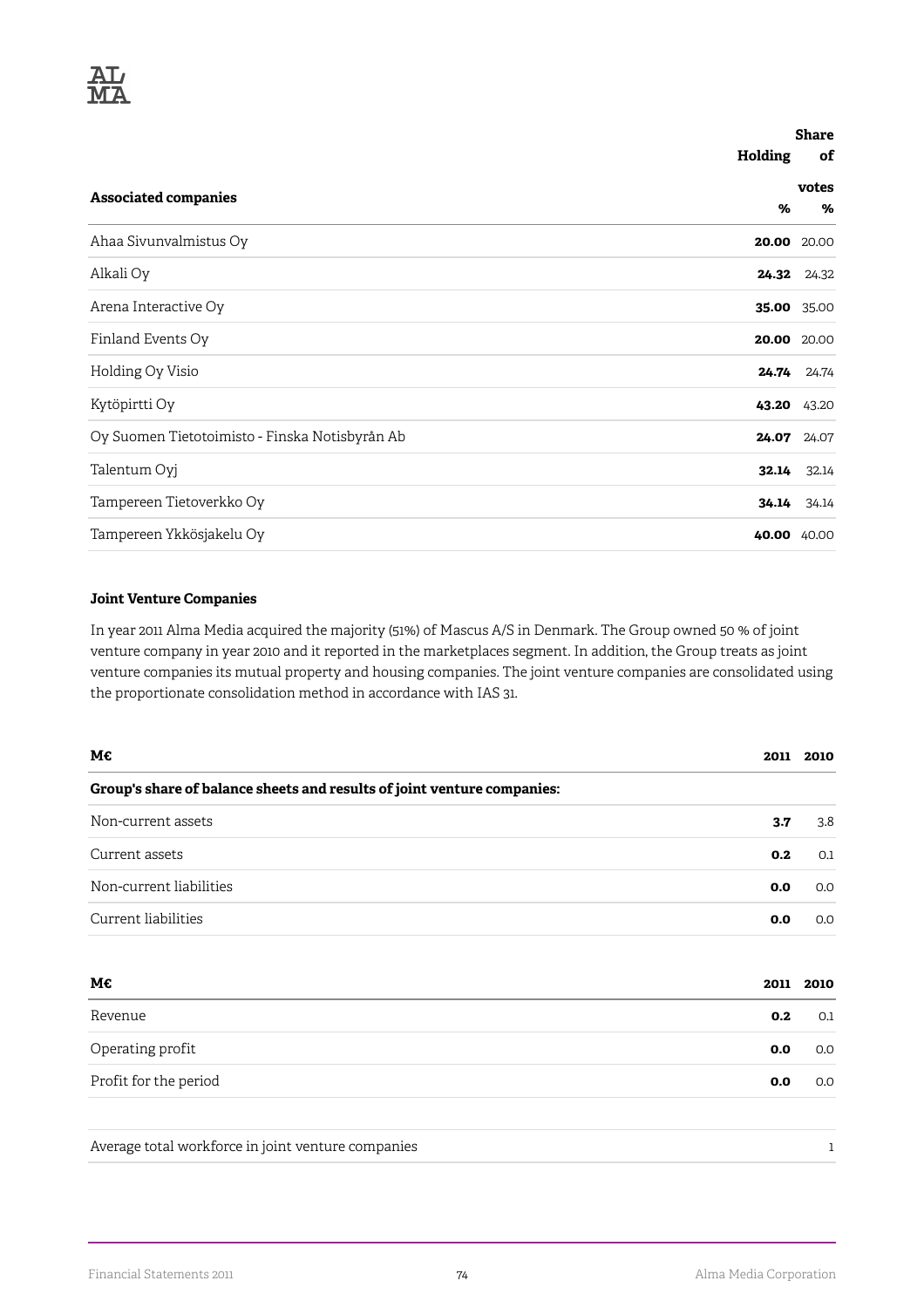| Associated companies | Holding % | Share of votes % |
|---|---|---|
| Ahaa Sivunvalmistus Oy | **20.00** | 20.00 |
| Alkali Oy | **24.32** | 24.32 |
| Arena Interactive Oy | **35.00** | 35.00 |
| Finland Events Oy | **20.00** | 20.00 |
| Holding Oy Visio | **24.74** | 24.74 |
| Kytöpirtti Oy | **43.20** | 43.20 |
| Oy Suomen Tietotoimisto - Finska Notisbyrån Ab | **24.07** | 24.07 |
| Talentum Oyj | **32.14** | 32.14 |
| Tampereen Tietoverkko Oy | **34.14** | 34.14 |
| Tampereen Ykkösjakelu Oy | **40.00** | 40.00 |

**Joint Venture Companies**

In year 2011 Alma Media acquired the majority (51%) of Mascus A/S in Denmark. The Group owned 50 % of joint venture company in year 2010 and it reported in the marketplaces segment. In addition, the Group treats as joint venture companies its mutual property and housing companies. The joint venture companies are consolidated using the proportionate consolidation method in accordance with IAS 31.

| M€ | 2011 | 2010 |
|---|---|---|
| **Group's share of balance sheets and results of joint venture companies:** | | |
| Non-current assets | **3.7** | 3.8 |
| Current assets | **0.2** | 0.1 |
| Non-current liabilities | **0.0** | 0.0 |
| Current liabilities | **0.0** | 0.0 |

| M€ | 2011 | 2010 |
|---|---|---|
| Revenue | **0.2** | 0.1 |
| Operating profit | **0.0** | 0.0 |
| Profit for the period | **0.0** | 0.0 |

| | | |
|---|---|---|
| Average total workforce in joint venture companies | | 1 |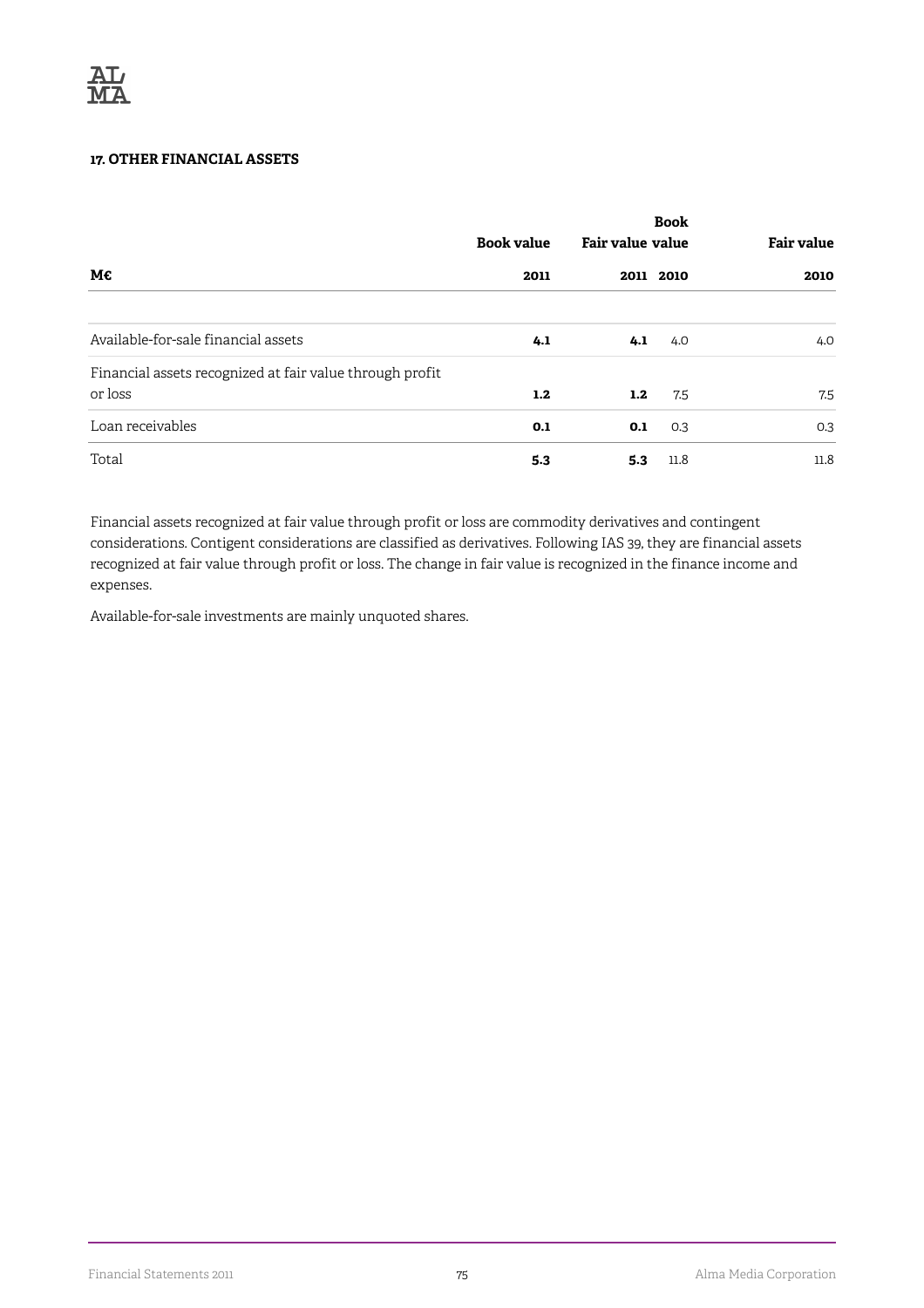### 17. OTHER FINANCIAL ASSETS

| M€ | Book value 2011 | Fair value 2011 | Book value 2010 | Fair value 2010 |
|---|---|---|---|---|
| Available-for-sale financial assets | **4.1** | **4.1** | 4.0 | 4.0 |
| Financial assets recognized at fair value through profit or loss | **1.2** | **1.2** | 7.5 | 7.5 |
| Loan receivables | **0.1** | **0.1** | 0.3 | 0.3 |
| Total | **5.3** | **5.3** | 11.8 | 11.8 |

Financial assets recognized at fair value through profit or loss are commodity derivatives and contingent considerations. Contigent considerations are classified as derivatives. Following IAS 39, they are financial assets recognized at fair value through profit or loss. The change in fair value is recognized in the finance income and expenses.

Available-for-sale investments are mainly unquoted shares.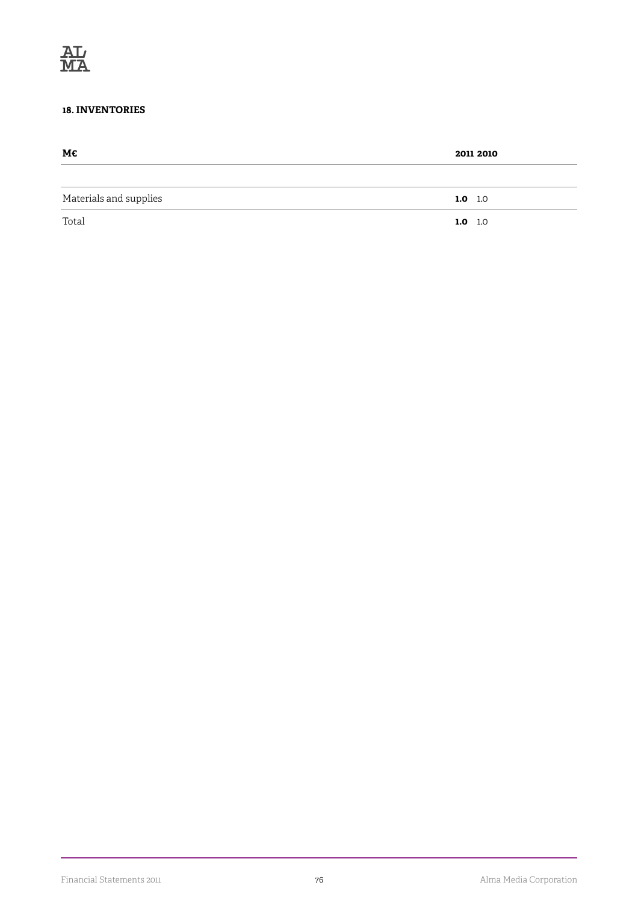### 18. INVENTORIES

| M€ | 2011 | 2010 |
|---|---|---|
| Materials and supplies | **1.0** | 1.0 |
| Total | **1.0** | 1.0 |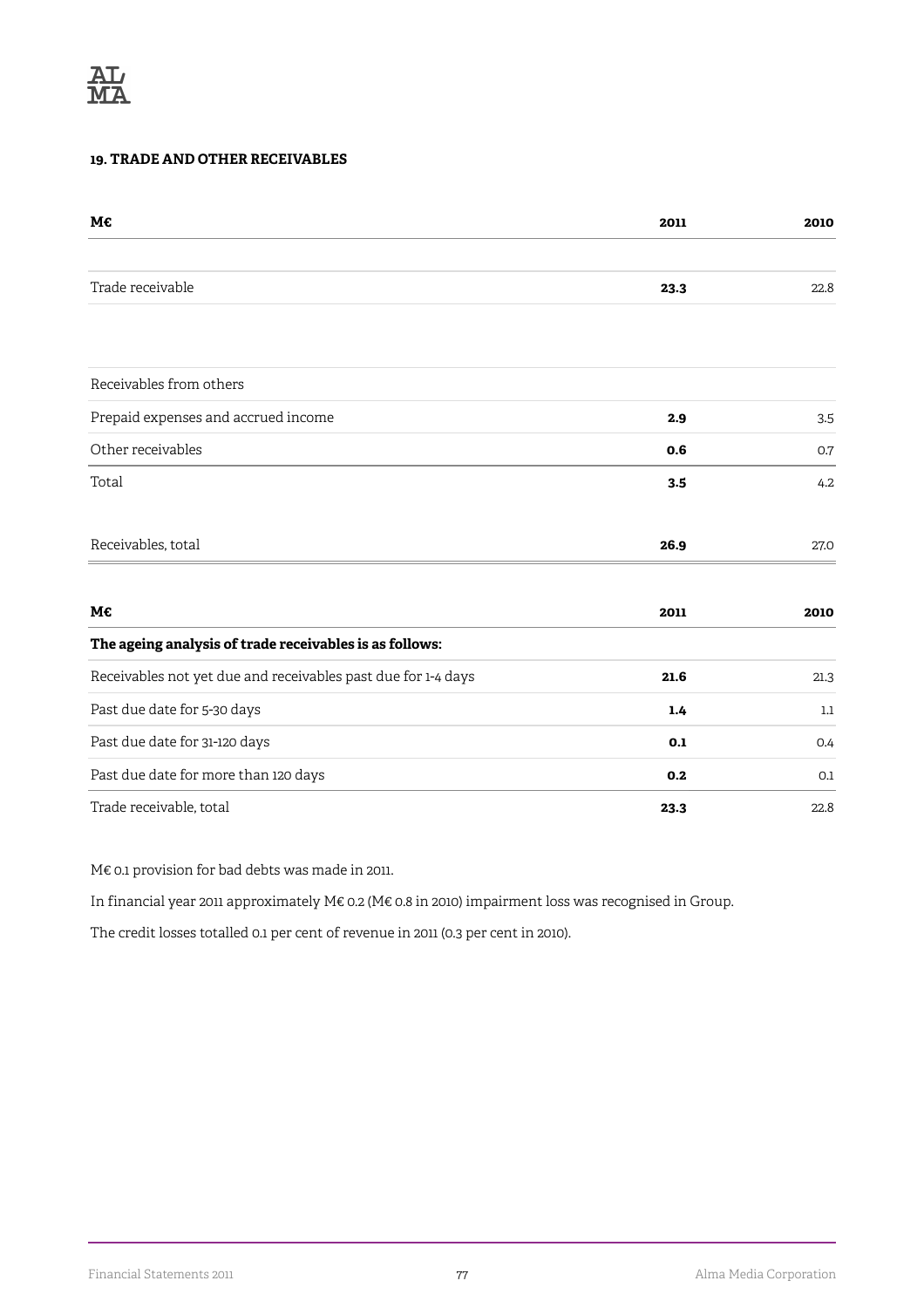## 19. TRADE AND OTHER RECEIVABLES

| M€ | 2011 | 2010 |
|---|---|---|
| | | |
| Trade receivable | **23.3** | 22.8 |
| | | |
| Receivables from others | | |
| Prepaid expenses and accrued income | **2.9** | 3.5 |
| Other receivables | **0.6** | 0.7 |
| Total | **3.5** | 4.2 |
| | | |
| Receivables, total | **26.9** | 27.0 |

| M€ | 2011 | 2010 |
|---|---|---|
| **The ageing analysis of trade receivables is as follows:** | | |
| Receivables not yet due and receivables past due for 1-4 days | **21.6** | 21.3 |
| Past due date for 5-30 days | **1.4** | 1.1 |
| Past due date for 31-120 days | **0.1** | 0.4 |
| Past due date for more than 120 days | **0.2** | 0.1 |
| Trade receivable, total | **23.3** | 22.8 |

M€ 0.1 provision for bad debts was made in 2011.

In financial year 2011 approximately M€ 0.2 (M€ 0.8 in 2010) impairment loss was recognised in Group.

The credit losses totalled 0.1 per cent of revenue in 2011 (0.3 per cent in 2010).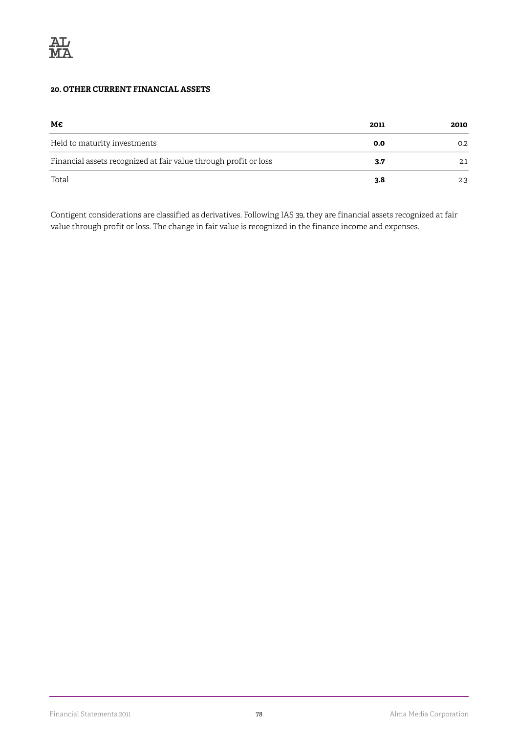### 20. OTHER CURRENT FINANCIAL ASSETS

| M€ | 2011 | 2010 |
|---|---|---|
| Held to maturity investments | **0.0** | 0.2 |
| Financial assets recognized at fair value through profit or loss | **3.7** | 2.1 |
| Total | **3.8** | 2.3 |

Contigent considerations are classified as derivatives. Following IAS 39, they are financial assets recognized at fair value through profit or loss. The change in fair value is recognized in the finance income and expenses.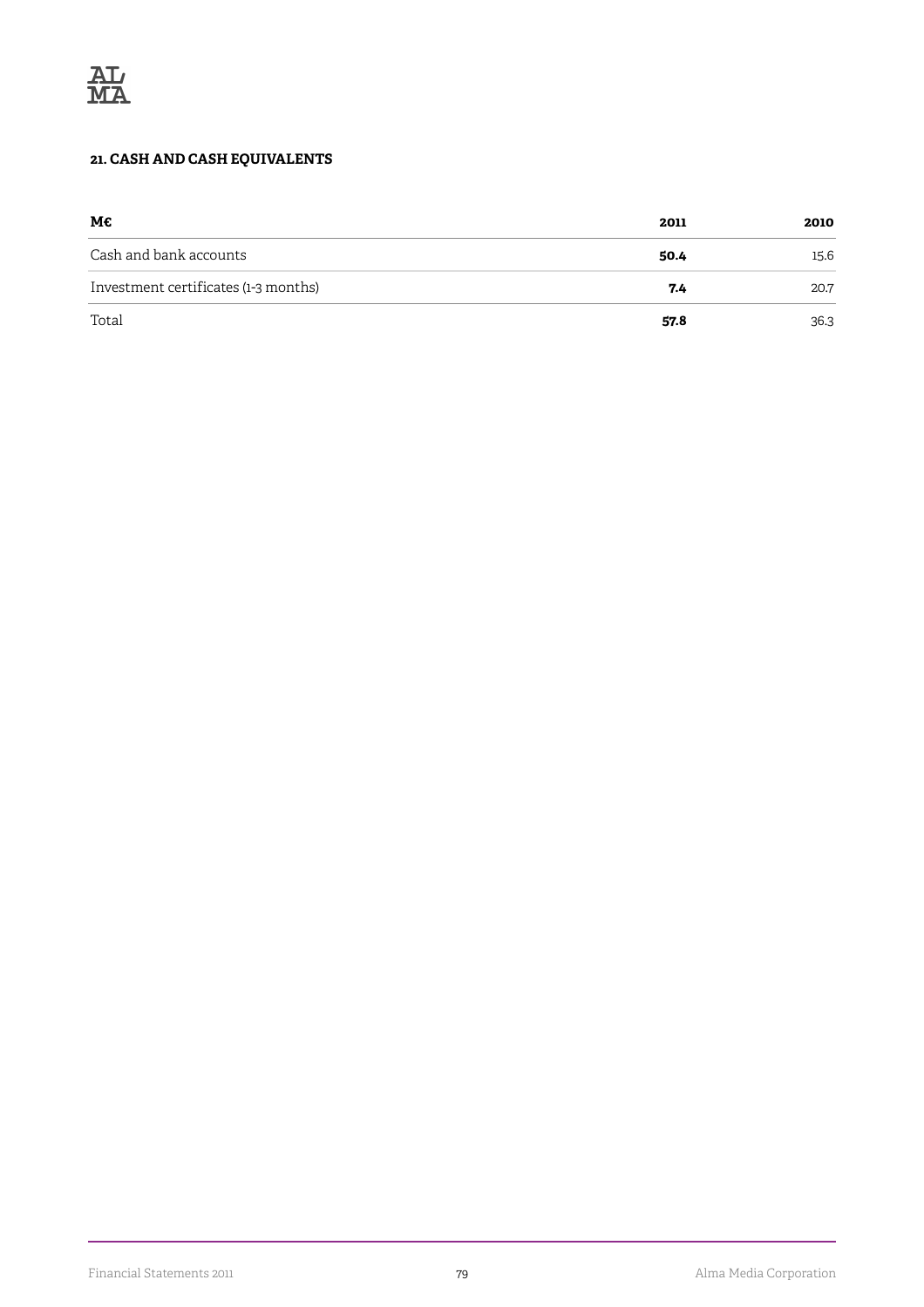**21. CASH AND CASH EQUIVALENTS**

| M€ | 2011 | 2010 |
|---|---|---|
| Cash and bank accounts | **50.4** | 15.6 |
| Investment certificates (1-3 months) | **7.4** | 20.7 |
| Total | **57.8** | 36.3 |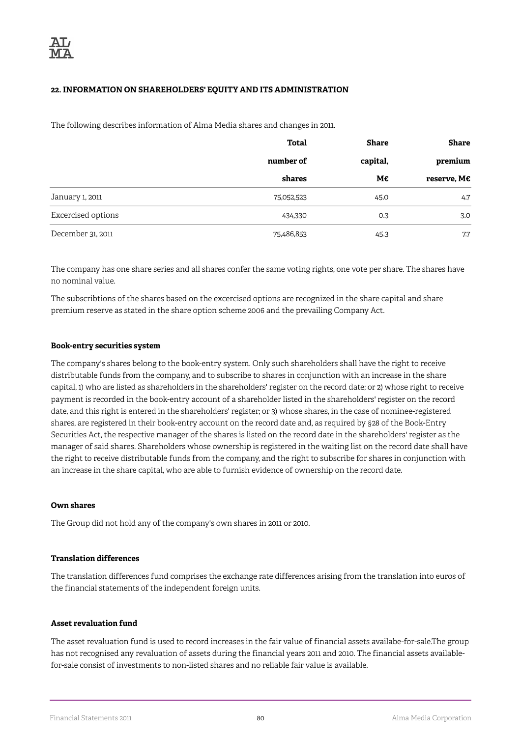### 22. INFORMATION ON SHAREHOLDERS' EQUITY AND ITS ADMINISTRATION

The following describes information of Alma Media shares and changes in 2011.

| | Total number of shares | Share capital, M€ | Share premium reserve, M€ |
|---|---|---|---|
| January 1, 2011 | 75,052,523 | 45.0 | 4.7 |
| Excercised options | 434,330 | 0.3 | 3.0 |
| December 31, 2011 | 75,486,853 | 45.3 | 7.7 |

The company has one share series and all shares confer the same voting rights, one vote per share. The shares have no nominal value.

The subscribtions of the shares based on the excercised options are recognized in the share capital and share premium reserve as stated in the share option scheme 2006 and the prevailing Company Act.

**Book-entry securities system**

The company's shares belong to the book-entry system. Only such shareholders shall have the right to receive distributable funds from the company, and to subscribe to shares in conjunction with an increase in the share capital, 1) who are listed as shareholders in the shareholders' register on the record date; or 2) whose right to receive payment is recorded in the book-entry account of a shareholder listed in the shareholders' register on the record date, and this right is entered in the shareholders' register; or 3) whose shares, in the case of nominee-registered shares, are registered in their book-entry account on the record date and, as required by §28 of the Book-Entry Securities Act, the respective manager of the shares is listed on the record date in the shareholders' register as the manager of said shares. Shareholders whose ownership is registered in the waiting list on the record date shall have the right to receive distributable funds from the company, and the right to subscribe for shares in conjunction with an increase in the share capital, who are able to furnish evidence of ownership on the record date.

**Own shares**

The Group did not hold any of the company's own shares in 2011 or 2010.

**Translation differences**

The translation differences fund comprises the exchange rate differences arising from the translation into euros of the financial statements of the independent foreign units.

**Asset revaluation fund**

The asset revaluation fund is used to record increases in the fair value of financial assets availabe-for-sale.The group has not recognised any revaluation of assets during the financial years 2011 and 2010. The financial assets available-for-sale consist of investments to non-listed shares and no reliable fair value is available.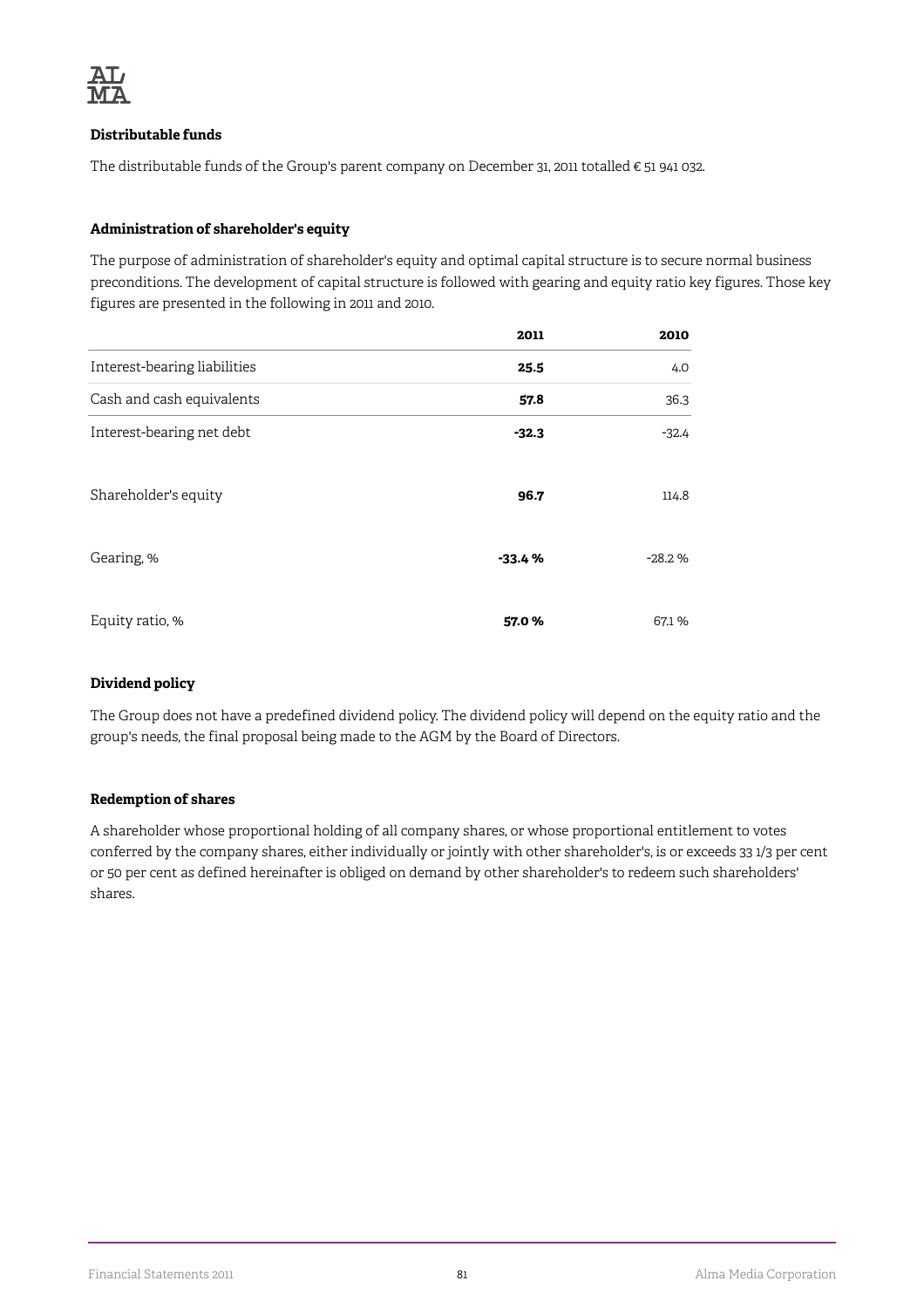**Distributable funds**

The distributable funds of the Group's parent company on December 31, 2011 totalled € 51 941 032.

**Administration of shareholder's equity**

The purpose of administration of shareholder's equity and optimal capital structure is to secure normal business preconditions. The development of capital structure is followed with gearing and equity ratio key figures. Those key figures are presented in the following in 2011 and 2010.

| | 2011 | 2010 |
|---|---|---|
| Interest-bearing liabilities | **25.5** | 4.0 |
| Cash and cash equivalents | **57.8** | 36.3 |
| Interest-bearing net debt | **-32.3** | -32.4 |
| Shareholder's equity | **96.7** | 114.8 |
| Gearing, % | **-33.4 %** | -28.2 % |
| Equity ratio, % | **57.0 %** | 67.1 % |

**Dividend policy**

The Group does not have a predefined dividend policy. The dividend policy will depend on the equity ratio and the group's needs, the final proposal being made to the AGM by the Board of Directors.

**Redemption of shares**

A shareholder whose proportional holding of all company shares, or whose proportional entitlement to votes conferred by the company shares, either individually or jointly with other shareholder's, is or exceeds 33 1/3 per cent or 50 per cent as defined hereinafter is obliged on demand by other shareholder's to redeem such shareholders' shares.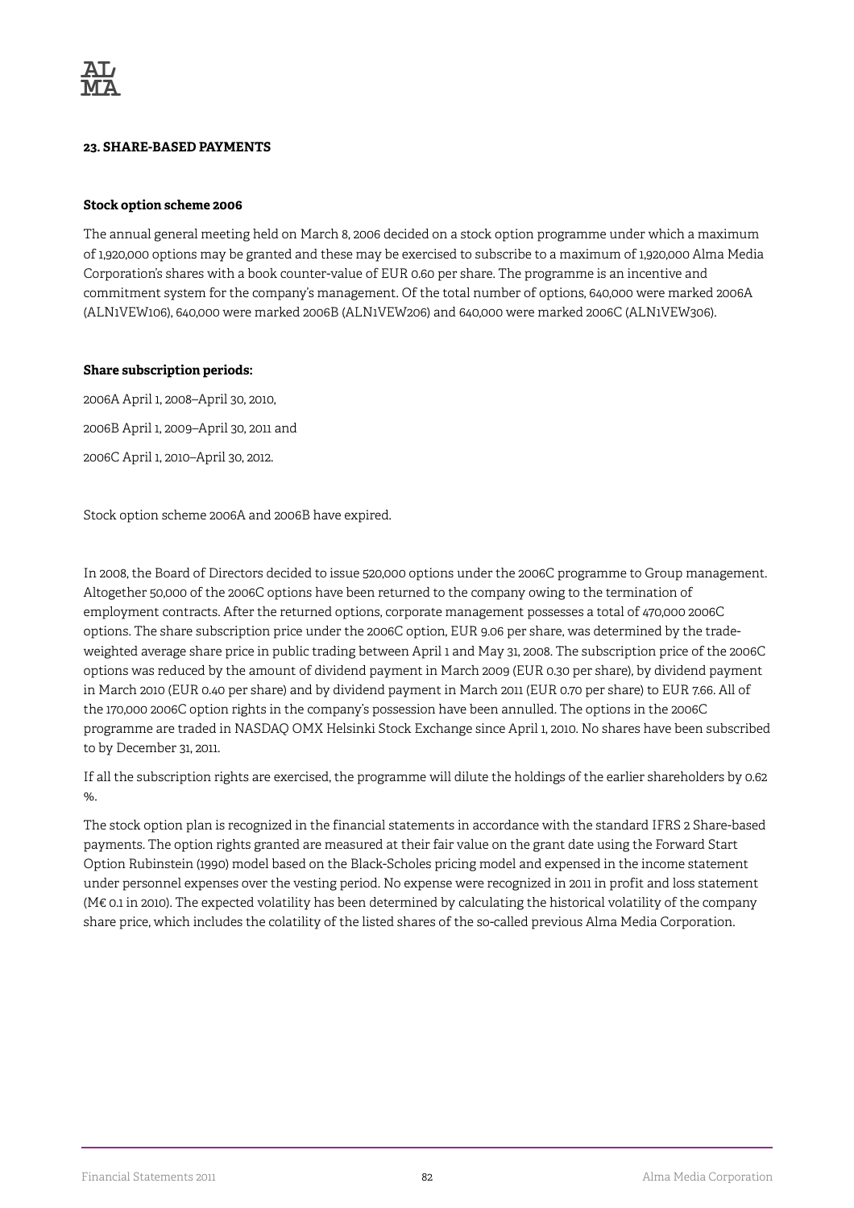## 23. SHARE-BASED PAYMENTS

### Stock option scheme 2006

The annual general meeting held on March 8, 2006 decided on a stock option programme under which a maximum of 1,920,000 options may be granted and these may be exercised to subscribe to a maximum of 1,920,000 Alma Media Corporation's shares with a book counter-value of EUR 0.60 per share. The programme is an incentive and commitment system for the company's management. Of the total number of options, 640,000 were marked 2006A (ALN1VEW106), 640,000 were marked 2006B (ALN1VEW206) and 640,000 were marked 2006C (ALN1VEW306).

### Share subscription periods:

2006A April 1, 2008–April 30, 2010,

2006B April 1, 2009–April 30, 2011 and

2006C April 1, 2010–April 30, 2012.

Stock option scheme 2006A and 2006B have expired.

In 2008, the Board of Directors decided to issue 520,000 options under the 2006C programme to Group management. Altogether 50,000 of the 2006C options have been returned to the company owing to the termination of employment contracts. After the returned options, corporate management possesses a total of 470,000 2006C options. The share subscription price under the 2006C option, EUR 9.06 per share, was determined by the trade-weighted average share price in public trading between April 1 and May 31, 2008. The subscription price of the 2006C options was reduced by the amount of dividend payment in March 2009 (EUR 0.30 per share), by dividend payment in March 2010 (EUR 0.40 per share) and by dividend payment in March 2011 (EUR 0.70 per share) to EUR 7.66. All of the 170,000 2006C option rights in the company's possession have been annulled. The options in the 2006C programme are traded in NASDAQ OMX Helsinki Stock Exchange since April 1, 2010. No shares have been subscribed to by December 31, 2011.

If all the subscription rights are exercised, the programme will dilute the holdings of the earlier shareholders by 0.62 %.

The stock option plan is recognized in the financial statements in accordance with the standard IFRS 2 Share-based payments. The option rights granted are measured at their fair value on the grant date using the Forward Start Option Rubinstein (1990) model based on the Black-Scholes pricing model and expensed in the income statement under personnel expenses over the vesting period. No expense were recognized in 2011 in profit and loss statement (M€ 0.1 in 2010). The expected volatility has been determined by calculating the historical volatility of the company share price, which includes the colatility of the listed shares of the so-called previous Alma Media Corporation.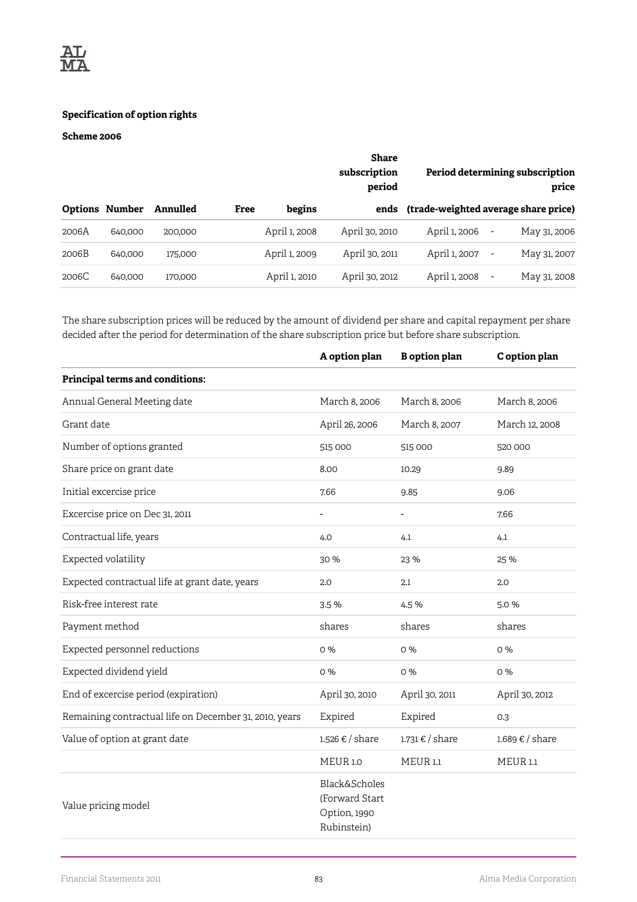**Specification of option rights**

**Scheme 2006**

| Options | Number | Annulled | Free | Share subscription period begins | Share subscription period ends | Period determining subscription price (trade-weighted average share price) |
|---|---|---|---|---|---|---|
| 2006A | 640,000 | 200,000 | | April 1, 2008 | April 30, 2010 | April 1, 2006 - May 31, 2006 |
| 2006B | 640,000 | 175,000 | | April 1, 2009 | April 30, 2011 | April 1, 2007 - May 31, 2007 |
| 2006C | 640,000 | 170,000 | | April 1, 2010 | April 30, 2012 | April 1, 2008 - May 31, 2008 |

The share subscription prices will be reduced by the amount of dividend per share and capital repayment per share decided after the period for determination of the share subscription price but before share subscription.

| | A option plan | B option plan | C option plan |
|---|---|---|---|
| **Principal terms and conditions:** | | | |
| Annual General Meeting date | March 8, 2006 | March 8, 2006 | March 8, 2006 |
| Grant date | April 26, 2006 | March 8, 2007 | March 12, 2008 |
| Number of options granted | 515 000 | 515 000 | 520 000 |
| Share price on grant date | 8.00 | 10.29 | 9.89 |
| Initial excercise price | 7.66 | 9.85 | 9.06 |
| Excercise price on Dec 31, 2011 | - | - | 7.66 |
| Contractual life, years | 4.0 | 4.1 | 4.1 |
| Expected volatility | 30 % | 23 % | 25 % |
| Expected contractual life at grant date, years | 2.0 | 2.1 | 2.0 |
| Risk-free interest rate | 3.5 % | 4.5 % | 5.0 % |
| Payment method | shares | shares | shares |
| Expected personnel reductions | 0 % | 0 % | 0 % |
| Expected dividend yield | 0 % | 0 % | 0 % |
| End of excercise period (expiration) | April 30, 2010 | April 30, 2011 | April 30, 2012 |
| Remaining contractual life on December 31, 2010, years | Expired | Expired | 0.3 |
| Value of option at grant date | 1.526 € / share | 1.731 € / share | 1.689 € / share |
| | MEUR 1.0 | MEUR 1.1 | MEUR 1.1 |
| Value pricing model | Black&Scholes (Forward Start Option, 1990 Rubinstein) | | |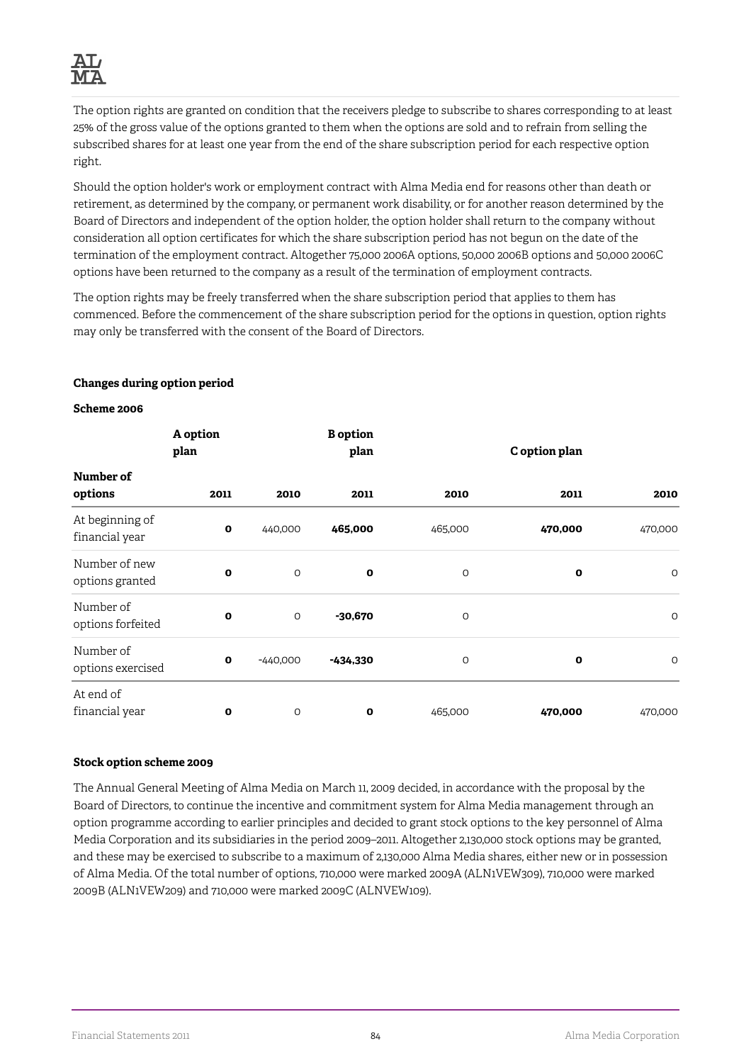The option rights are granted on condition that the receivers pledge to subscribe to shares corresponding to at least 25% of the gross value of the options granted to them when the options are sold and to refrain from selling the subscribed shares for at least one year from the end of the share subscription period for each respective option right.

Should the option holder's work or employment contract with Alma Media end for reasons other than death or retirement, as determined by the company, or permanent work disability, or for another reason determined by the Board of Directors and independent of the option holder, the option holder shall return to the company without consideration all option certificates for which the share subscription period has not begun on the date of the termination of the employment contract. Altogether 75,000 2006A options, 50,000 2006B options and 50,000 2006C options have been returned to the company as a result of the termination of employment contracts.

The option rights may be freely transferred when the share subscription period that applies to them has commenced. Before the commencement of the share subscription period for the options in question, option rights may only be transferred with the consent of the Board of Directors.

**Changes during option period**

**Scheme 2006**

| | A option plan | | B option plan | | C option plan | |
|---|---|---|---|---|---|---|
| **Number of options** | **2011** | **2010** | **2011** | **2010** | **2011** | **2010** |
| At beginning of financial year | **0** | 440,000 | **465,000** | 465,000 | **470,000** | 470,000 |
| Number of new options granted | **0** | 0 | **0** | 0 | **0** | 0 |
| Number of options forfeited | **0** | 0 | **-30,670** | 0 | | 0 |
| Number of options exercised | **0** | -440,000 | **-434,330** | 0 | **0** | 0 |
| At end of financial year | **0** | 0 | **0** | 465,000 | **470,000** | 470,000 |

**Stock option scheme 2009**

The Annual General Meeting of Alma Media on March 11, 2009 decided, in accordance with the proposal by the Board of Directors, to continue the incentive and commitment system for Alma Media management through an option programme according to earlier principles and decided to grant stock options to the key personnel of Alma Media Corporation and its subsidiaries in the period 2009–2011. Altogether 2,130,000 stock options may be granted, and these may be exercised to subscribe to a maximum of 2,130,000 Alma Media shares, either new or in possession of Alma Media. Of the total number of options, 710,000 were marked 2009A (ALN1VEW309), 710,000 were marked 2009B (ALN1VEW209) and 710,000 were marked 2009C (ALNVEW109).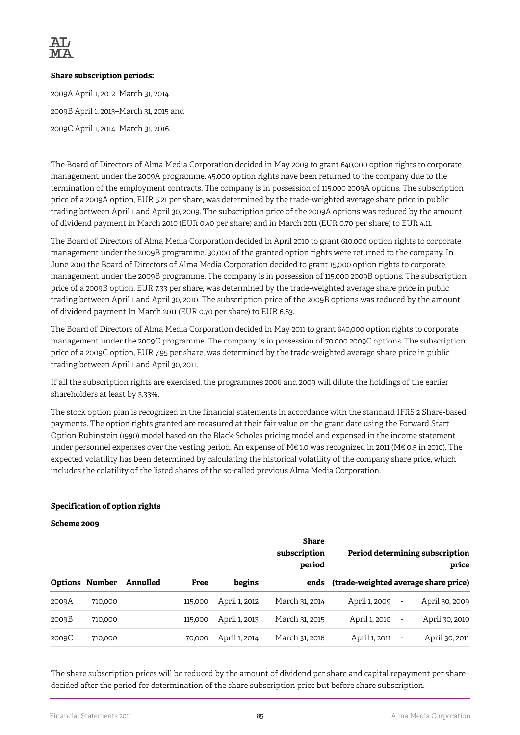**Share subscription periods:**

2009A April 1, 2012–March 31, 2014

2009B April 1, 2013–March 31, 2015 and

2009C April 1, 2014–March 31, 2016.

The Board of Directors of Alma Media Corporation decided in May 2009 to grant 640,000 option rights to corporate management under the 2009A programme. 45,000 option rights have been returned to the company due to the termination of the employment contracts. The company is in possession of 115,000 2009A options. The subscription price of a 2009A option, EUR 5.21 per share, was determined by the trade-weighted average share price in public trading between April 1 and April 30, 2009. The subscription price of the 2009A options was reduced by the amount of dividend payment in March 2010 (EUR 0.40 per share) and in March 2011 (EUR 0.70 per share) to EUR 4.11.

The Board of Directors of Alma Media Corporation decided in April 2010 to grant 610,000 option rights to corporate management under the 2009B programme. 30,000 of the granted option rights were returned to the company. In June 2010 the Board of Directors of Alma Media Corporation decided to grant 15,000 option rights to corporate management under the 2009B programme. The company is in possession of 115,000 2009B options. The subscription price of a 2009B option, EUR 7.33 per share, was determined by the trade-weighted average share price in public trading between April 1 and April 30, 2010. The subscription price of the 2009B options was reduced by the amount of dividend payment In March 2011 (EUR 0.70 per share) to EUR 6.63.

The Board of Directors of Alma Media Corporation decided in May 2011 to grant 640,000 option rights to corporate management under the 2009C programme. The company is in possession of 70,000 2009C options. The subscription price of a 2009C option, EUR 7.95 per share, was determined by the trade-weighted average share price in public trading between April 1 and April 30, 2011.

If all the subscription rights are exercised, the programmes 2006 and 2009 will dilute the holdings of the earlier shareholders at least by 3.33%.

The stock option plan is recognized in the financial statements in accordance with the standard IFRS 2 Share-based payments. The option rights granted are measured at their fair value on the grant date using the Forward Start Option Rubinstein (1990) model based on the Black-Scholes pricing model and expensed in the income statement under personnel expenses over the vesting period. An expense of M€ 1.0 was recognized in 2011 (M€ 0.5 in 2010). The expected volatility has been determined by calculating the historical volatility of the company share price, which includes the colatility of the listed shares of the so-called previous Alma Media Corporation.

**Specification of option rights**

**Scheme 2009**

| | | | | | Share subscription period | Period determining subscription price | | |
|---|---|---|---|---|---|---|---|---|
| **Options** | **Number** | **Annulled** | **Free** | **begins** | **ends** | **(trade-weighted average share price)** | | |
| 2009A | 710,000 | | 115,000 | April 1, 2012 | March 31, 2014 | April 1, 2009 | - | April 30, 2009 |
| 2009B | 710,000 | | 115,000 | April 1, 2013 | March 31, 2015 | April 1, 2010 | - | April 30, 2010 |
| 2009C | 710,000 | | 70,000 | April 1, 2014 | March 31, 2016 | April 1, 2011 | - | April 30, 2011 |

The share subscription prices will be reduced by the amount of dividend per share and capital repayment per share decided after the period for determination of the share subscription price but before share subscription.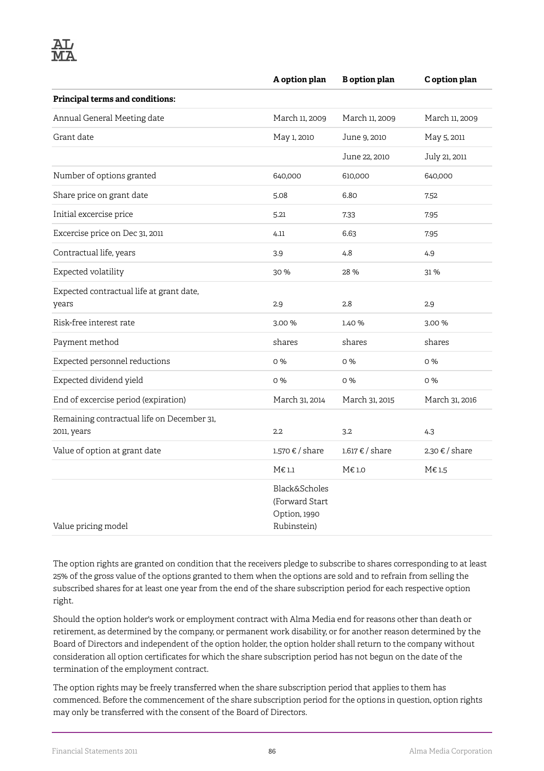| | A option plan | B option plan | C option plan |
|---|---|---|---|
| **Principal terms and conditions:** | | | |
| Annual General Meeting date | March 11, 2009 | March 11, 2009 | March 11, 2009 |
| Grant date | May 1, 2010 | June 9, 2010 | May 5, 2011 |
| | | June 22, 2010 | July 21, 2011 |
| Number of options granted | 640,000 | 610,000 | 640,000 |
| Share price on grant date | 5.08 | 6.80 | 7.52 |
| Initial excercise price | 5.21 | 7.33 | 7.95 |
| Excercise price on Dec 31, 2011 | 4.11 | 6.63 | 7.95 |
| Contractual life, years | 3.9 | 4.8 | 4.9 |
| Expected volatility | 30 % | 28 % | 31 % |
| Expected contractual life at grant date, years | 2.9 | 2.8 | 2.9 |
| Risk-free interest rate | 3.00 % | 1.40 % | 3.00 % |
| Payment method | shares | shares | shares |
| Expected personnel reductions | 0 % | 0 % | 0 % |
| Expected dividend yield | 0 % | 0 % | 0 % |
| End of excercise period (expiration) | March 31, 2014 | March 31, 2015 | March 31, 2016 |
| Remaining contractual life on December 31, 2011, years | 2.2 | 3.2 | 4.3 |
| Value of option at grant date | 1.570 € / share | 1.617 € / share | 2.30 € / share |
| | M€ 1.1 | M€ 1.0 | M€ 1.5 |
| Value pricing model | Black&Scholes (Forward Start Option, 1990 Rubinstein) | | |

The option rights are granted on condition that the receivers pledge to subscribe to shares corresponding to at least 25% of the gross value of the options granted to them when the options are sold and to refrain from selling the subscribed shares for at least one year from the end of the share subscription period for each respective option right.

Should the option holder's work or employment contract with Alma Media end for reasons other than death or retirement, as determined by the company, or permanent work disability, or for another reason determined by the Board of Directors and independent of the option holder, the option holder shall return to the company without consideration all option certificates for which the share subscription period has not begun on the date of the termination of the employment contract.

The option rights may be freely transferred when the share subscription period that applies to them has commenced. Before the commencement of the share subscription period for the options in question, option rights may only be transferred with the consent of the Board of Directors.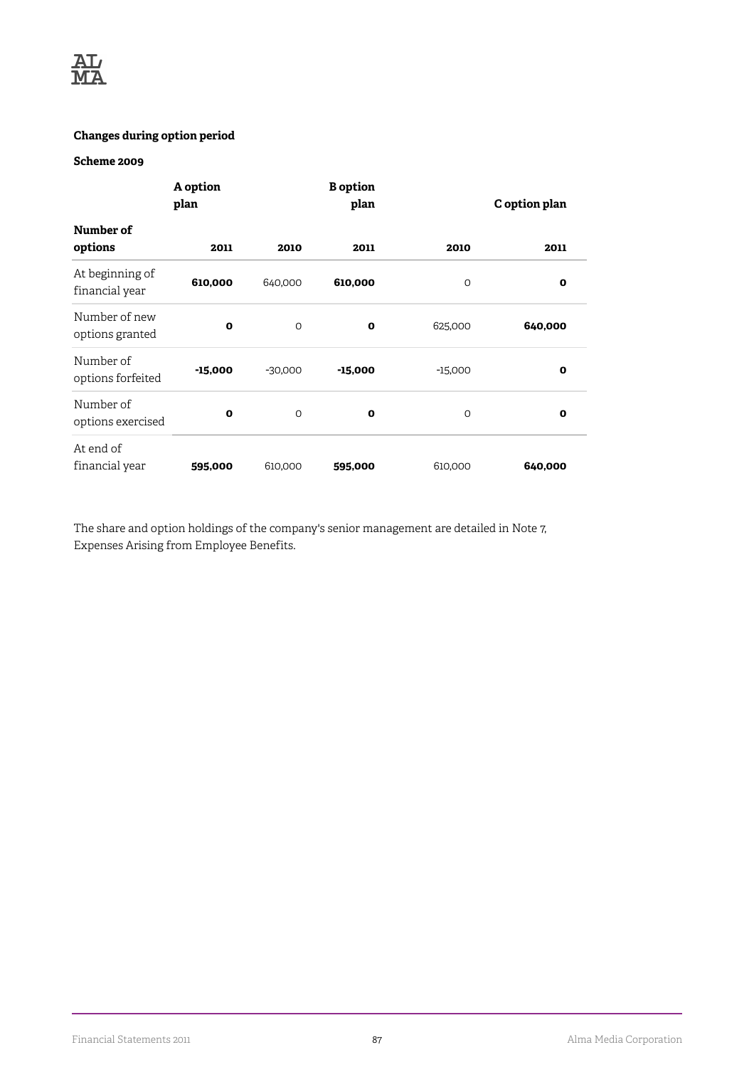**Changes during option period**

**Scheme 2009**

| Number of options | A option plan | | B option plan | | C option plan |
|---|---|---|---|---|---|
| | **2011** | **2010** | **2011** | **2010** | **2011** |
| At beginning of financial year | **610,000** | 640,000 | **610,000** | 0 | **0** |
| Number of new options granted | **0** | 0 | **0** | 625,000 | **640,000** |
| Number of options forfeited | **-15,000** | -30,000 | **-15,000** | -15,000 | **0** |
| Number of options exercised | **0** | 0 | **0** | 0 | **0** |
| At end of financial year | **595,000** | 610,000 | **595,000** | 610,000 | **640,000** |

The share and option holdings of the company's senior management are detailed in Note 7, Expenses Arising from Employee Benefits.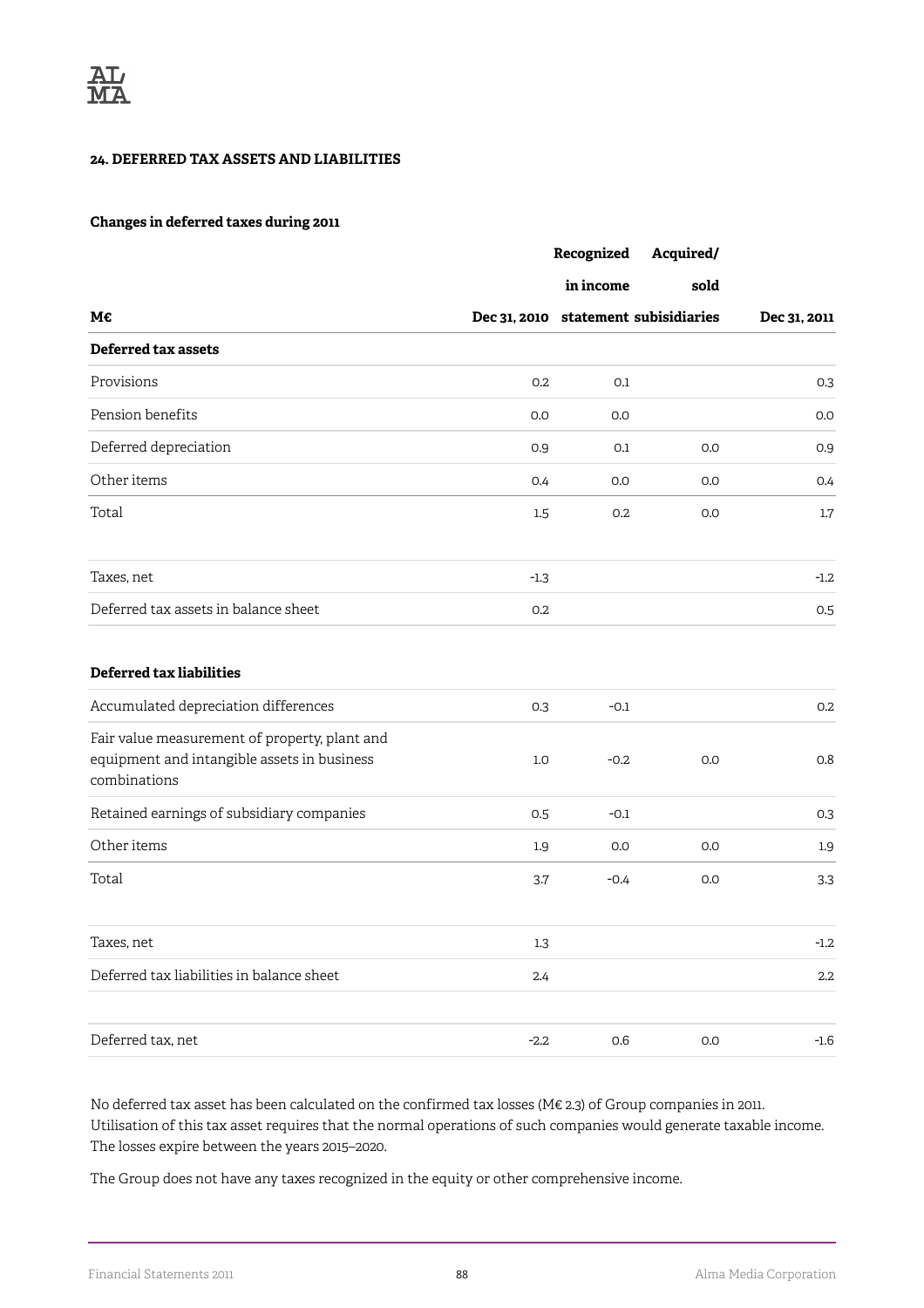## 24. DEFERRED TAX ASSETS AND LIABILITIES

### Changes in deferred taxes during 2011

| M€ | Dec 31, 2010 | Recognized in income statement | Acquired/ sold subisidiaries | Dec 31, 2011 |
|---|---|---|---|---|
| **Deferred tax assets** | | | | |
| Provisions | 0.2 | 0.1 | | 0.3 |
| Pension benefits | 0.0 | 0.0 | | 0.0 |
| Deferred depreciation | 0.9 | 0.1 | 0.0 | 0.9 |
| Other items | 0.4 | 0.0 | 0.0 | 0.4 |
| Total | 1.5 | 0.2 | 0.0 | 1.7 |
| | | | | |
| Taxes, net | -1.3 | | | -1.2 |
| Deferred tax assets in balance sheet | 0.2 | | | 0.5 |
| | | | | |
| **Deferred tax liabilities** | | | | |
| Accumulated depreciation differences | 0.3 | -0.1 | | 0.2 |
| Fair value measurement of property, plant and equipment and intangible assets in business combinations | 1.0 | -0.2 | 0.0 | 0.8 |
| Retained earnings of subsidiary companies | 0.5 | -0.1 | | 0.3 |
| Other items | 1.9 | 0.0 | 0.0 | 1.9 |
| Total | 3.7 | -0.4 | 0.0 | 3.3 |
| | | | | |
| Taxes, net | 1.3 | | | -1.2 |
| Deferred tax liabilities in balance sheet | 2.4 | | | 2.2 |
| | | | | |
| Deferred tax, net | -2.2 | 0.6 | 0.0 | -1.6 |

No deferred tax asset has been calculated on the confirmed tax losses (M€ 2.3) of Group companies in 2011. Utilisation of this tax asset requires that the normal operations of such companies would generate taxable income. The losses expire between the years 2015–2020.

The Group does not have any taxes recognized in the equity or other comprehensive income.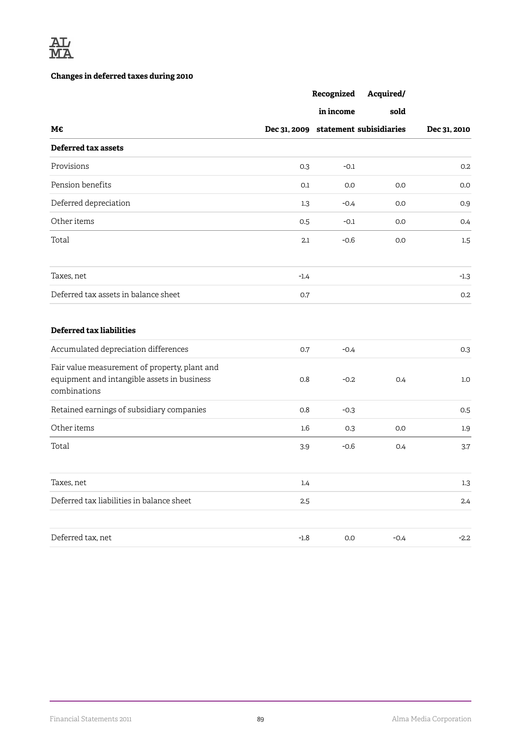### Changes in deferred taxes during 2010

| M€ | Dec 31, 2009 | Recognized in income statement | Acquired/ sold subisidiaries | Dec 31, 2010 |
|---|---|---|---|---|
| **Deferred tax assets** | | | | |
| Provisions | 0.3 | -0.1 | | 0.2 |
| Pension benefits | 0.1 | 0.0 | 0.0 | 0.0 |
| Deferred depreciation | 1.3 | -0.4 | 0.0 | 0.9 |
| Other items | 0.5 | -0.1 | 0.0 | 0.4 |
| Total | 2.1 | -0.6 | 0.0 | 1.5 |
| | | | | |
| Taxes, net | -1.4 | | | -1.3 |
| Deferred tax assets in balance sheet | 0.7 | | | 0.2 |
| | | | | |
| **Deferred tax liabilities** | | | | |
| Accumulated depreciation differences | 0.7 | -0.4 | | 0.3 |
| Fair value measurement of property, plant and equipment and intangible assets in business combinations | 0.8 | -0.2 | 0.4 | 1.0 |
| Retained earnings of subsidiary companies | 0.8 | -0.3 | | 0.5 |
| Other items | 1.6 | 0.3 | 0.0 | 1.9 |
| Total | 3.9 | -0.6 | 0.4 | 3.7 |
| | | | | |
| Taxes, net | 1.4 | | | 1.3 |
| Deferred tax liabilities in balance sheet | 2.5 | | | 2.4 |
| | | | | |
| Deferred tax, net | -1.8 | 0.0 | -0.4 | -2.2 |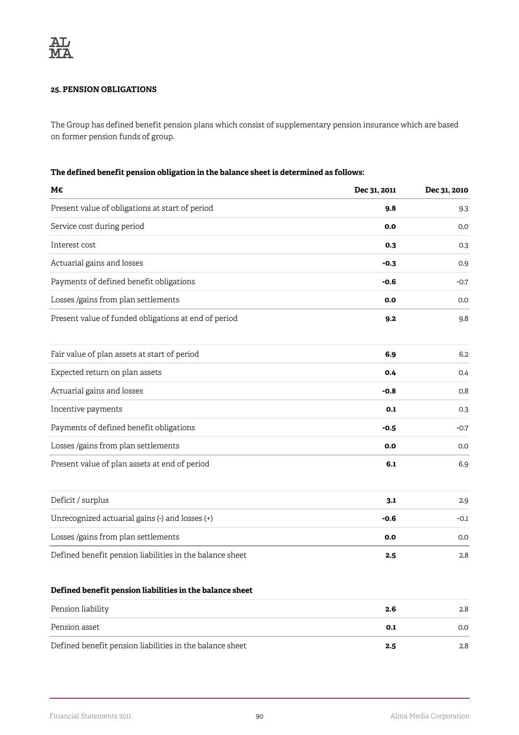### 25. PENSION OBLIGATIONS

The Group has defined benefit pension plans which consist of supplementary pension insurance which are based on former pension funds of group.

**The defined benefit pension obligation in the balance sheet is determined as follows:**

| M€ | Dec 31, 2011 | Dec 31, 2010 |
|---|---|---|
| Present value of obligations at start of period | **9.8** | 9.3 |
| Service cost during period | **0.0** | 0.0 |
| Interest cost | **0.3** | 0.3 |
| Actuarial gains and losses | **-0.3** | 0.9 |
| Payments of defined benefit obligations | **-0.6** | -0.7 |
| Losses /gains from plan settlements | **0.0** | 0.0 |
| Present value of funded obligations at end of period | **9.2** | 9.8 |
| | | |
| Fair value of plan assets at start of period | **6.9** | 6.2 |
| Expected return on plan assets | **0.4** | 0.4 |
| Actuarial gains and losses | **-0.8** | 0.8 |
| Incentive payments | **0.1** | 0.3 |
| Payments of defined benefit obligations | **-0.5** | -0.7 |
| Losses /gains from plan settlements | **0.0** | 0.0 |
| Present value of plan assets at end of period | **6.1** | 6.9 |
| | | |
| Deficit / surplus | **3.1** | 2.9 |
| Unrecognized actuarial gains (-) and losses (+) | **-0.6** | -0.1 |
| Losses /gains from plan settlements | **0.0** | 0.0 |
| Defined benefit pension liabilities in the balance sheet | **2.5** | 2.8 |

**Defined benefit pension liabilities in the balance sheet**

| | | |
|---|---|---|
| Pension liability | **2.6** | 2.8 |
| Pension asset | **0.1** | 0.0 |
| Defined benefit pension liabilities in the balance sheet | **2.5** | 2.8 |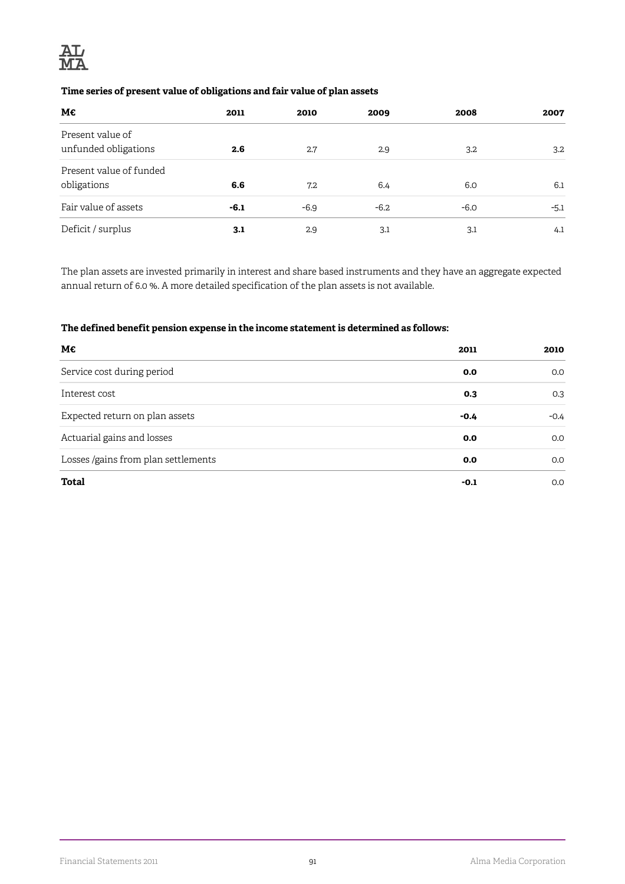**Time series of present value of obligations and fair value of plan assets**

| M€ | 2011 | 2010 | 2009 | 2008 | 2007 |
|---|---|---|---|---|---|
| Present value of unfunded obligations | **2.6** | 2.7 | 2.9 | 3.2 | 3.2 |
| Present value of funded obligations | **6.6** | 7.2 | 6.4 | 6.0 | 6.1 |
| Fair value of assets | **-6.1** | -6.9 | -6.2 | -6.0 | -5.1 |
| Deficit / surplus | **3.1** | 2.9 | 3.1 | 3.1 | 4.1 |

The plan assets are invested primarily in interest and share based instruments and they have an aggregate expected annual return of 6.0 %. A more detailed specification of the plan assets is not available.

**The defined benefit pension expense in the income statement is determined as follows:**

| M€ | 2011 | 2010 |
|---|---|---|
| Service cost during period | **0.0** | 0.0 |
| Interest cost | **0.3** | 0.3 |
| Expected return on plan assets | **-0.4** | -0.4 |
| Actuarial gains and losses | **0.0** | 0.0 |
| Losses /gains from plan settlements | **0.0** | 0.0 |
| **Total** | **-0.1** | 0.0 |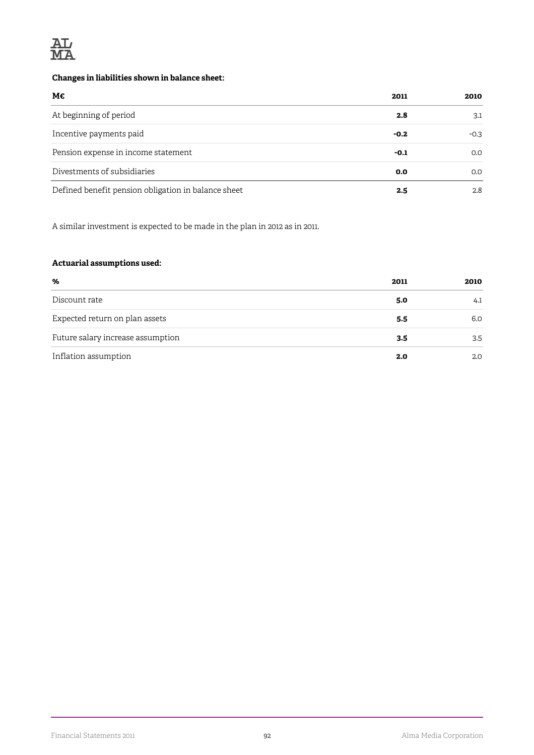**Changes in liabilities shown in balance sheet:**

| M€ | 2011 | 2010 |
|---|---|---|
| At beginning of period | **2.8** | 3.1 |
| Incentive payments paid | **-0.2** | -0.3 |
| Pension expense in income statement | **-0.1** | 0.0 |
| Divestments of subsidiaries | **0.0** | 0.0 |
| Defined benefit pension obligation in balance sheet | **2.5** | 2.8 |

A similar investment is expected to be made in the plan in 2012 as in 2011.

**Actuarial assumptions used:**

| % | 2011 | 2010 |
|---|---|---|
| Discount rate | **5.0** | 4.1 |
| Expected return on plan assets | **5.5** | 6.0 |
| Future salary increase assumption | **3.5** | 3.5 |
| Inflation assumption | **2.0** | 2.0 |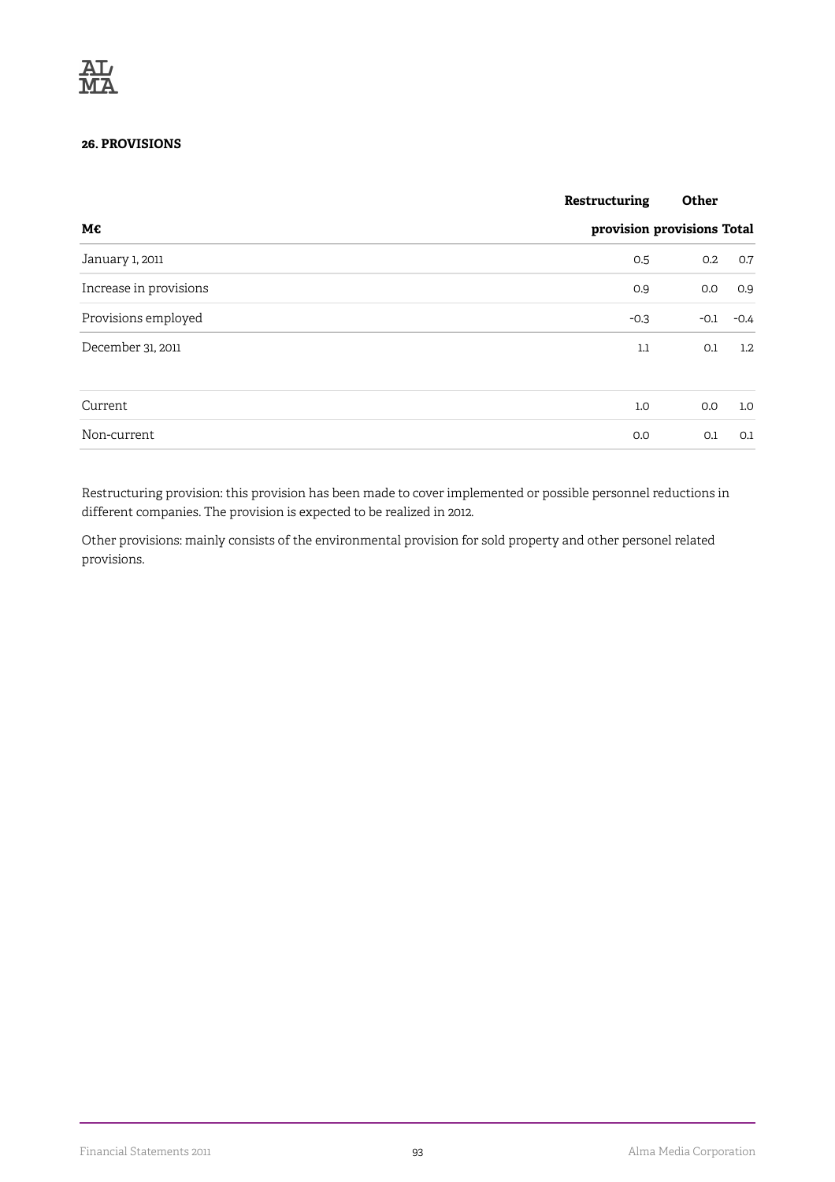### 26. PROVISIONS

| M€ | Restructuring provision | Other provisions | Total |
|---|---|---|---|
| January 1, 2011 | 0.5 | 0.2 | 0.7 |
| Increase in provisions | 0.9 | 0.0 | 0.9 |
| Provisions employed | -0.3 | -0.1 | -0.4 |
| December 31, 2011 | 1.1 | 0.1 | 1.2 |
| | | | |
| Current | 1.0 | 0.0 | 1.0 |
| Non-current | 0.0 | 0.1 | 0.1 |

Restructuring provision: this provision has been made to cover implemented or possible personnel reductions in different companies. The provision is expected to be realized in 2012.

Other provisions: mainly consists of the environmental provision for sold property and other personel related provisions.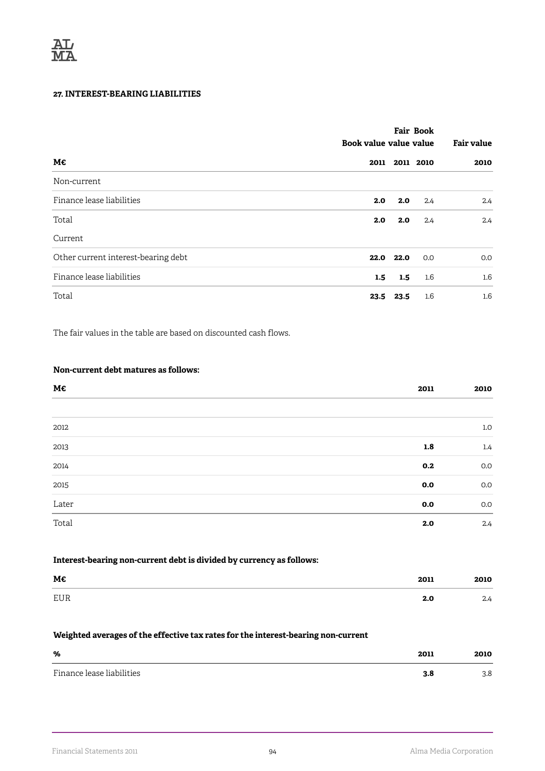### 27. INTEREST-BEARING LIABILITIES

| M€ | Book value 2011 | Fair value 2011 | Book value 2010 | Fair value 2010 |
|---|---|---|---|---|
| Non-current | | | | |
| Finance lease liabilities | **2.0** | **2.0** | 2.4 | 2.4 |
| Total | **2.0** | **2.0** | 2.4 | 2.4 |
| Current | | | | |
| Other current interest-bearing debt | **22.0** | **22.0** | 0.0 | 0.0 |
| Finance lease liabilities | **1.5** | **1.5** | 1.6 | 1.6 |
| Total | **23.5** | **23.5** | 1.6 | 1.6 |

The fair values in the table are based on discounted cash flows.

**Non-current debt matures as follows:**

| M€ | 2011 | 2010 |
|---|---|---|
| | | |
| 2012 | | 1.0 |
| 2013 | **1.8** | 1.4 |
| 2014 | **0.2** | 0.0 |
| 2015 | **0.0** | 0.0 |
| Later | **0.0** | 0.0 |
| Total | **2.0** | 2.4 |

**Interest-bearing non-current debt is divided by currency as follows:**

| M€ | 2011 | 2010 |
|---|---|---|
| EUR | **2.0** | 2.4 |

**Weighted averages of the effective tax rates for the interest-bearing non-current**

| % | 2011 | 2010 |
|---|---|---|
| Finance lease liabilities | **3.8** | 3.8 |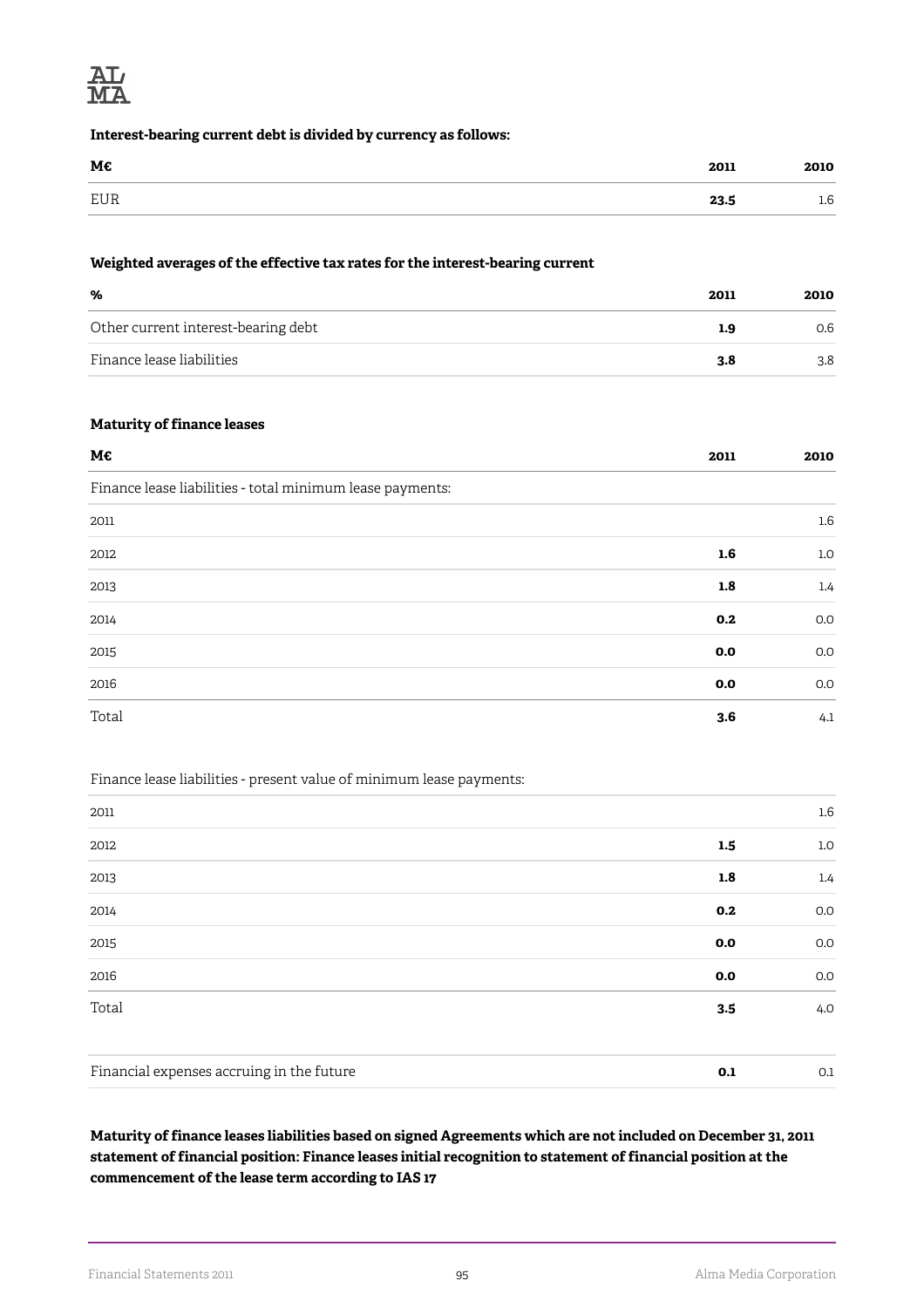**Interest-bearing current debt is divided by currency as follows:**

| M€ | 2011 | 2010 |
|---|---|---|
| EUR | **23.5** | 1.6 |

**Weighted averages of the effective tax rates for the interest-bearing current**

| % | 2011 | 2010 |
|---|---|---|
| Other current interest-bearing debt | **1.9** | 0.6 |
| Finance lease liabilities | **3.8** | 3.8 |

**Maturity of finance leases**

| M€ | 2011 | 2010 |
|---|---|---|
| Finance lease liabilities - total minimum lease payments: | | |
| 2011 | | 1.6 |
| 2012 | **1.6** | 1.0 |
| 2013 | **1.8** | 1.4 |
| 2014 | **0.2** | 0.0 |
| 2015 | **0.0** | 0.0 |
| 2016 | **0.0** | 0.0 |
| Total | **3.6** | 4.1 |
| | | |
| Finance lease liabilities - present value of minimum lease payments: | | |
| 2011 | | 1.6 |
| 2012 | **1.5** | 1.0 |
| 2013 | **1.8** | 1.4 |
| 2014 | **0.2** | 0.0 |
| 2015 | **0.0** | 0.0 |
| 2016 | **0.0** | 0.0 |
| Total | **3.5** | 4.0 |
| | | |
| Financial expenses accruing in the future | **0.1** | 0.1 |

**Maturity of finance leases liabilities based on signed Agreements which are not included on December 31, 2011 statement of financial position: Finance leases initial recognition to statement of financial position at the commencement of the lease term according to IAS 17**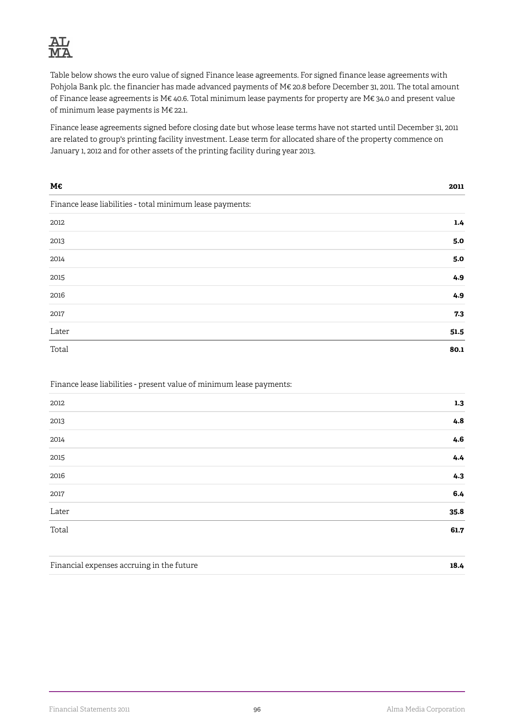Table below shows the euro value of signed Finance lease agreements. For signed finance lease agreements with Pohjola Bank plc. the financier has made advanced payments of M€ 20.8 before December 31, 2011. The total amount of Finance lease agreements is M€ 40.6. Total minimum lease payments for property are M€ 34.0 and present value of minimum lease payments is M€ 22.1.

Finance lease agreements signed before closing date but whose lease terms have not started until December 31, 2011 are related to group's printing facility investment. Lease term for allocated share of the property commence on January 1, 2012 and for other assets of the printing facility during year 2013.

| M€ | 2011 |
|---|---|
| Finance lease liabilities - total minimum lease payments: | |
| 2012 | **1.4** |
| 2013 | **5.0** |
| 2014 | **5.0** |
| 2015 | **4.9** |
| 2016 | **4.9** |
| 2017 | **7.3** |
| Later | **51.5** |
| Total | **80.1** |
| | |
| Finance lease liabilities - present value of minimum lease payments: | |
| 2012 | **1.3** |
| 2013 | **4.8** |
| 2014 | **4.6** |
| 2015 | **4.4** |
| 2016 | **4.3** |
| 2017 | **6.4** |
| Later | **35.8** |
| Total | **61.7** |
| | |
| Financial expenses accruing in the future | **18.4** |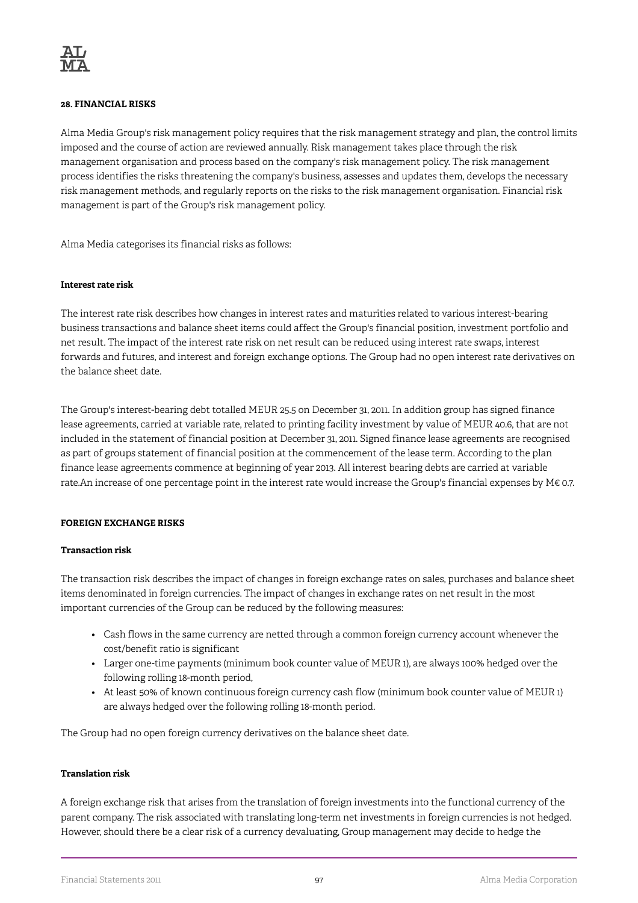**28. FINANCIAL RISKS**

Alma Media Group's risk management policy requires that the risk management strategy and plan, the control limits imposed and the course of action are reviewed annually. Risk management takes place through the risk management organisation and process based on the company's risk management policy. The risk management process identifies the risks threatening the company's business, assesses and updates them, develops the necessary risk management methods, and regularly reports on the risks to the risk management organisation. Financial risk management is part of the Group's risk management policy.

Alma Media categorises its financial risks as follows:

**Interest rate risk**

The interest rate risk describes how changes in interest rates and maturities related to various interest-bearing business transactions and balance sheet items could affect the Group's financial position, investment portfolio and net result. The impact of the interest rate risk on net result can be reduced using interest rate swaps, interest forwards and futures, and interest and foreign exchange options. The Group had no open interest rate derivatives on the balance sheet date.

The Group's interest-bearing debt totalled MEUR 25.5 on December 31, 2011. In addition group has signed finance lease agreements, carried at variable rate, related to printing facility investment by value of MEUR 40.6, that are not included in the statement of financial position at December 31, 2011. Signed finance lease agreements are recognised as part of groups statement of financial position at the commencement of the lease term. According to the plan finance lease agreements commence at beginning of year 2013. All interest bearing debts are carried at variable rate.An increase of one percentage point in the interest rate would increase the Group's financial expenses by M€ 0.7.

**FOREIGN EXCHANGE RISKS**

**Transaction risk**

The transaction risk describes the impact of changes in foreign exchange rates on sales, purchases and balance sheet items denominated in foreign currencies. The impact of changes in exchange rates on net result in the most important currencies of the Group can be reduced by the following measures:

- Cash flows in the same currency are netted through a common foreign currency account whenever the cost/benefit ratio is significant
- Larger one-time payments (minimum book counter value of MEUR 1), are always 100% hedged over the following rolling 18-month period,
- At least 50% of known continuous foreign currency cash flow (minimum book counter value of MEUR 1) are always hedged over the following rolling 18-month period.

The Group had no open foreign currency derivatives on the balance sheet date.

**Translation risk**

A foreign exchange risk that arises from the translation of foreign investments into the functional currency of the parent company. The risk associated with translating long-term net investments in foreign currencies is not hedged. However, should there be a clear risk of a currency devaluating, Group management may decide to hedge the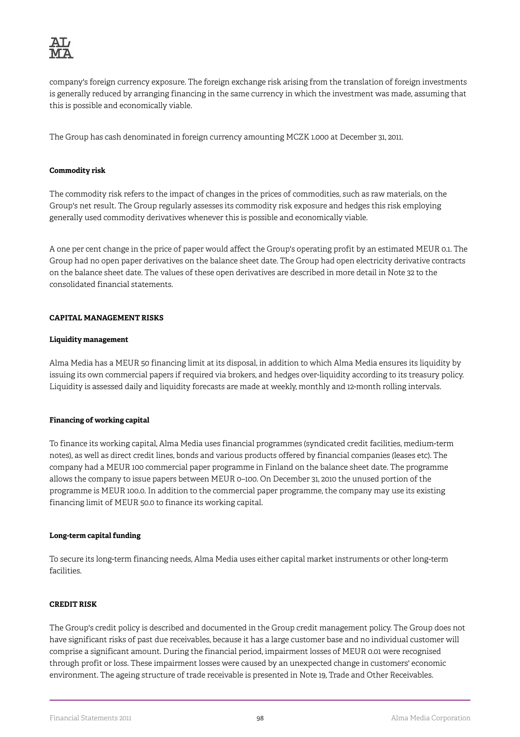company's foreign currency exposure. The foreign exchange risk arising from the translation of foreign investments is generally reduced by arranging financing in the same currency in which the investment was made, assuming that this is possible and economically viable.

The Group has cash denominated in foreign currency amounting MCZK 1.000 at December 31, 2011.

**Commodity risk**

The commodity risk refers to the impact of changes in the prices of commodities, such as raw materials, on the Group's net result. The Group regularly assesses its commodity risk exposure and hedges this risk employing generally used commodity derivatives whenever this is possible and economically viable.

A one per cent change in the price of paper would affect the Group's operating profit by an estimated MEUR 0.1. The Group had no open paper derivatives on the balance sheet date. The Group had open electricity derivative contracts on the balance sheet date. The values of these open derivatives are described in more detail in Note 32 to the consolidated financial statements.

**CAPITAL MANAGEMENT RISKS**

**Liquidity management**

Alma Media has a MEUR 50 financing limit at its disposal, in addition to which Alma Media ensures its liquidity by issuing its own commercial papers if required via brokers, and hedges over-liquidity according to its treasury policy. Liquidity is assessed daily and liquidity forecasts are made at weekly, monthly and 12-month rolling intervals.

**Financing of working capital**

To finance its working capital, Alma Media uses financial programmes (syndicated credit facilities, medium-term notes), as well as direct credit lines, bonds and various products offered by financial companies (leases etc). The company had a MEUR 100 commercial paper programme in Finland on the balance sheet date. The programme allows the company to issue papers between MEUR 0–100. On December 31, 2010 the unused portion of the programme is MEUR 100.0. In addition to the commercial paper programme, the company may use its existing financing limit of MEUR 50.0 to finance its working capital.

**Long-term capital funding**

To secure its long-term financing needs, Alma Media uses either capital market instruments or other long-term facilities.

**CREDIT RISK**

The Group's credit policy is described and documented in the Group credit management policy. The Group does not have significant risks of past due receivables, because it has a large customer base and no individual customer will comprise a significant amount. During the financial period, impairment losses of MEUR 0.01 were recognised through profit or loss. These impairment losses were caused by an unexpected change in customers' economic environment. The ageing structure of trade receivable is presented in Note 19, Trade and Other Receivables.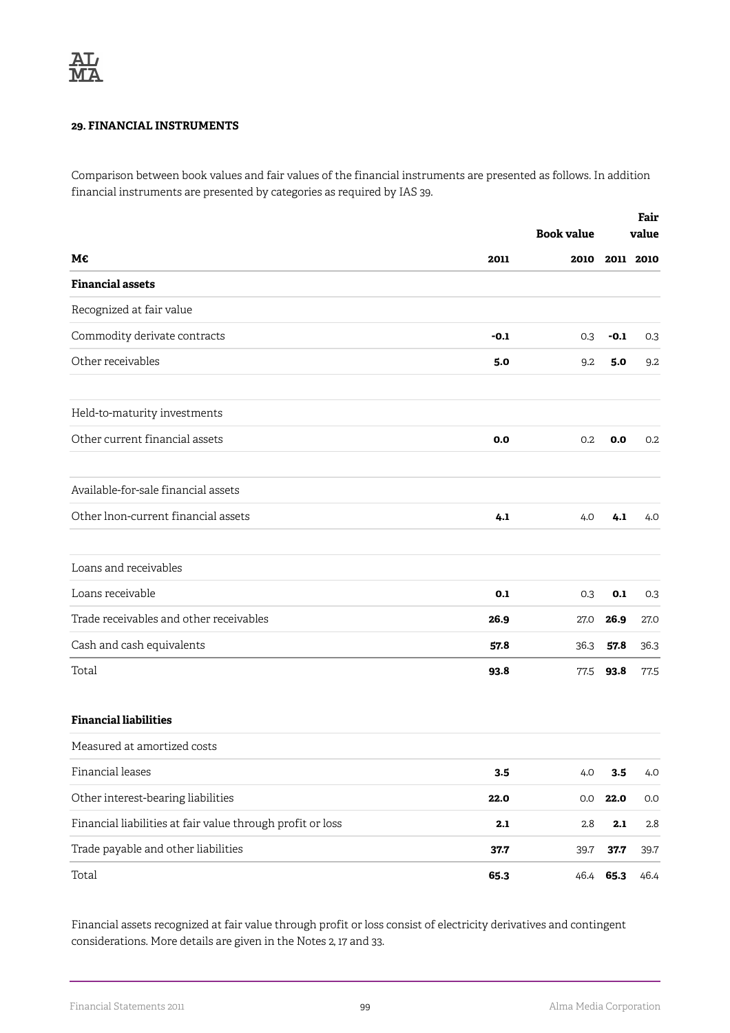### 29. FINANCIAL INSTRUMENTS

Comparison between book values and fair values of the financial instruments are presented as follows. In addition financial instruments are presented by categories as required by IAS 39.

| | Book value | | Fair value | |
|---|---|---|---|---|
| **M€** | **2011** | **2010** | **2011** | **2010** |
| **Financial assets** | | | | |
| Recognized at fair value | | | | |
| Commodity derivate contracts | **-0.1** | 0.3 | **-0.1** | 0.3 |
| Other receivables | **5.0** | 9.2 | **5.0** | 9.2 |
| | | | | |
| Held-to-maturity investments | | | | |
| Other current financial assets | **0.0** | 0.2 | **0.0** | 0.2 |
| | | | | |
| Available-for-sale financial assets | | | | |
| Other lnon-current financial assets | **4.1** | 4.0 | **4.1** | 4.0 |
| | | | | |
| Loans and receivables | | | | |
| Loans receivable | **0.1** | 0.3 | **0.1** | 0.3 |
| Trade receivables and other receivables | **26.9** | 27.0 | **26.9** | 27.0 |
| Cash and cash equivalents | **57.8** | 36.3 | **57.8** | 36.3 |
| Total | **93.8** | 77.5 | **93.8** | 77.5 |
| | | | | |
| **Financial liabilities** | | | | |
| Measured at amortized costs | | | | |
| Financial leases | **3.5** | 4.0 | **3.5** | 4.0 |
| Other interest-bearing liabilities | **22.0** | 0.0 | **22.0** | 0.0 |
| Financial liabilities at fair value through profit or loss | **2.1** | 2.8 | **2.1** | 2.8 |
| Trade payable and other liabilities | **37.7** | 39.7 | **37.7** | 39.7 |
| Total | **65.3** | 46.4 | **65.3** | 46.4 |

Financial assets recognized at fair value through profit or loss consist of electricity derivatives and contingent considerations. More details are given in the Notes 2, 17 and 33.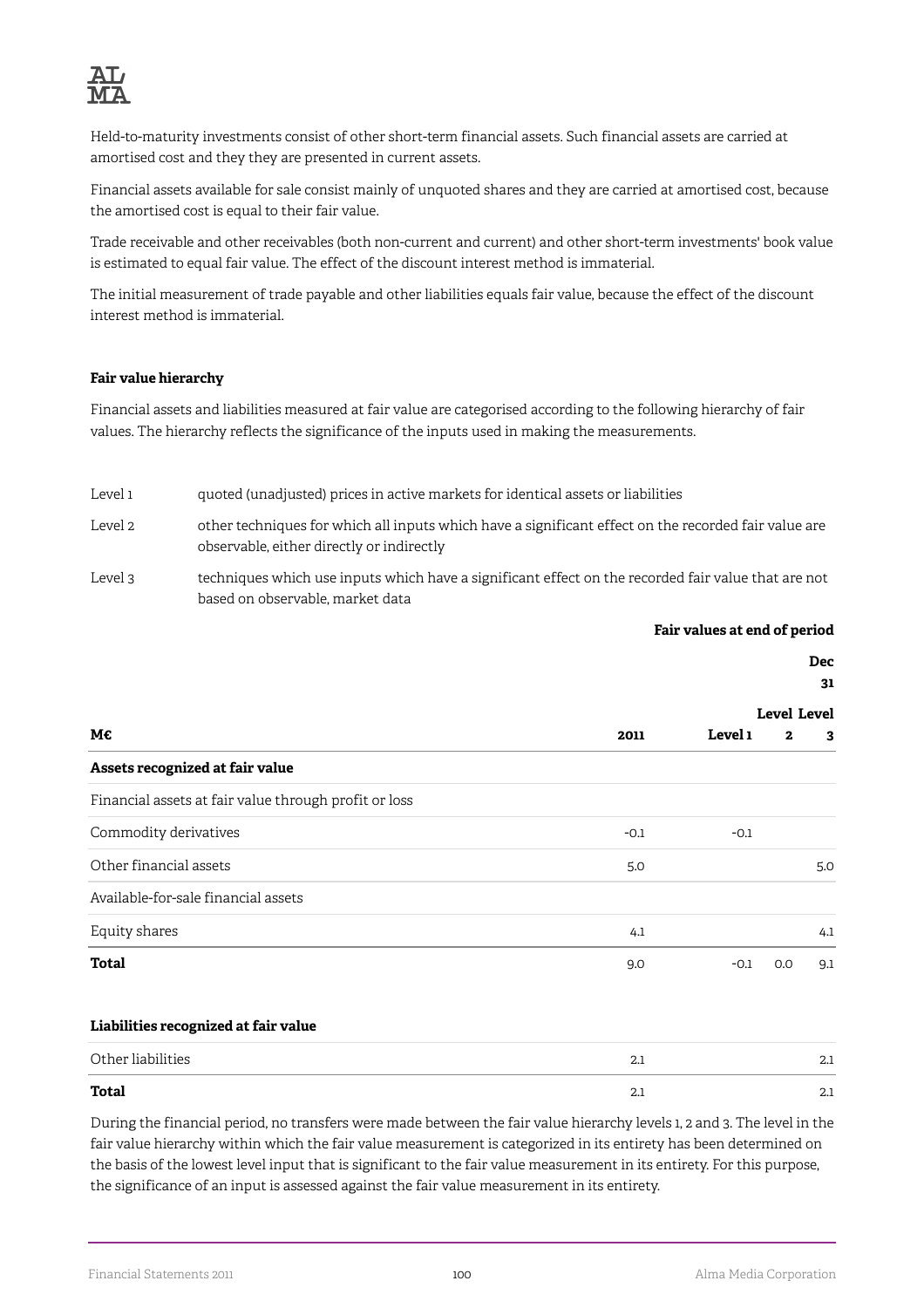Held-to-maturity investments consist of other short-term financial assets. Such financial assets are carried at amortised cost and they they are presented in current assets.

Financial assets available for sale consist mainly of unquoted shares and they are carried at amortised cost, because the amortised cost is equal to their fair value.

Trade receivable and other receivables (both non-current and current) and other short-term investments' book value is estimated to equal fair value. The effect of the discount interest method is immaterial.

The initial measurement of trade payable and other liabilities equals fair value, because the effect of the discount interest method is immaterial.

**Fair value hierarchy**

Financial assets and liabilities measured at fair value are categorised according to the following hierarchy of fair values. The hierarchy reflects the significance of the inputs used in making the measurements.

| | |
|---|---|
| Level 1 | quoted (unadjusted) prices in active markets for identical assets or liabilities |
| Level 2 | other techniques for which all inputs which have a significant effect on the recorded fair value are observable, either directly or indirectly |
| Level 3 | techniques which use inputs which have a significant effect on the recorded fair value that are not based on observable, market data |

| | | Fair values at end of period | | |
|---|---|---|---|---|
| M€ | Dec 31 2011 | Level 1 | Level 2 | Level 3 |
| **Assets recognized at fair value** | | | | |
| Financial assets at fair value through profit or loss | | | | |
| Commodity derivatives | -0.1 | -0.1 | | |
| Other financial assets | 5.0 | | | 5.0 |
| Available-for-sale financial assets | | | | |
| Equity shares | 4.1 | | | 4.1 |
| **Total** | 9.0 | -0.1 | 0.0 | 9.1 |
| | | | | |
| **Liabilities recognized at fair value** | | | | |
| Other liabilities | 2.1 | | | 2.1 |
| **Total** | 2.1 | | | 2.1 |

During the financial period, no transfers were made between the fair value hierarchy levels 1, 2 and 3. The level in the fair value hierarchy within which the fair value measurement is categorized in its entirety has been determined on the basis of the lowest level input that is significant to the fair value measurement in its entirety. For this purpose, the significance of an input is assessed against the fair value measurement in its entirety.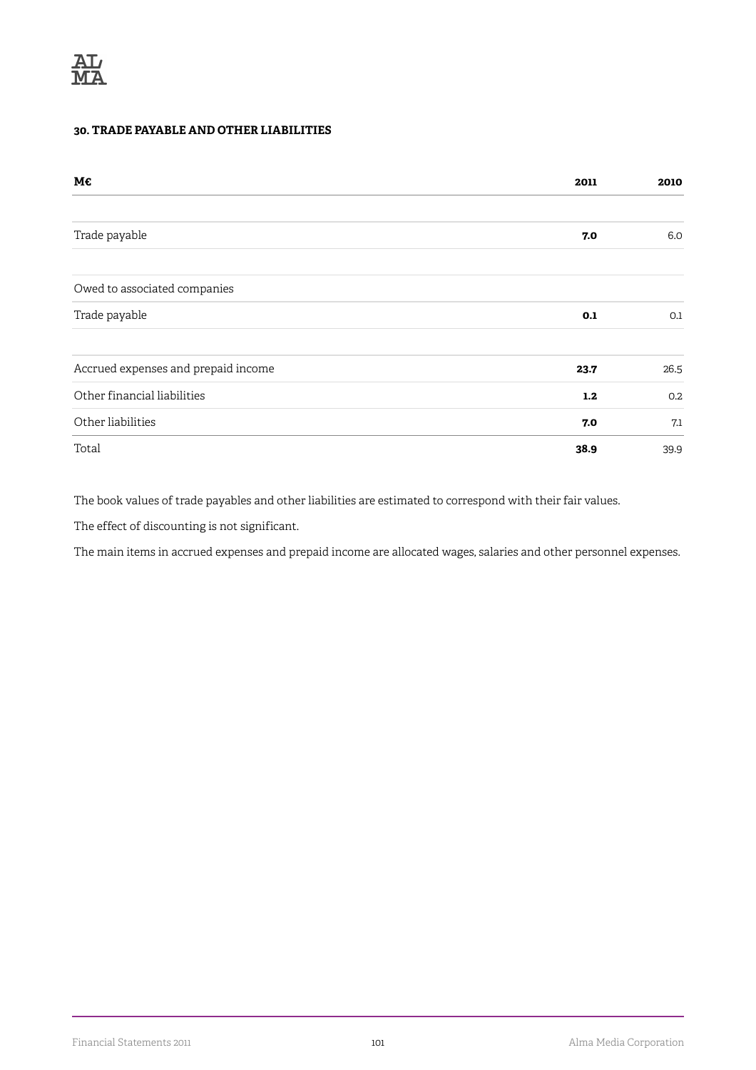### 30. TRADE PAYABLE AND OTHER LIABILITIES

| M€ | 2011 | 2010 |
|---|---|---|
| | | |
| Trade payable | **7.0** | 6.0 |
| | | |
| Owed to associated companies | | |
| Trade payable | **0.1** | 0.1 |
| | | |
| Accrued expenses and prepaid income | **23.7** | 26.5 |
| Other financial liabilities | **1.2** | 0.2 |
| Other liabilities | **7.0** | 7.1 |
| Total | **38.9** | 39.9 |

The book values of trade payables and other liabilities are estimated to correspond with their fair values.

The effect of discounting is not significant.

The main items in accrued expenses and prepaid income are allocated wages, salaries and other personnel expenses.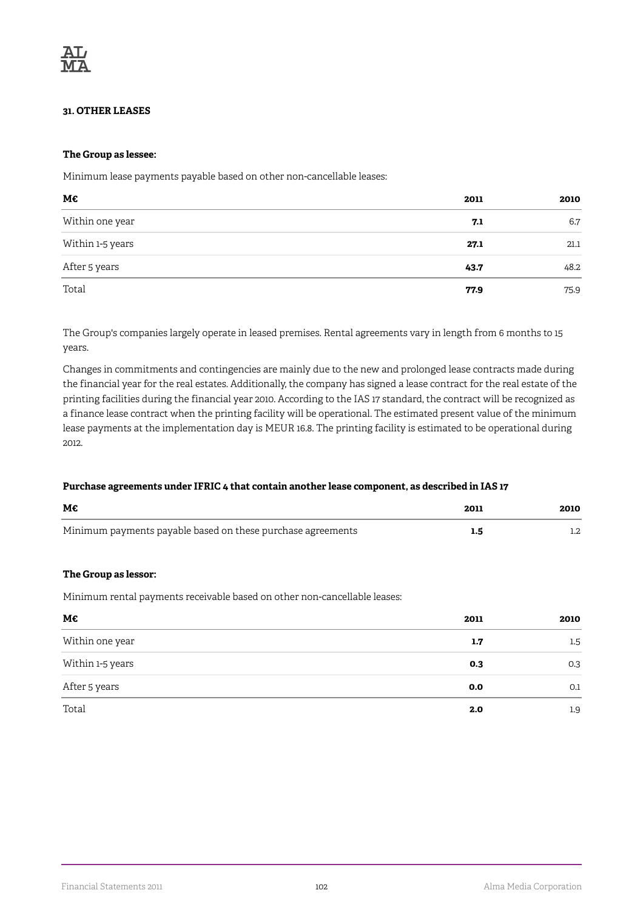### 31. OTHER LEASES

**The Group as lessee:**

Minimum lease payments payable based on other non-cancellable leases:

| M€ | 2011 | 2010 |
|---|---|---|
| Within one year | **7.1** | 6.7 |
| Within 1-5 years | **27.1** | 21.1 |
| After 5 years | **43.7** | 48.2 |
| Total | **77.9** | 75.9 |

The Group's companies largely operate in leased premises. Rental agreements vary in length from 6 months to 15 years.

Changes in commitments and contingencies are mainly due to the new and prolonged lease contracts made during the financial year for the real estates. Additionally, the company has signed a lease contract for the real estate of the printing facilities during the financial year 2010. According to the IAS 17 standard, the contract will be recognized as a finance lease contract when the printing facility will be operational. The estimated present value of the minimum lease payments at the implementation day is MEUR 16.8. The printing facility is estimated to be operational during 2012.

**Purchase agreements under IFRIC 4 that contain another lease component, as described in IAS 17**

| M€ | 2011 | 2010 |
|---|---|---|
| Minimum payments payable based on these purchase agreements | **1.5** | 1.2 |

**The Group as lessor:**

Minimum rental payments receivable based on other non-cancellable leases:

| M€ | 2011 | 2010 |
|---|---|---|
| Within one year | **1.7** | 1.5 |
| Within 1-5 years | **0.3** | 0.3 |
| After 5 years | **0.0** | 0.1 |
| Total | **2.0** | 1.9 |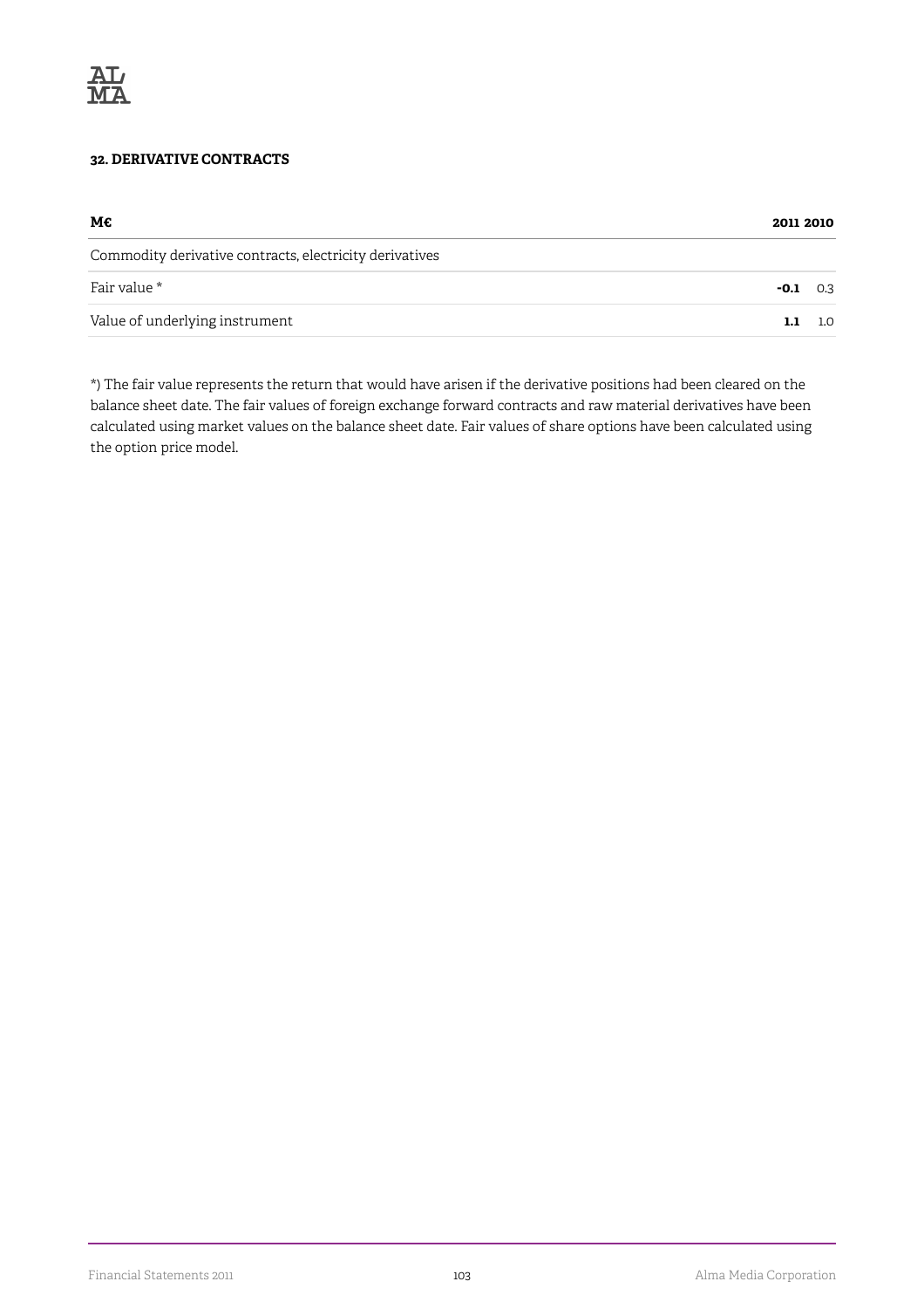### 32. DERIVATIVE CONTRACTS

| M€ | 2011 | 2010 |
|---|---|---|
| Commodity derivative contracts, electricity derivatives | | |
| Fair value * | **-0.1** | 0.3 |
| Value of underlying instrument | **1.1** | 1.0 |

*) The fair value represents the return that would have arisen if the derivative positions had been cleared on the balance sheet date. The fair values of foreign exchange forward contracts and raw material derivatives have been calculated using market values on the balance sheet date. Fair values of share options have been calculated using the option price model.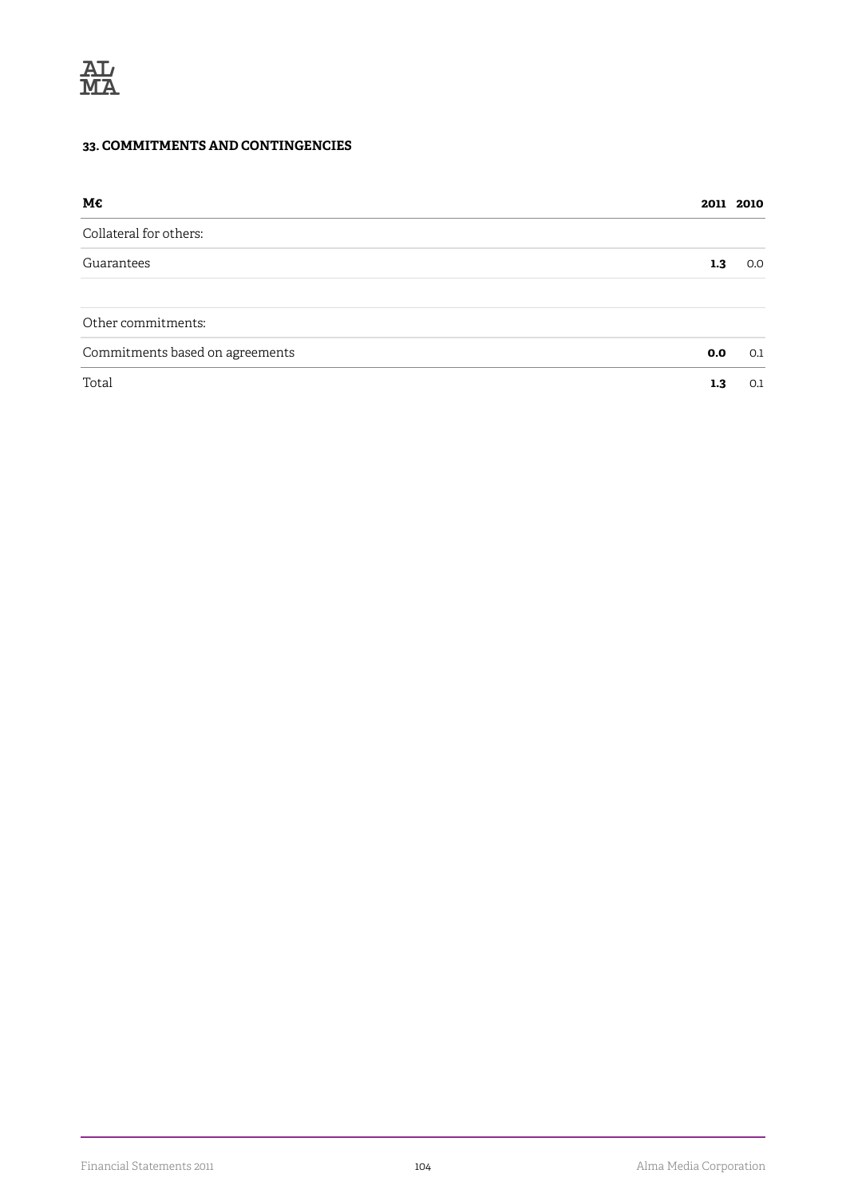### 33. COMMITMENTS AND CONTINGENCIES

| M€ | 2011 | 2010 |
|---|---|---|
| Collateral for others: | | |
| Guarantees | **1.3** | 0.0 |
| | | |
| Other commitments: | | |
| Commitments based on agreements | **0.0** | 0.1 |
| Total | **1.3** | 0.1 |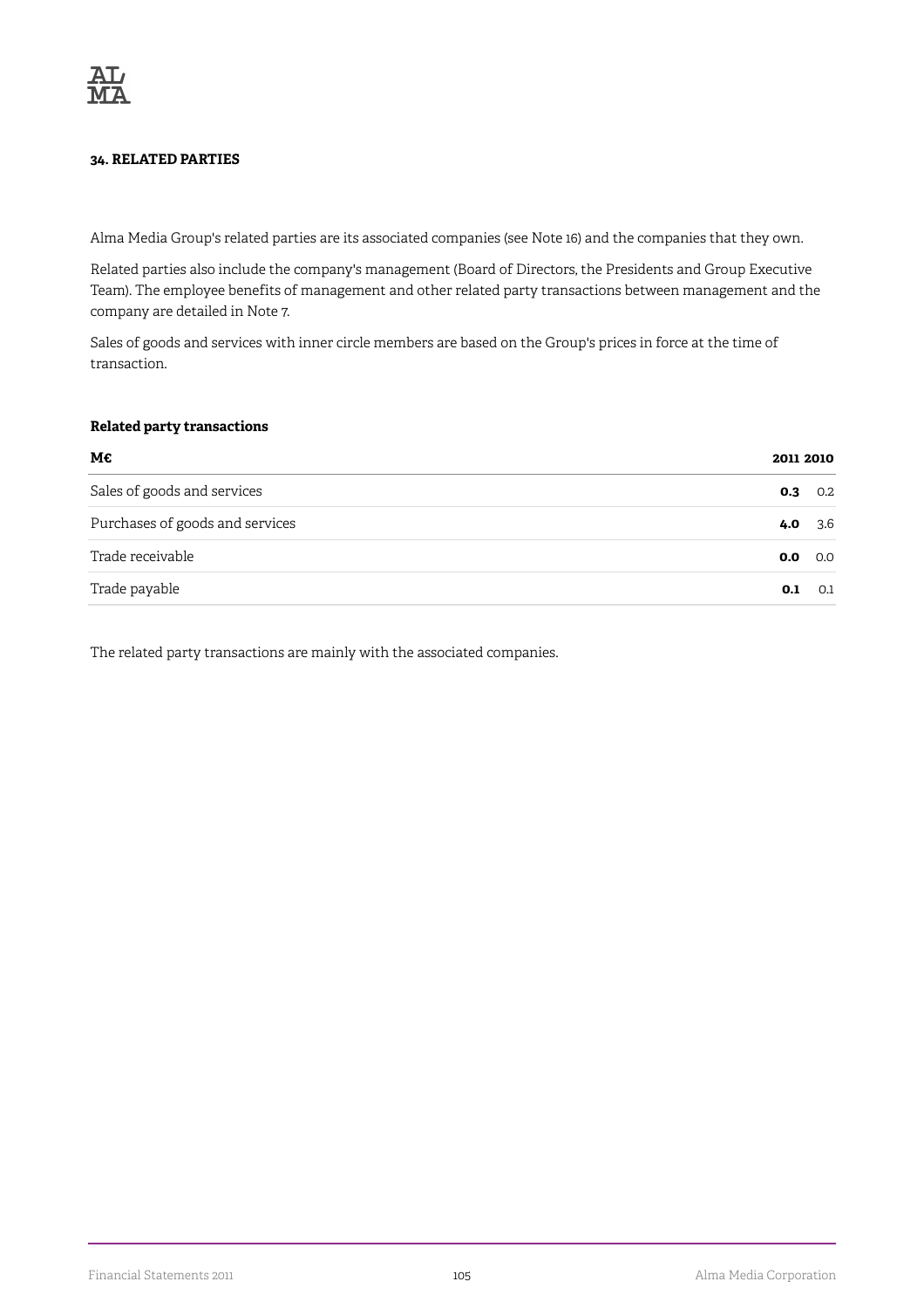### 34. RELATED PARTIES

Alma Media Group's related parties are its associated companies (see Note 16) and the companies that they own.

Related parties also include the company's management (Board of Directors, the Presidents and Group Executive Team). The employee benefits of management and other related party transactions between management and the company are detailed in Note 7.

Sales of goods and services with inner circle members are based on the Group's prices in force at the time of transaction.

**Related party transactions**

| M€ | 2011 | 2010 |
|---|---|---|
| Sales of goods and services | **0.3** | 0.2 |
| Purchases of goods and services | **4.0** | 3.6 |
| Trade receivable | **0.0** | 0.0 |
| Trade payable | **0.1** | 0.1 |

The related party transactions are mainly with the associated companies.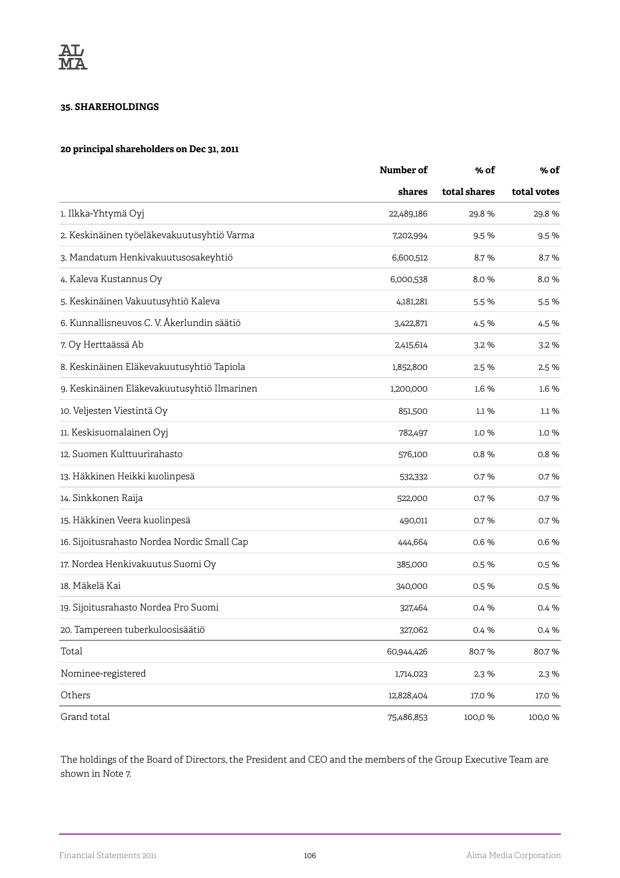### 35. SHAREHOLDINGS

**20 principal shareholders on Dec 31, 2011**

| | Number of shares | % of total shares | % of total votes |
|---|---|---|---|
| 1. Ilkka-Yhtymä Oyj | 22,489,186 | 29.8 % | 29.8 % |
| 2. Keskinäinen työeläkevakuutusyhtiö Varma | 7,202,994 | 9.5 % | 9.5 % |
| 3. Mandatum Henkivakuutusosakeyhtiö | 6,600,512 | 8.7 % | 8.7 % |
| 4. Kaleva Kustannus Oy | 6,000,538 | 8.0 % | 8.0 % |
| 5. Keskinäinen Vakuutusyhtiö Kaleva | 4,181,281 | 5.5 % | 5.5 % |
| 6. Kunnallisneuvos C. V. Åkerlundin säätiö | 3,422,871 | 4.5 % | 4.5 % |
| 7. Oy Herttaässä Ab | 2,415,614 | 3.2 % | 3.2 % |
| 8. Keskinäinen Eläkevakuutusyhtiö Tapiola | 1,852,800 | 2.5 % | 2.5 % |
| 9. Keskinäinen Eläkevakuutusyhtiö Ilmarinen | 1,200,000 | 1.6 % | 1.6 % |
| 10. Veljesten Viestintä Oy | 851,500 | 1.1 % | 1.1 % |
| 11. Keskisuomalainen Oyj | 782,497 | 1.0 % | 1.0 % |
| 12. Suomen Kulttuurirahasto | 576,100 | 0.8 % | 0.8 % |
| 13. Häkkinen Heikki kuolinpesä | 532,332 | 0.7 % | 0.7 % |
| 14. Sinkkonen Raija | 522,000 | 0.7 % | 0.7 % |
| 15. Häkkinen Veera kuolinpesä | 490,011 | 0.7 % | 0.7 % |
| 16. Sijoitusrahasto Nordea Nordic Small Cap | 444,664 | 0.6 % | 0.6 % |
| 17. Nordea Henkivakuutus Suomi Oy | 385,000 | 0.5 % | 0.5 % |
| 18. Mäkelä Kai | 340,000 | 0.5 % | 0.5 % |
| 19. Sijoitusrahasto Nordea Pro Suomi | 327,464 | 0.4 % | 0.4 % |
| 20. Tampereen tuberkuloosisäätiö | 327,062 | 0.4 % | 0.4 % |
| Total | 60,944,426 | 80.7 % | 80.7 % |
| Nominee-registered | 1,714,023 | 2.3 % | 2.3 % |
| Others | 12,828,404 | 17.0 % | 17.0 % |
| Grand total | 75,486,853 | 100,0 % | 100,0 % |

The holdings of the Board of Directors, the President and CEO and the members of the Group Executive Team are shown in Note 7.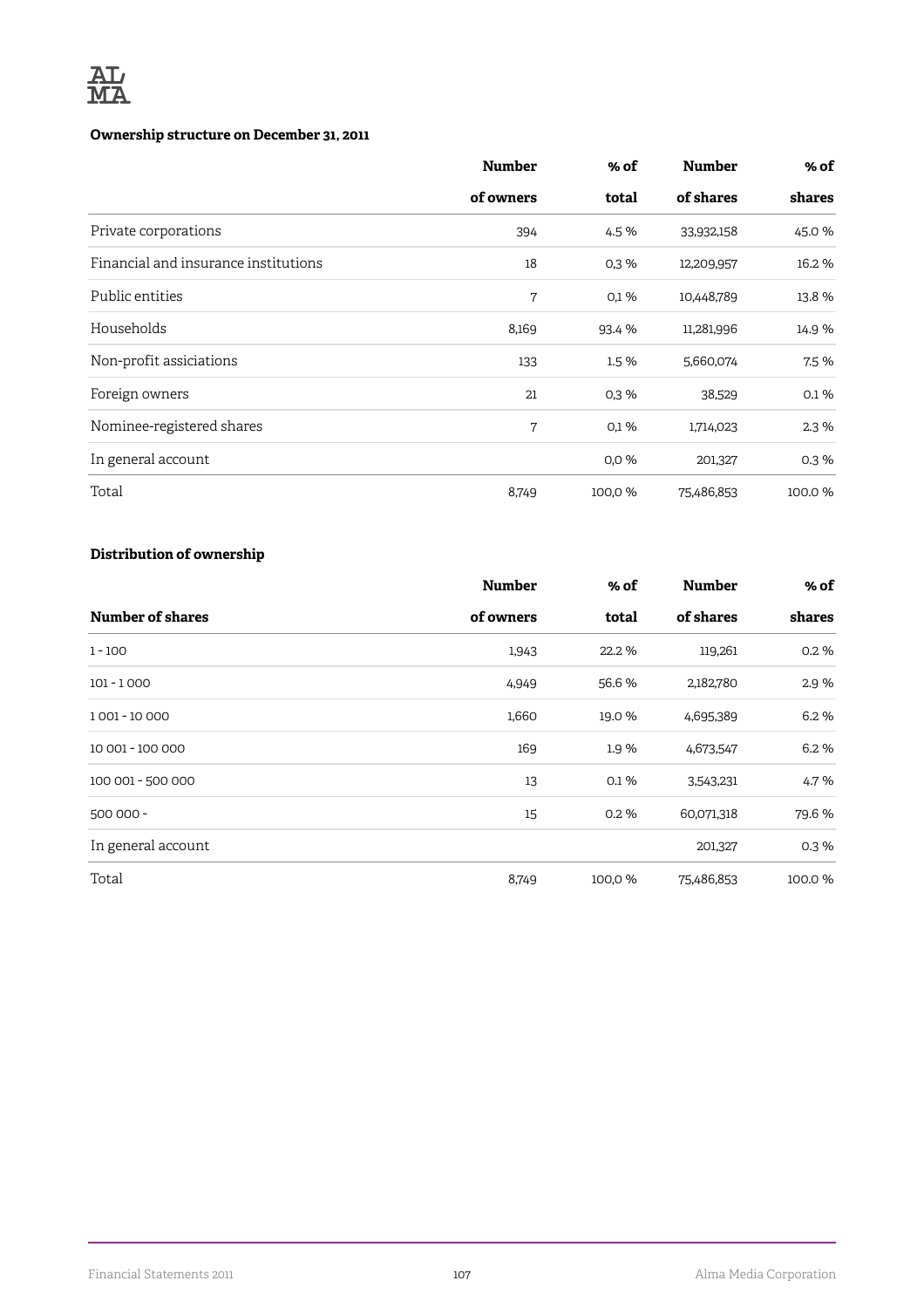**Ownership structure on December 31, 2011**

| | Number of owners | % of total | Number of shares | % of shares |
|---|---|---|---|---|
| Private corporations | 394 | 4.5 % | 33,932,158 | 45.0 % |
| Financial and insurance institutions | 18 | 0,3 % | 12,209,957 | 16.2 % |
| Public entities | 7 | 0,1 % | 10,448,789 | 13.8 % |
| Households | 8,169 | 93.4 % | 11,281,996 | 14.9 % |
| Non-profit assiciations | 133 | 1.5 % | 5,660,074 | 7.5 % |
| Foreign owners | 21 | 0,3 % | 38,529 | 0.1 % |
| Nominee-registered shares | 7 | 0,1 % | 1,714,023 | 2.3 % |
| In general account | | 0,0 % | 201,327 | 0.3 % |
| Total | 8,749 | 100,0 % | 75,486,853 | 100.0 % |

**Distribution of ownership**

| Number of shares | Number of owners | % of total | Number of shares | % of shares |
|---|---|---|---|---|
| 1 - 100 | 1,943 | 22.2 % | 119,261 | 0.2 % |
| 101 - 1 000 | 4,949 | 56.6 % | 2,182,780 | 2.9 % |
| 1 001 - 10 000 | 1,660 | 19.0 % | 4,695,389 | 6.2 % |
| 10 001 - 100 000 | 169 | 1.9 % | 4,673,547 | 6.2 % |
| 100 001 - 500 000 | 13 | 0.1 % | 3,543,231 | 4.7 % |
| 500 000 - | 15 | 0.2 % | 60,071,318 | 79.6 % |
| In general account | | | 201,327 | 0.3 % |
| Total | 8,749 | 100,0 % | 75,486,853 | 100.0 % |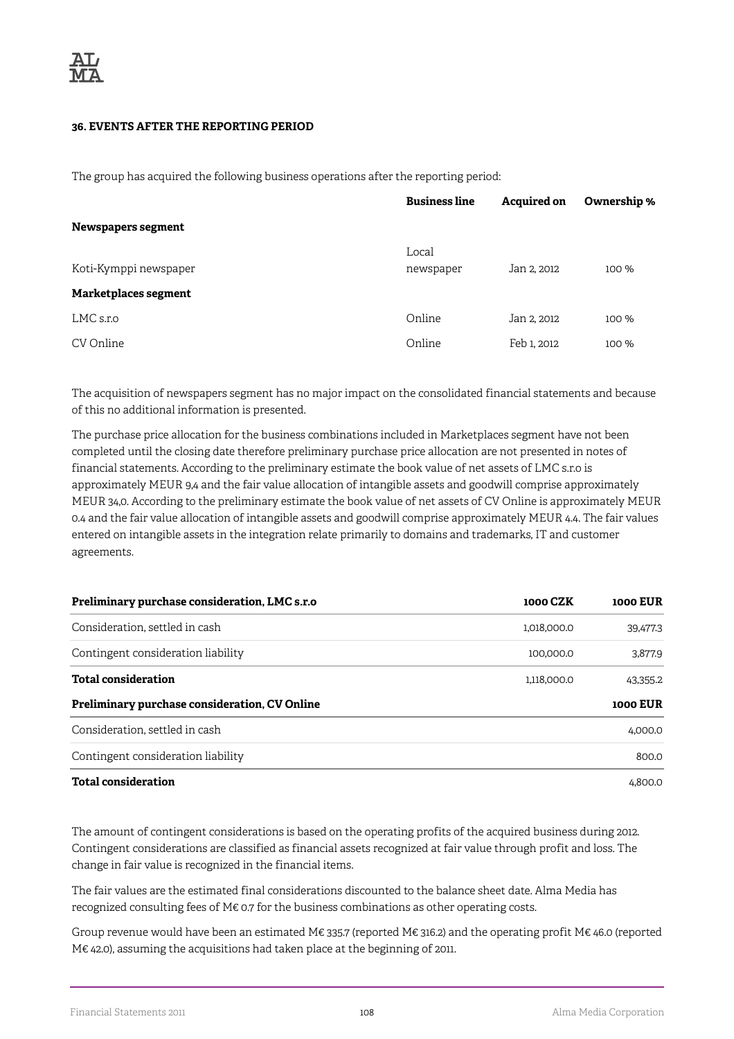### 36. EVENTS AFTER THE REPORTING PERIOD

The group has acquired the following business operations after the reporting period:

| | Business line | Acquired on | Ownership % |
|---|---|---|---|
| **Newspapers segment** | | | |
| Koti-Kymppi newspaper | Local newspaper | Jan 2, 2012 | 100 % |
| **Marketplaces segment** | | | |
| LMC s.r.o | Online | Jan 2, 2012 | 100 % |
| CV Online | Online | Feb 1, 2012 | 100 % |

The acquisition of newspapers segment has no major impact on the consolidated financial statements and because of this no additional information is presented.

The purchase price allocation for the business combinations included in Marketplaces segment have not been completed until the closing date therefore preliminary purchase price allocation are not presented in notes of financial statements. According to the preliminary estimate the book value of net assets of LMC s.r.o is approximately MEUR 9,4 and the fair value allocation of intangible assets and goodwill comprise approximately MEUR 34,0. According to the preliminary estimate the book value of net assets of CV Online is approximately MEUR 0.4 and the fair value allocation of intangible assets and goodwill comprise approximately MEUR 4.4. The fair values entered on intangible assets in the integration relate primarily to domains and trademarks, IT and customer agreements.

| **Preliminary purchase consideration, LMC s.r.o** | **1000 CZK** | **1000 EUR** |
|---|---|---|
| Consideration, settled in cash | 1,018,000.0 | 39,477.3 |
| Contingent consideration liability | 100,000.0 | 3,877.9 |
| **Total consideration** | 1,118,000.0 | 43,355.2 |
| **Preliminary purchase consideration, CV Online** | | **1000 EUR** |
| Consideration, settled in cash | | 4,000.0 |
| Contingent consideration liability | | 800.0 |
| **Total consideration** | | 4,800.0 |

The amount of contingent considerations is based on the operating profits of the acquired business during 2012. Contingent considerations are classified as financial assets recognized at fair value through profit and loss. The change in fair value is recognized in the financial items.

The fair values are the estimated final considerations discounted to the balance sheet date. Alma Media has recognized consulting fees of M€ 0.7 for the business combinations as other operating costs.

Group revenue would have been an estimated M€ 335.7 (reported M€ 316.2) and the operating profit M€ 46.0 (reported M€ 42.0), assuming the acquisitions had taken place at the beginning of 2011.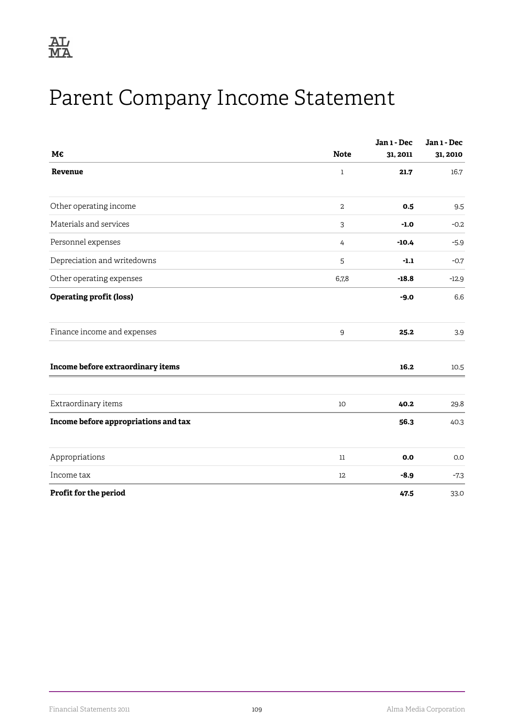# Parent Company Income Statement

| M€ | Note | Jan 1 - Dec 31, 2011 | Jan 1 - Dec 31, 2010 |
|---|---|---|---|
| **Revenue** | 1 | **21.7** | 16.7 |
| Other operating income | 2 | **0.5** | 9.5 |
| Materials and services | 3 | **-1.0** | -0.2 |
| Personnel expenses | 4 | **-10.4** | -5.9 |
| Depreciation and writedowns | 5 | **-1.1** | -0.7 |
| Other operating expenses | 6,7,8 | **-18.8** | -12.9 |
| **Operating profit (loss)** | | **-9.0** | 6.6 |
| Finance income and expenses | 9 | **25.2** | 3.9 |
| **Income before extraordinary items** | | **16.2** | 10.5 |
| Extraordinary items | 10 | **40.2** | 29.8 |
| **Income before appropriations and tax** | | **56.3** | 40.3 |
| Appropriations | 11 | **0.0** | 0.0 |
| Income tax | 12 | **-8.9** | -7.3 |
| **Profit for the period** | | **47.5** | 33.0 |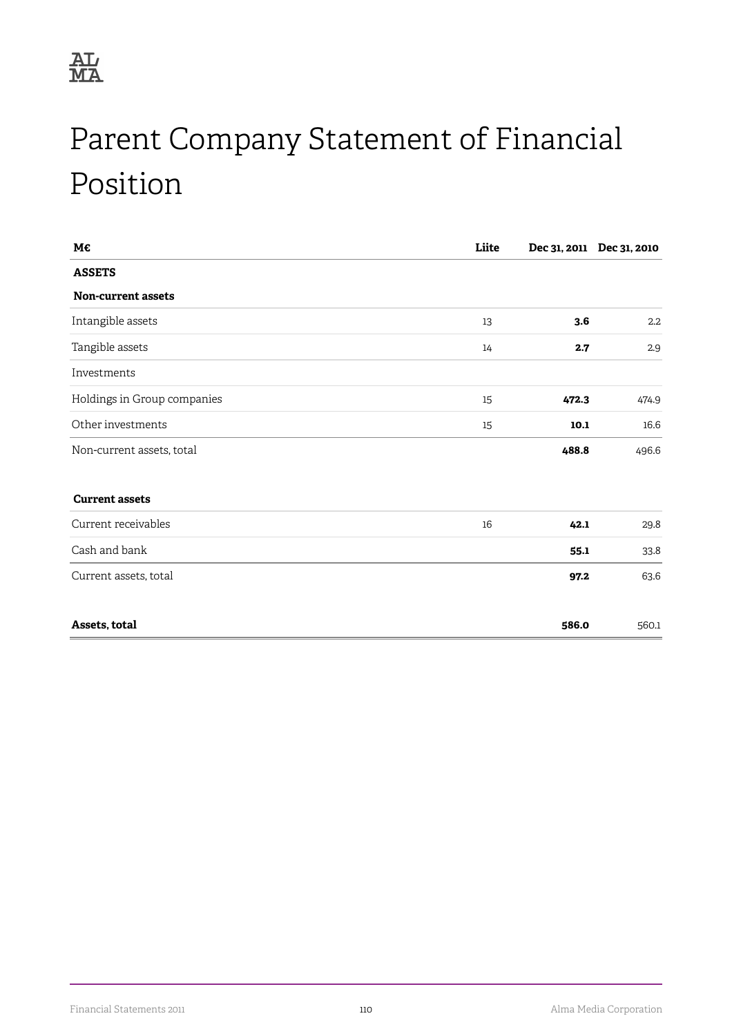# Parent Company Statement of Financial Position

| M€ | Liite | Dec 31, 2011 | Dec 31, 2010 |
|---|---|---|---|
| **ASSETS** | | | |
| **Non-current assets** | | | |
| Intangible assets | 13 | **3.6** | 2.2 |
| Tangible assets | 14 | **2.7** | 2.9 |
| Investments | | | |
| Holdings in Group companies | 15 | **472.3** | 474.9 |
| Other investments | 15 | **10.1** | 16.6 |
| Non-current assets, total | | **488.8** | 496.6 |
| | | | |
| **Current assets** | | | |
| Current receivables | 16 | **42.1** | 29.8 |
| Cash and bank | | **55.1** | 33.8 |
| Current assets, total | | **97.2** | 63.6 |
| | | | |
| **Assets, total** | | **586.0** | 560.1 |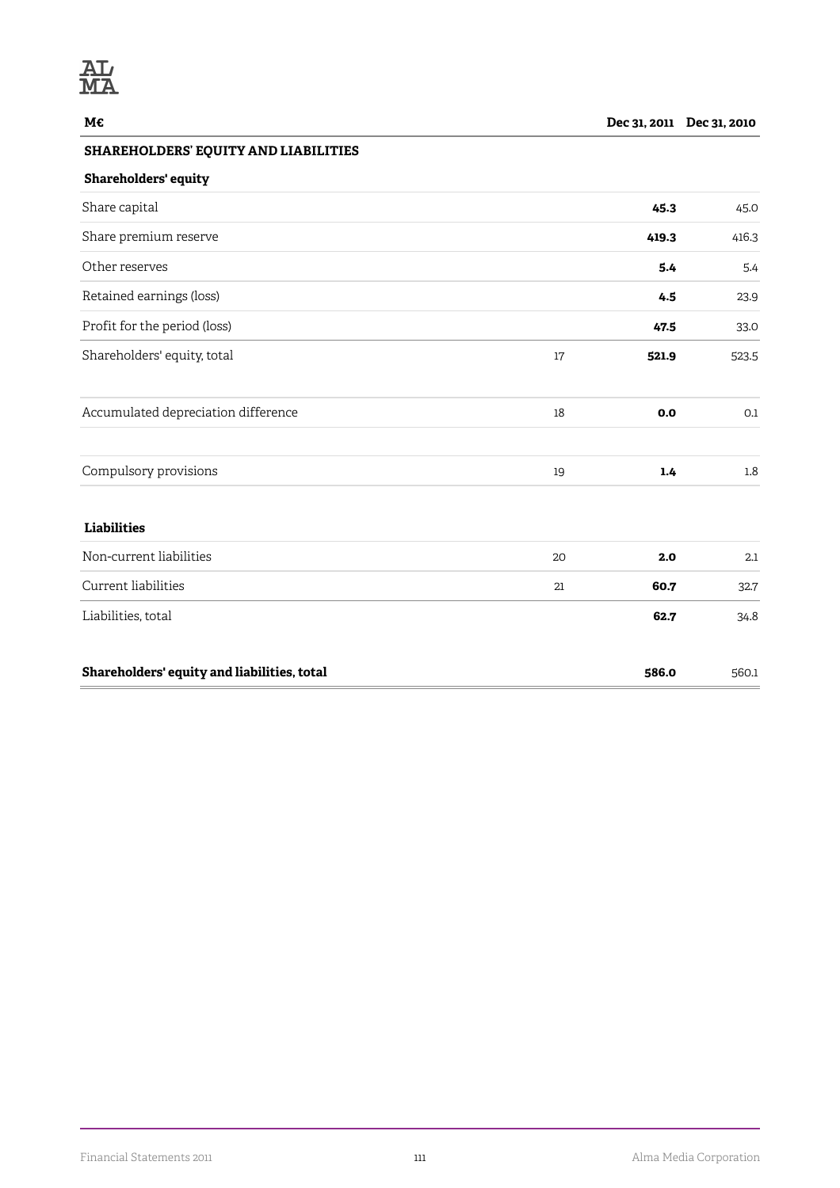| M€ | | Dec 31, 2011 | Dec 31, 2010 |
|---|---|---|---|
| **SHAREHOLDERS' EQUITY AND LIABILITIES** | | | |
| **Shareholders' equity** | | | |
| Share capital | | **45.3** | 45.0 |
| Share premium reserve | | **419.3** | 416.3 |
| Other reserves | | **5.4** | 5.4 |
| Retained earnings (loss) | | **4.5** | 23.9 |
| Profit for the period (loss) | | **47.5** | 33.0 |
| Shareholders' equity, total | 17 | **521.9** | 523.5 |
| | | | |
| Accumulated depreciation difference | 18 | **0.0** | 0.1 |
| | | | |
| Compulsory provisions | 19 | **1.4** | 1.8 |
| | | | |
| **Liabilities** | | | |
| Non-current liabilities | 20 | **2.0** | 2.1 |
| Current liabilities | 21 | **60.7** | 32.7 |
| Liabilities, total | | **62.7** | 34.8 |
| | | | |
| **Shareholders' equity and liabilities, total** | | **586.0** | 560.1 |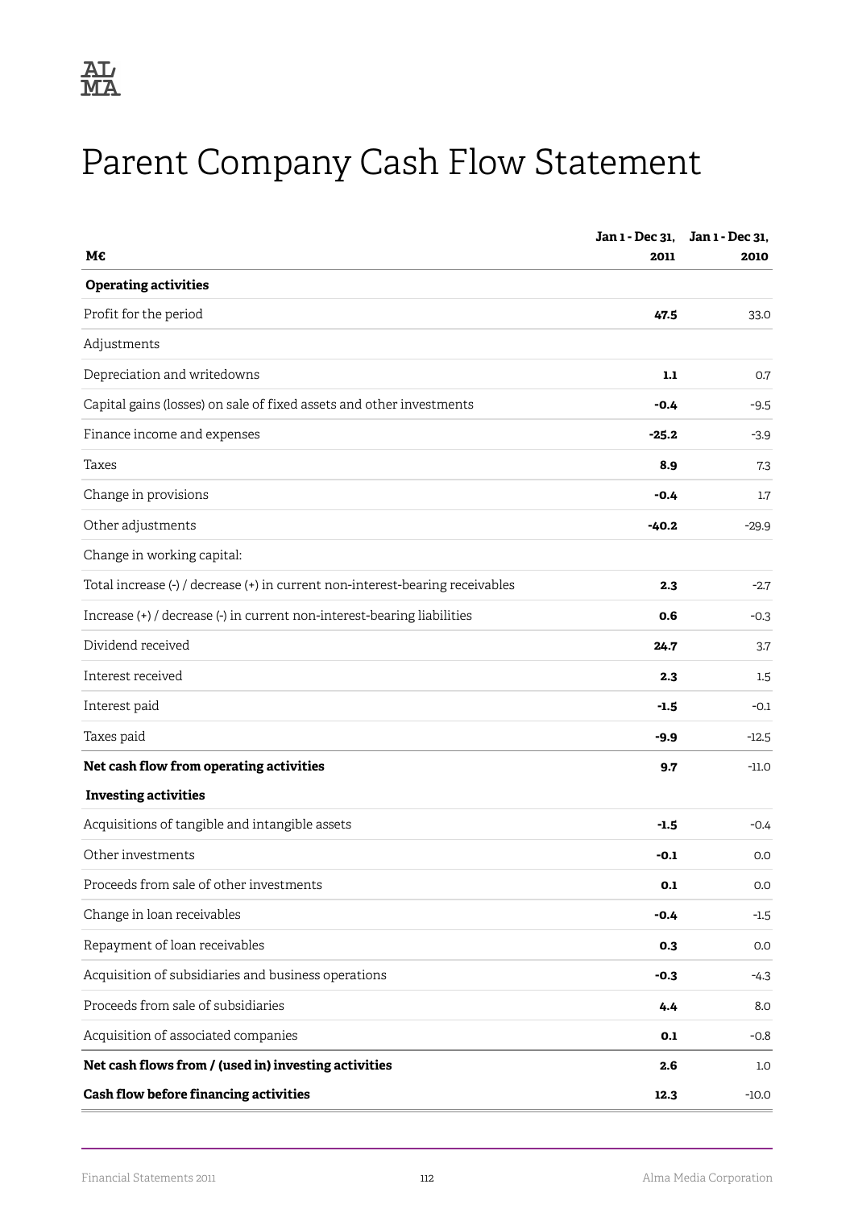# Parent Company Cash Flow Statement

| M€ | Jan 1 - Dec 31, 2011 | Jan 1 - Dec 31, 2010 |
|---|---|---|
| **Operating activities** | | |
| Profit for the period | **47.5** | 33.0 |
| Adjustments | | |
| Depreciation and writedowns | **1.1** | 0.7 |
| Capital gains (losses) on sale of fixed assets and other investments | **-0.4** | -9.5 |
| Finance income and expenses | **-25.2** | -3.9 |
| Taxes | **8.9** | 7.3 |
| Change in provisions | **-0.4** | 1.7 |
| Other adjustments | **-40.2** | -29.9 |
| Change in working capital: | | |
| Total increase (-) / decrease (+) in current non-interest-bearing receivables | **2.3** | -2.7 |
| Increase (+) / decrease (-) in current non-interest-bearing liabilities | **0.6** | -0.3 |
| Dividend received | **24.7** | 3.7 |
| Interest received | **2.3** | 1.5 |
| Interest paid | **-1.5** | -0.1 |
| Taxes paid | **-9.9** | -12.5 |
| **Net cash flow from operating activities** | **9.7** | -11.0 |
| **Investing activities** | | |
| Acquisitions of tangible and intangible assets | **-1.5** | -0.4 |
| Other investments | **-0.1** | 0.0 |
| Proceeds from sale of other investments | **0.1** | 0.0 |
| Change in loan receivables | **-0.4** | -1.5 |
| Repayment of loan receivables | **0.3** | 0.0 |
| Acquisition of subsidiaries and business operations | **-0.3** | -4.3 |
| Proceeds from sale of subsidiaries | **4.4** | 8.0 |
| Acquisition of associated companies | **0.1** | -0.8 |
| **Net cash flows from / (used in) investing activities** | **2.6** | 1.0 |
| **Cash flow before financing activities** | **12.3** | -10.0 |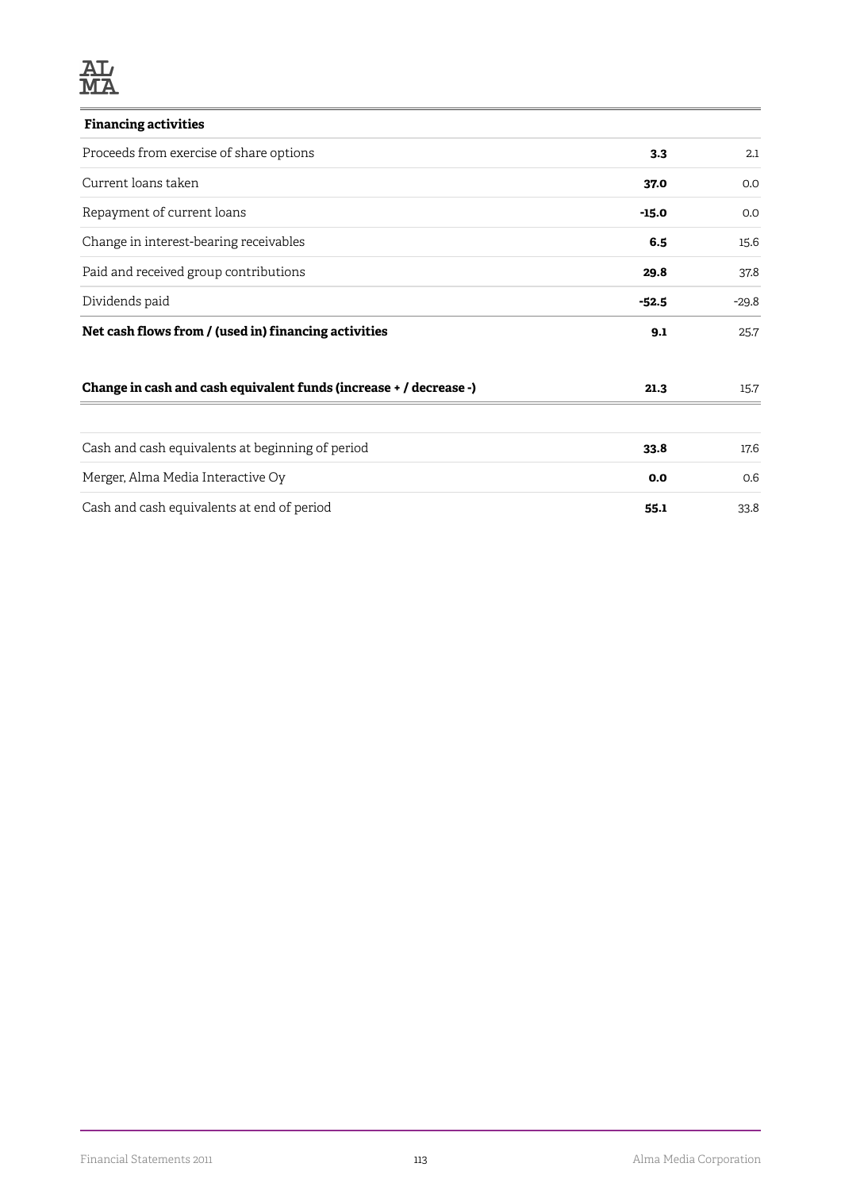| **Financing activities** | | |
|---|---|---|
| Proceeds from exercise of share options | **3.3** | 2.1 |
| Current loans taken | **37.0** | 0.0 |
| Repayment of current loans | **-15.0** | 0.0 |
| Change in interest-bearing receivables | **6.5** | 15.6 |
| Paid and received group contributions | **29.8** | 37.8 |
| Dividends paid | **-52.5** | -29.8 |
| **Net cash flows from / (used in) financing activities** | **9.1** | 25.7 |
| | | |
| **Change in cash and cash equivalent funds (increase + / decrease -)** | **21.3** | 15.7 |
| | | |
| Cash and cash equivalents at beginning of period | **33.8** | 17.6 |
| Merger, Alma Media Interactive Oy | **0.0** | 0.6 |
| Cash and cash equivalents at end of period | **55.1** | 33.8 |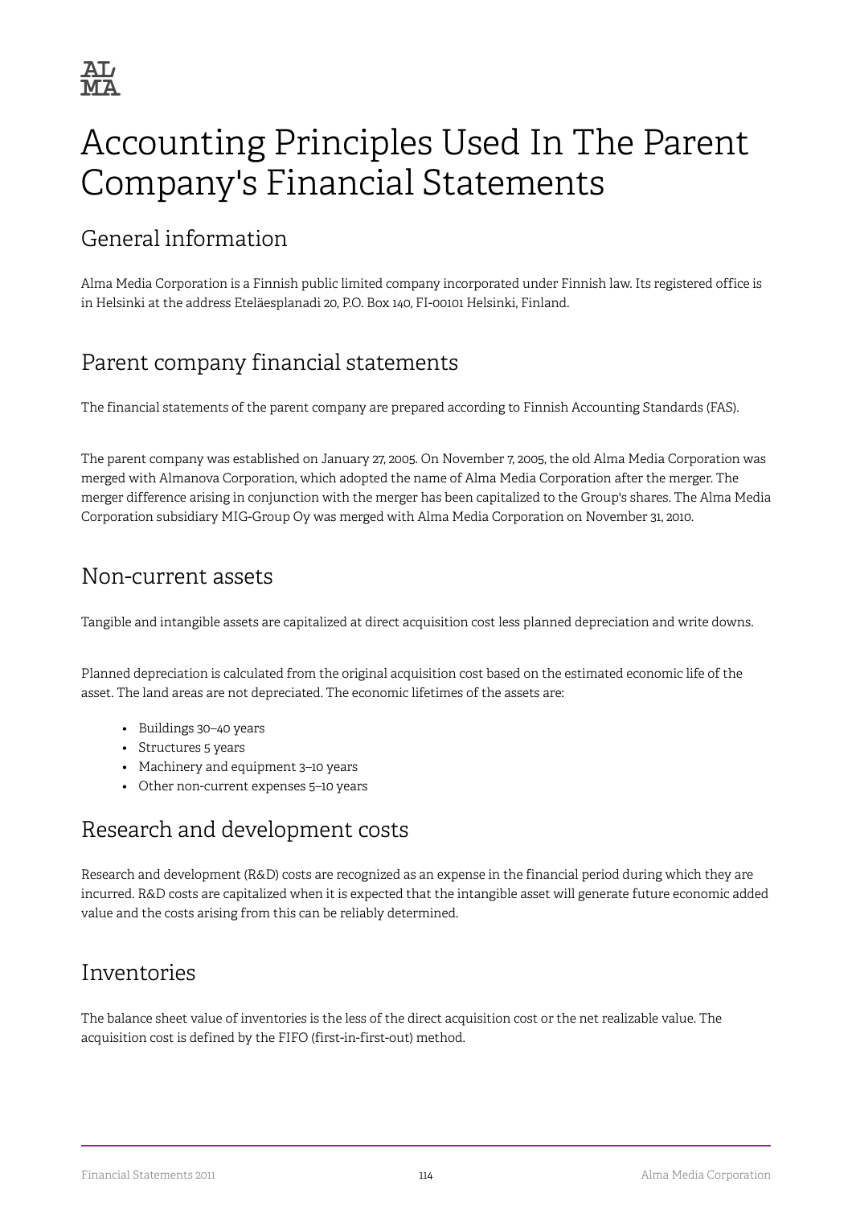# Accounting Principles Used In The Parent Company's Financial Statements

## General information

Alma Media Corporation is a Finnish public limited company incorporated under Finnish law. Its registered office is in Helsinki at the address Eteläesplanadi 20, P.O. Box 140, FI-00101 Helsinki, Finland.

## Parent company financial statements

The financial statements of the parent company are prepared according to Finnish Accounting Standards (FAS).

The parent company was established on January 27, 2005. On November 7, 2005, the old Alma Media Corporation was merged with Almanova Corporation, which adopted the name of Alma Media Corporation after the merger. The merger difference arising in conjunction with the merger has been capitalized to the Group's shares. The Alma Media Corporation subsidiary MIG-Group Oy was merged with Alma Media Corporation on November 31, 2010.

## Non-current assets

Tangible and intangible assets are capitalized at direct acquisition cost less planned depreciation and write downs.

Planned depreciation is calculated from the original acquisition cost based on the estimated economic life of the asset. The land areas are not depreciated. The economic lifetimes of the assets are:

- Buildings 30–40 years
- Structures 5 years
- Machinery and equipment 3–10 years
- Other non-current expenses 5–10 years

## Research and development costs

Research and development (R&D) costs are recognized as an expense in the financial period during which they are incurred. R&D costs are capitalized when it is expected that the intangible asset will generate future economic added value and the costs arising from this can be reliably determined.

## Inventories

The balance sheet value of inventories is the less of the direct acquisition cost or the net realizable value. The acquisition cost is defined by the FIFO (first-in-first-out) method.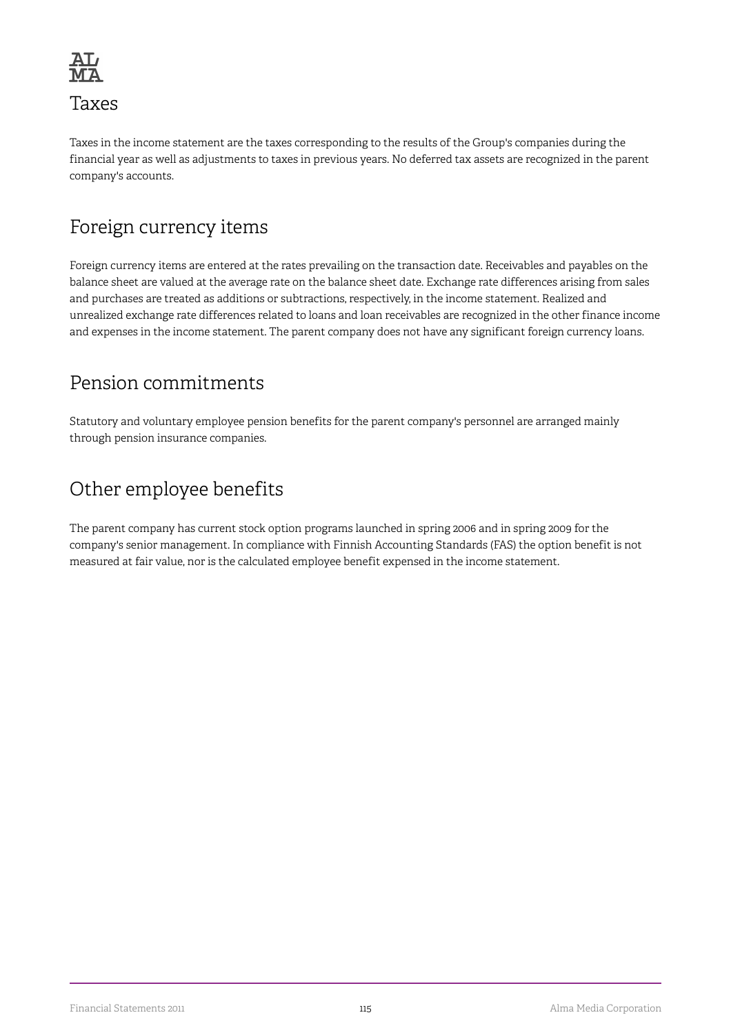## Taxes

Taxes in the income statement are the taxes corresponding to the results of the Group's companies during the financial year as well as adjustments to taxes in previous years. No deferred tax assets are recognized in the parent company's accounts.

## Foreign currency items

Foreign currency items are entered at the rates prevailing on the transaction date. Receivables and payables on the balance sheet are valued at the average rate on the balance sheet date. Exchange rate differences arising from sales and purchases are treated as additions or subtractions, respectively, in the income statement. Realized and unrealized exchange rate differences related to loans and loan receivables are recognized in the other finance income and expenses in the income statement. The parent company does not have any significant foreign currency loans.

## Pension commitments

Statutory and voluntary employee pension benefits for the parent company's personnel are arranged mainly through pension insurance companies.

## Other employee benefits

The parent company has current stock option programs launched in spring 2006 and in spring 2009 for the company's senior management. In compliance with Finnish Accounting Standards (FAS) the option benefit is not measured at fair value, nor is the calculated employee benefit expensed in the income statement.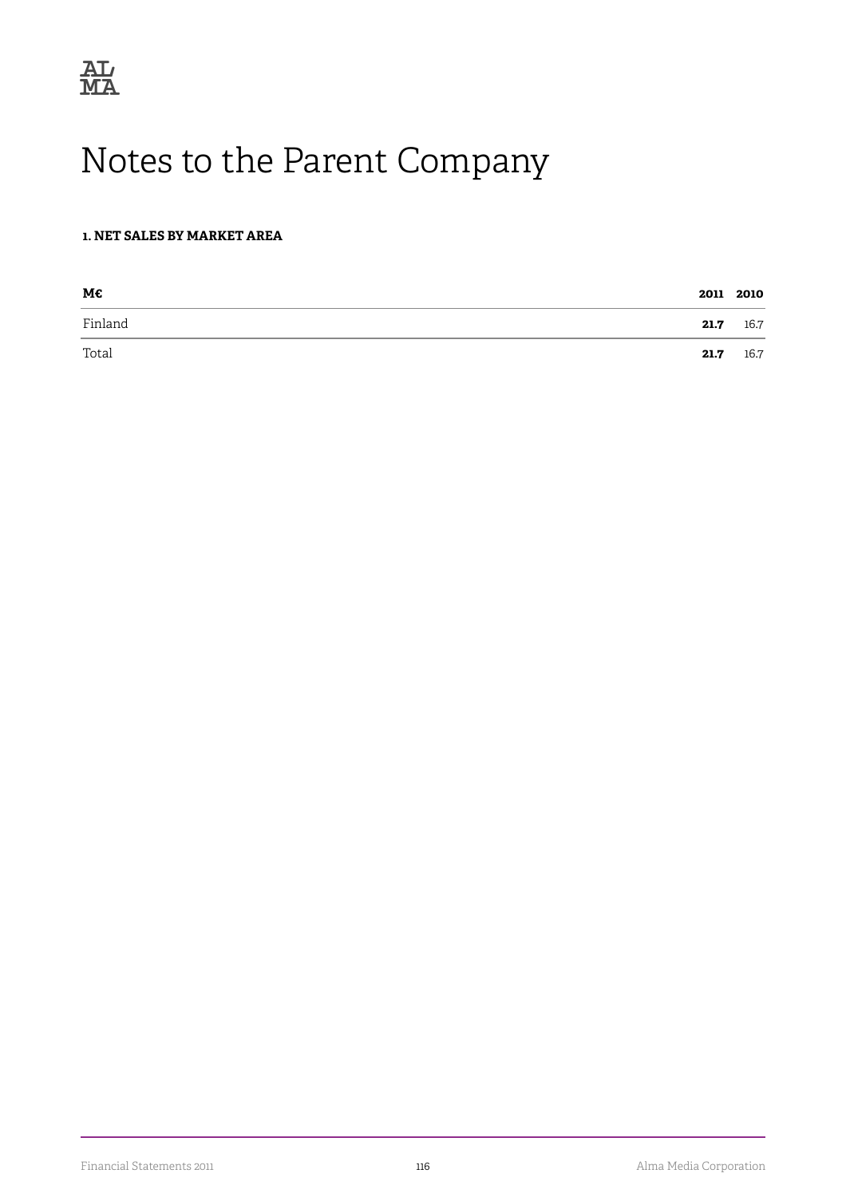# Notes to the Parent Company

### 1. NET SALES BY MARKET AREA

| M€ | 2011 | 2010 |
|---|---|---|
| Finland | **21.7** | 16.7 |
| Total | **21.7** | 16.7 |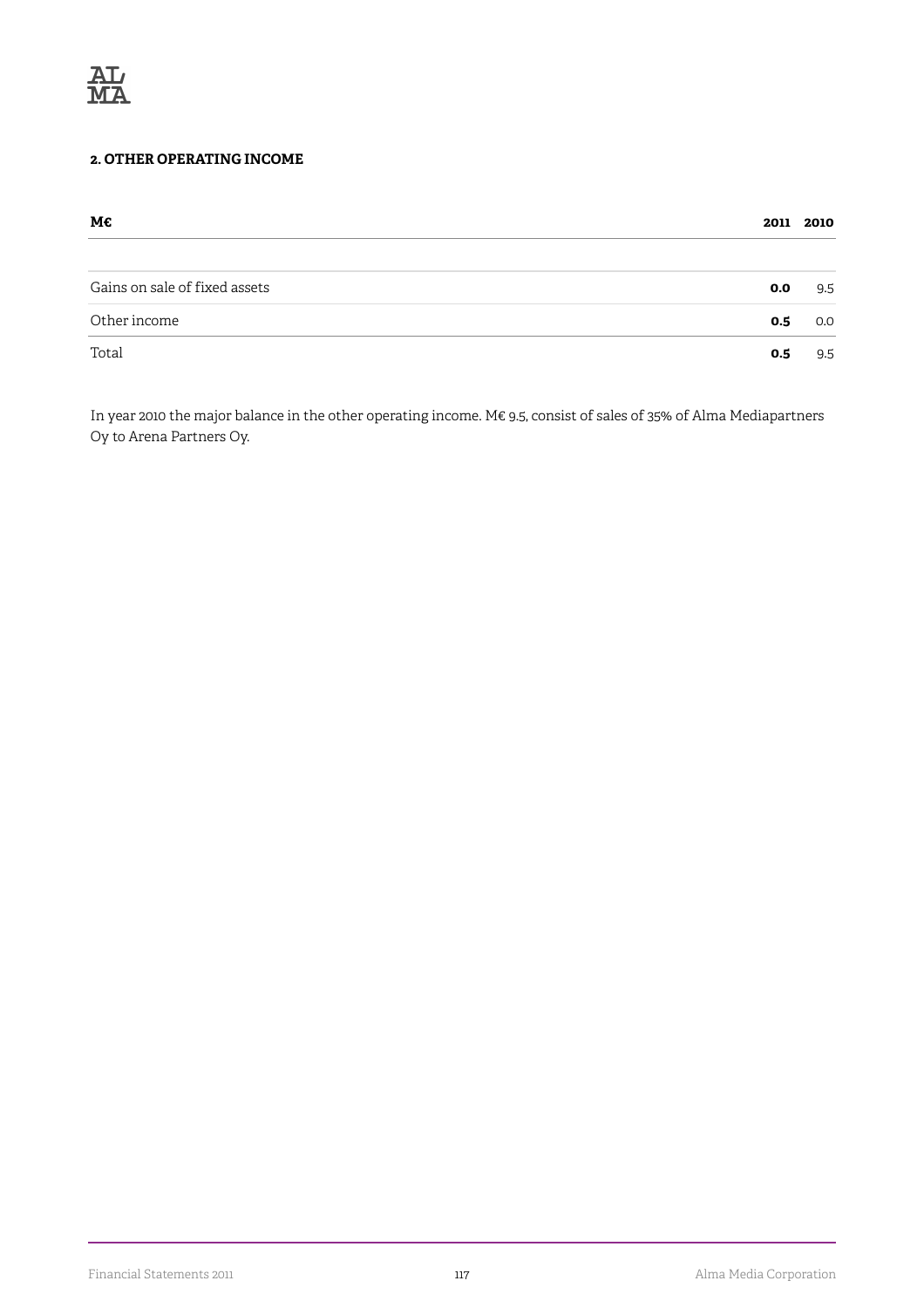## 2. OTHER OPERATING INCOME

| M€ | 2011 | 2010 |
|---|---|---|
| Gains on sale of fixed assets | **0.0** | 9.5 |
| Other income | **0.5** | 0.0 |
| Total | **0.5** | 9.5 |

In year 2010 the major balance in the other operating income. M€ 9.5, consist of sales of 35% of Alma Mediapartners Oy to Arena Partners Oy.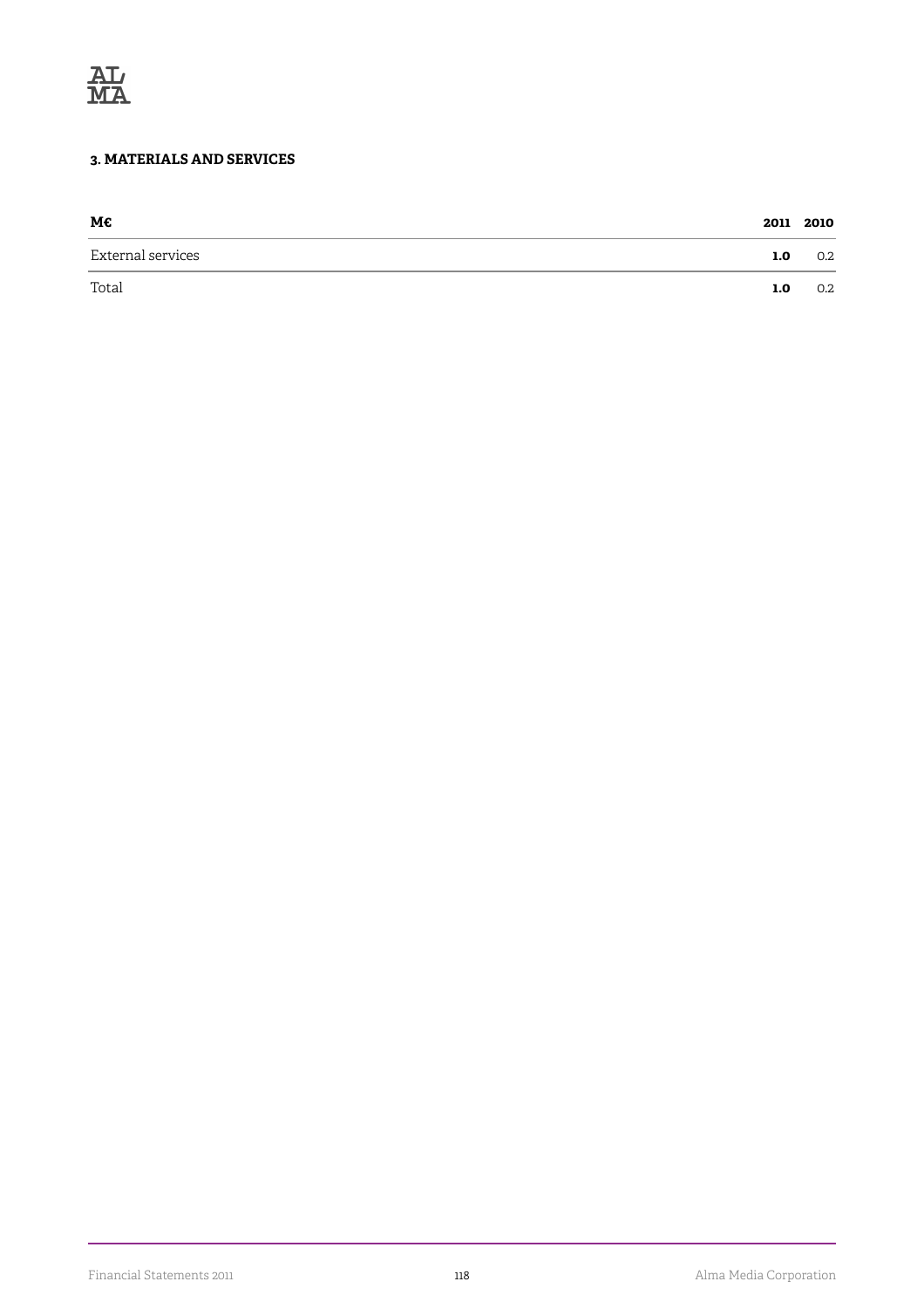### 3. MATERIALS AND SERVICES

| M€ | 2011 | 2010 |
|---|---|---|
| External services | **1.0** | 0.2 |
| Total | **1.0** | 0.2 |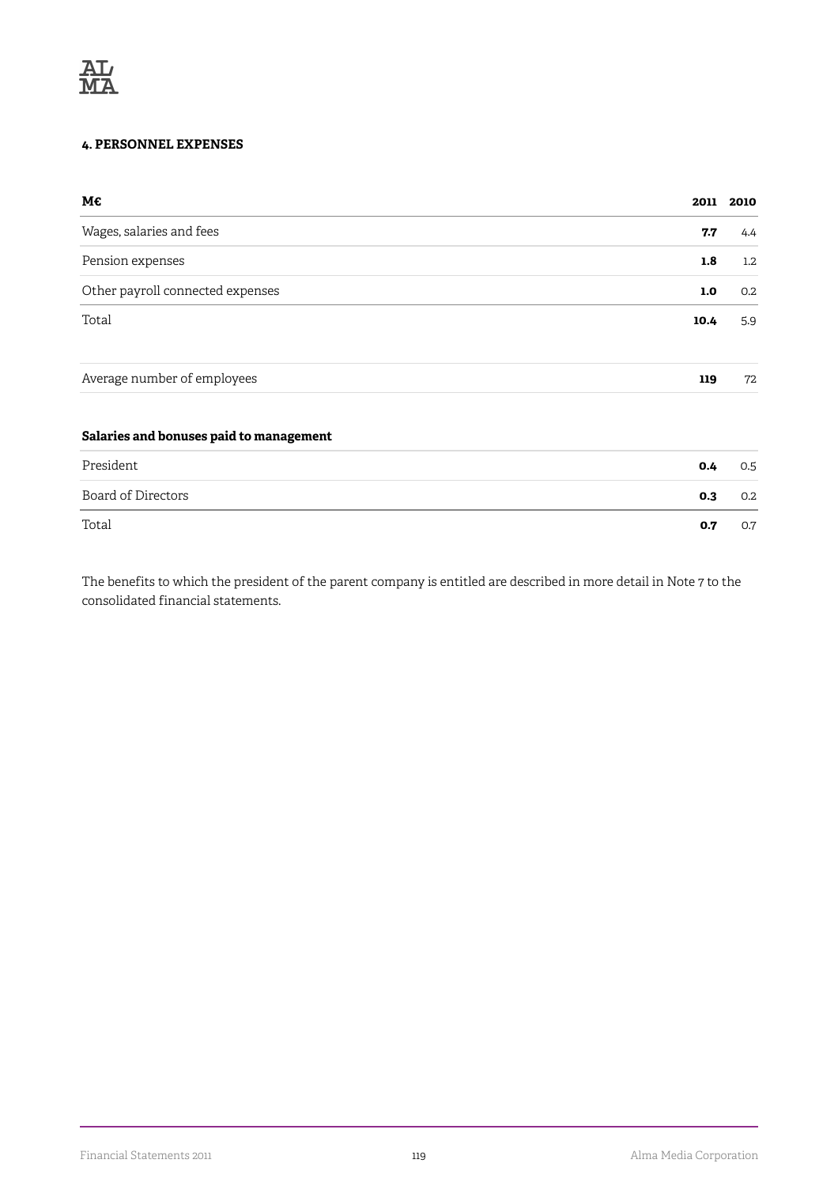#### 4. PERSONNEL EXPENSES

| M€ | 2011 | 2010 |
|---|---|---|
| Wages, salaries and fees | **7.7** | 4.4 |
| Pension expenses | **1.8** | 1.2 |
| Other payroll connected expenses | **1.0** | 0.2 |
| Total | **10.4** | 5.9 |
| | | |
| Average number of employees | **119** | 72 |

**Salaries and bonuses paid to management**

| | | |
|---|---|---|
| President | **0.4** | 0.5 |
| Board of Directors | **0.3** | 0.2 |
| Total | **0.7** | 0.7 |

The benefits to which the president of the parent company is entitled are described in more detail in Note 7 to the consolidated financial statements.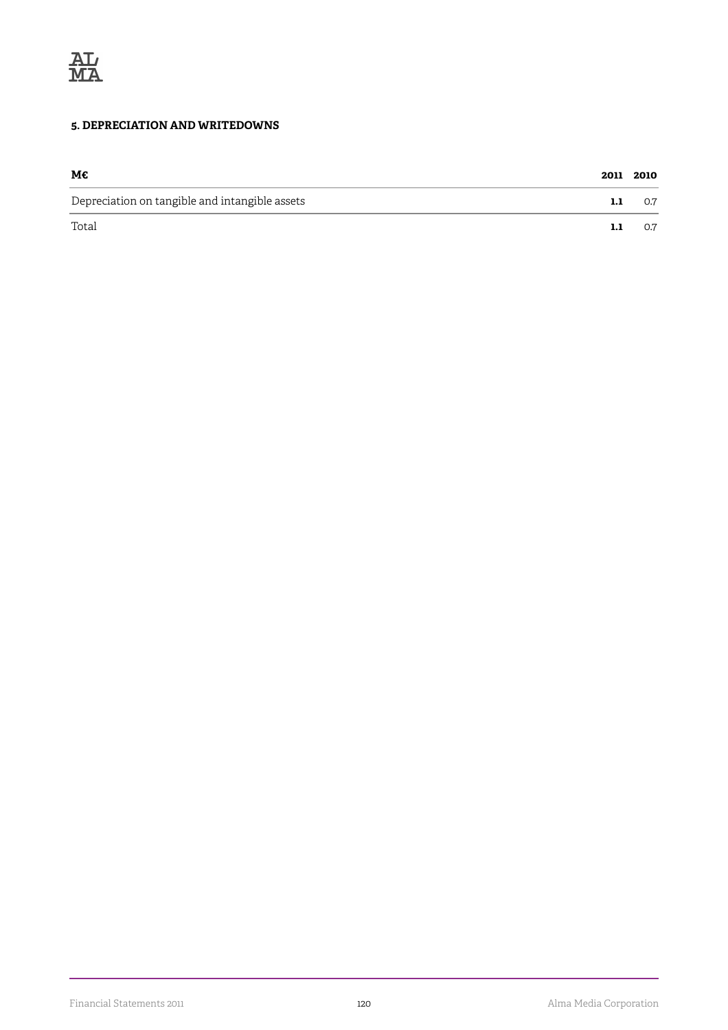### 5. DEPRECIATION AND WRITEDOWNS

| M€ | 2011 | 2010 |
|---|---|---|
| Depreciation on tangible and intangible assets | **1.1** | 0.7 |
| Total | **1.1** | 0.7 |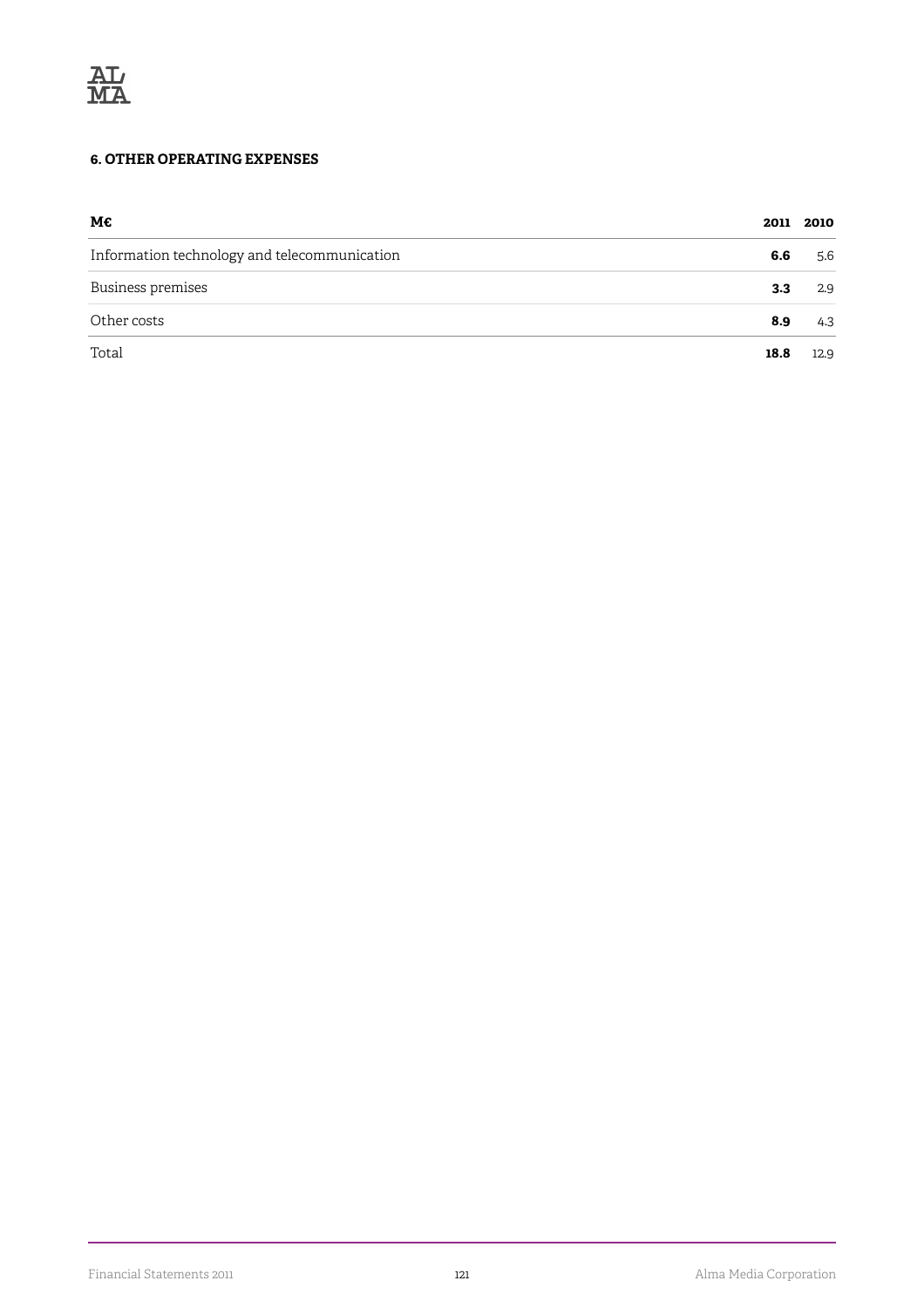### 6. OTHER OPERATING EXPENSES

| M€ | 2011 | 2010 |
|---|---|---|
| Information technology and telecommunication | **6.6** | 5.6 |
| Business premises | **3.3** | 2.9 |
| Other costs | **8.9** | 4.3 |
| Total | **18.8** | 12.9 |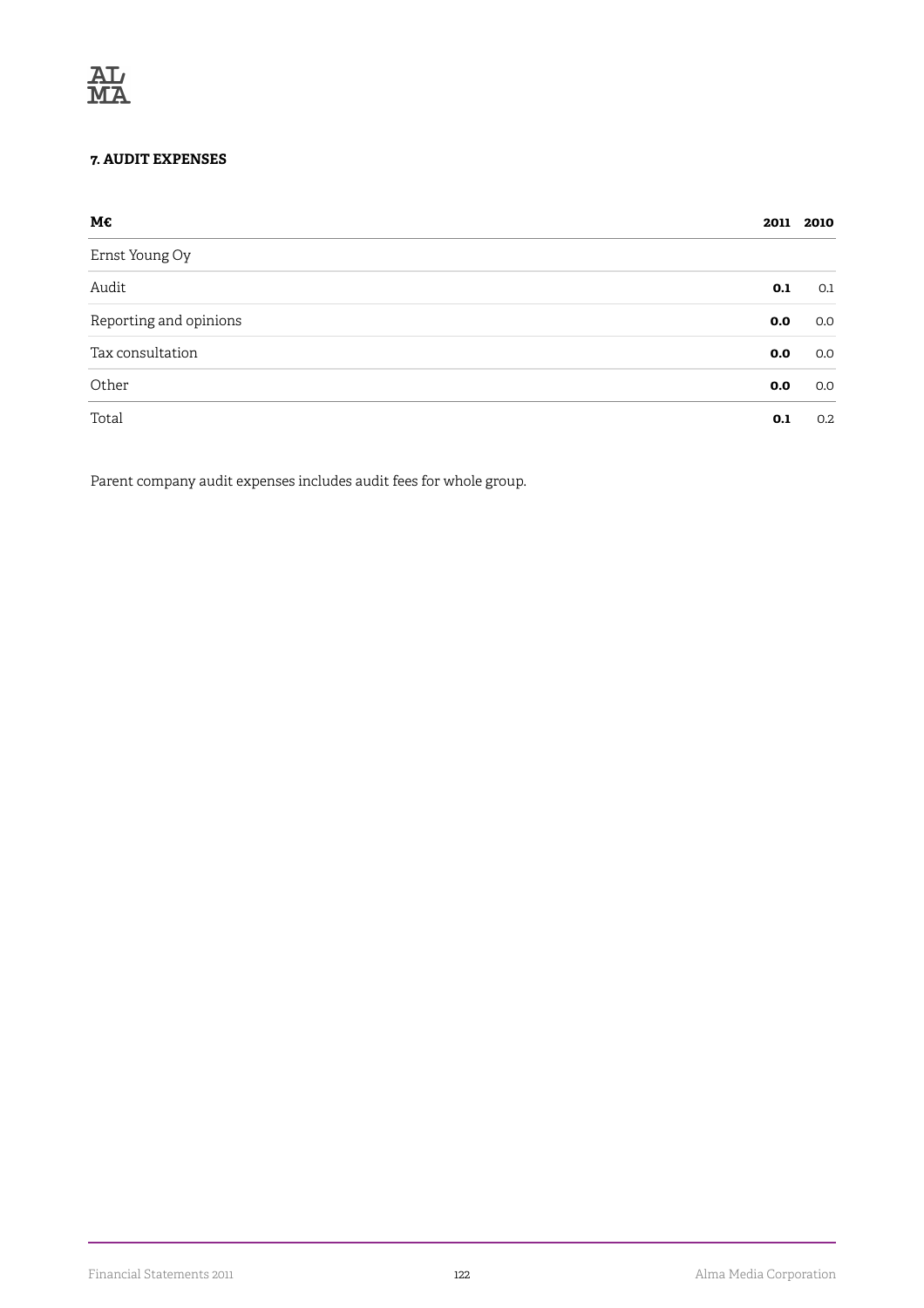### 7. AUDIT EXPENSES

| M€ | 2011 | 2010 |
|---|---|---|
| Ernst Young Oy | | |
| Audit | **0.1** | 0.1 |
| Reporting and opinions | **0.0** | 0.0 |
| Tax consultation | **0.0** | 0.0 |
| Other | **0.0** | 0.0 |
| Total | **0.1** | 0.2 |

Parent company audit expenses includes audit fees for whole group.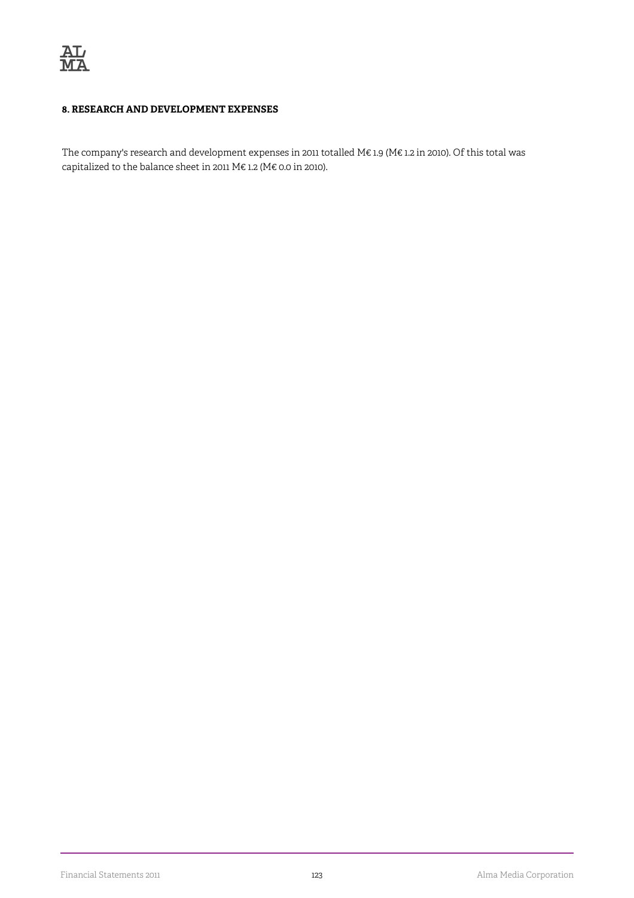#### 8. RESEARCH AND DEVELOPMENT EXPENSES

The company's research and development expenses in 2011 totalled M€ 1.9 (M€ 1.2 in 2010). Of this total was capitalized to the balance sheet in 2011 M€ 1.2 (M€ 0.0 in 2010).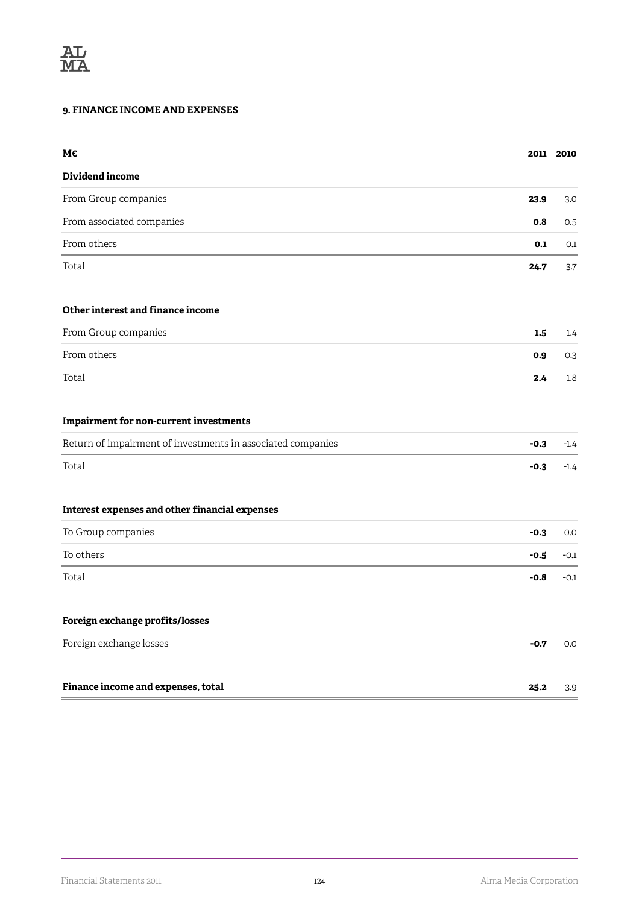### 9. FINANCE INCOME AND EXPENSES

| M€ | 2011 | 2010 |
|---|---|---|
| **Dividend income** | | |
| From Group companies | **23.9** | 3.0 |
| From associated companies | **0.8** | 0.5 |
| From others | **0.1** | 0.1 |
| Total | **24.7** | 3.7 |
| | | |
| **Other interest and finance income** | | |
| From Group companies | **1.5** | 1.4 |
| From others | **0.9** | 0.3 |
| Total | **2.4** | 1.8 |
| | | |
| **Impairment for non-current investments** | | |
| Return of impairment of investments in associated companies | **-0.3** | -1.4 |
| Total | **-0.3** | -1.4 |
| | | |
| **Interest expenses and other financial expenses** | | |
| To Group companies | **-0.3** | 0.0 |
| To others | **-0.5** | -0.1 |
| Total | **-0.8** | -0.1 |
| | | |
| **Foreign exchange profits/losses** | | |
| Foreign exchange losses | **-0.7** | 0.0 |
| | | |
| **Finance income and expenses, total** | **25.2** | 3.9 |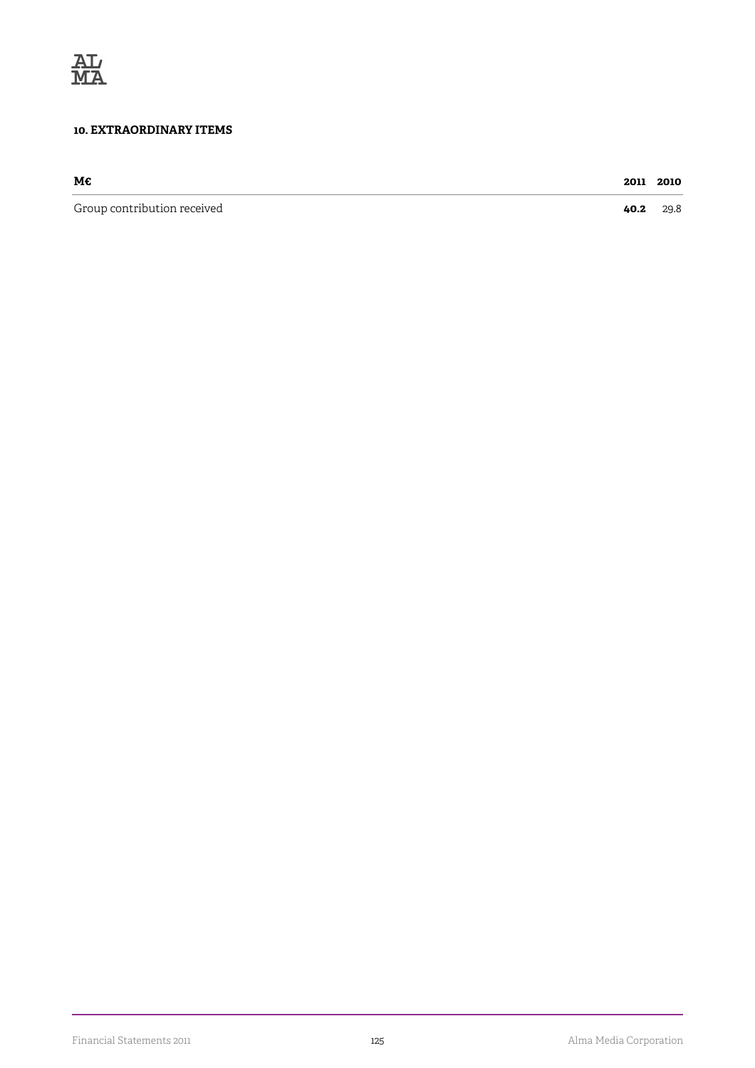#### 10. EXTRAORDINARY ITEMS

| M€ | 2011 | 2010 |
|---|---|---|
| Group contribution received | **40.2** | 29.8 |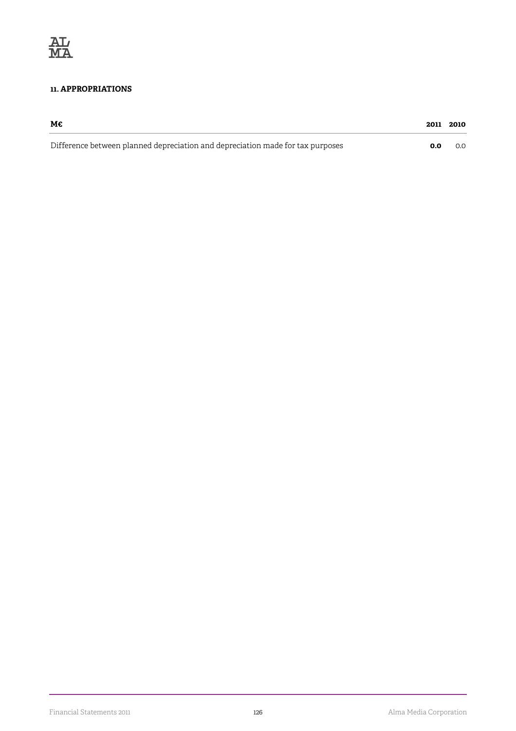### 11. APPROPRIATIONS

| M€ | 2011 | 2010 |
|---|---|---|
| Difference between planned depreciation and depreciation made for tax purposes | **0.0** | 0.0 |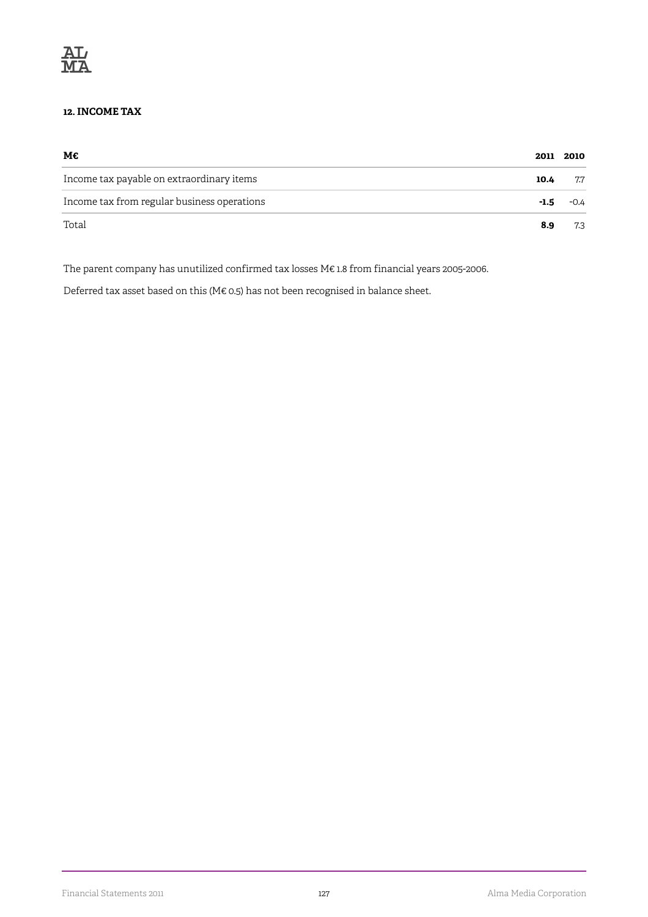## 12. INCOME TAX

| M€ | 2011 | 2010 |
|---|---|---|
| Income tax payable on extraordinary items | **10.4** | 7.7 |
| Income tax from regular business operations | **-1.5** | -0.4 |
| Total | **8.9** | 7.3 |

The parent company has unutilized confirmed tax losses M€ 1.8 from financial years 2005-2006.

Deferred tax asset based on this (M€ 0.5) has not been recognised in balance sheet.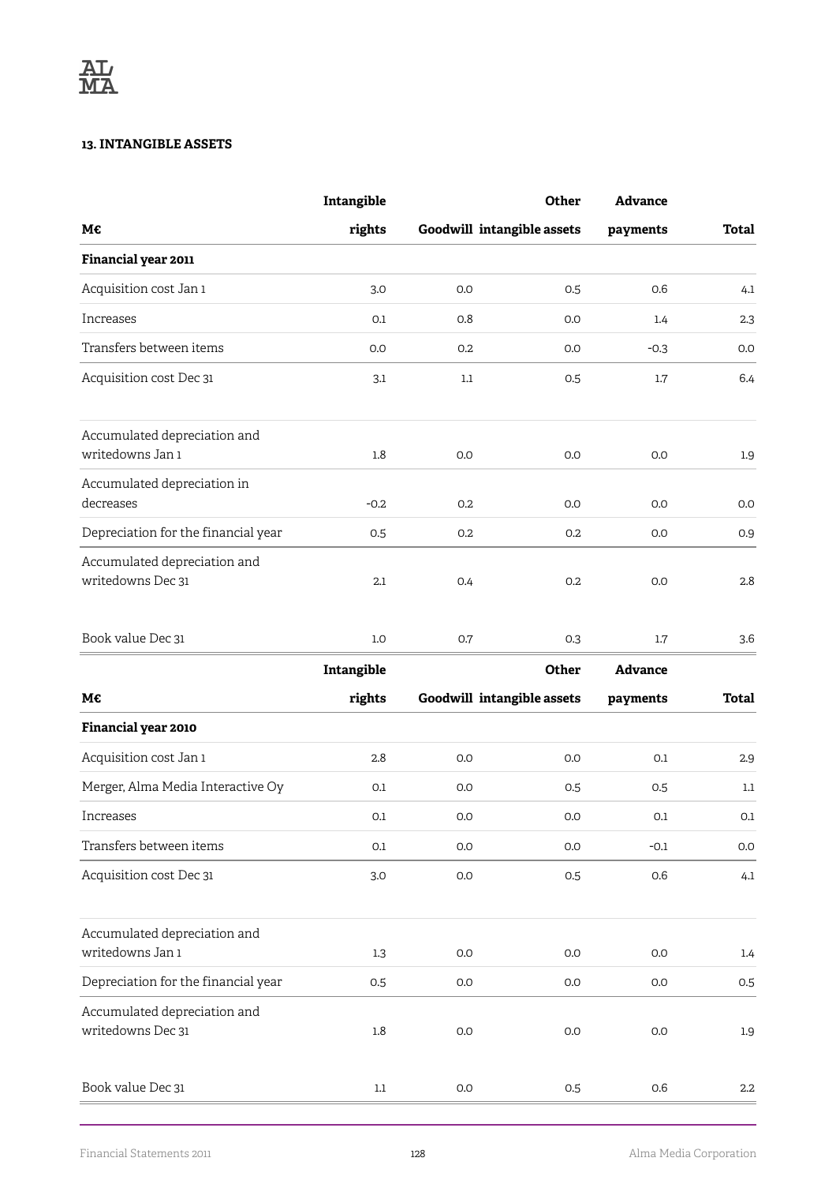### 13. INTANGIBLE ASSETS

| M€ | Intangible rights | Goodwill | Other intangible assets | Advance payments | Total |
|---|---|---|---|---|---|
| **Financial year 2011** | | | | | |
| Acquisition cost Jan 1 | 3.0 | 0.0 | 0.5 | 0.6 | 4.1 |
| Increases | 0.1 | 0.8 | 0.0 | 1.4 | 2.3 |
| Transfers between items | 0.0 | 0.2 | 0.0 | -0.3 | 0.0 |
| Acquisition cost Dec 31 | 3.1 | 1.1 | 0.5 | 1.7 | 6.4 |
| | | | | | |
| Accumulated depreciation and writedowns Jan 1 | 1.8 | 0.0 | 0.0 | 0.0 | 1.9 |
| Accumulated depreciation in decreases | -0.2 | 0.2 | 0.0 | 0.0 | 0.0 |
| Depreciation for the financial year | 0.5 | 0.2 | 0.2 | 0.0 | 0.9 |
| Accumulated depreciation and writedowns Dec 31 | 2.1 | 0.4 | 0.2 | 0.0 | 2.8 |
| | | | | | |
| Book value Dec 31 | 1.0 | 0.7 | 0.3 | 1.7 | 3.6 |

| M€ | Intangible rights | Goodwill | Other intangible assets | Advance payments | Total |
|---|---|---|---|---|---|
| **Financial year 2010** | | | | | |
| Acquisition cost Jan 1 | 2.8 | 0.0 | 0.0 | 0.1 | 2.9 |
| Merger, Alma Media Interactive Oy | 0.1 | 0.0 | 0.5 | 0.5 | 1.1 |
| Increases | 0.1 | 0.0 | 0.0 | 0.1 | 0.1 |
| Transfers between items | 0.1 | 0.0 | 0.0 | -0.1 | 0.0 |
| Acquisition cost Dec 31 | 3.0 | 0.0 | 0.5 | 0.6 | 4.1 |
| | | | | | |
| Accumulated depreciation and writedowns Jan 1 | 1.3 | 0.0 | 0.0 | 0.0 | 1.4 |
| Depreciation for the financial year | 0.5 | 0.0 | 0.0 | 0.0 | 0.5 |
| Accumulated depreciation and writedowns Dec 31 | 1.8 | 0.0 | 0.0 | 0.0 | 1.9 |
| | | | | | |
| Book value Dec 31 | 1.1 | 0.0 | 0.5 | 0.6 | 2.2 |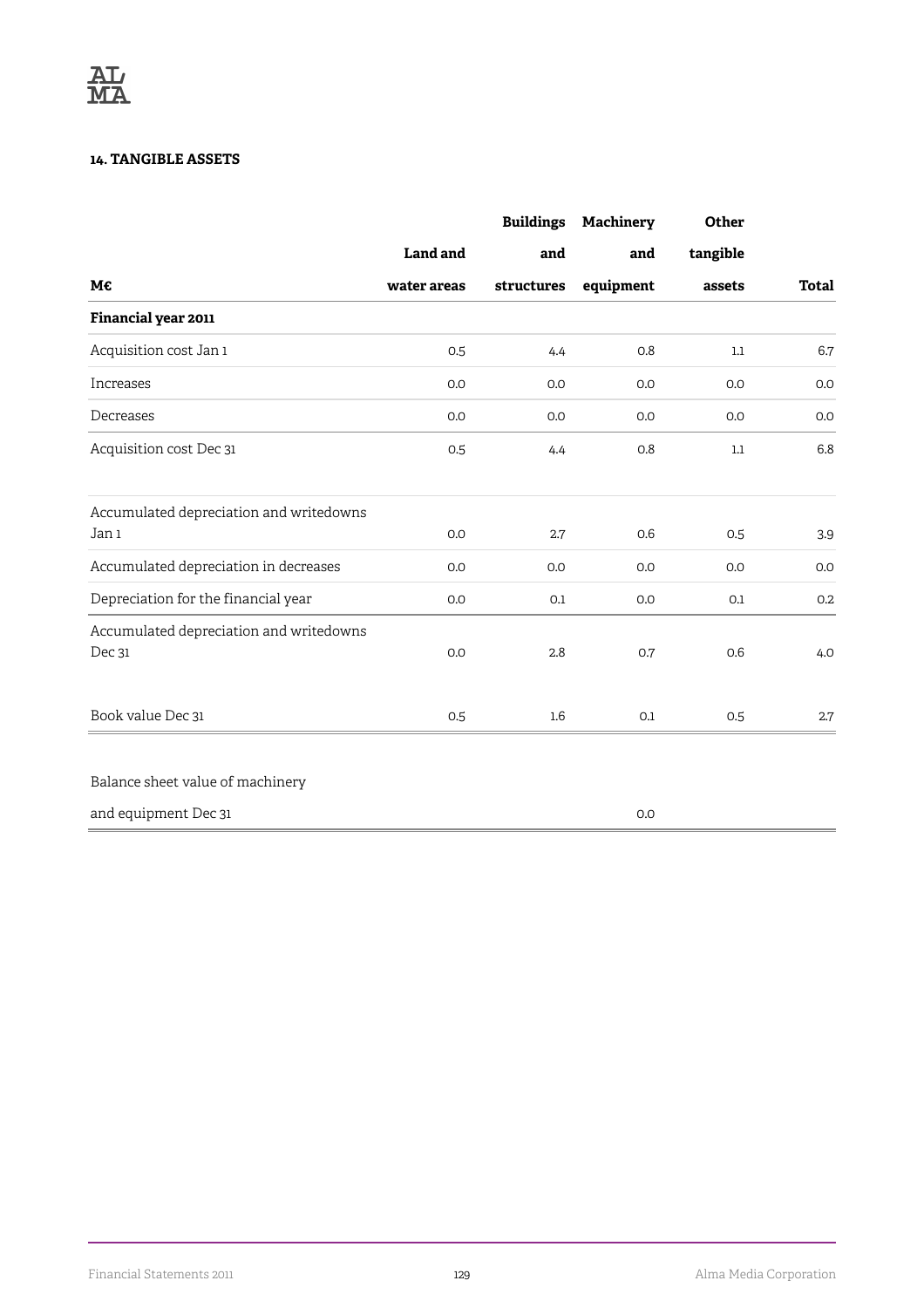#### 14. TANGIBLE ASSETS

| M€ | Land and water areas | Buildings and structures | Machinery and equipment | Other tangible assets | Total |
|---|---|---|---|---|---|
| **Financial year 2011** | | | | | |
| Acquisition cost Jan 1 | 0.5 | 4.4 | 0.8 | 1.1 | 6.7 |
| Increases | 0.0 | 0.0 | 0.0 | 0.0 | 0.0 |
| Decreases | 0.0 | 0.0 | 0.0 | 0.0 | 0.0 |
| Acquisition cost Dec 31 | 0.5 | 4.4 | 0.8 | 1.1 | 6.8 |
| Accumulated depreciation and writedowns Jan 1 | 0.0 | 2.7 | 0.6 | 0.5 | 3.9 |
| Accumulated depreciation in decreases | 0.0 | 0.0 | 0.0 | 0.0 | 0.0 |
| Depreciation for the financial year | 0.0 | 0.1 | 0.0 | 0.1 | 0.2 |
| Accumulated depreciation and writedowns Dec 31 | 0.0 | 2.8 | 0.7 | 0.6 | 4.0 |
| Book value Dec 31 | 0.5 | 1.6 | 0.1 | 0.5 | 2.7 |
| Balance sheet value of machinery and equipment Dec 31 | | | 0.0 | | |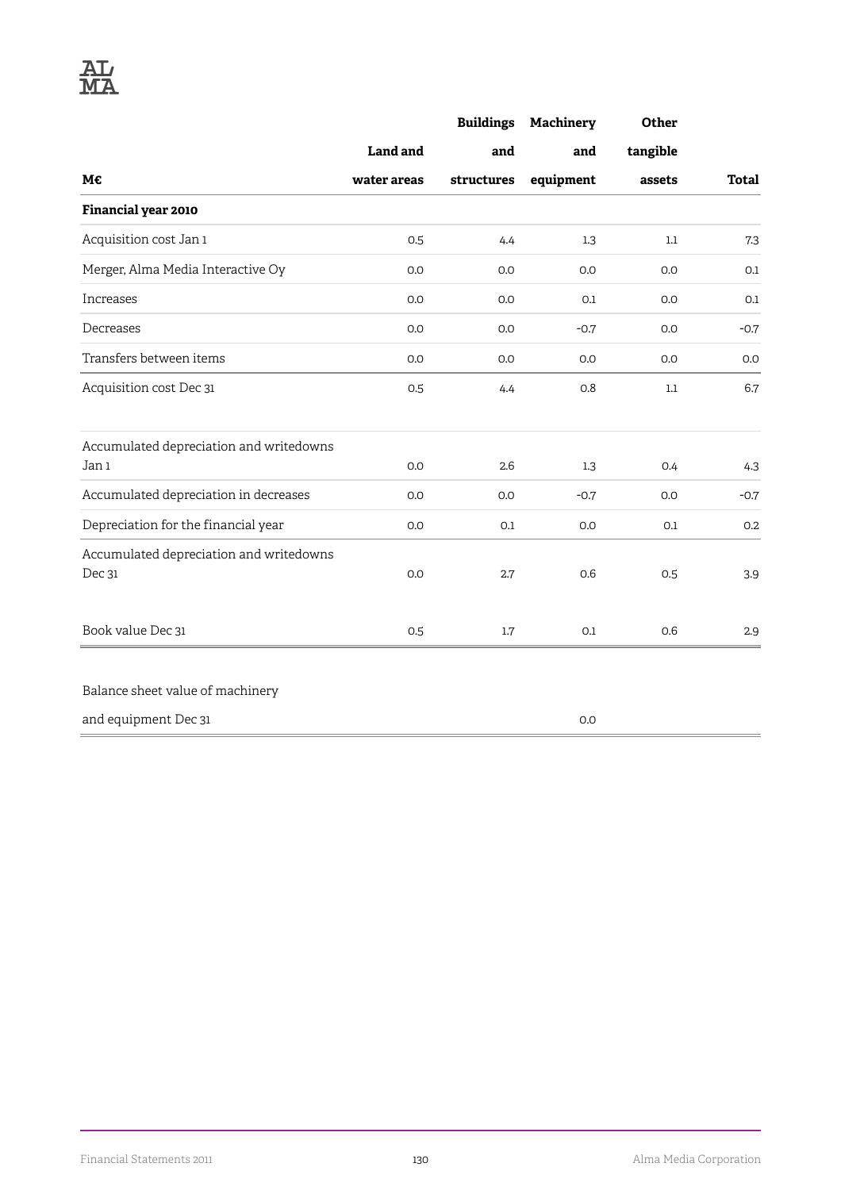| M€ | Land and water areas | Buildings and structures | Machinery and equipment | Other tangible assets | Total |
|---|---|---|---|---|---|
| **Financial year 2010** | | | | | |
| Acquisition cost Jan 1 | 0.5 | 4.4 | 1.3 | 1.1 | 7.3 |
| Merger, Alma Media Interactive Oy | 0.0 | 0.0 | 0.0 | 0.0 | 0.1 |
| Increases | 0.0 | 0.0 | 0.1 | 0.0 | 0.1 |
| Decreases | 0.0 | 0.0 | -0.7 | 0.0 | -0.7 |
| Transfers between items | 0.0 | 0.0 | 0.0 | 0.0 | 0.0 |
| Acquisition cost Dec 31 | 0.5 | 4.4 | 0.8 | 1.1 | 6.7 |
| | | | | | |
| Accumulated depreciation and writedowns Jan 1 | 0.0 | 2.6 | 1.3 | 0.4 | 4.3 |
| Accumulated depreciation in decreases | 0.0 | 0.0 | -0.7 | 0.0 | -0.7 |
| Depreciation for the financial year | 0.0 | 0.1 | 0.0 | 0.1 | 0.2 |
| Accumulated depreciation and writedowns Dec 31 | 0.0 | 2.7 | 0.6 | 0.5 | 3.9 |
| | | | | | |
| Book value Dec 31 | 0.5 | 1.7 | 0.1 | 0.6 | 2.9 |
| | | | | | |
| Balance sheet value of machinery and equipment Dec 31 | | | 0.0 | | |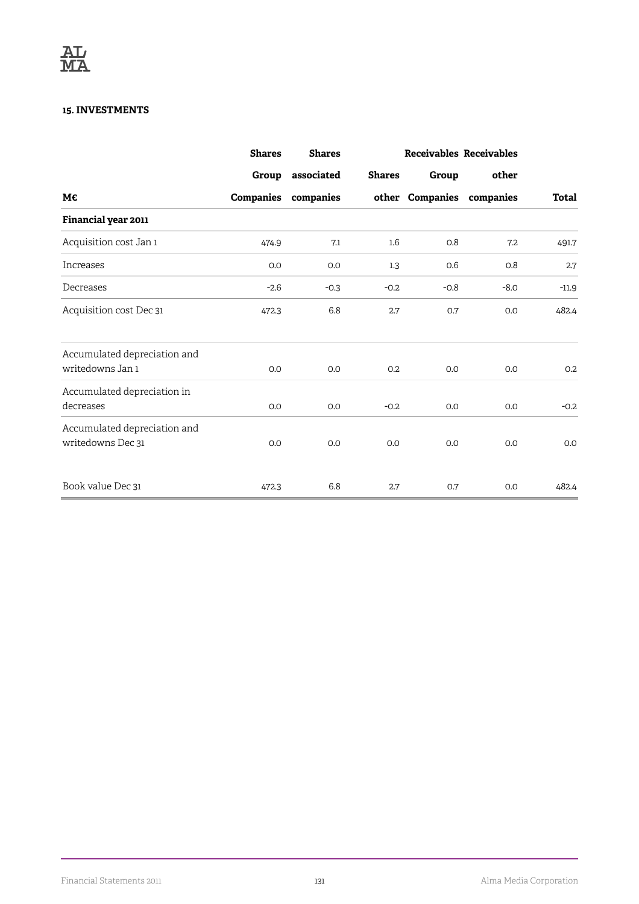### 15. INVESTMENTS

| M€ | Shares Group Companies | Shares associated companies | Shares other | Receivables Group Companies | Receivables other companies | Total |
|---|---|---|---|---|---|---|
| **Financial year 2011** | | | | | | |
| Acquisition cost Jan 1 | 474.9 | 7.1 | 1.6 | 0.8 | 7.2 | 491.7 |
| Increases | 0.0 | 0.0 | 1.3 | 0.6 | 0.8 | 2.7 |
| Decreases | -2.6 | -0.3 | -0.2 | -0.8 | -8.0 | -11.9 |
| Acquisition cost Dec 31 | 472.3 | 6.8 | 2.7 | 0.7 | 0.0 | 482.4 |
| | | | | | | |
| Accumulated depreciation and writedowns Jan 1 | 0.0 | 0.0 | 0.2 | 0.0 | 0.0 | 0.2 |
| Accumulated depreciation in decreases | 0.0 | 0.0 | -0.2 | 0.0 | 0.0 | -0.2 |
| Accumulated depreciation and writedowns Dec 31 | 0.0 | 0.0 | 0.0 | 0.0 | 0.0 | 0.0 |
| | | | | | | |
| Book value Dec 31 | 472.3 | 6.8 | 2.7 | 0.7 | 0.0 | 482.4 |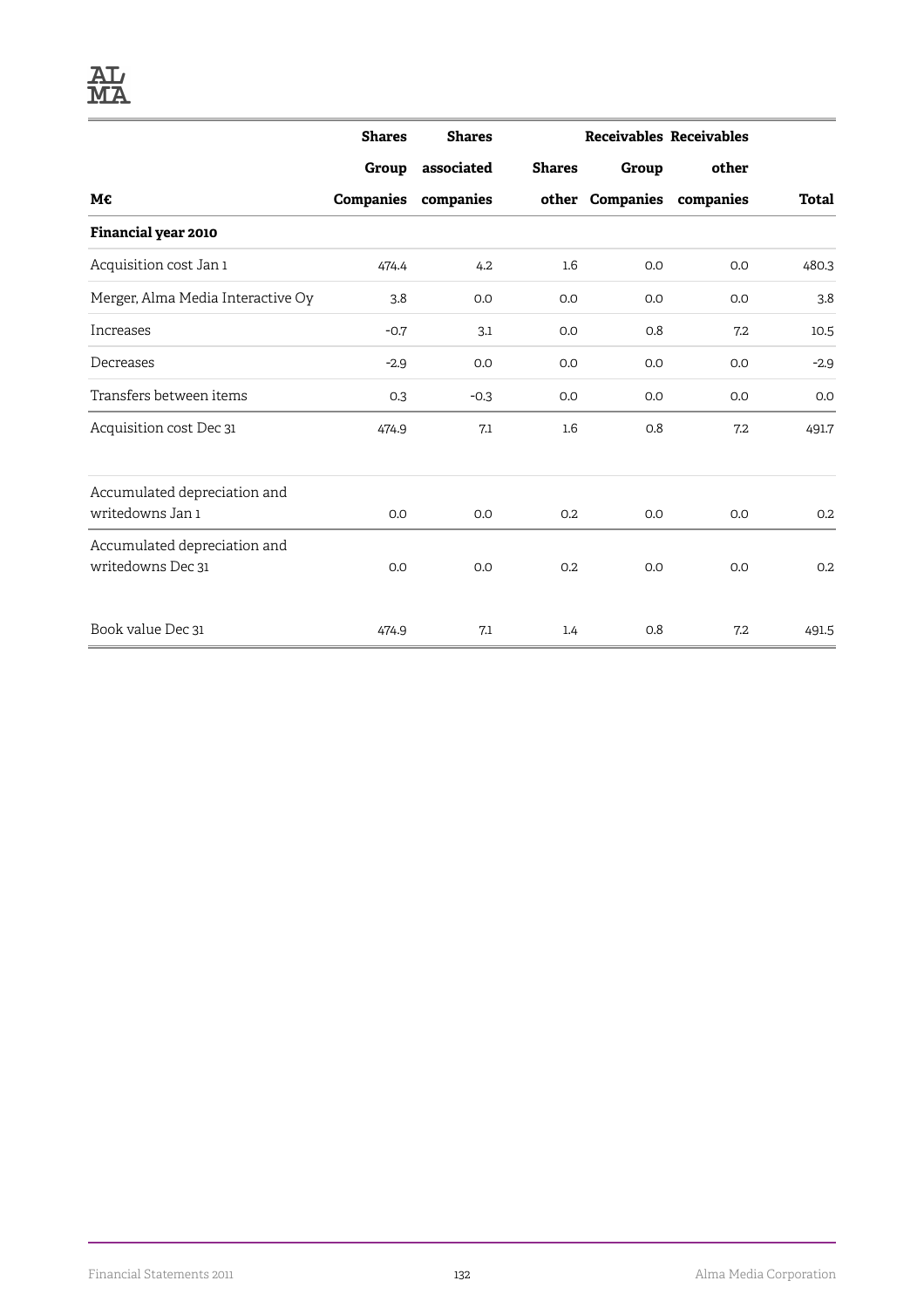| M€ | Shares Group Companies | Shares associated companies | Shares other | Receivables Group Companies | Receivables other companies | Total |
|---|---|---|---|---|---|---|
| **Financial year 2010** | | | | | | |
| Acquisition cost Jan 1 | 474.4 | 4.2 | 1.6 | 0.0 | 0.0 | 480.3 |
| Merger, Alma Media Interactive Oy | 3.8 | 0.0 | 0.0 | 0.0 | 0.0 | 3.8 |
| Increases | -0.7 | 3.1 | 0.0 | 0.8 | 7.2 | 10.5 |
| Decreases | -2.9 | 0.0 | 0.0 | 0.0 | 0.0 | -2.9 |
| Transfers between items | 0.3 | -0.3 | 0.0 | 0.0 | 0.0 | 0.0 |
| Acquisition cost Dec 31 | 474.9 | 7.1 | 1.6 | 0.8 | 7.2 | 491.7 |
| | | | | | | |
| Accumulated depreciation and writedowns Jan 1 | 0.0 | 0.0 | 0.2 | 0.0 | 0.0 | 0.2 |
| Accumulated depreciation and writedowns Dec 31 | 0.0 | 0.0 | 0.2 | 0.0 | 0.0 | 0.2 |
| | | | | | | |
| Book value Dec 31 | 474.9 | 7.1 | 1.4 | 0.8 | 7.2 | 491.5 |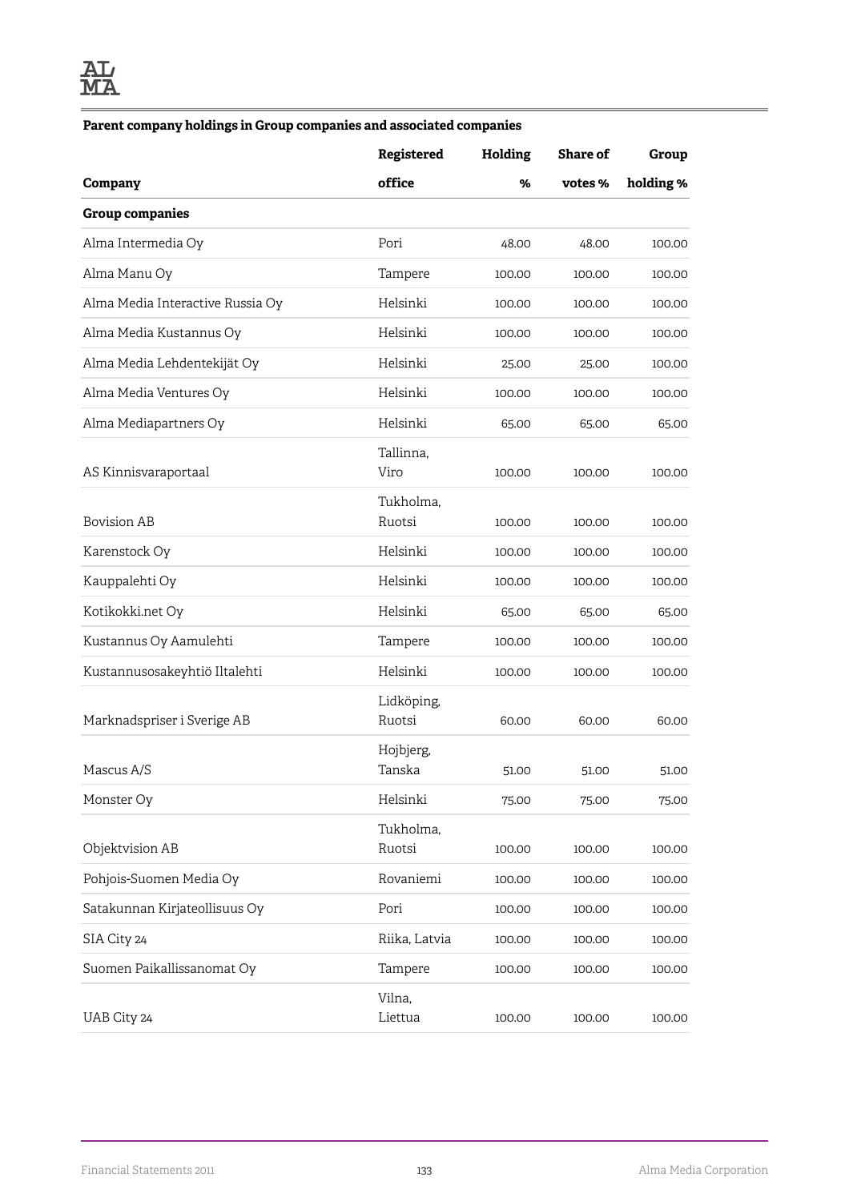**Parent company holdings in Group companies and associated companies**

| Company | Registered office | Holding % | Share of votes % | Group holding % |
|---|---|---|---|---|
| **Group companies** | | | | |
| Alma Intermedia Oy | Pori | 48.00 | 48.00 | 100.00 |
| Alma Manu Oy | Tampere | 100.00 | 100.00 | 100.00 |
| Alma Media Interactive Russia Oy | Helsinki | 100.00 | 100.00 | 100.00 |
| Alma Media Kustannus Oy | Helsinki | 100.00 | 100.00 | 100.00 |
| Alma Media Lehdentekijät Oy | Helsinki | 25.00 | 25.00 | 100.00 |
| Alma Media Ventures Oy | Helsinki | 100.00 | 100.00 | 100.00 |
| Alma Mediapartners Oy | Helsinki | 65.00 | 65.00 | 65.00 |
| AS Kinnisvaraportaal | Tallinna, Viro | 100.00 | 100.00 | 100.00 |
| Bovision AB | Tukholma, Ruotsi | 100.00 | 100.00 | 100.00 |
| Karenstock Oy | Helsinki | 100.00 | 100.00 | 100.00 |
| Kauppalehti Oy | Helsinki | 100.00 | 100.00 | 100.00 |
| Kotikokki.net Oy | Helsinki | 65.00 | 65.00 | 65.00 |
| Kustannus Oy Aamulehti | Tampere | 100.00 | 100.00 | 100.00 |
| Kustannusosakeyhtiö Iltalehti | Helsinki | 100.00 | 100.00 | 100.00 |
| Marknadspriser i Sverige AB | Lidköping, Ruotsi | 60.00 | 60.00 | 60.00 |
| Mascus A/S | Hojbjerg, Tanska | 51.00 | 51.00 | 51.00 |
| Monster Oy | Helsinki | 75.00 | 75.00 | 75.00 |
| Objektvision AB | Tukholma, Ruotsi | 100.00 | 100.00 | 100.00 |
| Pohjois-Suomen Media Oy | Rovaniemi | 100.00 | 100.00 | 100.00 |
| Satakunnan Kirjateollisuus Oy | Pori | 100.00 | 100.00 | 100.00 |
| SIA City 24 | Riika, Latvia | 100.00 | 100.00 | 100.00 |
| Suomen Paikallissanomat Oy | Tampere | 100.00 | 100.00 | 100.00 |
| UAB City 24 | Vilna, Liettua | 100.00 | 100.00 | 100.00 |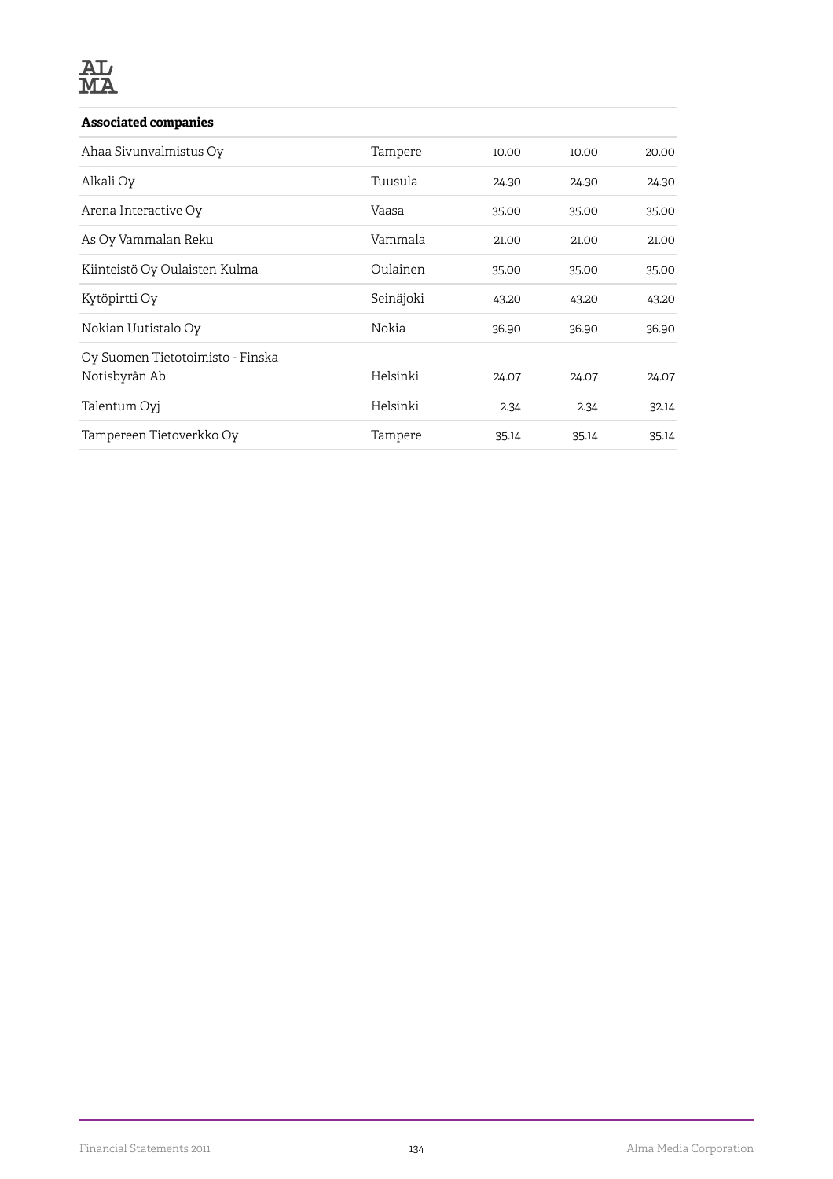| **Associated companies** | | | | |
|---|---|---|---|---|
| Ahaa Sivunvalmistus Oy | Tampere | 10.00 | 10.00 | 20.00 |
| Alkali Oy | Tuusula | 24.30 | 24.30 | 24.30 |
| Arena Interactive Oy | Vaasa | 35.00 | 35.00 | 35.00 |
| As Oy Vammalan Reku | Vammala | 21.00 | 21.00 | 21.00 |
| Kiinteistö Oy Oulaisten Kulma | Oulainen | 35.00 | 35.00 | 35.00 |
| Kytöpirtti Oy | Seinäjoki | 43.20 | 43.20 | 43.20 |
| Nokian Uutistalo Oy | Nokia | 36.90 | 36.90 | 36.90 |
| Oy Suomen Tietotoimisto - Finska Notisbyrån Ab | Helsinki | 24.07 | 24.07 | 24.07 |
| Talentum Oyj | Helsinki | 2.34 | 2.34 | 32.14 |
| Tampereen Tietoverkko Oy | Tampere | 35.14 | 35.14 | 35.14 |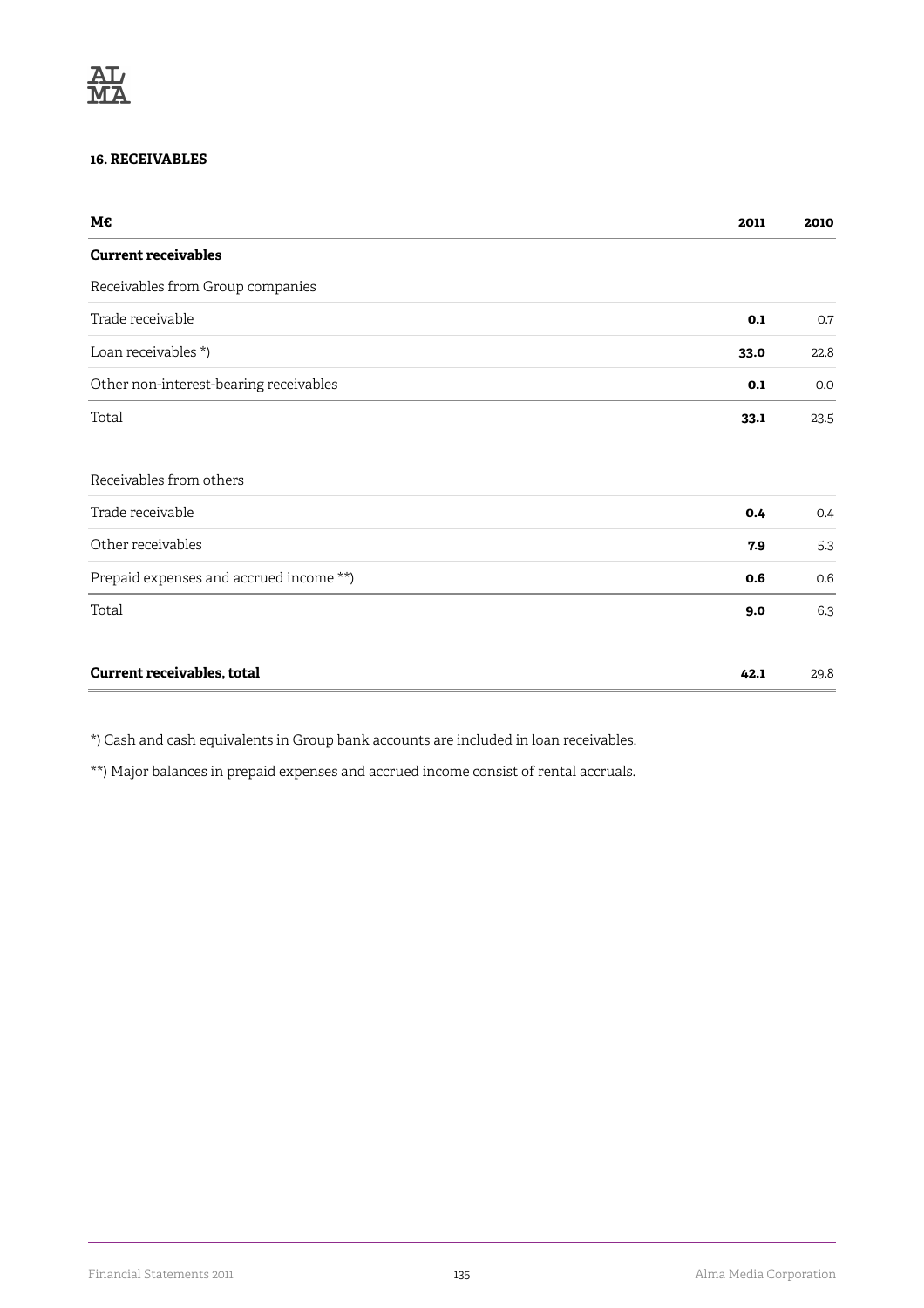### 16. RECEIVABLES

| M€ | 2011 | 2010 |
|---|---|---|
| **Current receivables** | | |
| Receivables from Group companies | | |
| Trade receivable | **0.1** | 0.7 |
| Loan receivables *) | **33.0** | 22.8 |
| Other non-interest-bearing receivables | **0.1** | 0.0 |
| Total | **33.1** | 23.5 |
| | | |
| Receivables from others | | |
| Trade receivable | **0.4** | 0.4 |
| Other receivables | **7.9** | 5.3 |
| Prepaid expenses and accrued income **) | **0.6** | 0.6 |
| Total | **9.0** | 6.3 |
| | | |
| **Current receivables, total** | **42.1** | 29.8 |

*) Cash and cash equivalents in Group bank accounts are included in loan receivables.

**) Major balances in prepaid expenses and accrued income consist of rental accruals.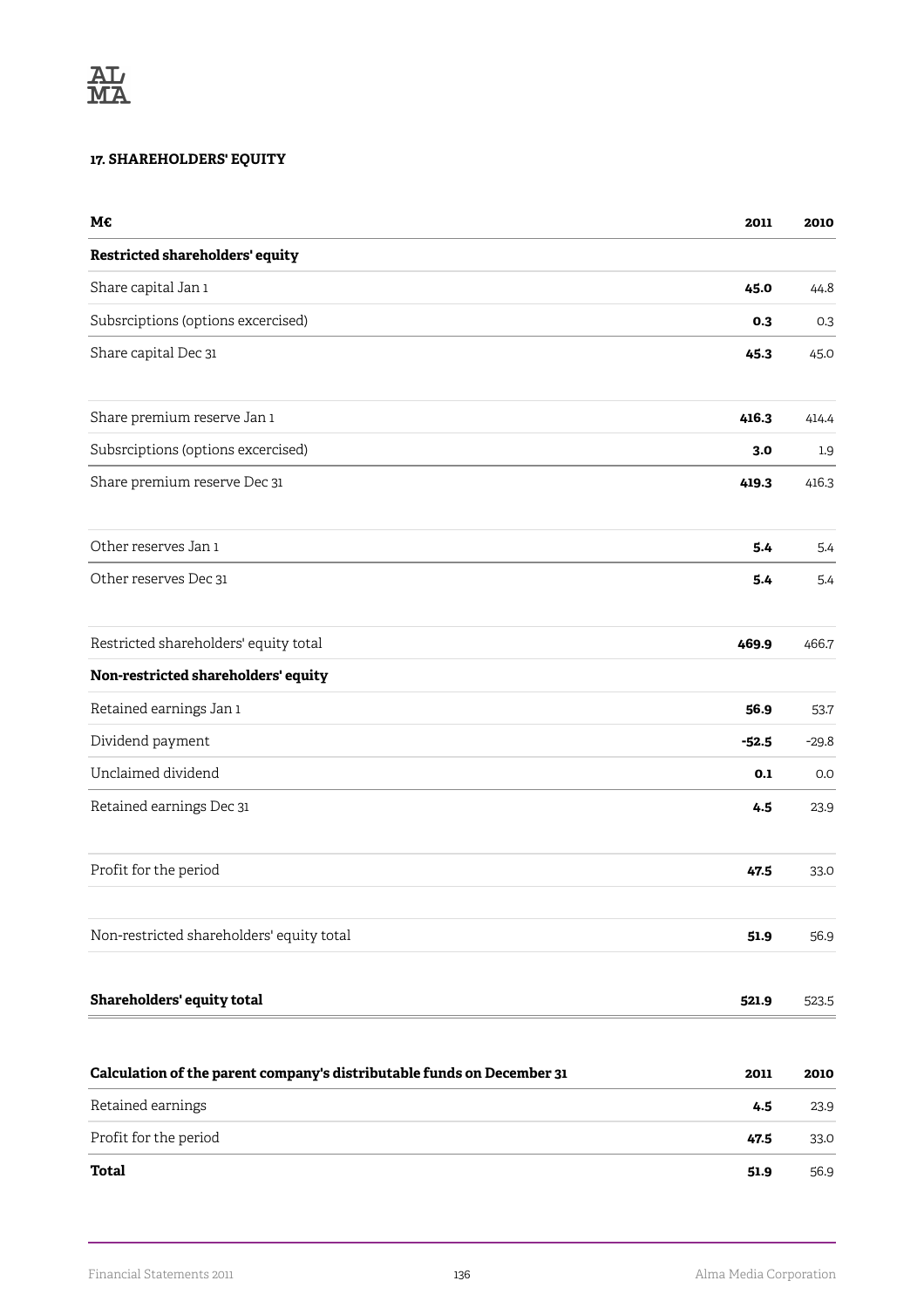### 17. SHAREHOLDERS' EQUITY

| M€ | 2011 | 2010 |
|---|---|---|
| **Restricted shareholders' equity** | | |
| Share capital Jan 1 | **45.0** | 44.8 |
| Subsrciptions (options excercised) | **0.3** | 0.3 |
| Share capital Dec 31 | **45.3** | 45.0 |
| | | |
| Share premium reserve Jan 1 | **416.3** | 414.4 |
| Subsrciptions (options excercised) | **3.0** | 1.9 |
| Share premium reserve Dec 31 | **419.3** | 416.3 |
| | | |
| Other reserves Jan 1 | **5.4** | 5.4 |
| Other reserves Dec 31 | **5.4** | 5.4 |
| | | |
| Restricted shareholders' equity total | **469.9** | 466.7 |
| **Non-restricted shareholders' equity** | | |
| Retained earnings Jan 1 | **56.9** | 53.7 |
| Dividend payment | **-52.5** | -29.8 |
| Unclaimed dividend | **0.1** | 0.0 |
| Retained earnings Dec 31 | **4.5** | 23.9 |
| | | |
| Profit for the period | **47.5** | 33.0 |
| | | |
| Non-restricted shareholders' equity total | **51.9** | 56.9 |
| | | |
| **Shareholders' equity total** | **521.9** | 523.5 |

| **Calculation of the parent company's distributable funds on December 31** | **2011** | **2010** |
|---|---|---|
| Retained earnings | **4.5** | 23.9 |
| Profit for the period | **47.5** | 33.0 |
| **Total** | **51.9** | 56.9 |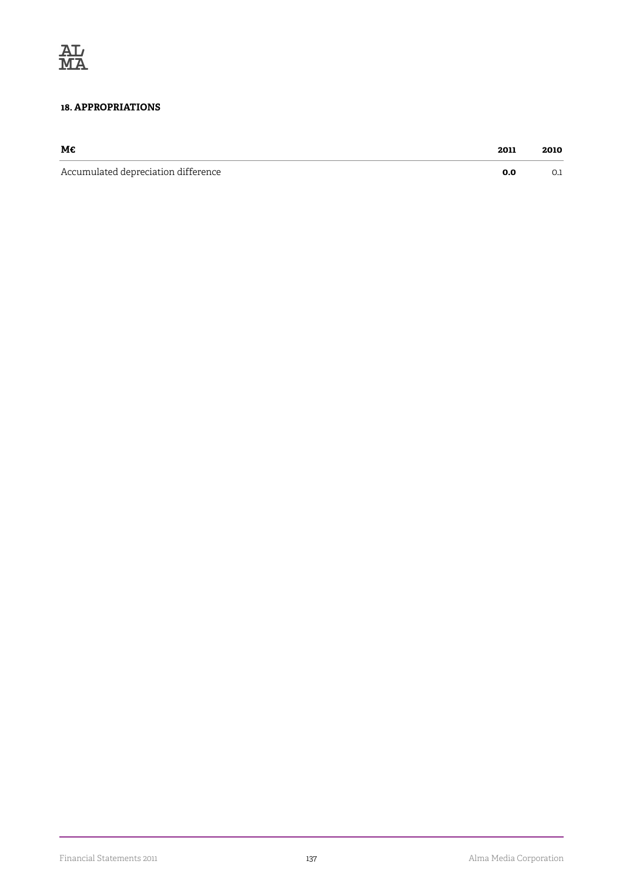### 18. APPROPRIATIONS

| M€ | 2011 | 2010 |
|---|---|---|
| Accumulated depreciation difference | **0.0** | 0.1 |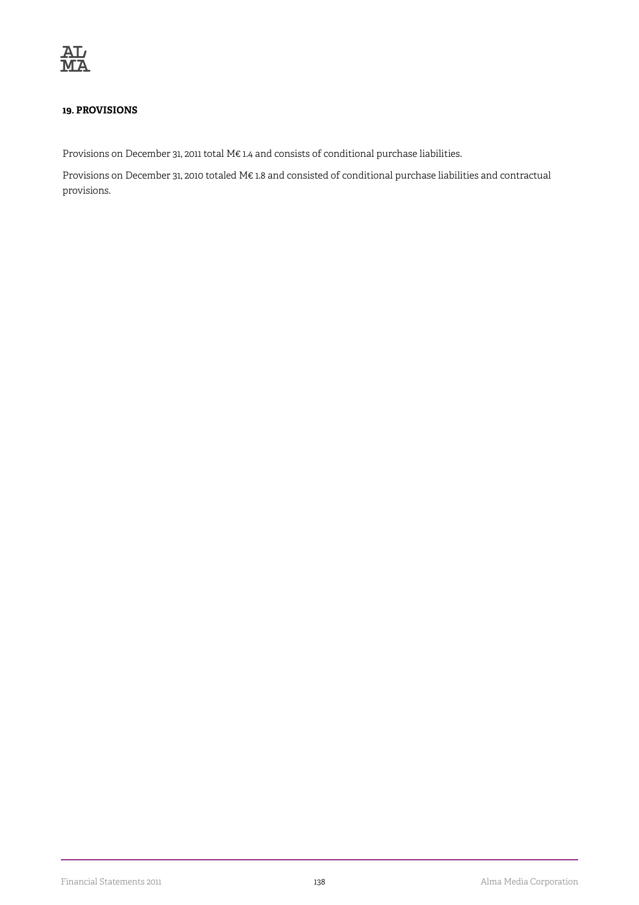## 19. PROVISIONS

Provisions on December 31, 2011 total M€ 1.4 and consists of conditional purchase liabilities.

Provisions on December 31, 2010 totaled M€ 1.8 and consisted of conditional purchase liabilities and contractual provisions.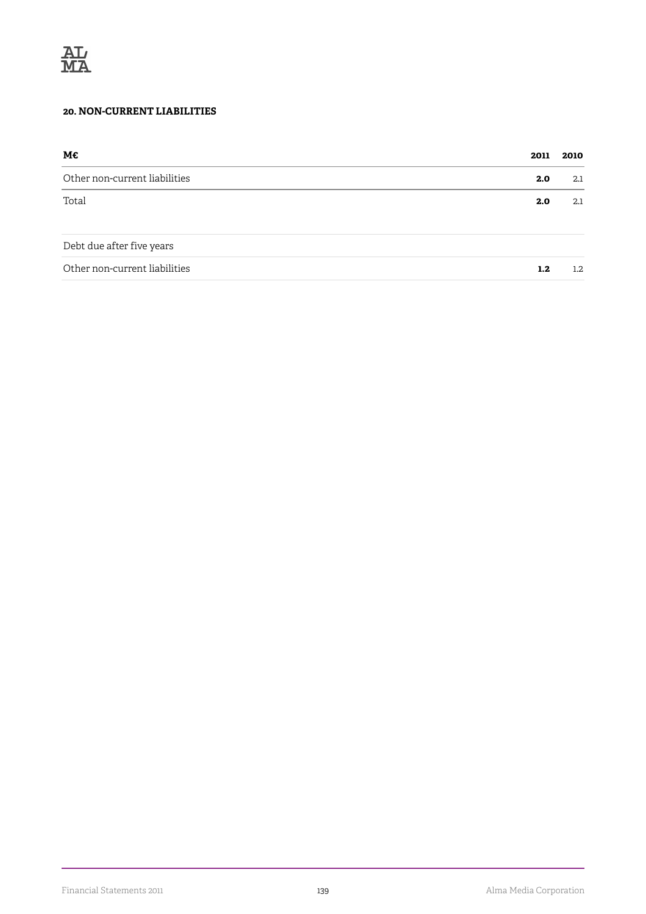## 20. NON-CURRENT LIABILITIES

| M€ | 2011 | 2010 |
|---|---|---|
| Other non-current liabilities | **2.0** | 2.1 |
| Total | **2.0** | 2.1 |
| | | |
| Debt due after five years | | |
| Other non-current liabilities | **1.2** | 1.2 |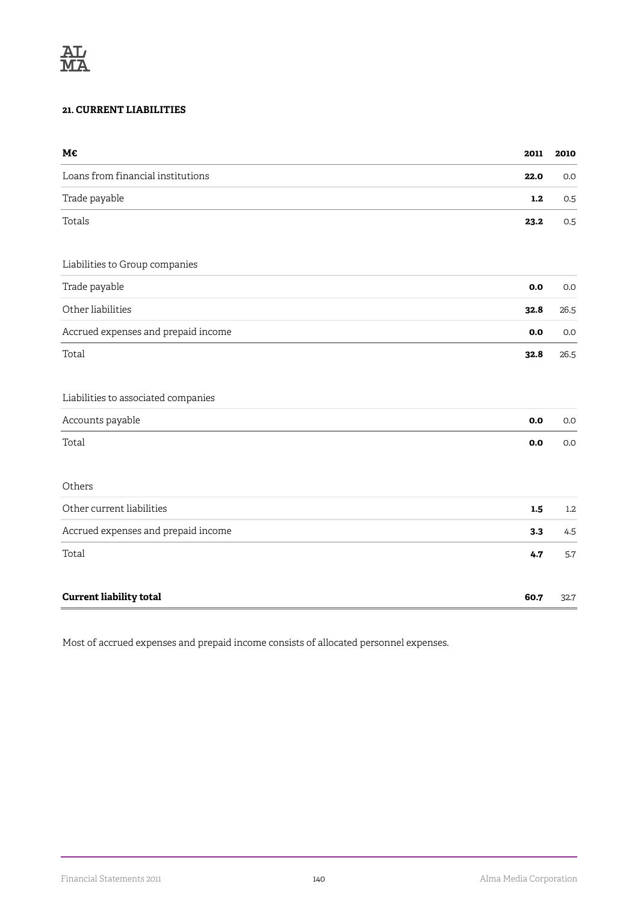### 21. CURRENT LIABILITIES

| M€ | 2011 | 2010 |
|---|---|---|
| Loans from financial institutions | **22.0** | 0.0 |
| Trade payable | **1.2** | 0.5 |
| Totals | **23.2** | 0.5 |
| | | |
| Liabilities to Group companies | | |
| Trade payable | **0.0** | 0.0 |
| Other liabilities | **32.8** | 26.5 |
| Accrued expenses and prepaid income | **0.0** | 0.0 |
| Total | **32.8** | 26.5 |
| | | |
| Liabilities to associated companies | | |
| Accounts payable | **0.0** | 0.0 |
| Total | **0.0** | 0.0 |
| | | |
| Others | | |
| Other current liabilities | **1.5** | 1.2 |
| Accrued expenses and prepaid income | **3.3** | 4.5 |
| Total | **4.7** | 5.7 |
| | | |
| **Current liability total** | **60.7** | 32.7 |

Most of accrued expenses and prepaid income consists of allocated personnel expenses.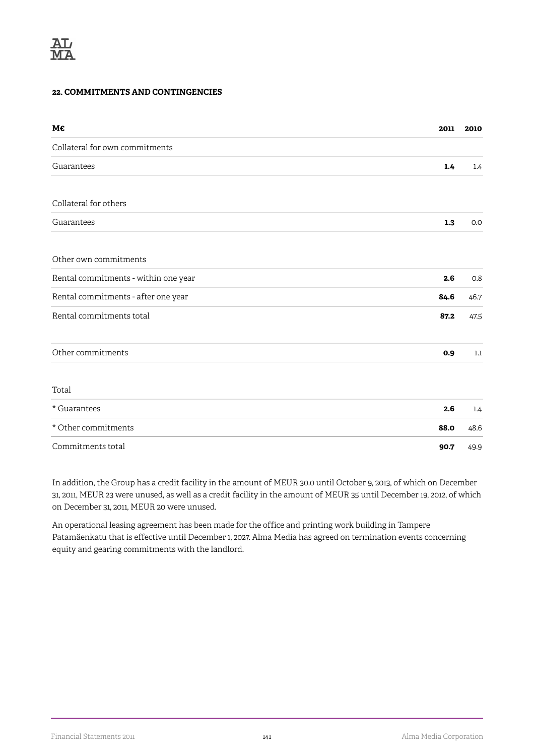## 22. COMMITMENTS AND CONTINGENCIES

| M€ | 2011 | 2010 |
|---|---|---|
| Collateral for own commitments | | |
| Guarantees | **1.4** | 1.4 |
| | | |
| Collateral for others | | |
| Guarantees | **1.3** | 0.0 |
| | | |
| Other own commitments | | |
| Rental commitments - within one year | **2.6** | 0.8 |
| Rental commitments - after one year | **84.6** | 46.7 |
| Rental commitments total | **87.2** | 47.5 |
| | | |
| Other commitments | **0.9** | 1.1 |
| | | |
| Total | | |
| * Guarantees | **2.6** | 1.4 |
| * Other commitments | **88.0** | 48.6 |
| Commitments total | **90.7** | 49.9 |

In addition, the Group has a credit facility in the amount of MEUR 30.0 until October 9, 2013, of which on December 31, 2011, MEUR 23 were unused, as well as a credit facility in the amount of MEUR 35 until December 19, 2012, of which on December 31, 2011, MEUR 20 were unused.

An operational leasing agreement has been made for the office and printing work building in Tampere Patamäenkatu that is effective until December 1, 2027. Alma Media has agreed on termination events concerning equity and gearing commitments with the landlord.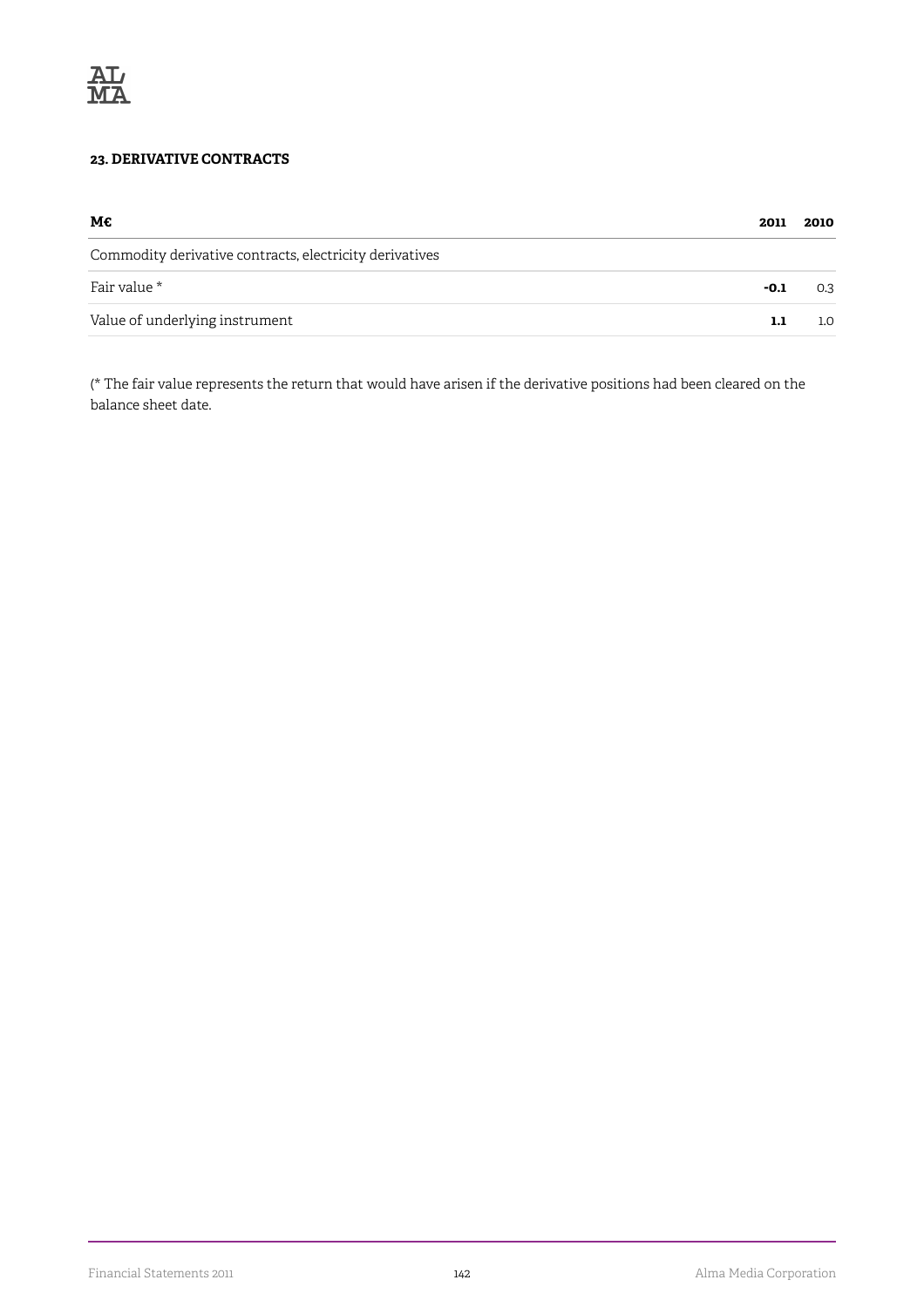**23. DERIVATIVE CONTRACTS**

| M€ | 2011 | 2010 |
|---|---|---|
| Commodity derivative contracts, electricity derivatives | | |
| Fair value * | **-0.1** | 0.3 |
| Value of underlying instrument | **1.1** | 1.0 |

(* The fair value represents the return that would have arisen if the derivative positions had been cleared on the balance sheet date.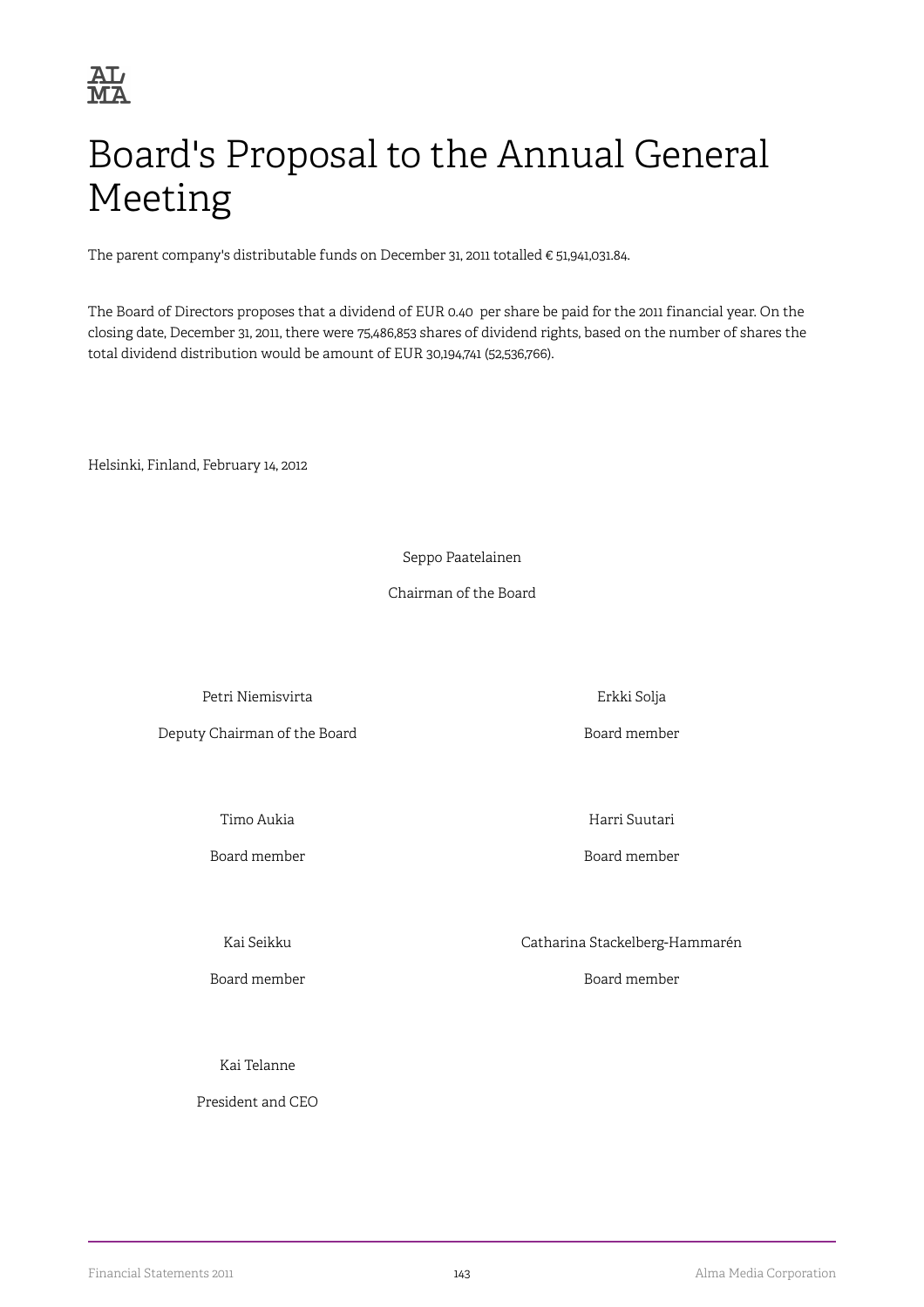# Board's Proposal to the Annual General Meeting

The parent company's distributable funds on December 31, 2011 totalled € 51,941,031.84.

The Board of Directors proposes that a dividend of EUR 0.40 per share be paid for the 2011 financial year. On the closing date, December 31, 2011, there were 75,486,853 shares of dividend rights, based on the number of shares the total dividend distribution would be amount of EUR 30,194,741 (52,536,766).

Helsinki, Finland, February 14, 2012

Seppo Paatelainen

Chairman of the Board

Petri Niemisvirta

Deputy Chairman of the Board

Erkki Solja

Board member

Timo Aukia

Board member

Harri Suutari

Board member

Kai Seikku

Board member

Catharina Stackelberg-Hammarén

Board member

Kai Telanne

President and CEO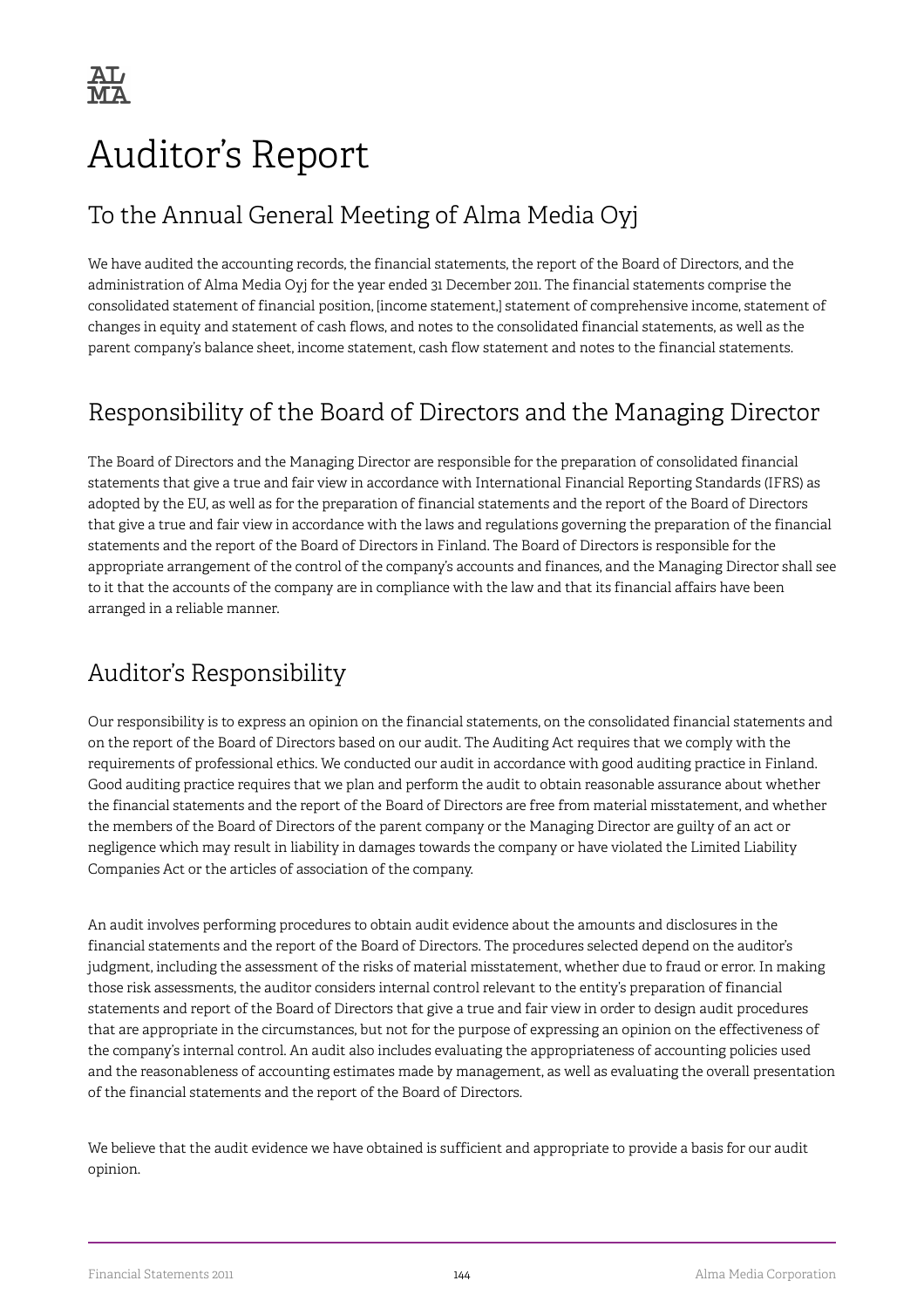# Auditor's Report

## To the Annual General Meeting of Alma Media Oyj

We have audited the accounting records, the financial statements, the report of the Board of Directors, and the administration of Alma Media Oyj for the year ended 31 December 2011. The financial statements comprise the consolidated statement of financial position, [income statement,] statement of comprehensive income, statement of changes in equity and statement of cash flows, and notes to the consolidated financial statements, as well as the parent company's balance sheet, income statement, cash flow statement and notes to the financial statements.

## Responsibility of the Board of Directors and the Managing Director

The Board of Directors and the Managing Director are responsible for the preparation of consolidated financial statements that give a true and fair view in accordance with International Financial Reporting Standards (IFRS) as adopted by the EU, as well as for the preparation of financial statements and the report of the Board of Directors that give a true and fair view in accordance with the laws and regulations governing the preparation of the financial statements and the report of the Board of Directors in Finland. The Board of Directors is responsible for the appropriate arrangement of the control of the company's accounts and finances, and the Managing Director shall see to it that the accounts of the company are in compliance with the law and that its financial affairs have been arranged in a reliable manner.

## Auditor's Responsibility

Our responsibility is to express an opinion on the financial statements, on the consolidated financial statements and on the report of the Board of Directors based on our audit. The Auditing Act requires that we comply with the requirements of professional ethics. We conducted our audit in accordance with good auditing practice in Finland. Good auditing practice requires that we plan and perform the audit to obtain reasonable assurance about whether the financial statements and the report of the Board of Directors are free from material misstatement, and whether the members of the Board of Directors of the parent company or the Managing Director are guilty of an act or negligence which may result in liability in damages towards the company or have violated the Limited Liability Companies Act or the articles of association of the company.

An audit involves performing procedures to obtain audit evidence about the amounts and disclosures in the financial statements and the report of the Board of Directors. The procedures selected depend on the auditor's judgment, including the assessment of the risks of material misstatement, whether due to fraud or error. In making those risk assessments, the auditor considers internal control relevant to the entity's preparation of financial statements and report of the Board of Directors that give a true and fair view in order to design audit procedures that are appropriate in the circumstances, but not for the purpose of expressing an opinion on the effectiveness of the company's internal control. An audit also includes evaluating the appropriateness of accounting policies used and the reasonableness of accounting estimates made by management, as well as evaluating the overall presentation of the financial statements and the report of the Board of Directors.

We believe that the audit evidence we have obtained is sufficient and appropriate to provide a basis for our audit opinion.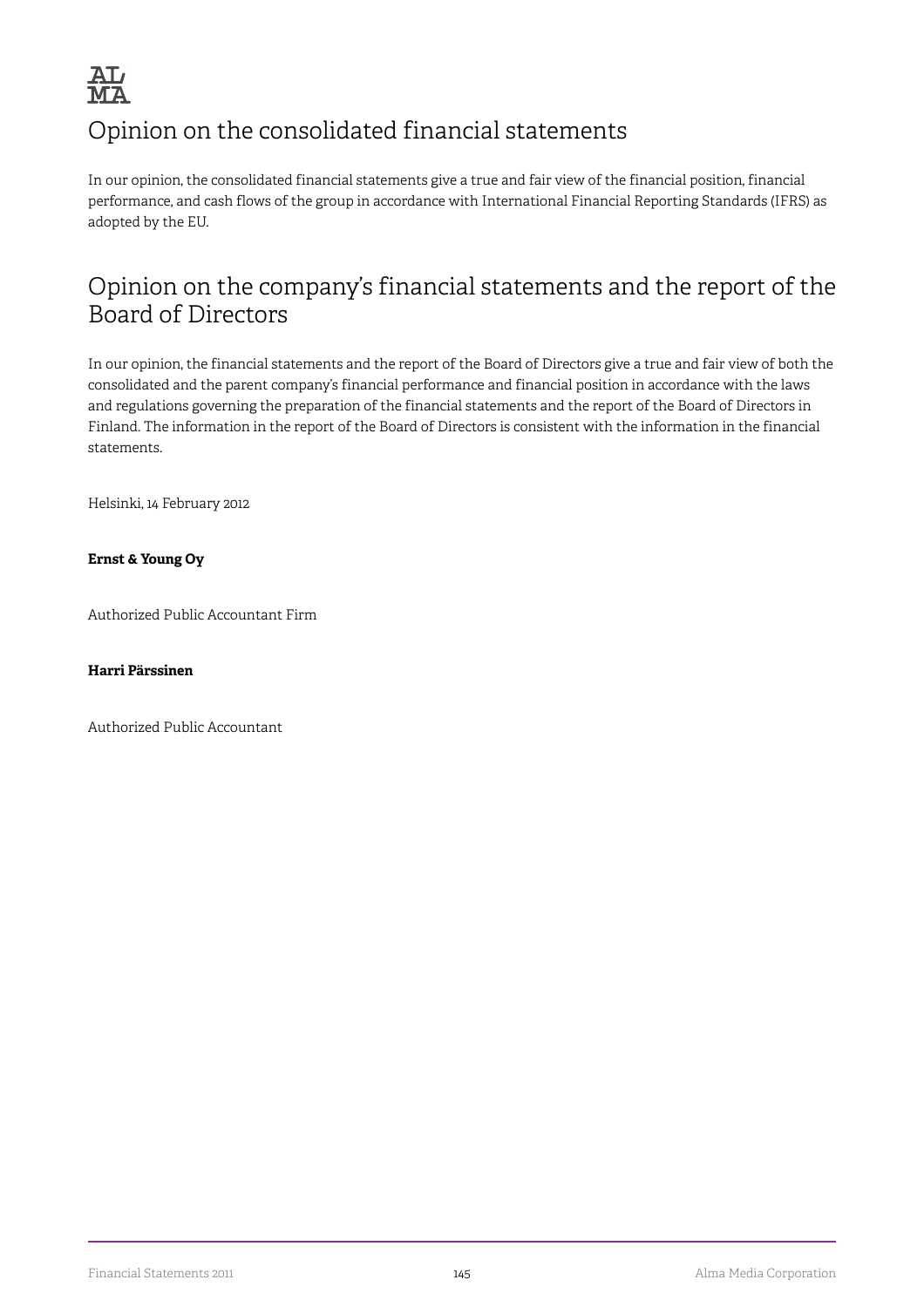# Opinion on the consolidated financial statements

In our opinion, the consolidated financial statements give a true and fair view of the financial position, financial performance, and cash flows of the group in accordance with International Financial Reporting Standards (IFRS) as adopted by the EU.

# Opinion on the company's financial statements and the report of the Board of Directors

In our opinion, the financial statements and the report of the Board of Directors give a true and fair view of both the consolidated and the parent company's financial performance and financial position in accordance with the laws and regulations governing the preparation of the financial statements and the report of the Board of Directors in Finland. The information in the report of the Board of Directors is consistent with the information in the financial statements.

Helsinki, 14 February 2012

**Ernst & Young Oy**

Authorized Public Accountant Firm

**Harri Pärssinen**

Authorized Public Accountant